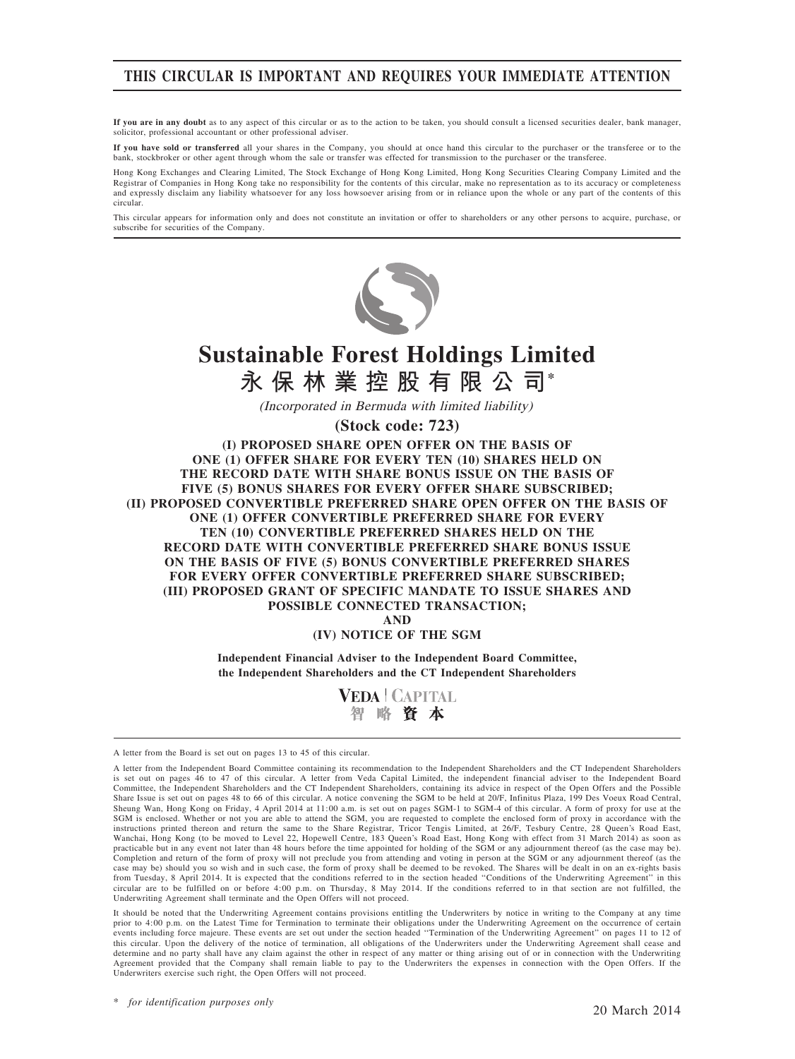**THIS CIRCULAR IS IMPORTANT AND REQUIRES YOUR IMMEDIATE ATTENTION**

**If you are in any doubt** as to any aspect of this circular or as to the action to be taken, you should consult a licensed securities dealer, bank manager, solicitor, professional accountant or other professional adviser.

**If you have sold or transferred** all your shares in the Company, you should at once hand this circular to the purchaser or the transferee or to the bank, stockbroker or other agent through whom the sale or transfer was effected for transmission to the purchaser or the transferee.

Hong Kong Exchanges and Clearing Limited, The Stock Exchange of Hong Kong Limited, Hong Kong Securities Clearing Company Limited and the Registrar of Companies in Hong Kong take no responsibility for the contents of this circular, make no representation as to its accuracy or completeness and expressly disclaim any liability whatsoever for any loss howsoever arising from or in reliance upon the whole or any part of the contents of this circular.

This circular appears for information only and does not constitute an invitation or offer to shareholders or any other persons to acquire, purchase, or subscribe for securities of the Company.

# Sustainable Forest Holdings Limited
# 永保林業控股有限公司*

*(Incorporated in Bermuda with limited liability)*

**(Stock code: 723)**

**(I) PROPOSED SHARE OPEN OFFER ON THE BASIS OF ONE (1) OFFER SHARE FOR EVERY TEN (10) SHARES HELD ON THE RECORD DATE WITH SHARE BONUS ISSUE ON THE BASIS OF FIVE (5) BONUS SHARES FOR EVERY OFFER SHARE SUBSCRIBED;**
**(II) PROPOSED CONVERTIBLE PREFERRED SHARE OPEN OFFER ON THE BASIS OF ONE (1) OFFER CONVERTIBLE PREFERRED SHARE FOR EVERY TEN (10) CONVERTIBLE PREFERRED SHARES HELD ON THE RECORD DATE WITH CONVERTIBLE PREFERRED SHARE BONUS ISSUE ON THE BASIS OF FIVE (5) BONUS CONVERTIBLE PREFERRED SHARES FOR EVERY OFFER CONVERTIBLE PREFERRED SHARE SUBSCRIBED;**
**(III) PROPOSED GRANT OF SPECIFIC MANDATE TO ISSUE SHARES AND POSSIBLE CONNECTED TRANSACTION;**
**AND**
**(IV) NOTICE OF THE SGM**

**Independent Financial Adviser to the Independent Board Committee, the Independent Shareholders and the CT Independent Shareholders**

**VEDA | CAPITAL**
**智略資本**

A letter from the Board is set out on pages 13 to 45 of this circular.

A letter from the Independent Board Committee containing its recommendation to the Independent Shareholders and the CT Independent Shareholders is set out on pages 46 to 47 of this circular. A letter from Veda Capital Limited, the independent financial adviser to the Independent Board Committee, the Independent Shareholders and the CT Independent Shareholders, containing its advice in respect of the Open Offers and the Possible Share Issue is set out on pages 48 to 66 of this circular. A notice convening the SGM to be held at 20/F, Infinitus Plaza, 199 Des Voeux Road Central, Sheung Wan, Hong Kong on Friday, 4 April 2014 at 11:00 a.m. is set out on pages SGM-1 to SGM-4 of this circular. A form of proxy for use at the SGM is enclosed. Whether or not you are able to attend the SGM, you are requested to complete the enclosed form of proxy in accordance with the instructions printed thereon and return the same to the Share Registrar, Tricor Tengis Limited, at 26/F, Tesbury Centre, 28 Queen's Road East, Wanchai, Hong Kong (to be moved to Level 22, Hopewell Centre, 183 Queen's Road East, Hong Kong with effect from 31 March 2014) as soon as practicable but in any event not later than 48 hours before the time appointed for holding of the SGM or any adjournment thereof (as the case may be). Completion and return of the form of proxy will not preclude you from attending and voting in person at the SGM or any adjournment thereof (as the case may be) should you so wish and in such case, the form of proxy shall be deemed to be revoked. The Shares will be dealt in on an ex-rights basis from Tuesday, 8 April 2014. It is expected that the conditions referred to in the section headed "Conditions of the Underwriting Agreement" in this circular are to be fulfilled on or before 4:00 p.m. on Thursday, 8 May 2014. If the conditions referred to in that section are not fulfilled, the Underwriting Agreement shall terminate and the Open Offers will not proceed.

It should be noted that the Underwriting Agreement contains provisions entitling the Underwriters by notice in writing to the Company at any time prior to 4:00 p.m. on the Latest Time for Termination to terminate their obligations under the Underwriting Agreement on the occurrence of certain events including force majeure. These events are set out under the section headed "Termination of the Underwriting Agreement" on pages 11 to 12 of this circular. Upon the delivery of the notice of termination, all obligations of the Underwriters under the Underwriting Agreement shall cease and determine and no party shall have any claim against the other in respect of any matter or thing arising out of or in connection with the Underwriting Agreement provided that the Company shall remain liable to pay to the Underwriters the expenses in connection with the Open Offers. If the Underwriters exercise such right, the Open Offers will not proceed.

\* *for identification purposes only*

20 March 2014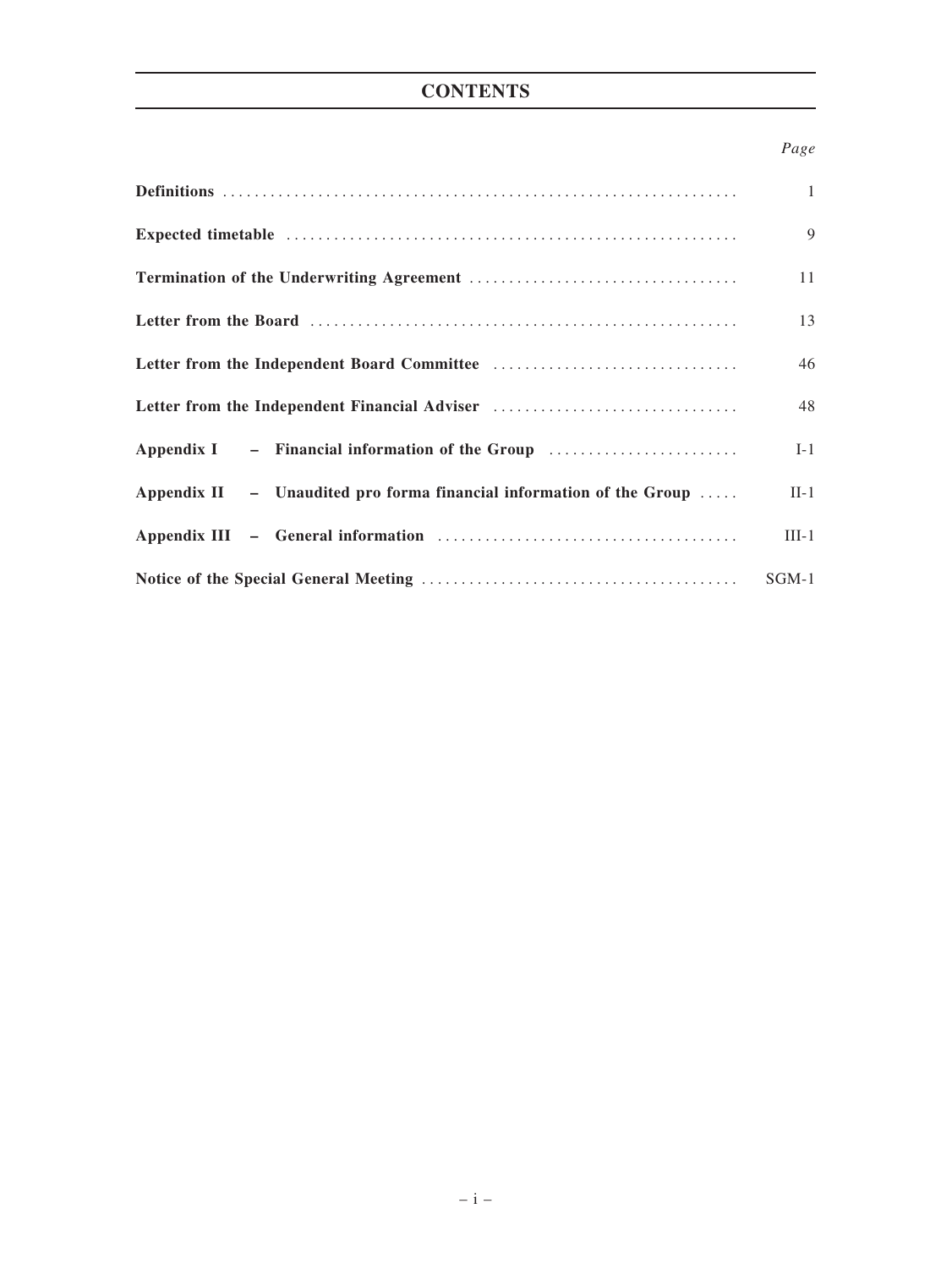# CONTENTS

| | *Page* |
|---|---|
| **Definitions** | 1 |
| **Expected timetable** | 9 |
| **Termination of the Underwriting Agreement** | 11 |
| **Letter from the Board** | 13 |
| **Letter from the Independent Board Committee** | 46 |
| **Letter from the Independent Financial Adviser** | 48 |
| **Appendix I – Financial information of the Group** | I-1 |
| **Appendix II – Unaudited pro forma financial information of the Group** | II-1 |
| **Appendix III – General information** | III-1 |
| **Notice of the Special General Meeting** | SGM-1 |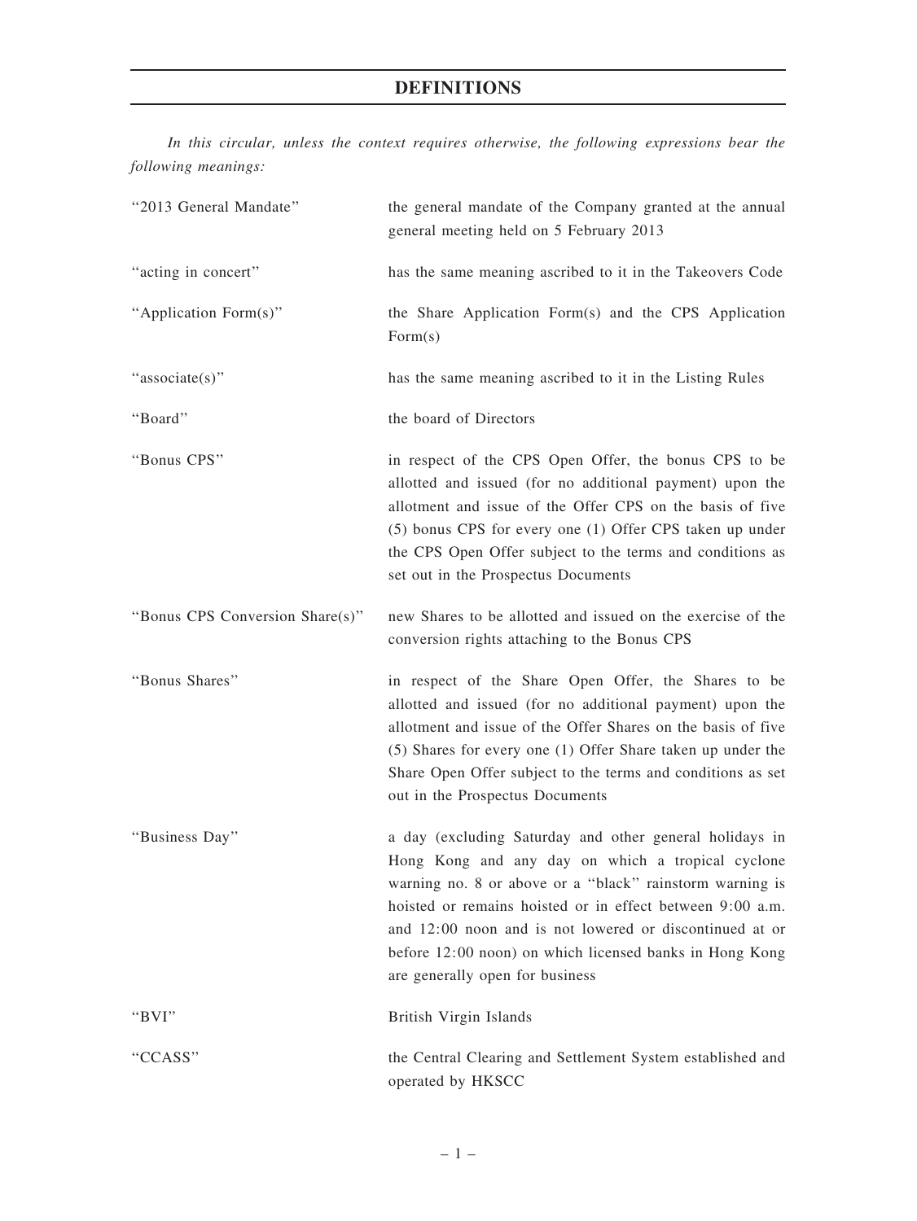# DEFINITIONS

*In this circular, unless the context requires otherwise, the following expressions bear the following meanings:*

| | |
|---|---|
| "2013 General Mandate" | the general mandate of the Company granted at the annual general meeting held on 5 February 2013 |
| "acting in concert" | has the same meaning ascribed to it in the Takeovers Code |
| "Application Form(s)" | the Share Application Form(s) and the CPS Application Form(s) |
| "associate(s)" | has the same meaning ascribed to it in the Listing Rules |
| "Board" | the board of Directors |
| "Bonus CPS" | in respect of the CPS Open Offer, the bonus CPS to be allotted and issued (for no additional payment) upon the allotment and issue of the Offer CPS on the basis of five (5) bonus CPS for every one (1) Offer CPS taken up under the CPS Open Offer subject to the terms and conditions as set out in the Prospectus Documents |
| "Bonus CPS Conversion Share(s)" | new Shares to be allotted and issued on the exercise of the conversion rights attaching to the Bonus CPS |
| "Bonus Shares" | in respect of the Share Open Offer, the Shares to be allotted and issued (for no additional payment) upon the allotment and issue of the Offer Shares on the basis of five (5) Shares for every one (1) Offer Share taken up under the Share Open Offer subject to the terms and conditions as set out in the Prospectus Documents |
| "Business Day" | a day (excluding Saturday and other general holidays in Hong Kong and any day on which a tropical cyclone warning no. 8 or above or a "black" rainstorm warning is hoisted or remains hoisted or in effect between 9:00 a.m. and 12:00 noon and is not lowered or discontinued at or before 12:00 noon) on which licensed banks in Hong Kong are generally open for business |
| "BVI" | British Virgin Islands |
| "CCASS" | the Central Clearing and Settlement System established and operated by HKSCC |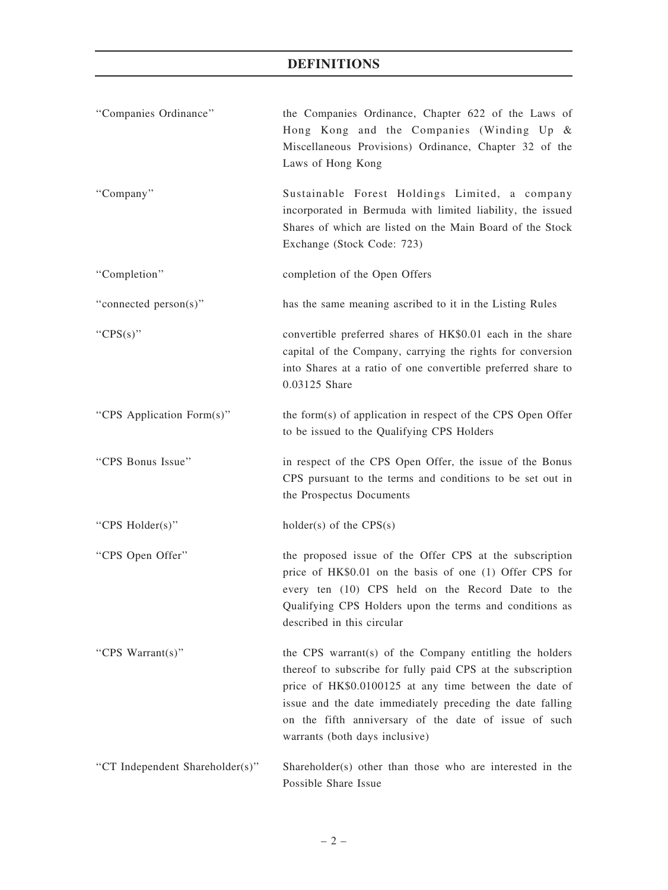# DEFINITIONS

| | |
|---|---|
| "Companies Ordinance" | the Companies Ordinance, Chapter 622 of the Laws of Hong Kong and the Companies (Winding Up & Miscellaneous Provisions) Ordinance, Chapter 32 of the Laws of Hong Kong |
| "Company" | Sustainable Forest Holdings Limited, a company incorporated in Bermuda with limited liability, the issued Shares of which are listed on the Main Board of the Stock Exchange (Stock Code: 723) |
| "Completion" | completion of the Open Offers |
| "connected person(s)" | has the same meaning ascribed to it in the Listing Rules |
| "CPS(s)" | convertible preferred shares of HK$0.01 each in the share capital of the Company, carrying the rights for conversion into Shares at a ratio of one convertible preferred share to 0.03125 Share |
| "CPS Application Form(s)" | the form(s) of application in respect of the CPS Open Offer to be issued to the Qualifying CPS Holders |
| "CPS Bonus Issue" | in respect of the CPS Open Offer, the issue of the Bonus CPS pursuant to the terms and conditions to be set out in the Prospectus Documents |
| "CPS Holder(s)" | holder(s) of the CPS(s) |
| "CPS Open Offer" | the proposed issue of the Offer CPS at the subscription price of HK$0.01 on the basis of one (1) Offer CPS for every ten (10) CPS held on the Record Date to the Qualifying CPS Holders upon the terms and conditions as described in this circular |
| "CPS Warrant(s)" | the CPS warrant(s) of the Company entitling the holders thereof to subscribe for fully paid CPS at the subscription price of HK$0.0100125 at any time between the date of issue and the date immediately preceding the date falling on the fifth anniversary of the date of issue of such warrants (both days inclusive) |
| "CT Independent Shareholder(s)" | Shareholder(s) other than those who are interested in the Possible Share Issue |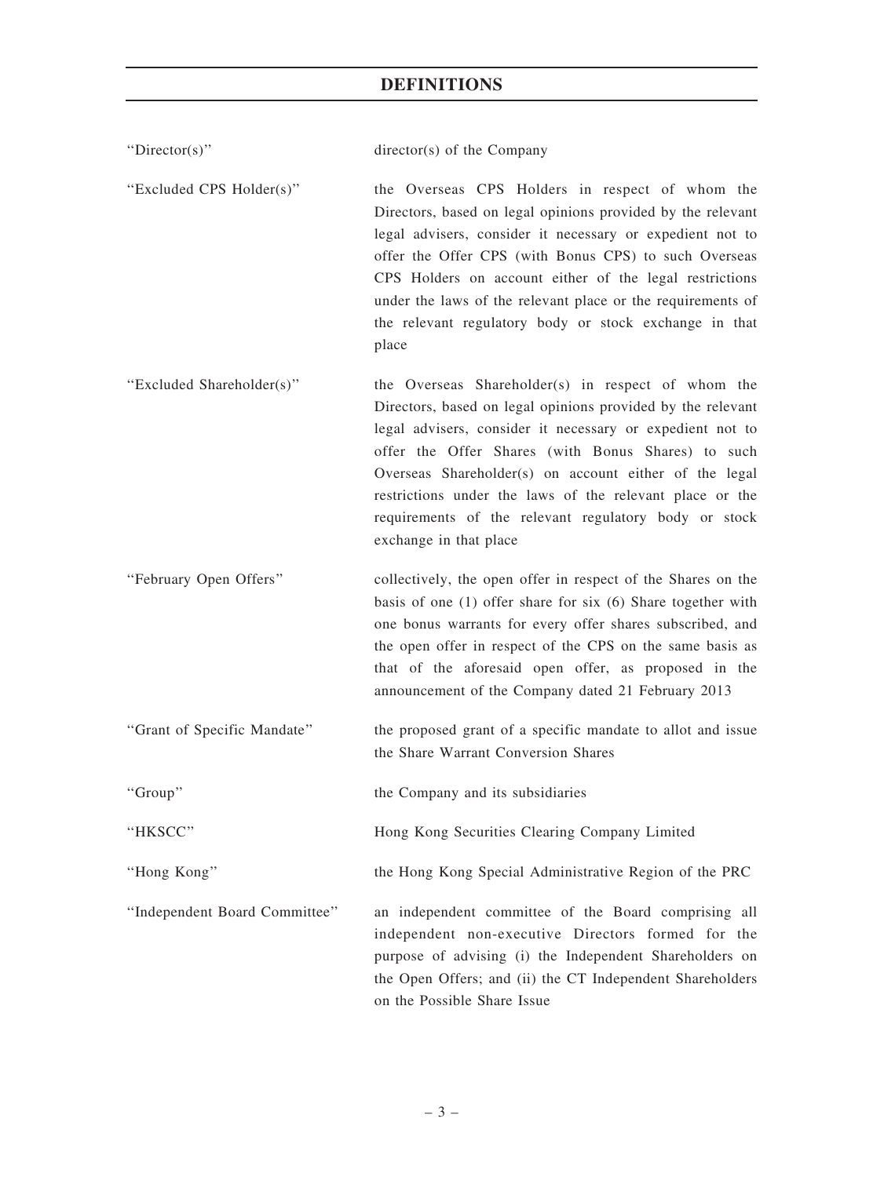## DEFINITIONS

| | |
|---|---|
| "Director(s)" | director(s) of the Company |
| "Excluded CPS Holder(s)" | the Overseas CPS Holders in respect of whom the Directors, based on legal opinions provided by the relevant legal advisers, consider it necessary or expedient not to offer the Offer CPS (with Bonus CPS) to such Overseas CPS Holders on account either of the legal restrictions under the laws of the relevant place or the requirements of the relevant regulatory body or stock exchange in that place |
| "Excluded Shareholder(s)" | the Overseas Shareholder(s) in respect of whom the Directors, based on legal opinions provided by the relevant legal advisers, consider it necessary or expedient not to offer the Offer Shares (with Bonus Shares) to such Overseas Shareholder(s) on account either of the legal restrictions under the laws of the relevant place or the requirements of the relevant regulatory body or stock exchange in that place |
| "February Open Offers" | collectively, the open offer in respect of the Shares on the basis of one (1) offer share for six (6) Share together with one bonus warrants for every offer shares subscribed, and the open offer in respect of the CPS on the same basis as that of the aforesaid open offer, as proposed in the announcement of the Company dated 21 February 2013 |
| "Grant of Specific Mandate" | the proposed grant of a specific mandate to allot and issue the Share Warrant Conversion Shares |
| "Group" | the Company and its subsidiaries |
| "HKSCC" | Hong Kong Securities Clearing Company Limited |
| "Hong Kong" | the Hong Kong Special Administrative Region of the PRC |
| "Independent Board Committee" | an independent committee of the Board comprising all independent non-executive Directors formed for the purpose of advising (i) the Independent Shareholders on the Open Offers; and (ii) the CT Independent Shareholders on the Possible Share Issue |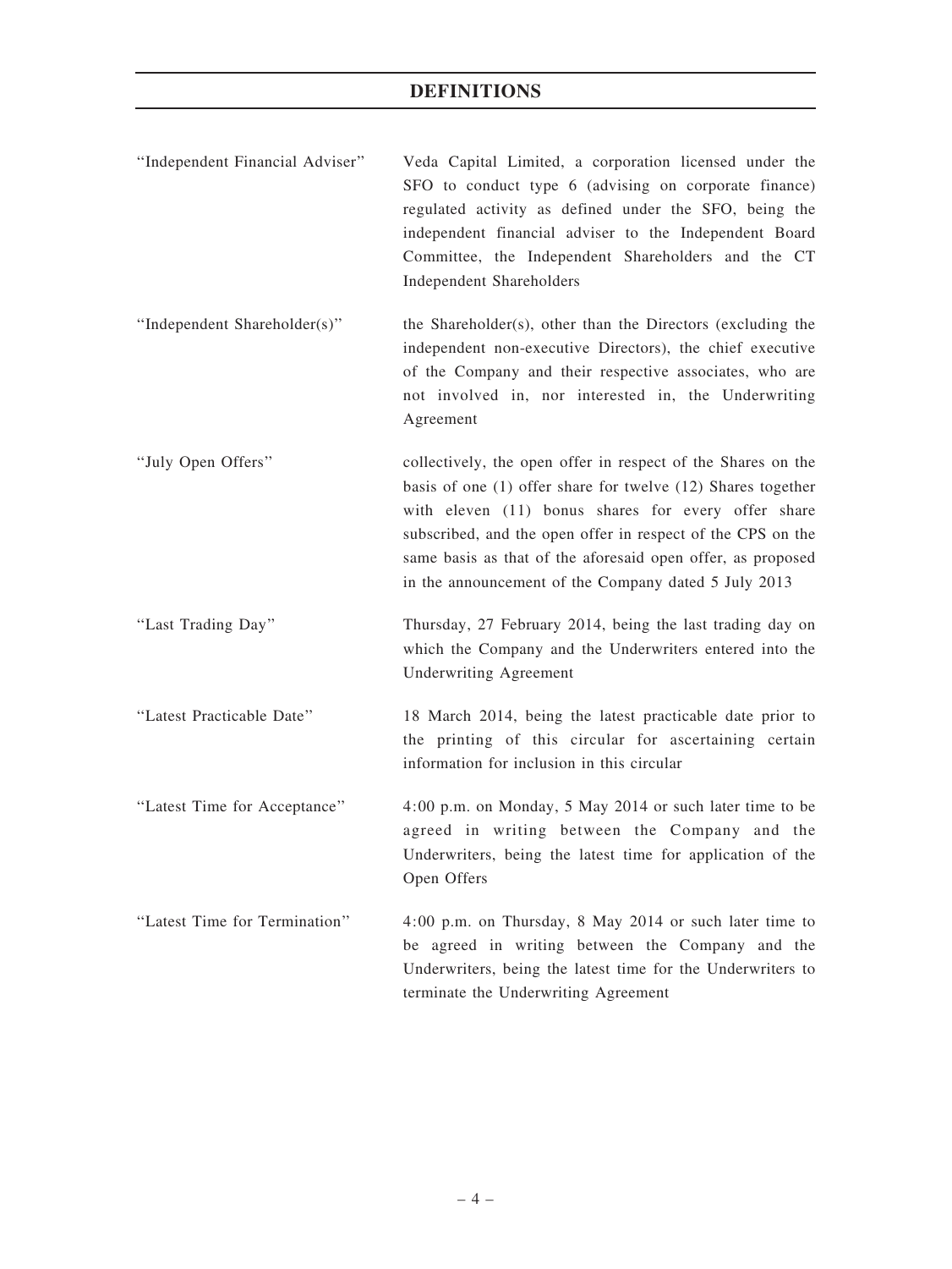# DEFINITIONS

| | |
|---|---|
| "Independent Financial Adviser" | Veda Capital Limited, a corporation licensed under the SFO to conduct type 6 (advising on corporate finance) regulated activity as defined under the SFO, being the independent financial adviser to the Independent Board Committee, the Independent Shareholders and the CT Independent Shareholders |
| "Independent Shareholder(s)" | the Shareholder(s), other than the Directors (excluding the independent non-executive Directors), the chief executive of the Company and their respective associates, who are not involved in, nor interested in, the Underwriting Agreement |
| "July Open Offers" | collectively, the open offer in respect of the Shares on the basis of one (1) offer share for twelve (12) Shares together with eleven (11) bonus shares for every offer share subscribed, and the open offer in respect of the CPS on the same basis as that of the aforesaid open offer, as proposed in the announcement of the Company dated 5 July 2013 |
| "Last Trading Day" | Thursday, 27 February 2014, being the last trading day on which the Company and the Underwriters entered into the Underwriting Agreement |
| "Latest Practicable Date" | 18 March 2014, being the latest practicable date prior to the printing of this circular for ascertaining certain information for inclusion in this circular |
| "Latest Time for Acceptance" | 4:00 p.m. on Monday, 5 May 2014 or such later time to be agreed in writing between the Company and the Underwriters, being the latest time for application of the Open Offers |
| "Latest Time for Termination" | 4:00 p.m. on Thursday, 8 May 2014 or such later time to be agreed in writing between the Company and the Underwriters, being the latest time for the Underwriters to terminate the Underwriting Agreement |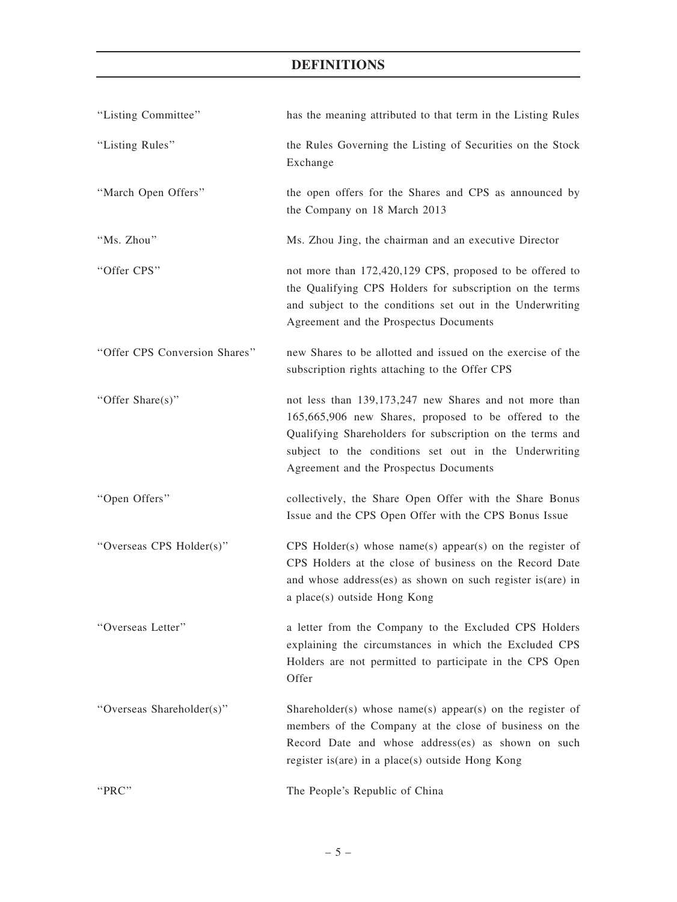## DEFINITIONS

| | |
|---|---|
| "Listing Committee" | has the meaning attributed to that term in the Listing Rules |
| "Listing Rules" | the Rules Governing the Listing of Securities on the Stock Exchange |
| "March Open Offers" | the open offers for the Shares and CPS as announced by the Company on 18 March 2013 |
| "Ms. Zhou" | Ms. Zhou Jing, the chairman and an executive Director |
| "Offer CPS" | not more than 172,420,129 CPS, proposed to be offered to the Qualifying CPS Holders for subscription on the terms and subject to the conditions set out in the Underwriting Agreement and the Prospectus Documents |
| "Offer CPS Conversion Shares" | new Shares to be allotted and issued on the exercise of the subscription rights attaching to the Offer CPS |
| "Offer Share(s)" | not less than 139,173,247 new Shares and not more than 165,665,906 new Shares, proposed to be offered to the Qualifying Shareholders for subscription on the terms and subject to the conditions set out in the Underwriting Agreement and the Prospectus Documents |
| "Open Offers" | collectively, the Share Open Offer with the Share Bonus Issue and the CPS Open Offer with the CPS Bonus Issue |
| "Overseas CPS Holder(s)" | CPS Holder(s) whose name(s) appear(s) on the register of CPS Holders at the close of business on the Record Date and whose address(es) as shown on such register is(are) in a place(s) outside Hong Kong |
| "Overseas Letter" | a letter from the Company to the Excluded CPS Holders explaining the circumstances in which the Excluded CPS Holders are not permitted to participate in the CPS Open Offer |
| "Overseas Shareholder(s)" | Shareholder(s) whose name(s) appear(s) on the register of members of the Company at the close of business on the Record Date and whose address(es) as shown on such register is(are) in a place(s) outside Hong Kong |
| "PRC" | The People's Republic of China |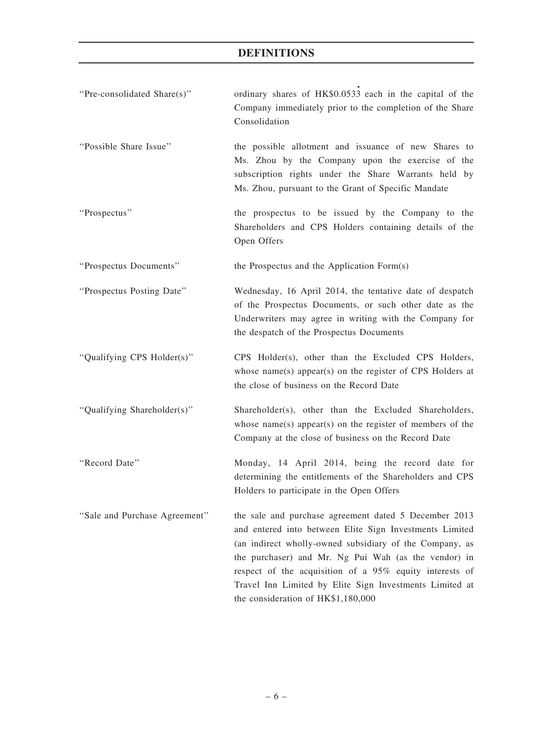# DEFINITIONS

| | |
|---|---|
| "Pre-consolidated Share(s)" | ordinary shares of HK$0.053̇3 each in the capital of the Company immediately prior to the completion of the Share Consolidation |
| "Possible Share Issue" | the possible allotment and issuance of new Shares to Ms. Zhou by the Company upon the exercise of the subscription rights under the Share Warrants held by Ms. Zhou, pursuant to the Grant of Specific Mandate |
| "Prospectus" | the prospectus to be issued by the Company to the Shareholders and CPS Holders containing details of the Open Offers |
| "Prospectus Documents" | the Prospectus and the Application Form(s) |
| "Prospectus Posting Date" | Wednesday, 16 April 2014, the tentative date of despatch of the Prospectus Documents, or such other date as the Underwriters may agree in writing with the Company for the despatch of the Prospectus Documents |
| "Qualifying CPS Holder(s)" | CPS Holder(s), other than the Excluded CPS Holders, whose name(s) appear(s) on the register of CPS Holders at the close of business on the Record Date |
| "Qualifying Shareholder(s)" | Shareholder(s), other than the Excluded Shareholders, whose name(s) appear(s) on the register of members of the Company at the close of business on the Record Date |
| "Record Date" | Monday, 14 April 2014, being the record date for determining the entitlements of the Shareholders and CPS Holders to participate in the Open Offers |
| "Sale and Purchase Agreement" | the sale and purchase agreement dated 5 December 2013 and entered into between Elite Sign Investments Limited (an indirect wholly-owned subsidiary of the Company, as the purchaser) and Mr. Ng Pui Wah (as the vendor) in respect of the acquisition of a 95% equity interests of Travel Inn Limited by Elite Sign Investments Limited at the consideration of HK$1,180,000 |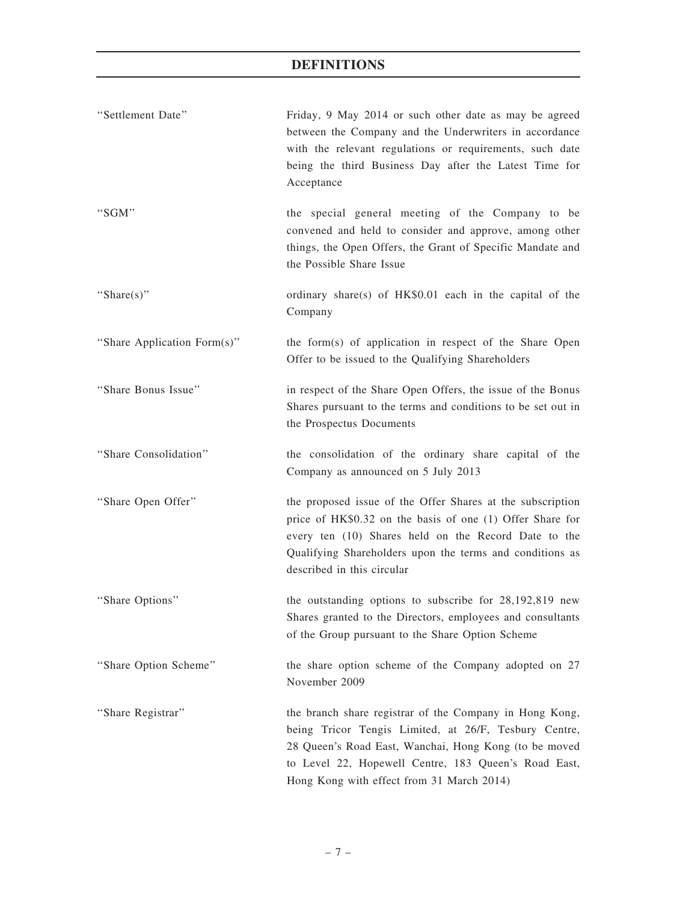## DEFINITIONS

| | |
|---|---|
| "Settlement Date" | Friday, 9 May 2014 or such other date as may be agreed between the Company and the Underwriters in accordance with the relevant regulations or requirements, such date being the third Business Day after the Latest Time for Acceptance |
| "SGM" | the special general meeting of the Company to be convened and held to consider and approve, among other things, the Open Offers, the Grant of Specific Mandate and the Possible Share Issue |
| "Share(s)" | ordinary share(s) of HK$0.01 each in the capital of the Company |
| "Share Application Form(s)" | the form(s) of application in respect of the Share Open Offer to be issued to the Qualifying Shareholders |
| "Share Bonus Issue" | in respect of the Share Open Offers, the issue of the Bonus Shares pursuant to the terms and conditions to be set out in the Prospectus Documents |
| "Share Consolidation" | the consolidation of the ordinary share capital of the Company as announced on 5 July 2013 |
| "Share Open Offer" | the proposed issue of the Offer Shares at the subscription price of HK$0.32 on the basis of one (1) Offer Share for every ten (10) Shares held on the Record Date to the Qualifying Shareholders upon the terms and conditions as described in this circular |
| "Share Options" | the outstanding options to subscribe for 28,192,819 new Shares granted to the Directors, employees and consultants of the Group pursuant to the Share Option Scheme |
| "Share Option Scheme" | the share option scheme of the Company adopted on 27 November 2009 |
| "Share Registrar" | the branch share registrar of the Company in Hong Kong, being Tricor Tengis Limited, at 26/F, Tesbury Centre, 28 Queen's Road East, Wanchai, Hong Kong (to be moved to Level 22, Hopewell Centre, 183 Queen's Road East, Hong Kong with effect from 31 March 2014) |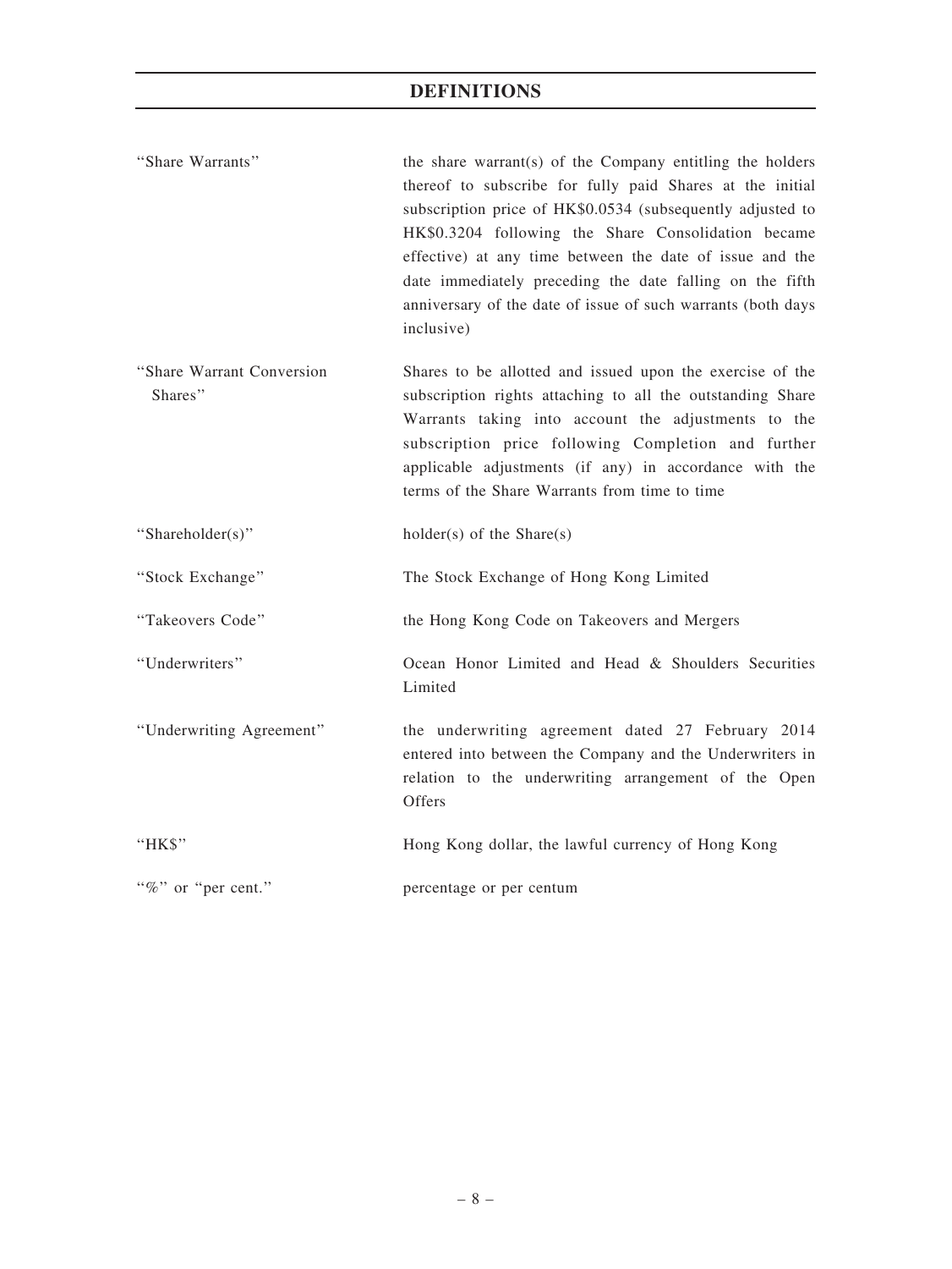## DEFINITIONS

| | |
|---|---|
| "Share Warrants" | the share warrant(s) of the Company entitling the holders thereof to subscribe for fully paid Shares at the initial subscription price of HK$0.0534 (subsequently adjusted to HK$0.3204 following the Share Consolidation became effective) at any time between the date of issue and the date immediately preceding the date falling on the fifth anniversary of the date of issue of such warrants (both days inclusive) |
| "Share Warrant Conversion Shares" | Shares to be allotted and issued upon the exercise of the subscription rights attaching to all the outstanding Share Warrants taking into account the adjustments to the subscription price following Completion and further applicable adjustments (if any) in accordance with the terms of the Share Warrants from time to time |
| "Shareholder(s)" | holder(s) of the Share(s) |
| "Stock Exchange" | The Stock Exchange of Hong Kong Limited |
| "Takeovers Code" | the Hong Kong Code on Takeovers and Mergers |
| "Underwriters" | Ocean Honor Limited and Head & Shoulders Securities Limited |
| "Underwriting Agreement" | the underwriting agreement dated 27 February 2014 entered into between the Company and the Underwriters in relation to the underwriting arrangement of the Open Offers |
| "HK$" | Hong Kong dollar, the lawful currency of Hong Kong |
| "%" or "per cent." | percentage or per centum |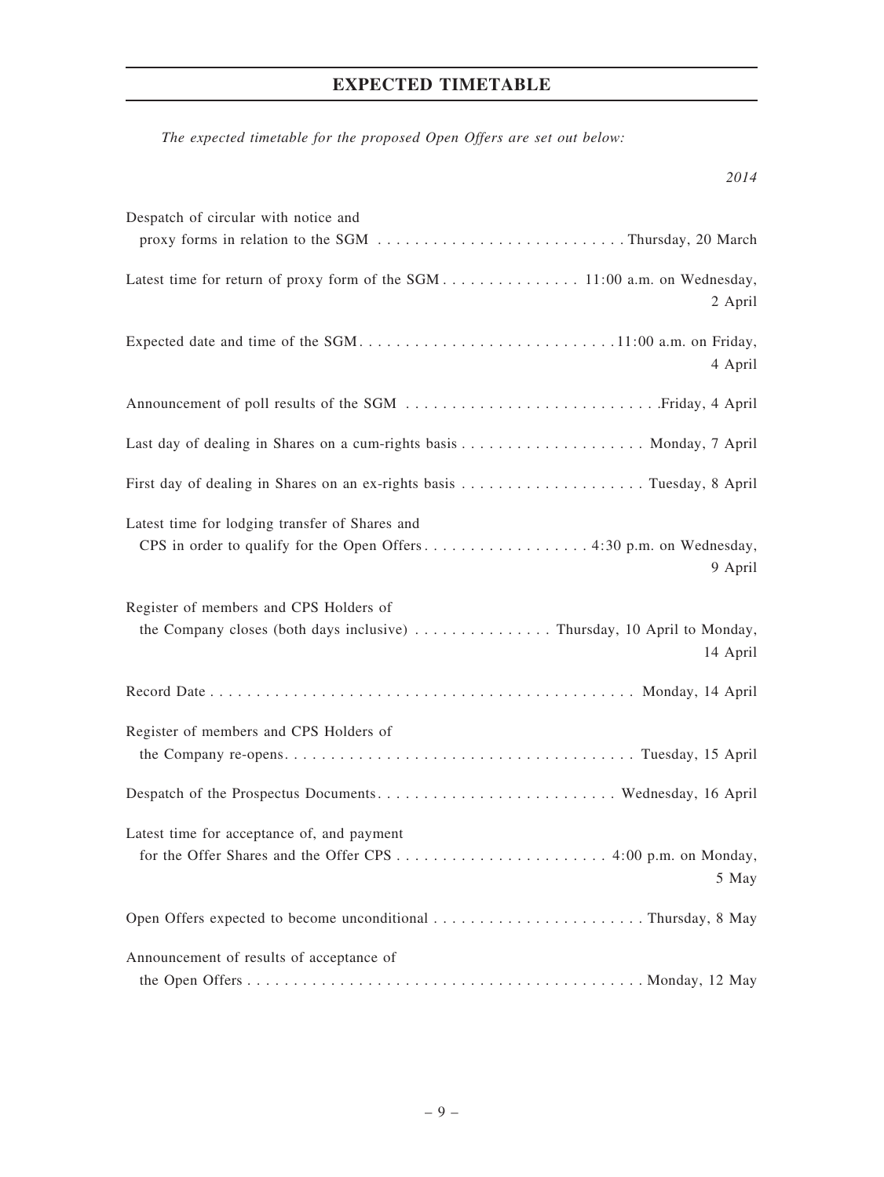## EXPECTED TIMETABLE

*The expected timetable for the proposed Open Offers are set out below:*

| | *2014* |
|---|---|
| Despatch of circular with notice and proxy forms in relation to the SGM | Thursday, 20 March |
| Latest time for return of proxy form of the SGM | 11:00 a.m. on Wednesday, 2 April |
| Expected date and time of the SGM | 11:00 a.m. on Friday, 4 April |
| Announcement of poll results of the SGM | Friday, 4 April |
| Last day of dealing in Shares on a cum-rights basis | Monday, 7 April |
| First day of dealing in Shares on an ex-rights basis | Tuesday, 8 April |
| Latest time for lodging transfer of Shares and CPS in order to qualify for the Open Offers | 4:30 p.m. on Wednesday, 9 April |
| Register of members and CPS Holders of the Company closes (both days inclusive) | Thursday, 10 April to Monday, 14 April |
| Record Date | Monday, 14 April |
| Register of members and CPS Holders of the Company re-opens | Tuesday, 15 April |
| Despatch of the Prospectus Documents | Wednesday, 16 April |
| Latest time for acceptance of, and payment for the Offer Shares and the Offer CPS | 4:00 p.m. on Monday, 5 May |
| Open Offers expected to become unconditional | Thursday, 8 May |
| Announcement of results of acceptance of the Open Offers | Monday, 12 May |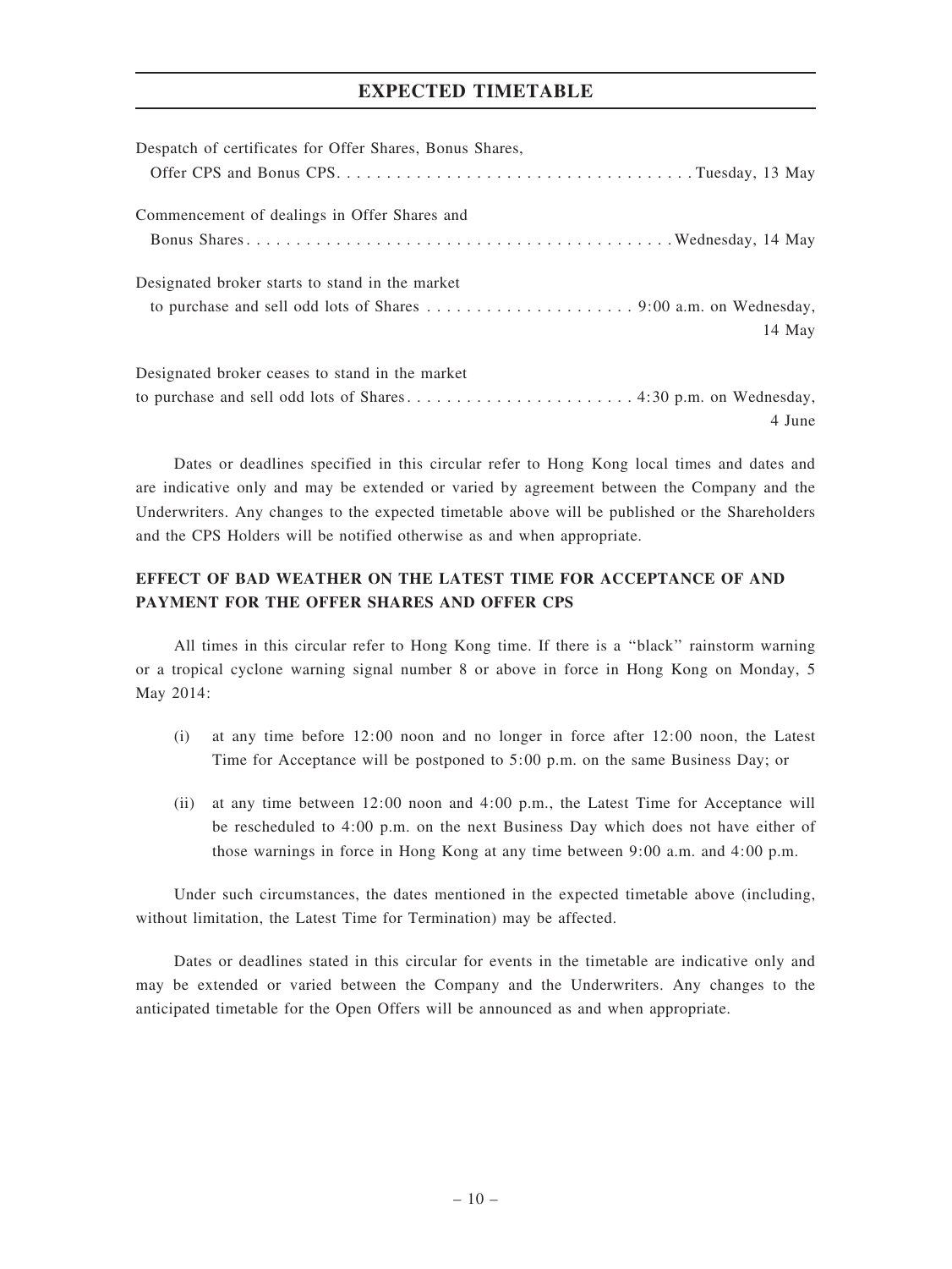# EXPECTED TIMETABLE

| | |
|---|---|
| Despatch of certificates for Offer Shares, Bonus Shares, Offer CPS and Bonus CPS | Tuesday, 13 May |
| Commencement of dealings in Offer Shares and Bonus Shares | Wednesday, 14 May |
| Designated broker starts to stand in the market to purchase and sell odd lots of Shares | 9:00 a.m. on Wednesday, 14 May |
| Designated broker ceases to stand in the market to purchase and sell odd lots of Shares | 4:30 p.m. on Wednesday, 4 June |

Dates or deadlines specified in this circular refer to Hong Kong local times and dates and are indicative only and may be extended or varied by agreement between the Company and the Underwriters. Any changes to the expected timetable above will be published or the Shareholders and the CPS Holders will be notified otherwise as and when appropriate.

## EFFECT OF BAD WEATHER ON THE LATEST TIME FOR ACCEPTANCE OF AND PAYMENT FOR THE OFFER SHARES AND OFFER CPS

All times in this circular refer to Hong Kong time. If there is a "black" rainstorm warning or a tropical cyclone warning signal number 8 or above in force in Hong Kong on Monday, 5 May 2014:

(i) at any time before 12:00 noon and no longer in force after 12:00 noon, the Latest Time for Acceptance will be postponed to 5:00 p.m. on the same Business Day; or

(ii) at any time between 12:00 noon and 4:00 p.m., the Latest Time for Acceptance will be rescheduled to 4:00 p.m. on the next Business Day which does not have either of those warnings in force in Hong Kong at any time between 9:00 a.m. and 4:00 p.m.

Under such circumstances, the dates mentioned in the expected timetable above (including, without limitation, the Latest Time for Termination) may be affected.

Dates or deadlines stated in this circular for events in the timetable are indicative only and may be extended or varied between the Company and the Underwriters. Any changes to the anticipated timetable for the Open Offers will be announced as and when appropriate.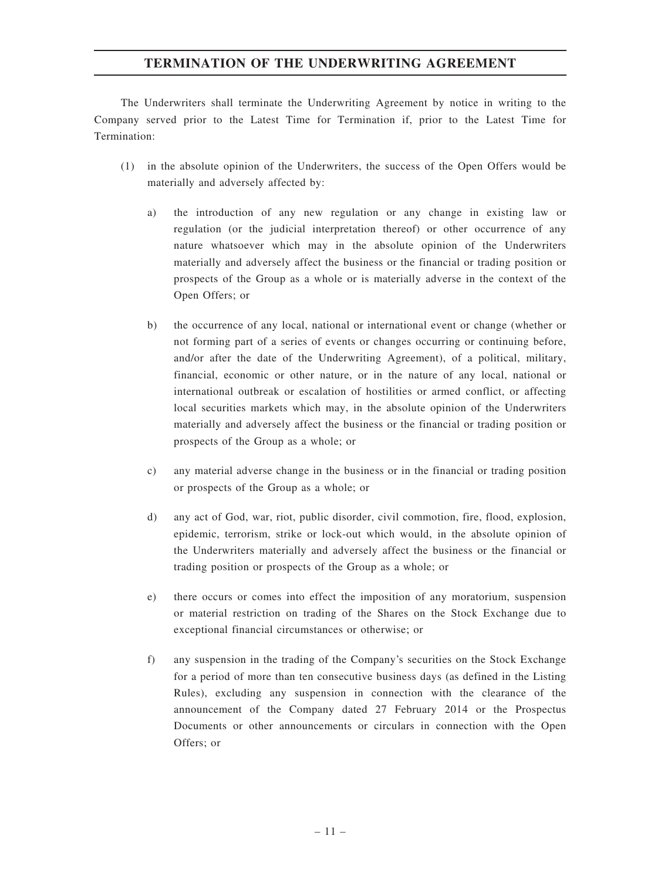## TERMINATION OF THE UNDERWRITING AGREEMENT

The Underwriters shall terminate the Underwriting Agreement by notice in writing to the Company served prior to the Latest Time for Termination if, prior to the Latest Time for Termination:

(1) in the absolute opinion of the Underwriters, the success of the Open Offers would be materially and adversely affected by:

  a) the introduction of any new regulation or any change in existing law or regulation (or the judicial interpretation thereof) or other occurrence of any nature whatsoever which may in the absolute opinion of the Underwriters materially and adversely affect the business or the financial or trading position or prospects of the Group as a whole or is materially adverse in the context of the Open Offers; or

  b) the occurrence of any local, national or international event or change (whether or not forming part of a series of events or changes occurring or continuing before, and/or after the date of the Underwriting Agreement), of a political, military, financial, economic or other nature, or in the nature of any local, national or international outbreak or escalation of hostilities or armed conflict, or affecting local securities markets which may, in the absolute opinion of the Underwriters materially and adversely affect the business or the financial or trading position or prospects of the Group as a whole; or

  c) any material adverse change in the business or in the financial or trading position or prospects of the Group as a whole; or

  d) any act of God, war, riot, public disorder, civil commotion, fire, flood, explosion, epidemic, terrorism, strike or lock-out which would, in the absolute opinion of the Underwriters materially and adversely affect the business or the financial or trading position or prospects of the Group as a whole; or

  e) there occurs or comes into effect the imposition of any moratorium, suspension or material restriction on trading of the Shares on the Stock Exchange due to exceptional financial circumstances or otherwise; or

  f) any suspension in the trading of the Company's securities on the Stock Exchange for a period of more than ten consecutive business days (as defined in the Listing Rules), excluding any suspension in connection with the clearance of the announcement of the Company dated 27 February 2014 or the Prospectus Documents or other announcements or circulars in connection with the Open Offers; or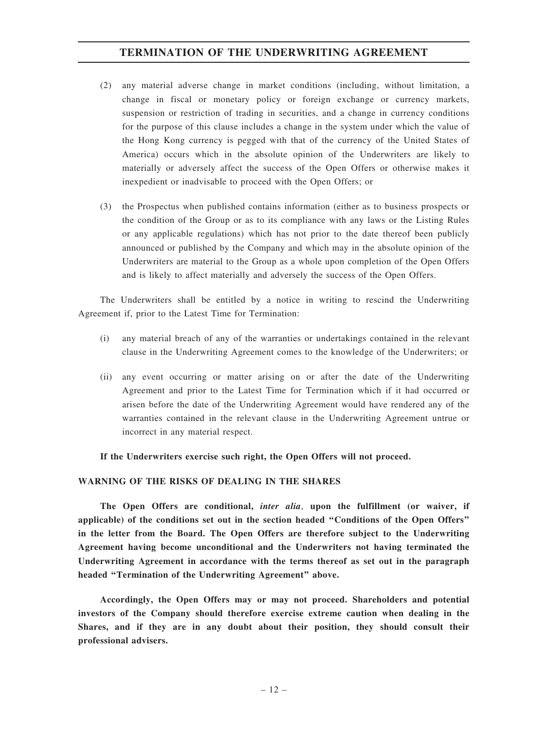(2) any material adverse change in market conditions (including, without limitation, a change in fiscal or monetary policy or foreign exchange or currency markets, suspension or restriction of trading in securities, and a change in currency conditions for the purpose of this clause includes a change in the system under which the value of the Hong Kong currency is pegged with that of the currency of the United States of America) occurs which in the absolute opinion of the Underwriters are likely to materially or adversely affect the success of the Open Offers or otherwise makes it inexpedient or inadvisable to proceed with the Open Offers; or

(3) the Prospectus when published contains information (either as to business prospects or the condition of the Group or as to its compliance with any laws or the Listing Rules or any applicable regulations) which has not prior to the date thereof been publicly announced or published by the Company and which may in the absolute opinion of the Underwriters are material to the Group as a whole upon completion of the Open Offers and is likely to affect materially and adversely the success of the Open Offers.

The Underwriters shall be entitled by a notice in writing to rescind the Underwriting Agreement if, prior to the Latest Time for Termination:

(i) any material breach of any of the warranties or undertakings contained in the relevant clause in the Underwriting Agreement comes to the knowledge of the Underwriters; or

(ii) any event occurring or matter arising on or after the date of the Underwriting Agreement and prior to the Latest Time for Termination which if it had occurred or arisen before the date of the Underwriting Agreement would have rendered any of the warranties contained in the relevant clause in the Underwriting Agreement untrue or incorrect in any material respect.

**If the Underwriters exercise such right, the Open Offers will not proceed.**

## WARNING OF THE RISKS OF DEALING IN THE SHARES

**The Open Offers are conditional, *inter alia*, upon the fulfillment (or waiver, if applicable) of the conditions set out in the section headed "Conditions of the Open Offers" in the letter from the Board. The Open Offers are therefore subject to the Underwriting Agreement having become unconditional and the Underwriters not having terminated the Underwriting Agreement in accordance with the terms thereof as set out in the paragraph headed "Termination of the Underwriting Agreement" above.**

**Accordingly, the Open Offers may or may not proceed. Shareholders and potential investors of the Company should therefore exercise extreme caution when dealing in the Shares, and if they are in any doubt about their position, they should consult their professional advisers.**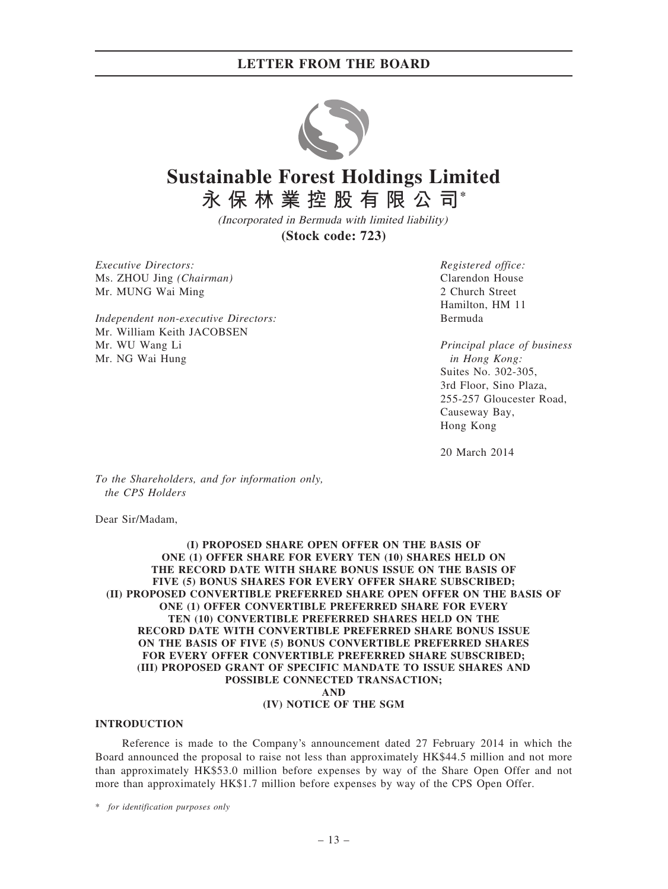# Sustainable Forest Holdings Limited

# 永保林業控股有限公司*

*(Incorporated in Bermuda with limited liability)*

**(Stock code: 723)**

*Executive Directors:*
Ms. ZHOU Jing *(Chairman)*
Mr. MUNG Wai Ming

*Independent non-executive Directors:*
Mr. William Keith JACOBSEN
Mr. WU Wang Li
Mr. NG Wai Hung

*Registered office:*
Clarendon House
2 Church Street
Hamilton, HM 11
Bermuda

*Principal place of business in Hong Kong:*
Suites No. 302-305,
3rd Floor, Sino Plaza,
255-257 Gloucester Road,
Causeway Bay,
Hong Kong

20 March 2014

*To the Shareholders, and for information only, the CPS Holders*

Dear Sir/Madam,

**(I) PROPOSED SHARE OPEN OFFER ON THE BASIS OF ONE (1) OFFER SHARE FOR EVERY TEN (10) SHARES HELD ON THE RECORD DATE WITH SHARE BONUS ISSUE ON THE BASIS OF FIVE (5) BONUS SHARES FOR EVERY OFFER SHARE SUBSCRIBED; (II) PROPOSED CONVERTIBLE PREFERRED SHARE OPEN OFFER ON THE BASIS OF ONE (1) OFFER CONVERTIBLE PREFERRED SHARE FOR EVERY TEN (10) CONVERTIBLE PREFERRED SHARES HELD ON THE RECORD DATE WITH CONVERTIBLE PREFERRED SHARE BONUS ISSUE ON THE BASIS OF FIVE (5) BONUS CONVERTIBLE PREFERRED SHARES FOR EVERY OFFER CONVERTIBLE PREFERRED SHARE SUBSCRIBED; (III) PROPOSED GRANT OF SPECIFIC MANDATE TO ISSUE SHARES AND POSSIBLE CONNECTED TRANSACTION; AND (IV) NOTICE OF THE SGM**

## INTRODUCTION

Reference is made to the Company's announcement dated 27 February 2014 in which the Board announced the proposal to raise not less than approximately HK$44.5 million and not more than approximately HK$53.0 million before expenses by way of the Share Open Offer and not more than approximately HK$1.7 million before expenses by way of the CPS Open Offer.

\* *for identification purposes only*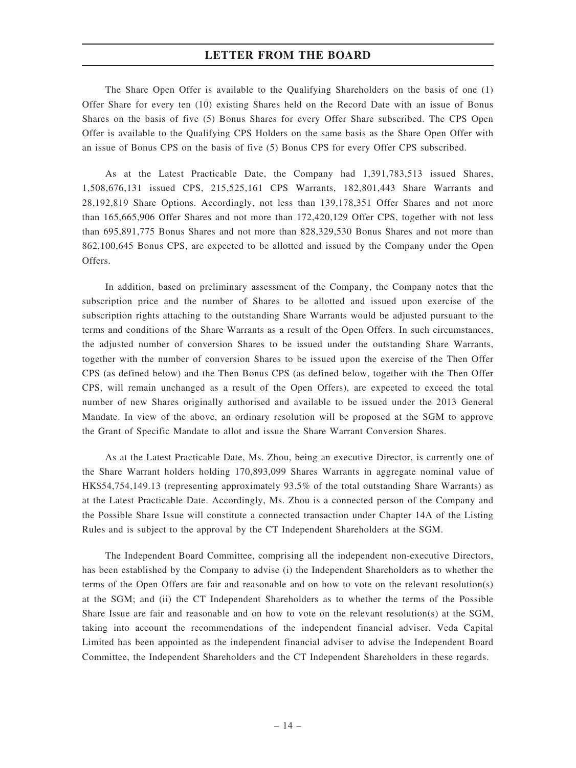The Share Open Offer is available to the Qualifying Shareholders on the basis of one (1) Offer Share for every ten (10) existing Shares held on the Record Date with an issue of Bonus Shares on the basis of five (5) Bonus Shares for every Offer Share subscribed. The CPS Open Offer is available to the Qualifying CPS Holders on the same basis as the Share Open Offer with an issue of Bonus CPS on the basis of five (5) Bonus CPS for every Offer CPS subscribed.

As at the Latest Practicable Date, the Company had 1,391,783,513 issued Shares, 1,508,676,131 issued CPS, 215,525,161 CPS Warrants, 182,801,443 Share Warrants and 28,192,819 Share Options. Accordingly, not less than 139,178,351 Offer Shares and not more than 165,665,906 Offer Shares and not more than 172,420,129 Offer CPS, together with not less than 695,891,775 Bonus Shares and not more than 828,329,530 Bonus Shares and not more than 862,100,645 Bonus CPS, are expected to be allotted and issued by the Company under the Open Offers.

In addition, based on preliminary assessment of the Company, the Company notes that the subscription price and the number of Shares to be allotted and issued upon exercise of the subscription rights attaching to the outstanding Share Warrants would be adjusted pursuant to the terms and conditions of the Share Warrants as a result of the Open Offers. In such circumstances, the adjusted number of conversion Shares to be issued under the outstanding Share Warrants, together with the number of conversion Shares to be issued upon the exercise of the Then Offer CPS (as defined below) and the Then Bonus CPS (as defined below, together with the Then Offer CPS, will remain unchanged as a result of the Open Offers), are expected to exceed the total number of new Shares originally authorised and available to be issued under the 2013 General Mandate. In view of the above, an ordinary resolution will be proposed at the SGM to approve the Grant of Specific Mandate to allot and issue the Share Warrant Conversion Shares.

As at the Latest Practicable Date, Ms. Zhou, being an executive Director, is currently one of the Share Warrant holders holding 170,893,099 Shares Warrants in aggregate nominal value of HK$54,754,149.13 (representing approximately 93.5% of the total outstanding Share Warrants) as at the Latest Practicable Date. Accordingly, Ms. Zhou is a connected person of the Company and the Possible Share Issue will constitute a connected transaction under Chapter 14A of the Listing Rules and is subject to the approval by the CT Independent Shareholders at the SGM.

The Independent Board Committee, comprising all the independent non-executive Directors, has been established by the Company to advise (i) the Independent Shareholders as to whether the terms of the Open Offers are fair and reasonable and on how to vote on the relevant resolution(s) at the SGM; and (ii) the CT Independent Shareholders as to whether the terms of the Possible Share Issue are fair and reasonable and on how to vote on the relevant resolution(s) at the SGM, taking into account the recommendations of the independent financial adviser. Veda Capital Limited has been appointed as the independent financial adviser to advise the Independent Board Committee, the Independent Shareholders and the CT Independent Shareholders in these regards.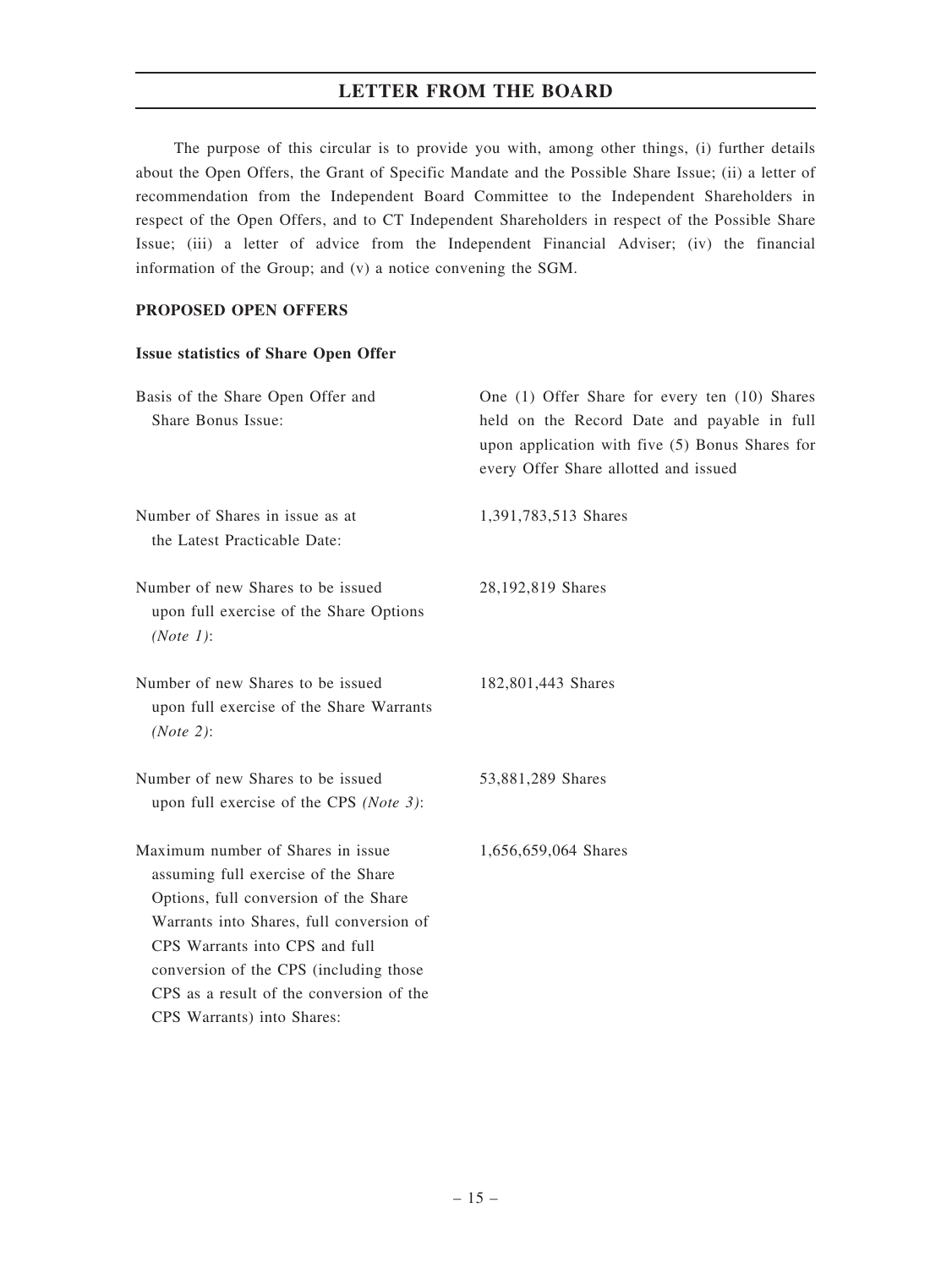## LETTER FROM THE BOARD

The purpose of this circular is to provide you with, among other things, (i) further details about the Open Offers, the Grant of Specific Mandate and the Possible Share Issue; (ii) a letter of recommendation from the Independent Board Committee to the Independent Shareholders in respect of the Open Offers, and to CT Independent Shareholders in respect of the Possible Share Issue; (iii) a letter of advice from the Independent Financial Adviser; (iv) the financial information of the Group; and (v) a notice convening the SGM.

**PROPOSED OPEN OFFERS**

**Issue statistics of Share Open Offer**

| | |
|---|---|
| Basis of the Share Open Offer and Share Bonus Issue: | One (1) Offer Share for every ten (10) Shares held on the Record Date and payable in full upon application with five (5) Bonus Shares for every Offer Share allotted and issued |
| Number of Shares in issue as at the Latest Practicable Date: | 1,391,783,513 Shares |
| Number of new Shares to be issued upon full exercise of the Share Options *(Note 1)*: | 28,192,819 Shares |
| Number of new Shares to be issued upon full exercise of the Share Warrants *(Note 2)*: | 182,801,443 Shares |
| Number of new Shares to be issued upon full exercise of the CPS *(Note 3)*: | 53,881,289 Shares |
| Maximum number of Shares in issue assuming full exercise of the Share Options, full conversion of the Share Warrants into Shares, full conversion of CPS Warrants into CPS and full conversion of the CPS (including those CPS as a result of the conversion of the CPS Warrants) into Shares: | 1,656,659,064 Shares |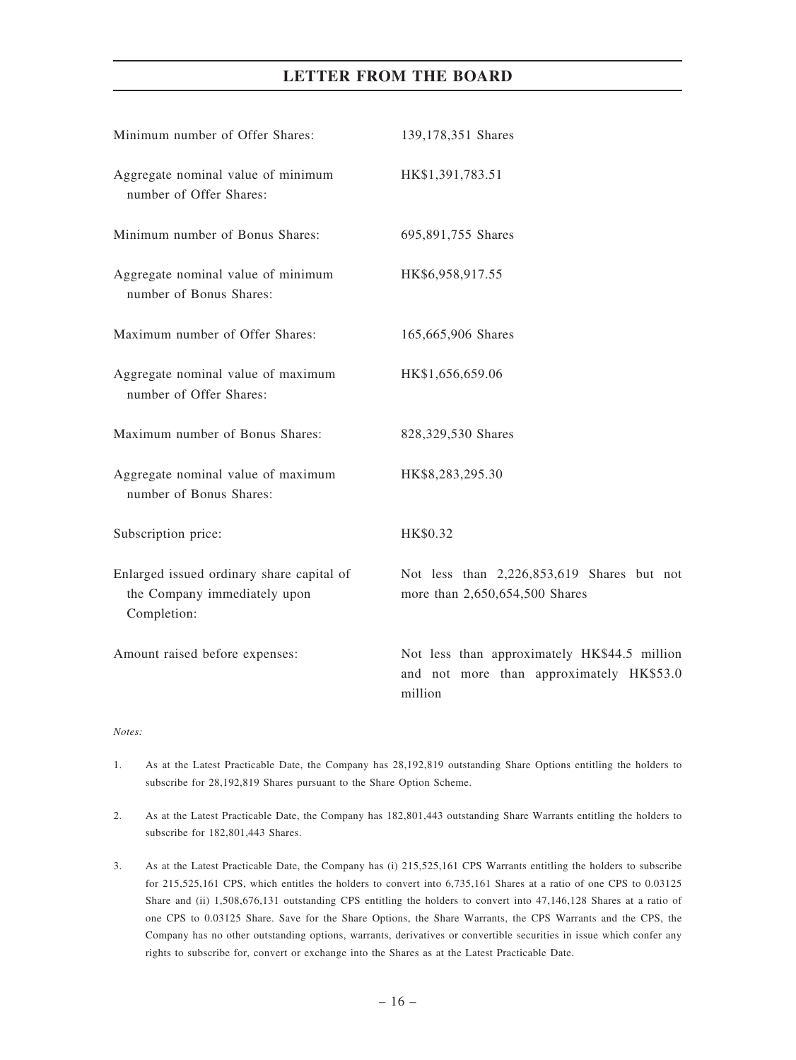| | |
|---|---|
| Minimum number of Offer Shares: | 139,178,351 Shares |
| Aggregate nominal value of minimum number of Offer Shares: | HK$1,391,783.51 |
| Minimum number of Bonus Shares: | 695,891,755 Shares |
| Aggregate nominal value of minimum number of Bonus Shares: | HK$6,958,917.55 |
| Maximum number of Offer Shares: | 165,665,906 Shares |
| Aggregate nominal value of maximum number of Offer Shares: | HK$1,656,659.06 |
| Maximum number of Bonus Shares: | 828,329,530 Shares |
| Aggregate nominal value of maximum number of Bonus Shares: | HK$8,283,295.30 |
| Subscription price: | HK$0.32 |
| Enlarged issued ordinary share capital of the Company immediately upon Completion: | Not less than 2,226,853,619 Shares but not more than 2,650,654,500 Shares |
| Amount raised before expenses: | Not less than approximately HK$44.5 million and not more than approximately HK$53.0 million |

*Notes:*

1. As at the Latest Practicable Date, the Company has 28,192,819 outstanding Share Options entitling the holders to subscribe for 28,192,819 Shares pursuant to the Share Option Scheme.

2. As at the Latest Practicable Date, the Company has 182,801,443 outstanding Share Warrants entitling the holders to subscribe for 182,801,443 Shares.

3. As at the Latest Practicable Date, the Company has (i) 215,525,161 CPS Warrants entitling the holders to subscribe for 215,525,161 CPS, which entitles the holders to convert into 6,735,161 Shares at a ratio of one CPS to 0.03125 Share and (ii) 1,508,676,131 outstanding CPS entitling the holders to convert into 47,146,128 Shares at a ratio of one CPS to 0.03125 Share. Save for the Share Options, the Share Warrants, the CPS Warrants and the CPS, the Company has no other outstanding options, warrants, derivatives or convertible securities in issue which confer any rights to subscribe for, convert or exchange into the Shares as at the Latest Practicable Date.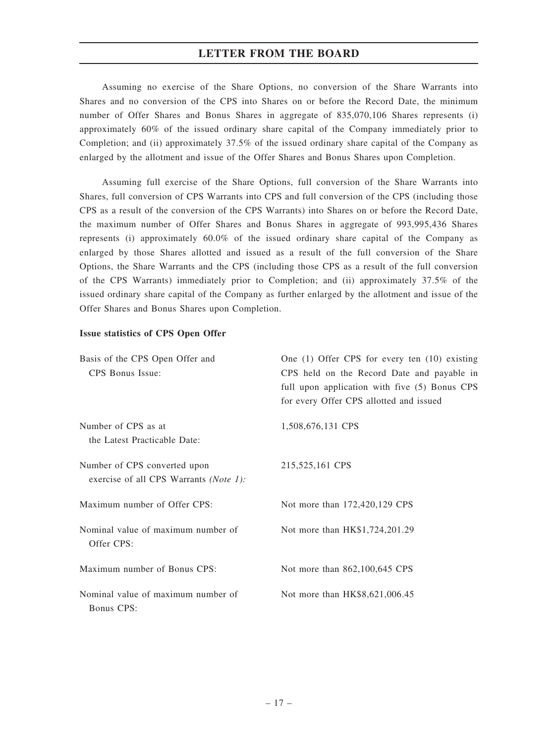Assuming no exercise of the Share Options, no conversion of the Share Warrants into Shares and no conversion of the CPS into Shares on or before the Record Date, the minimum number of Offer Shares and Bonus Shares in aggregate of 835,070,106 Shares represents (i) approximately 60% of the issued ordinary share capital of the Company immediately prior to Completion; and (ii) approximately 37.5% of the issued ordinary share capital of the Company as enlarged by the allotment and issue of the Offer Shares and Bonus Shares upon Completion.

Assuming full exercise of the Share Options, full conversion of the Share Warrants into Shares, full conversion of CPS Warrants into CPS and full conversion of the CPS (including those CPS as a result of the conversion of the CPS Warrants) into Shares on or before the Record Date, the maximum number of Offer Shares and Bonus Shares in aggregate of 993,995,436 Shares represents (i) approximately 60.0% of the issued ordinary share capital of the Company as enlarged by those Shares allotted and issued as a result of the full conversion of the Share Options, the Share Warrants and the CPS (including those CPS as a result of the full conversion of the CPS Warrants) immediately prior to Completion; and (ii) approximately 37.5% of the issued ordinary share capital of the Company as further enlarged by the allotment and issue of the Offer Shares and Bonus Shares upon Completion.

**Issue statistics of CPS Open Offer**

| | |
|---|---|
| Basis of the CPS Open Offer and CPS Bonus Issue: | One (1) Offer CPS for every ten (10) existing CPS held on the Record Date and payable in full upon application with five (5) Bonus CPS for every Offer CPS allotted and issued |
| Number of CPS as at the Latest Practicable Date: | 1,508,676,131 CPS |
| Number of CPS converted upon exercise of all CPS Warrants *(Note 1)*: | 215,525,161 CPS |
| Maximum number of Offer CPS: | Not more than 172,420,129 CPS |
| Nominal value of maximum number of Offer CPS: | Not more than HK$1,724,201.29 |
| Maximum number of Bonus CPS: | Not more than 862,100,645 CPS |
| Nominal value of maximum number of Bonus CPS: | Not more than HK$8,621,006.45 |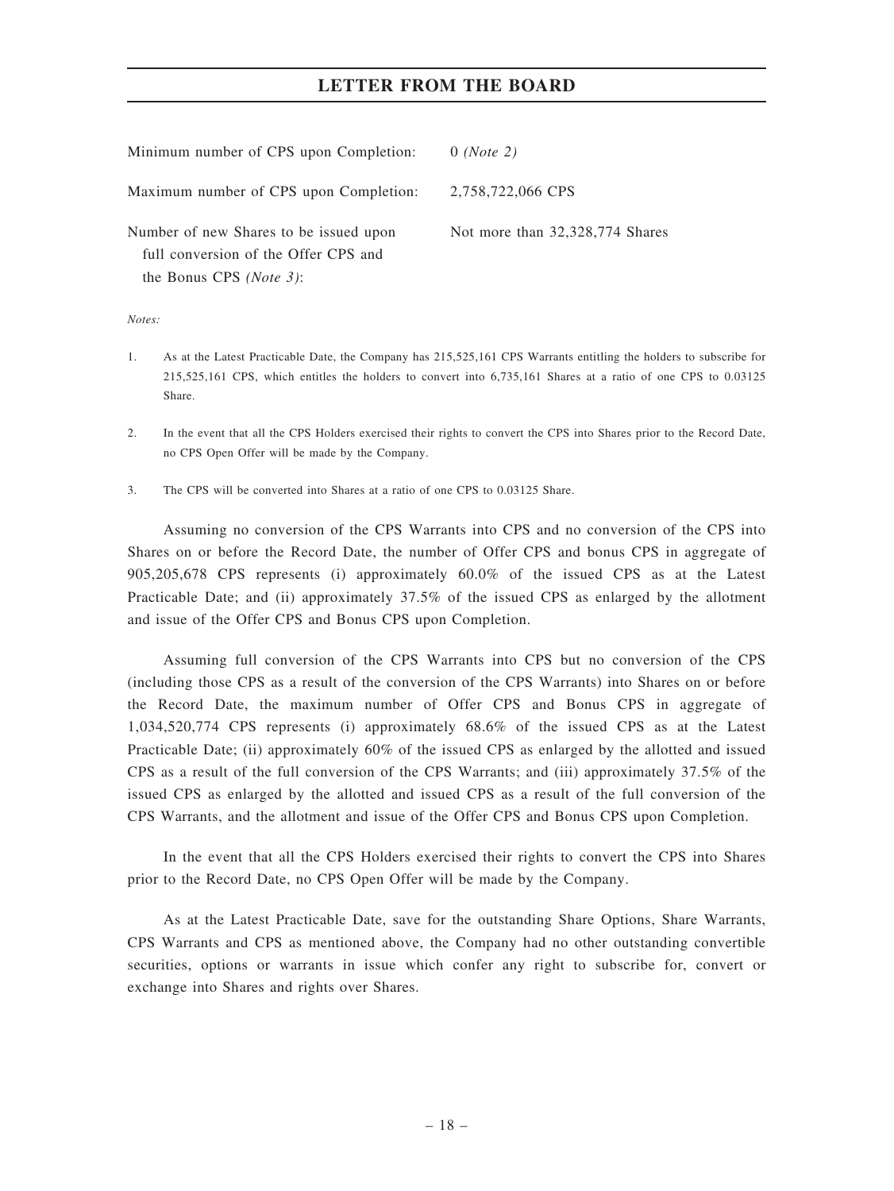| | |
|---|---|
| Minimum number of CPS upon Completion: | 0 *(Note 2)* |
| Maximum number of CPS upon Completion: | 2,758,722,066 CPS |
| Number of new Shares to be issued upon full conversion of the Offer CPS and the Bonus CPS *(Note 3)*: | Not more than 32,328,774 Shares |

*Notes:*

1. As at the Latest Practicable Date, the Company has 215,525,161 CPS Warrants entitling the holders to subscribe for 215,525,161 CPS, which entitles the holders to convert into 6,735,161 Shares at a ratio of one CPS to 0.03125 Share.

2. In the event that all the CPS Holders exercised their rights to convert the CPS into Shares prior to the Record Date, no CPS Open Offer will be made by the Company.

3. The CPS will be converted into Shares at a ratio of one CPS to 0.03125 Share.

Assuming no conversion of the CPS Warrants into CPS and no conversion of the CPS into Shares on or before the Record Date, the number of Offer CPS and bonus CPS in aggregate of 905,205,678 CPS represents (i) approximately 60.0% of the issued CPS as at the Latest Practicable Date; and (ii) approximately 37.5% of the issued CPS as enlarged by the allotment and issue of the Offer CPS and Bonus CPS upon Completion.

Assuming full conversion of the CPS Warrants into CPS but no conversion of the CPS (including those CPS as a result of the conversion of the CPS Warrants) into Shares on or before the Record Date, the maximum number of Offer CPS and Bonus CPS in aggregate of 1,034,520,774 CPS represents (i) approximately 68.6% of the issued CPS as at the Latest Practicable Date; (ii) approximately 60% of the issued CPS as enlarged by the allotted and issued CPS as a result of the full conversion of the CPS Warrants; and (iii) approximately 37.5% of the issued CPS as enlarged by the allotted and issued CPS as a result of the full conversion of the CPS Warrants, and the allotment and issue of the Offer CPS and Bonus CPS upon Completion.

In the event that all the CPS Holders exercised their rights to convert the CPS into Shares prior to the Record Date, no CPS Open Offer will be made by the Company.

As at the Latest Practicable Date, save for the outstanding Share Options, Share Warrants, CPS Warrants and CPS as mentioned above, the Company had no other outstanding convertible securities, options or warrants in issue which confer any right to subscribe for, convert or exchange into Shares and rights over Shares.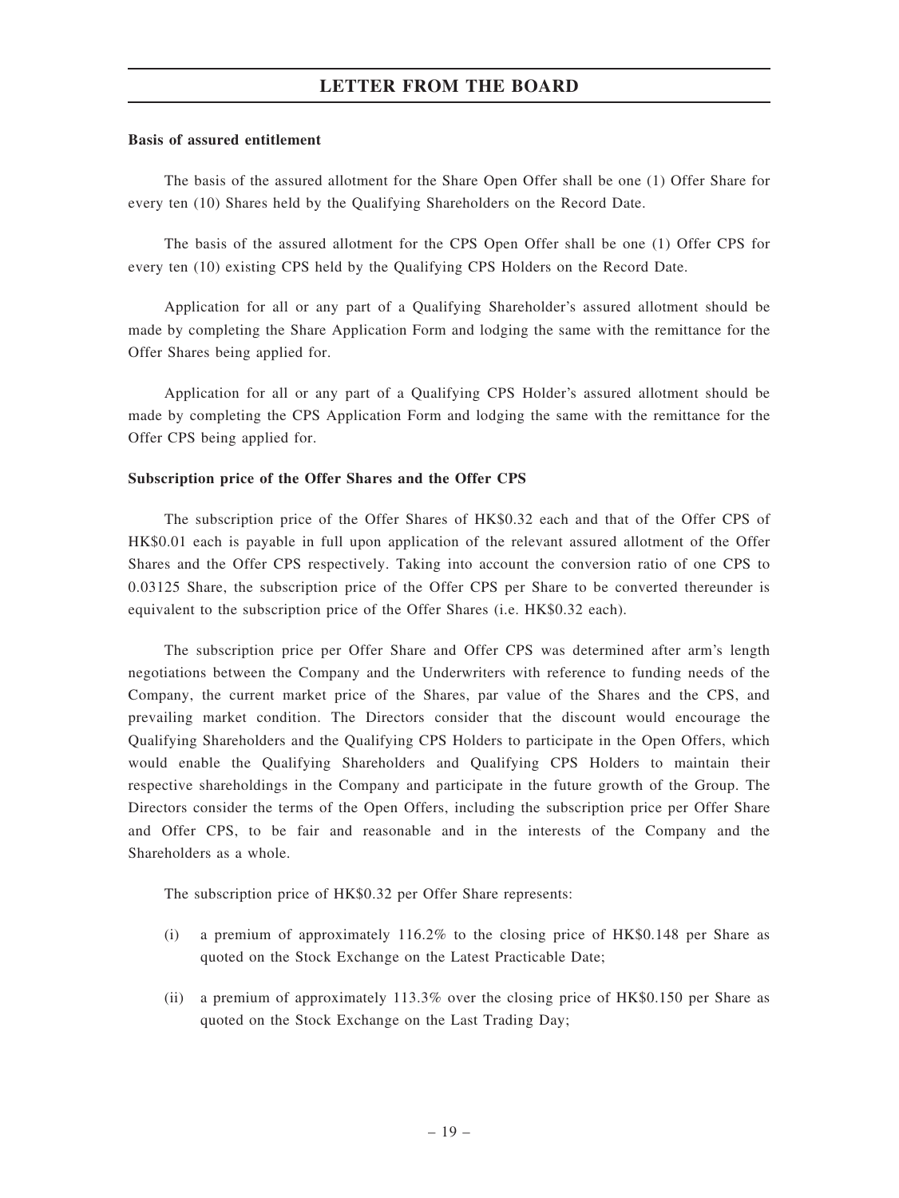**Basis of assured entitlement**

The basis of the assured allotment for the Share Open Offer shall be one (1) Offer Share for every ten (10) Shares held by the Qualifying Shareholders on the Record Date.

The basis of the assured allotment for the CPS Open Offer shall be one (1) Offer CPS for every ten (10) existing CPS held by the Qualifying CPS Holders on the Record Date.

Application for all or any part of a Qualifying Shareholder's assured allotment should be made by completing the Share Application Form and lodging the same with the remittance for the Offer Shares being applied for.

Application for all or any part of a Qualifying CPS Holder's assured allotment should be made by completing the CPS Application Form and lodging the same with the remittance for the Offer CPS being applied for.

**Subscription price of the Offer Shares and the Offer CPS**

The subscription price of the Offer Shares of HK$0.32 each and that of the Offer CPS of HK$0.01 each is payable in full upon application of the relevant assured allotment of the Offer Shares and the Offer CPS respectively. Taking into account the conversion ratio of one CPS to 0.03125 Share, the subscription price of the Offer CPS per Share to be converted thereunder is equivalent to the subscription price of the Offer Shares (i.e. HK$0.32 each).

The subscription price per Offer Share and Offer CPS was determined after arm's length negotiations between the Company and the Underwriters with reference to funding needs of the Company, the current market price of the Shares, par value of the Shares and the CPS, and prevailing market condition. The Directors consider that the discount would encourage the Qualifying Shareholders and the Qualifying CPS Holders to participate in the Open Offers, which would enable the Qualifying Shareholders and Qualifying CPS Holders to maintain their respective shareholdings in the Company and participate in the future growth of the Group. The Directors consider the terms of the Open Offers, including the subscription price per Offer Share and Offer CPS, to be fair and reasonable and in the interests of the Company and the Shareholders as a whole.

The subscription price of HK$0.32 per Offer Share represents:

(i) a premium of approximately 116.2% to the closing price of HK$0.148 per Share as quoted on the Stock Exchange on the Latest Practicable Date;

(ii) a premium of approximately 113.3% over the closing price of HK$0.150 per Share as quoted on the Stock Exchange on the Last Trading Day;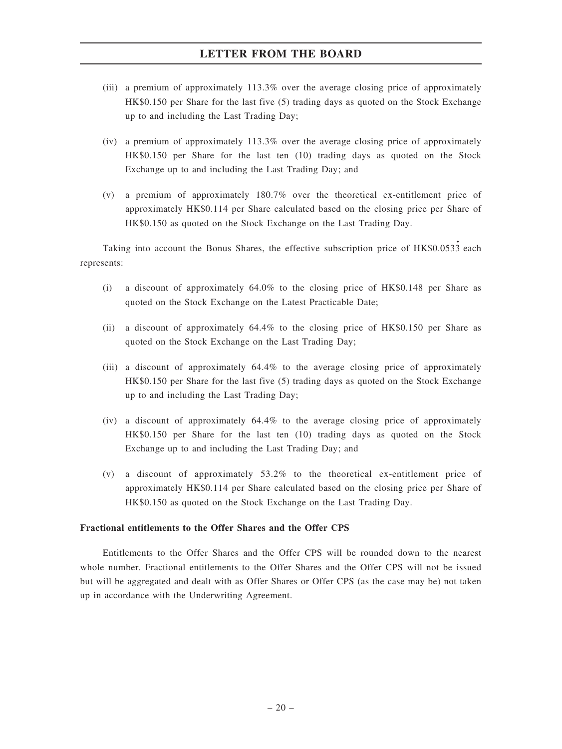(iii) a premium of approximately 113.3% over the average closing price of approximately HK$0.150 per Share for the last five (5) trading days as quoted on the Stock Exchange up to and including the Last Trading Day;

(iv) a premium of approximately 113.3% over the average closing price of approximately HK$0.150 per Share for the last ten (10) trading days as quoted on the Stock Exchange up to and including the Last Trading Day; and

(v) a premium of approximately 180.7% over the theoretical ex-entitlement price of approximately HK$0.114 per Share calculated based on the closing price per Share of HK$0.150 as quoted on the Stock Exchange on the Last Trading Day.

Taking into account the Bonus Shares, the effective subscription price of HK$$0.053\dot{3}$ each represents:

(i) a discount of approximately 64.0% to the closing price of HK$0.148 per Share as quoted on the Stock Exchange on the Latest Practicable Date;

(ii) a discount of approximately 64.4% to the closing price of HK$0.150 per Share as quoted on the Stock Exchange on the Last Trading Day;

(iii) a discount of approximately 64.4% to the average closing price of approximately HK$0.150 per Share for the last five (5) trading days as quoted on the Stock Exchange up to and including the Last Trading Day;

(iv) a discount of approximately 64.4% to the average closing price of approximately HK$0.150 per Share for the last ten (10) trading days as quoted on the Stock Exchange up to and including the Last Trading Day; and

(v) a discount of approximately 53.2% to the theoretical ex-entitlement price of approximately HK$0.114 per Share calculated based on the closing price per Share of HK$0.150 as quoted on the Stock Exchange on the Last Trading Day.

**Fractional entitlements to the Offer Shares and the Offer CPS**

Entitlements to the Offer Shares and the Offer CPS will be rounded down to the nearest whole number. Fractional entitlements to the Offer Shares and the Offer CPS will not be issued but will be aggregated and dealt with as Offer Shares or Offer CPS (as the case may be) not taken up in accordance with the Underwriting Agreement.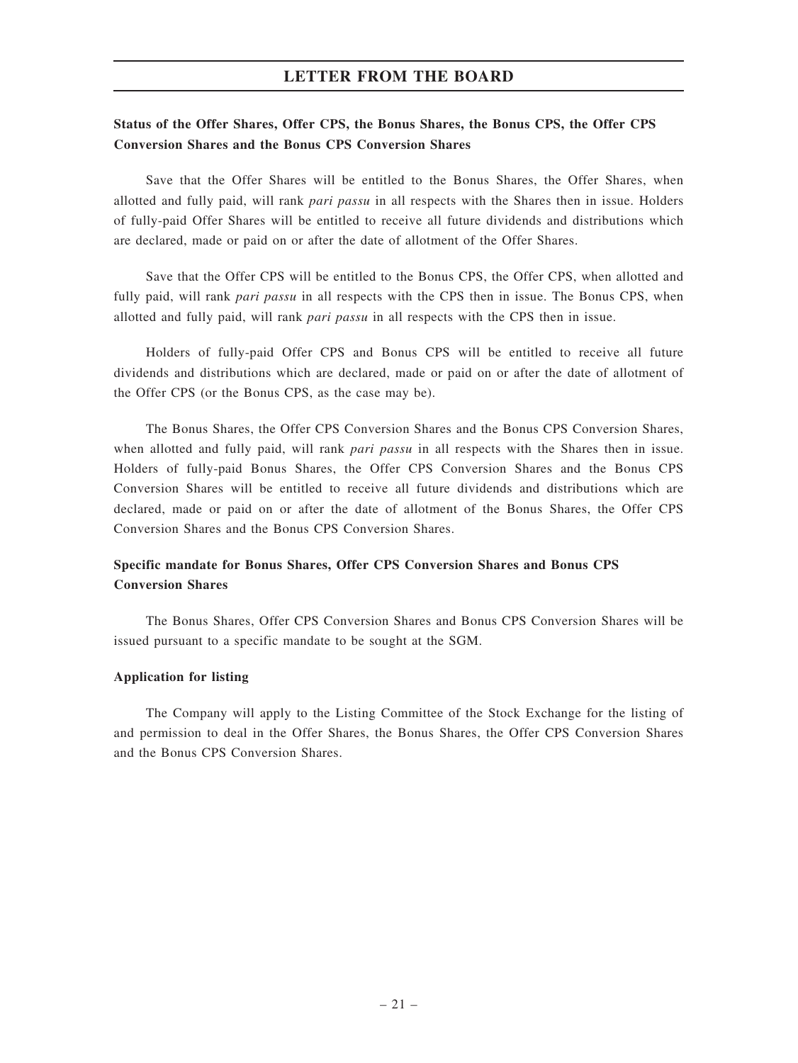**Status of the Offer Shares, Offer CPS, the Bonus Shares, the Bonus CPS, the Offer CPS Conversion Shares and the Bonus CPS Conversion Shares**

Save that the Offer Shares will be entitled to the Bonus Shares, the Offer Shares, when allotted and fully paid, will rank *pari passu* in all respects with the Shares then in issue. Holders of fully-paid Offer Shares will be entitled to receive all future dividends and distributions which are declared, made or paid on or after the date of allotment of the Offer Shares.

Save that the Offer CPS will be entitled to the Bonus CPS, the Offer CPS, when allotted and fully paid, will rank *pari passu* in all respects with the CPS then in issue. The Bonus CPS, when allotted and fully paid, will rank *pari passu* in all respects with the CPS then in issue.

Holders of fully-paid Offer CPS and Bonus CPS will be entitled to receive all future dividends and distributions which are declared, made or paid on or after the date of allotment of the Offer CPS (or the Bonus CPS, as the case may be).

The Bonus Shares, the Offer CPS Conversion Shares and the Bonus CPS Conversion Shares, when allotted and fully paid, will rank *pari passu* in all respects with the Shares then in issue. Holders of fully-paid Bonus Shares, the Offer CPS Conversion Shares and the Bonus CPS Conversion Shares will be entitled to receive all future dividends and distributions which are declared, made or paid on or after the date of allotment of the Bonus Shares, the Offer CPS Conversion Shares and the Bonus CPS Conversion Shares.

**Specific mandate for Bonus Shares, Offer CPS Conversion Shares and Bonus CPS Conversion Shares**

The Bonus Shares, Offer CPS Conversion Shares and Bonus CPS Conversion Shares will be issued pursuant to a specific mandate to be sought at the SGM.

**Application for listing**

The Company will apply to the Listing Committee of the Stock Exchange for the listing of and permission to deal in the Offer Shares, the Bonus Shares, the Offer CPS Conversion Shares and the Bonus CPS Conversion Shares.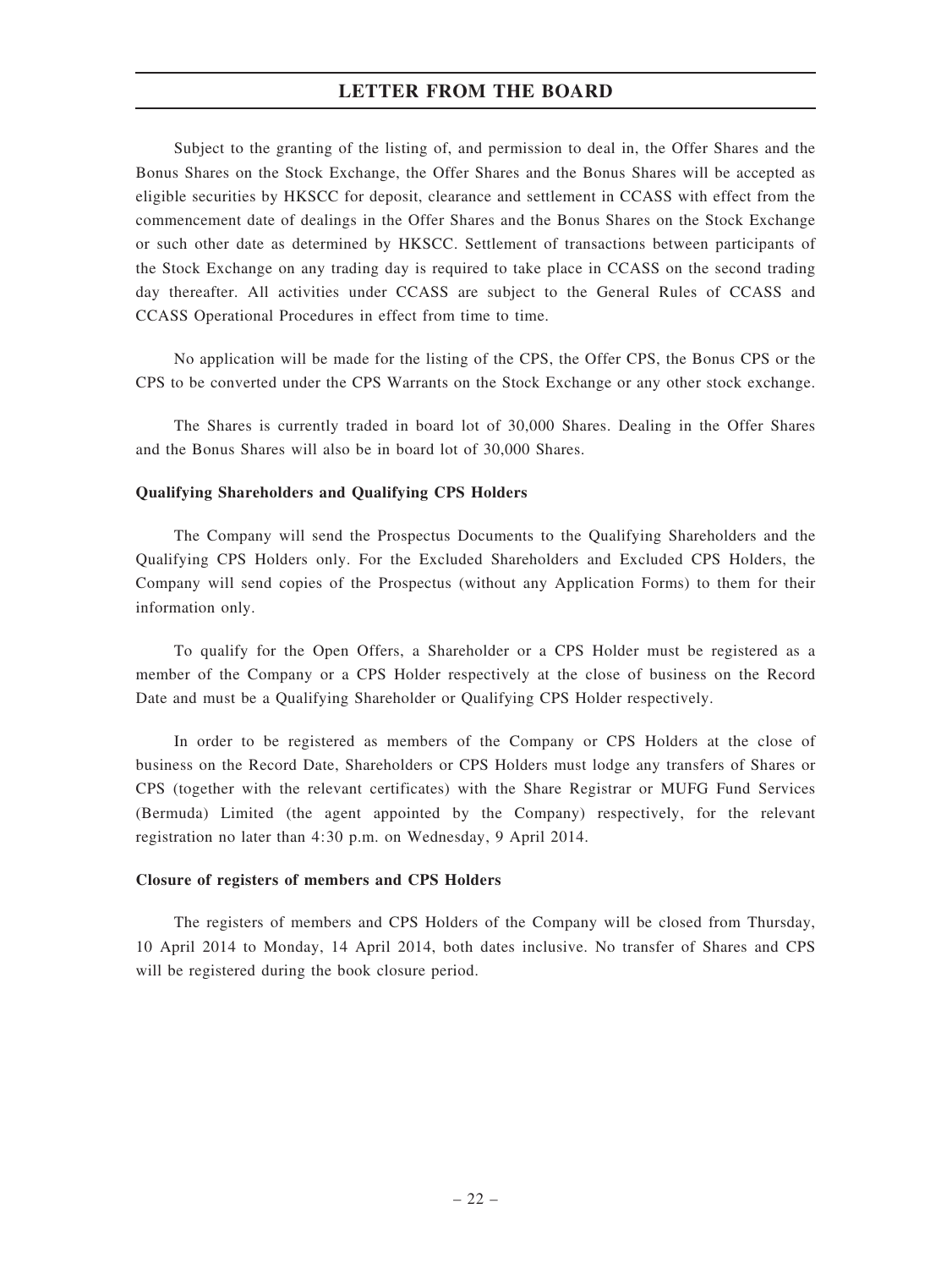Subject to the granting of the listing of, and permission to deal in, the Offer Shares and the Bonus Shares on the Stock Exchange, the Offer Shares and the Bonus Shares will be accepted as eligible securities by HKSCC for deposit, clearance and settlement in CCASS with effect from the commencement date of dealings in the Offer Shares and the Bonus Shares on the Stock Exchange or such other date as determined by HKSCC. Settlement of transactions between participants of the Stock Exchange on any trading day is required to take place in CCASS on the second trading day thereafter. All activities under CCASS are subject to the General Rules of CCASS and CCASS Operational Procedures in effect from time to time.

No application will be made for the listing of the CPS, the Offer CPS, the Bonus CPS or the CPS to be converted under the CPS Warrants on the Stock Exchange or any other stock exchange.

The Shares is currently traded in board lot of 30,000 Shares. Dealing in the Offer Shares and the Bonus Shares will also be in board lot of 30,000 Shares.

**Qualifying Shareholders and Qualifying CPS Holders**

The Company will send the Prospectus Documents to the Qualifying Shareholders and the Qualifying CPS Holders only. For the Excluded Shareholders and Excluded CPS Holders, the Company will send copies of the Prospectus (without any Application Forms) to them for their information only.

To qualify for the Open Offers, a Shareholder or a CPS Holder must be registered as a member of the Company or a CPS Holder respectively at the close of business on the Record Date and must be a Qualifying Shareholder or Qualifying CPS Holder respectively.

In order to be registered as members of the Company or CPS Holders at the close of business on the Record Date, Shareholders or CPS Holders must lodge any transfers of Shares or CPS (together with the relevant certificates) with the Share Registrar or MUFG Fund Services (Bermuda) Limited (the agent appointed by the Company) respectively, for the relevant registration no later than 4:30 p.m. on Wednesday, 9 April 2014.

**Closure of registers of members and CPS Holders**

The registers of members and CPS Holders of the Company will be closed from Thursday, 10 April 2014 to Monday, 14 April 2014, both dates inclusive. No transfer of Shares and CPS will be registered during the book closure period.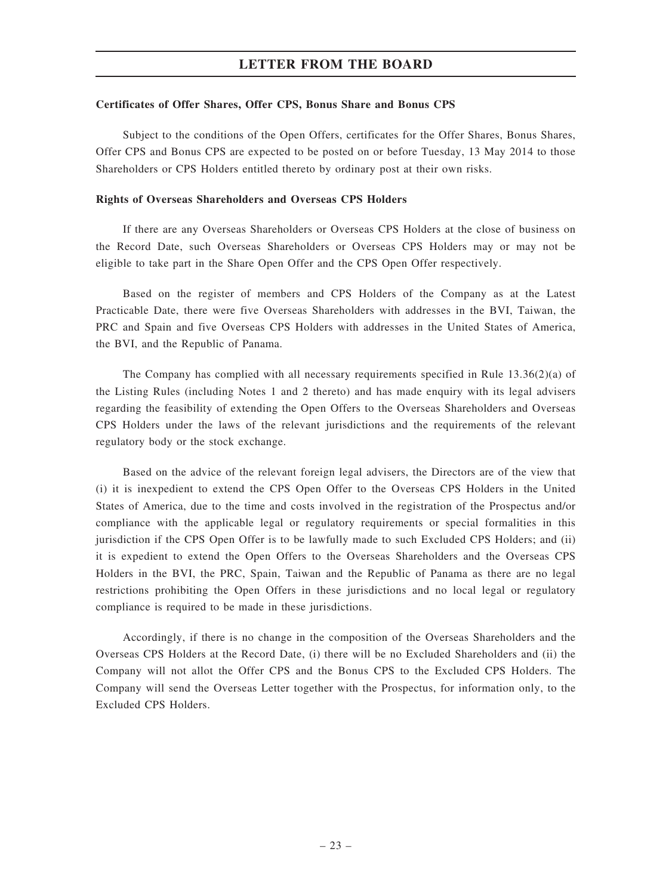**Certificates of Offer Shares, Offer CPS, Bonus Share and Bonus CPS**

Subject to the conditions of the Open Offers, certificates for the Offer Shares, Bonus Shares, Offer CPS and Bonus CPS are expected to be posted on or before Tuesday, 13 May 2014 to those Shareholders or CPS Holders entitled thereto by ordinary post at their own risks.

**Rights of Overseas Shareholders and Overseas CPS Holders**

If there are any Overseas Shareholders or Overseas CPS Holders at the close of business on the Record Date, such Overseas Shareholders or Overseas CPS Holders may or may not be eligible to take part in the Share Open Offer and the CPS Open Offer respectively.

Based on the register of members and CPS Holders of the Company as at the Latest Practicable Date, there were five Overseas Shareholders with addresses in the BVI, Taiwan, the PRC and Spain and five Overseas CPS Holders with addresses in the United States of America, the BVI, and the Republic of Panama.

The Company has complied with all necessary requirements specified in Rule 13.36(2)(a) of the Listing Rules (including Notes 1 and 2 thereto) and has made enquiry with its legal advisers regarding the feasibility of extending the Open Offers to the Overseas Shareholders and Overseas CPS Holders under the laws of the relevant jurisdictions and the requirements of the relevant regulatory body or the stock exchange.

Based on the advice of the relevant foreign legal advisers, the Directors are of the view that (i) it is inexpedient to extend the CPS Open Offer to the Overseas CPS Holders in the United States of America, due to the time and costs involved in the registration of the Prospectus and/or compliance with the applicable legal or regulatory requirements or special formalities in this jurisdiction if the CPS Open Offer is to be lawfully made to such Excluded CPS Holders; and (ii) it is expedient to extend the Open Offers to the Overseas Shareholders and the Overseas CPS Holders in the BVI, the PRC, Spain, Taiwan and the Republic of Panama as there are no legal restrictions prohibiting the Open Offers in these jurisdictions and no local legal or regulatory compliance is required to be made in these jurisdictions.

Accordingly, if there is no change in the composition of the Overseas Shareholders and the Overseas CPS Holders at the Record Date, (i) there will be no Excluded Shareholders and (ii) the Company will not allot the Offer CPS and the Bonus CPS to the Excluded CPS Holders. The Company will send the Overseas Letter together with the Prospectus, for information only, to the Excluded CPS Holders.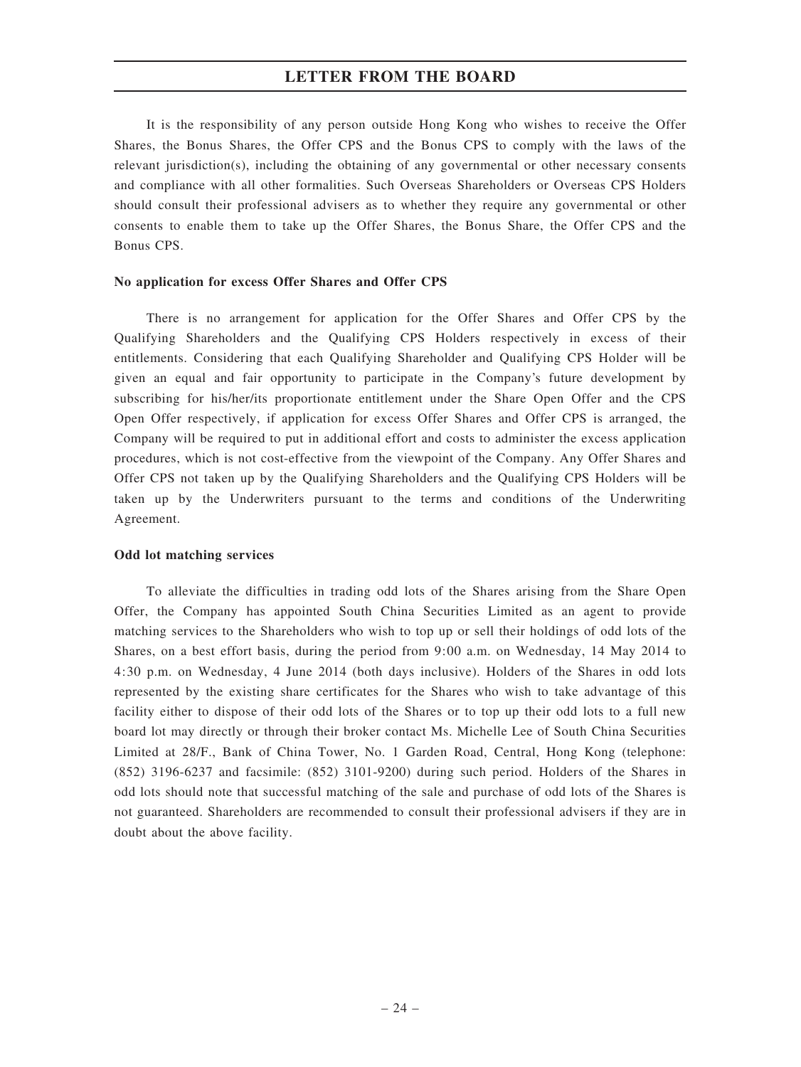It is the responsibility of any person outside Hong Kong who wishes to receive the Offer Shares, the Bonus Shares, the Offer CPS and the Bonus CPS to comply with the laws of the relevant jurisdiction(s), including the obtaining of any governmental or other necessary consents and compliance with all other formalities. Such Overseas Shareholders or Overseas CPS Holders should consult their professional advisers as to whether they require any governmental or other consents to enable them to take up the Offer Shares, the Bonus Share, the Offer CPS and the Bonus CPS.

**No application for excess Offer Shares and Offer CPS**

There is no arrangement for application for the Offer Shares and Offer CPS by the Qualifying Shareholders and the Qualifying CPS Holders respectively in excess of their entitlements. Considering that each Qualifying Shareholder and Qualifying CPS Holder will be given an equal and fair opportunity to participate in the Company's future development by subscribing for his/her/its proportionate entitlement under the Share Open Offer and the CPS Open Offer respectively, if application for excess Offer Shares and Offer CPS is arranged, the Company will be required to put in additional effort and costs to administer the excess application procedures, which is not cost-effective from the viewpoint of the Company. Any Offer Shares and Offer CPS not taken up by the Qualifying Shareholders and the Qualifying CPS Holders will be taken up by the Underwriters pursuant to the terms and conditions of the Underwriting Agreement.

**Odd lot matching services**

To alleviate the difficulties in trading odd lots of the Shares arising from the Share Open Offer, the Company has appointed South China Securities Limited as an agent to provide matching services to the Shareholders who wish to top up or sell their holdings of odd lots of the Shares, on a best effort basis, during the period from 9:00 a.m. on Wednesday, 14 May 2014 to 4:30 p.m. on Wednesday, 4 June 2014 (both days inclusive). Holders of the Shares in odd lots represented by the existing share certificates for the Shares who wish to take advantage of this facility either to dispose of their odd lots of the Shares or to top up their odd lots to a full new board lot may directly or through their broker contact Ms. Michelle Lee of South China Securities Limited at 28/F., Bank of China Tower, No. 1 Garden Road, Central, Hong Kong (telephone: (852) 3196-6237 and facsimile: (852) 3101-9200) during such period. Holders of the Shares in odd lots should note that successful matching of the sale and purchase of odd lots of the Shares is not guaranteed. Shareholders are recommended to consult their professional advisers if they are in doubt about the above facility.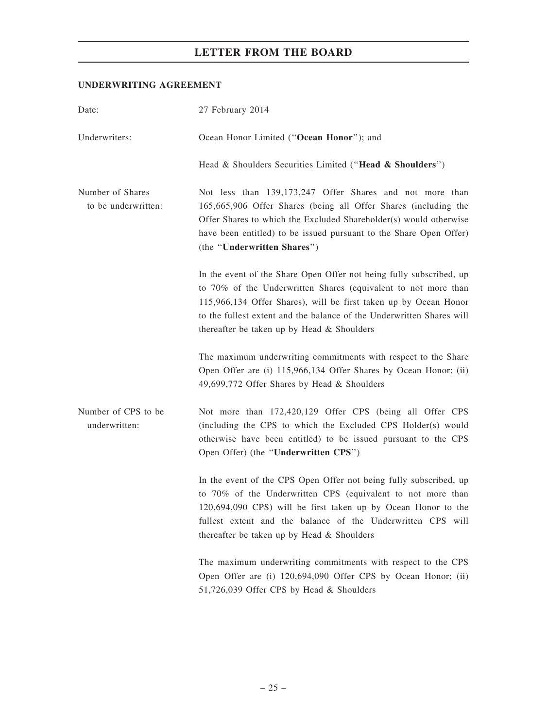## LETTER FROM THE BOARD

**UNDERWRITING AGREEMENT**

| | |
|---|---|
| Date: | 27 February 2014 |
| Underwriters: | Ocean Honor Limited ("**Ocean Honor**"); and<br><br>Head & Shoulders Securities Limited ("**Head & Shoulders**") |
| Number of Shares to be underwritten: | Not less than 139,173,247 Offer Shares and not more than 165,665,906 Offer Shares (being all Offer Shares (including the Offer Shares to which the Excluded Shareholder(s) would otherwise have been entitled) to be issued pursuant to the Share Open Offer) (the "**Underwritten Shares**")<br><br>In the event of the Share Open Offer not being fully subscribed, up to 70% of the Underwritten Shares (equivalent to not more than 115,966,134 Offer Shares), will be first taken up by Ocean Honor to the fullest extent and the balance of the Underwritten Shares will thereafter be taken up by Head & Shoulders<br><br>The maximum underwriting commitments with respect to the Share Open Offer are (i) 115,966,134 Offer Shares by Ocean Honor; (ii) 49,699,772 Offer Shares by Head & Shoulders |
| Number of CPS to be underwritten: | Not more than 172,420,129 Offer CPS (being all Offer CPS (including the CPS to which the Excluded CPS Holder(s) would otherwise have been entitled) to be issued pursuant to the CPS Open Offer) (the "**Underwritten CPS**")<br><br>In the event of the CPS Open Offer not being fully subscribed, up to 70% of the Underwritten CPS (equivalent to not more than 120,694,090 CPS) will be first taken up by Ocean Honor to the fullest extent and the balance of the Underwritten CPS will thereafter be taken up by Head & Shoulders<br><br>The maximum underwriting commitments with respect to the CPS Open Offer are (i) 120,694,090 Offer CPS by Ocean Honor; (ii) 51,726,039 Offer CPS by Head & Shoulders |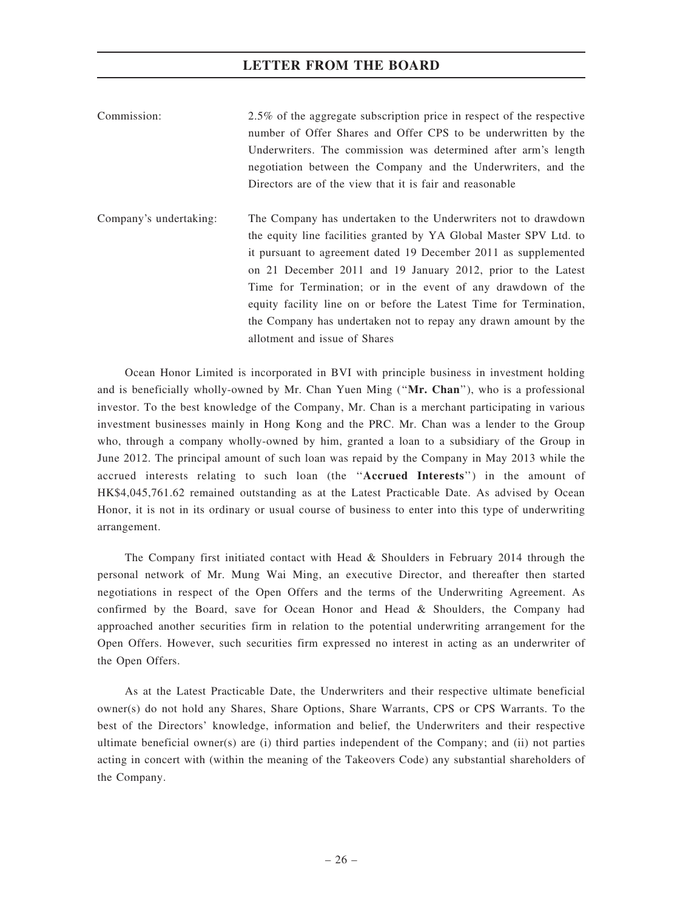| | |
|---|---|
| Commission: | 2.5% of the aggregate subscription price in respect of the respective number of Offer Shares and Offer CPS to be underwritten by the Underwriters. The commission was determined after arm's length negotiation between the Company and the Underwriters, and the Directors are of the view that it is fair and reasonable |
| Company's undertaking: | The Company has undertaken to the Underwriters not to drawdown the equity line facilities granted by YA Global Master SPV Ltd. to it pursuant to agreement dated 19 December 2011 as supplemented on 21 December 2011 and 19 January 2012, prior to the Latest Time for Termination; or in the event of any drawdown of the equity facility line on or before the Latest Time for Termination, the Company has undertaken not to repay any drawn amount by the allotment and issue of Shares |

Ocean Honor Limited is incorporated in BVI with principle business in investment holding and is beneficially wholly-owned by Mr. Chan Yuen Ming ("**Mr. Chan**"), who is a professional investor. To the best knowledge of the Company, Mr. Chan is a merchant participating in various investment businesses mainly in Hong Kong and the PRC. Mr. Chan was a lender to the Group who, through a company wholly-owned by him, granted a loan to a subsidiary of the Group in June 2012. The principal amount of such loan was repaid by the Company in May 2013 while the accrued interests relating to such loan (the "**Accrued Interests**") in the amount of HK$4,045,761.62 remained outstanding as at the Latest Practicable Date. As advised by Ocean Honor, it is not in its ordinary or usual course of business to enter into this type of underwriting arrangement.

The Company first initiated contact with Head & Shoulders in February 2014 through the personal network of Mr. Mung Wai Ming, an executive Director, and thereafter then started negotiations in respect of the Open Offers and the terms of the Underwriting Agreement. As confirmed by the Board, save for Ocean Honor and Head & Shoulders, the Company had approached another securities firm in relation to the potential underwriting arrangement for the Open Offers. However, such securities firm expressed no interest in acting as an underwriter of the Open Offers.

As at the Latest Practicable Date, the Underwriters and their respective ultimate beneficial owner(s) do not hold any Shares, Share Options, Share Warrants, CPS or CPS Warrants. To the best of the Directors' knowledge, information and belief, the Underwriters and their respective ultimate beneficial owner(s) are (i) third parties independent of the Company; and (ii) not parties acting in concert with (within the meaning of the Takeovers Code) any substantial shareholders of the Company.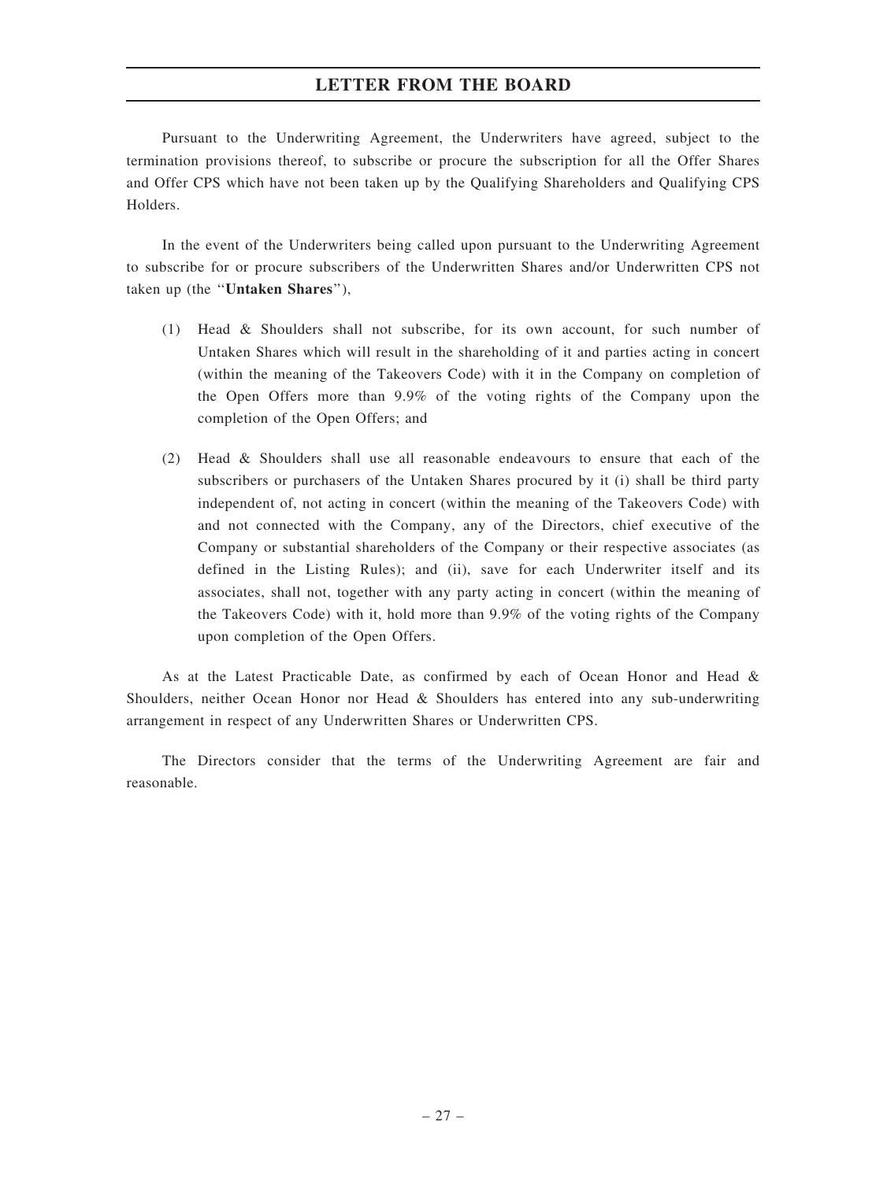Pursuant to the Underwriting Agreement, the Underwriters have agreed, subject to the termination provisions thereof, to subscribe or procure the subscription for all the Offer Shares and Offer CPS which have not been taken up by the Qualifying Shareholders and Qualifying CPS Holders.

In the event of the Underwriters being called upon pursuant to the Underwriting Agreement to subscribe for or procure subscribers of the Underwritten Shares and/or Underwritten CPS not taken up (the "**Untaken Shares**"),

(1) Head & Shoulders shall not subscribe, for its own account, for such number of Untaken Shares which will result in the shareholding of it and parties acting in concert (within the meaning of the Takeovers Code) with it in the Company on completion of the Open Offers more than 9.9% of the voting rights of the Company upon the completion of the Open Offers; and

(2) Head & Shoulders shall use all reasonable endeavours to ensure that each of the subscribers or purchasers of the Untaken Shares procured by it (i) shall be third party independent of, not acting in concert (within the meaning of the Takeovers Code) with and not connected with the Company, any of the Directors, chief executive of the Company or substantial shareholders of the Company or their respective associates (as defined in the Listing Rules); and (ii), save for each Underwriter itself and its associates, shall not, together with any party acting in concert (within the meaning of the Takeovers Code) with it, hold more than 9.9% of the voting rights of the Company upon completion of the Open Offers.

As at the Latest Practicable Date, as confirmed by each of Ocean Honor and Head & Shoulders, neither Ocean Honor nor Head & Shoulders has entered into any sub-underwriting arrangement in respect of any Underwritten Shares or Underwritten CPS.

The Directors consider that the terms of the Underwriting Agreement are fair and reasonable.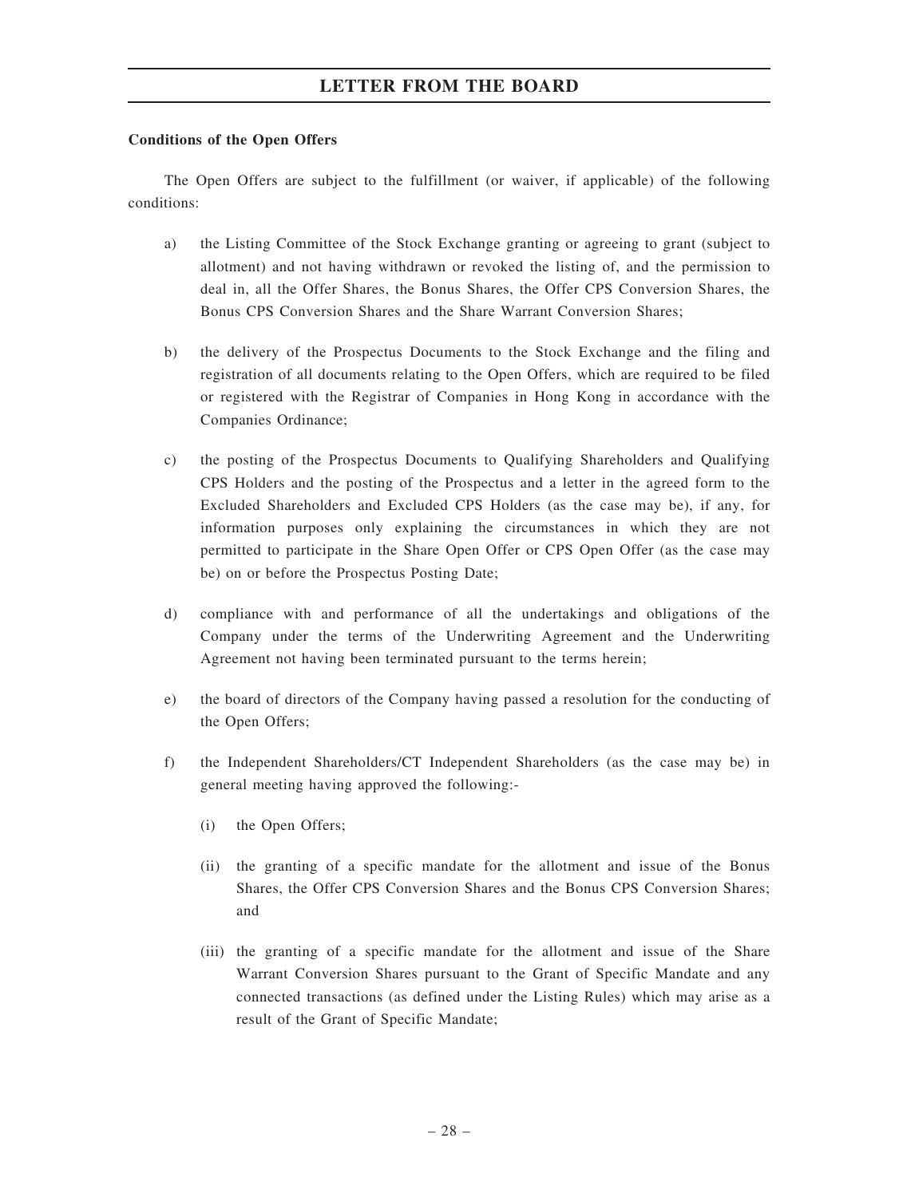**Conditions of the Open Offers**

The Open Offers are subject to the fulfillment (or waiver, if applicable) of the following conditions:

a) the Listing Committee of the Stock Exchange granting or agreeing to grant (subject to allotment) and not having withdrawn or revoked the listing of, and the permission to deal in, all the Offer Shares, the Bonus Shares, the Offer CPS Conversion Shares, the Bonus CPS Conversion Shares and the Share Warrant Conversion Shares;

b) the delivery of the Prospectus Documents to the Stock Exchange and the filing and registration of all documents relating to the Open Offers, which are required to be filed or registered with the Registrar of Companies in Hong Kong in accordance with the Companies Ordinance;

c) the posting of the Prospectus Documents to Qualifying Shareholders and Qualifying CPS Holders and the posting of the Prospectus and a letter in the agreed form to the Excluded Shareholders and Excluded CPS Holders (as the case may be), if any, for information purposes only explaining the circumstances in which they are not permitted to participate in the Share Open Offer or CPS Open Offer (as the case may be) on or before the Prospectus Posting Date;

d) compliance with and performance of all the undertakings and obligations of the Company under the terms of the Underwriting Agreement and the Underwriting Agreement not having been terminated pursuant to the terms herein;

e) the board of directors of the Company having passed a resolution for the conducting of the Open Offers;

f) the Independent Shareholders/CT Independent Shareholders (as the case may be) in general meeting having approved the following:-

   (i) the Open Offers;

   (ii) the granting of a specific mandate for the allotment and issue of the Bonus Shares, the Offer CPS Conversion Shares and the Bonus CPS Conversion Shares; and

   (iii) the granting of a specific mandate for the allotment and issue of the Share Warrant Conversion Shares pursuant to the Grant of Specific Mandate and any connected transactions (as defined under the Listing Rules) which may arise as a result of the Grant of Specific Mandate;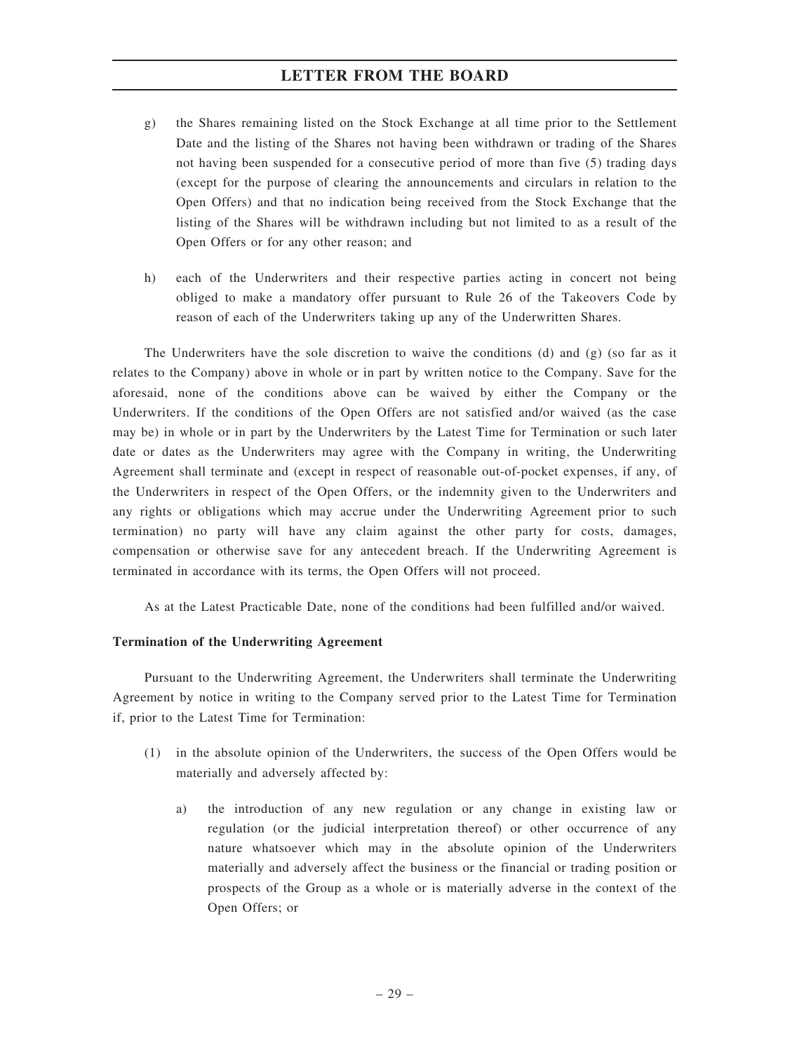g) the Shares remaining listed on the Stock Exchange at all time prior to the Settlement Date and the listing of the Shares not having been withdrawn or trading of the Shares not having been suspended for a consecutive period of more than five (5) trading days (except for the purpose of clearing the announcements and circulars in relation to the Open Offers) and that no indication being received from the Stock Exchange that the listing of the Shares will be withdrawn including but not limited to as a result of the Open Offers or for any other reason; and

h) each of the Underwriters and their respective parties acting in concert not being obliged to make a mandatory offer pursuant to Rule 26 of the Takeovers Code by reason of each of the Underwriters taking up any of the Underwritten Shares.

The Underwriters have the sole discretion to waive the conditions (d) and (g) (so far as it relates to the Company) above in whole or in part by written notice to the Company. Save for the aforesaid, none of the conditions above can be waived by either the Company or the Underwriters. If the conditions of the Open Offers are not satisfied and/or waived (as the case may be) in whole or in part by the Underwriters by the Latest Time for Termination or such later date or dates as the Underwriters may agree with the Company in writing, the Underwriting Agreement shall terminate and (except in respect of reasonable out-of-pocket expenses, if any, of the Underwriters in respect of the Open Offers, or the indemnity given to the Underwriters and any rights or obligations which may accrue under the Underwriting Agreement prior to such termination) no party will have any claim against the other party for costs, damages, compensation or otherwise save for any antecedent breach. If the Underwriting Agreement is terminated in accordance with its terms, the Open Offers will not proceed.

As at the Latest Practicable Date, none of the conditions had been fulfilled and/or waived.

**Termination of the Underwriting Agreement**

Pursuant to the Underwriting Agreement, the Underwriters shall terminate the Underwriting Agreement by notice in writing to the Company served prior to the Latest Time for Termination if, prior to the Latest Time for Termination:

(1) in the absolute opinion of the Underwriters, the success of the Open Offers would be materially and adversely affected by:

  a) the introduction of any new regulation or any change in existing law or regulation (or the judicial interpretation thereof) or other occurrence of any nature whatsoever which may in the absolute opinion of the Underwriters materially and adversely affect the business or the financial or trading position or prospects of the Group as a whole or is materially adverse in the context of the Open Offers; or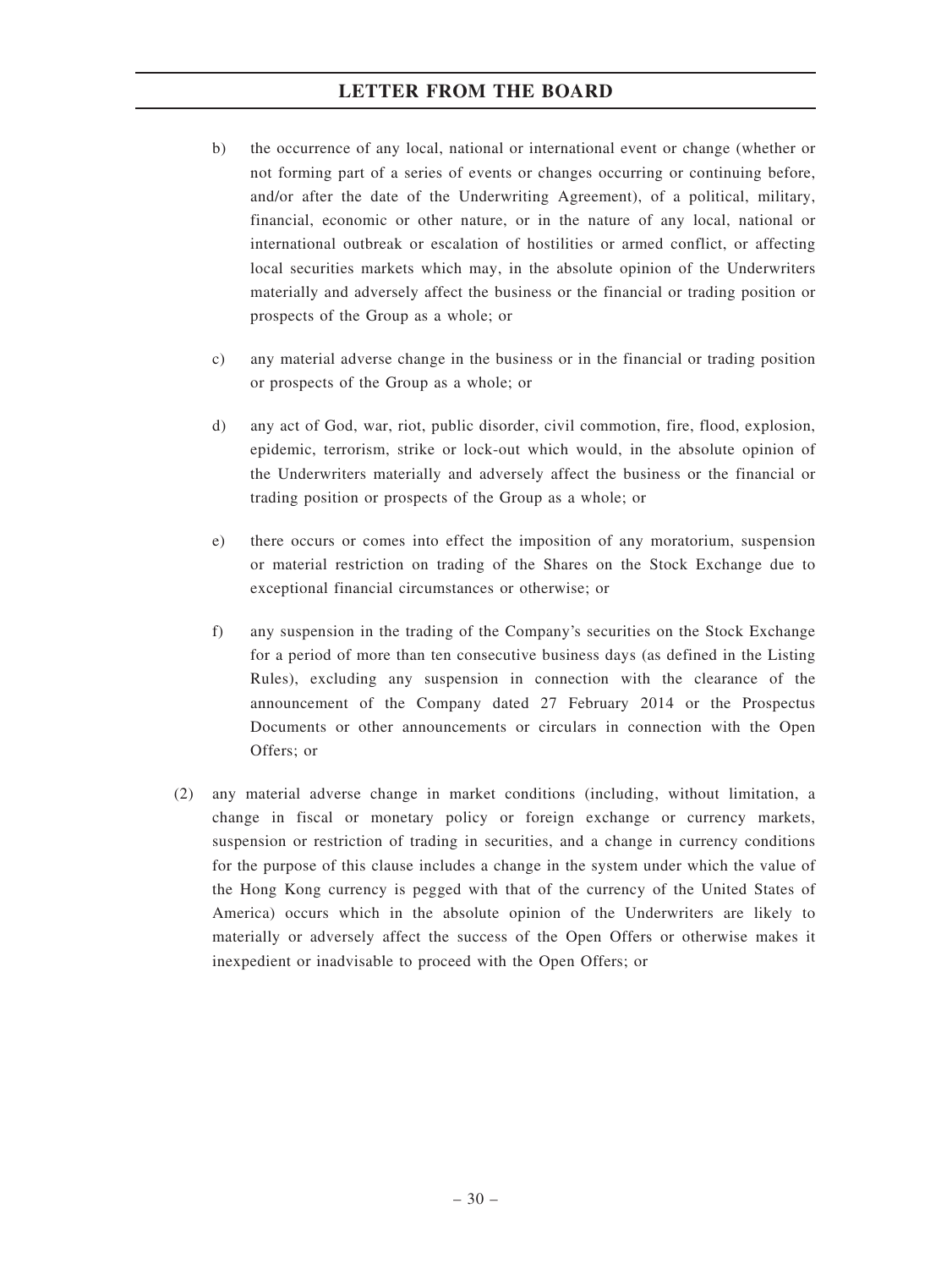b) the occurrence of any local, national or international event or change (whether or not forming part of a series of events or changes occurring or continuing before, and/or after the date of the Underwriting Agreement), of a political, military, financial, economic or other nature, or in the nature of any local, national or international outbreak or escalation of hostilities or armed conflict, or affecting local securities markets which may, in the absolute opinion of the Underwriters materially and adversely affect the business or the financial or trading position or prospects of the Group as a whole; or

c) any material adverse change in the business or in the financial or trading position or prospects of the Group as a whole; or

d) any act of God, war, riot, public disorder, civil commotion, fire, flood, explosion, epidemic, terrorism, strike or lock-out which would, in the absolute opinion of the Underwriters materially and adversely affect the business or the financial or trading position or prospects of the Group as a whole; or

e) there occurs or comes into effect the imposition of any moratorium, suspension or material restriction on trading of the Shares on the Stock Exchange due to exceptional financial circumstances or otherwise; or

f) any suspension in the trading of the Company's securities on the Stock Exchange for a period of more than ten consecutive business days (as defined in the Listing Rules), excluding any suspension in connection with the clearance of the announcement of the Company dated 27 February 2014 or the Prospectus Documents or other announcements or circulars in connection with the Open Offers; or

(2) any material adverse change in market conditions (including, without limitation, a change in fiscal or monetary policy or foreign exchange or currency markets, suspension or restriction of trading in securities, and a change in currency conditions for the purpose of this clause includes a change in the system under which the value of the Hong Kong currency is pegged with that of the currency of the United States of America) occurs which in the absolute opinion of the Underwriters are likely to materially or adversely affect the success of the Open Offers or otherwise makes it inexpedient or inadvisable to proceed with the Open Offers; or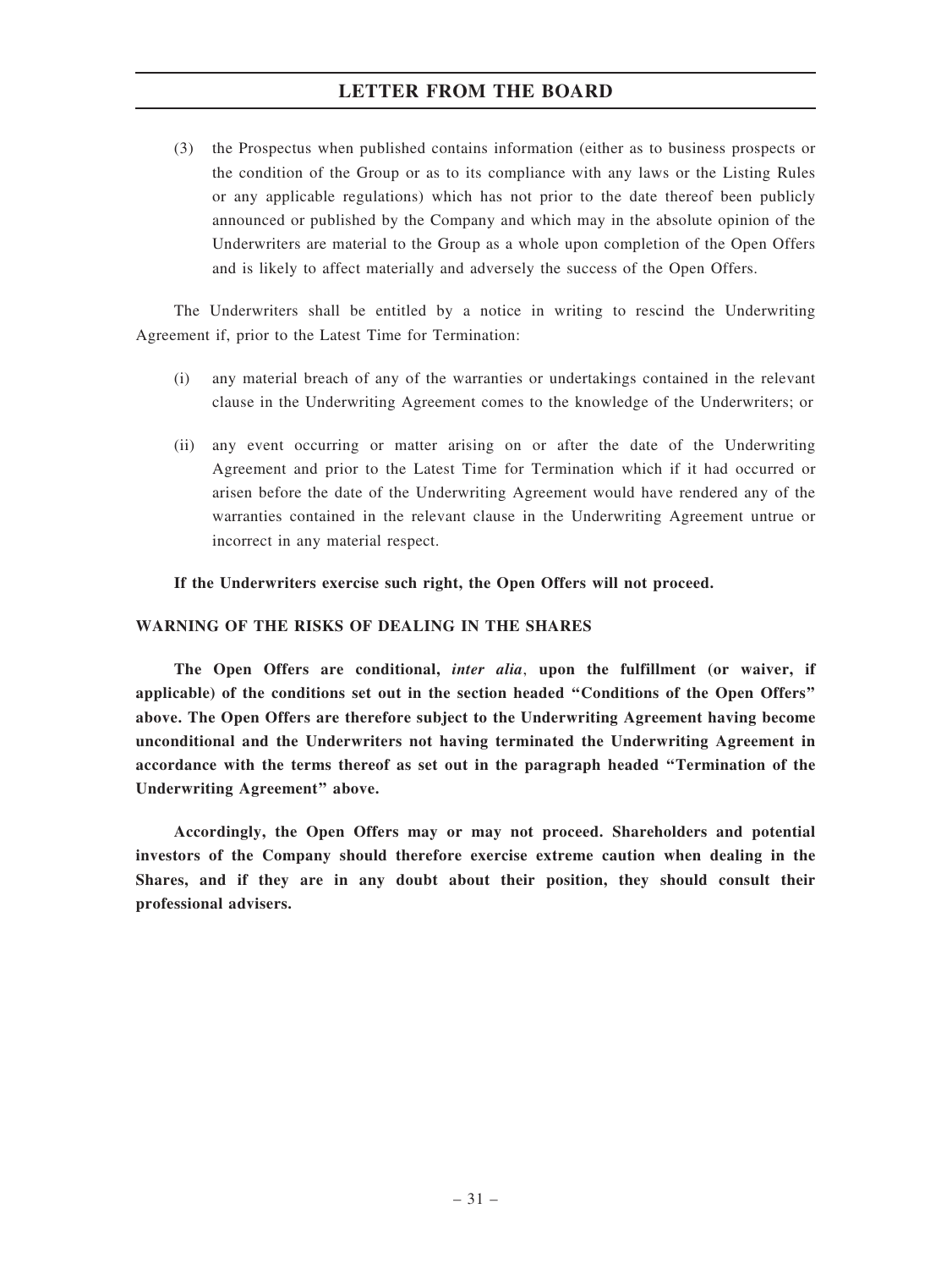(3) the Prospectus when published contains information (either as to business prospects or the condition of the Group or as to its compliance with any laws or the Listing Rules or any applicable regulations) which has not prior to the date thereof been publicly announced or published by the Company and which may in the absolute opinion of the Underwriters are material to the Group as a whole upon completion of the Open Offers and is likely to affect materially and adversely the success of the Open Offers.

The Underwriters shall be entitled by a notice in writing to rescind the Underwriting Agreement if, prior to the Latest Time for Termination:

(i) any material breach of any of the warranties or undertakings contained in the relevant clause in the Underwriting Agreement comes to the knowledge of the Underwriters; or

(ii) any event occurring or matter arising on or after the date of the Underwriting Agreement and prior to the Latest Time for Termination which if it had occurred or arisen before the date of the Underwriting Agreement would have rendered any of the warranties contained in the relevant clause in the Underwriting Agreement untrue or incorrect in any material respect.

**If the Underwriters exercise such right, the Open Offers will not proceed.**

## WARNING OF THE RISKS OF DEALING IN THE SHARES

**The Open Offers are conditional, *inter alia*, upon the fulfillment (or waiver, if applicable) of the conditions set out in the section headed "Conditions of the Open Offers" above. The Open Offers are therefore subject to the Underwriting Agreement having become unconditional and the Underwriters not having terminated the Underwriting Agreement in accordance with the terms thereof as set out in the paragraph headed "Termination of the Underwriting Agreement" above.**

**Accordingly, the Open Offers may or may not proceed. Shareholders and potential investors of the Company should therefore exercise extreme caution when dealing in the Shares, and if they are in any doubt about their position, they should consult their professional advisers.**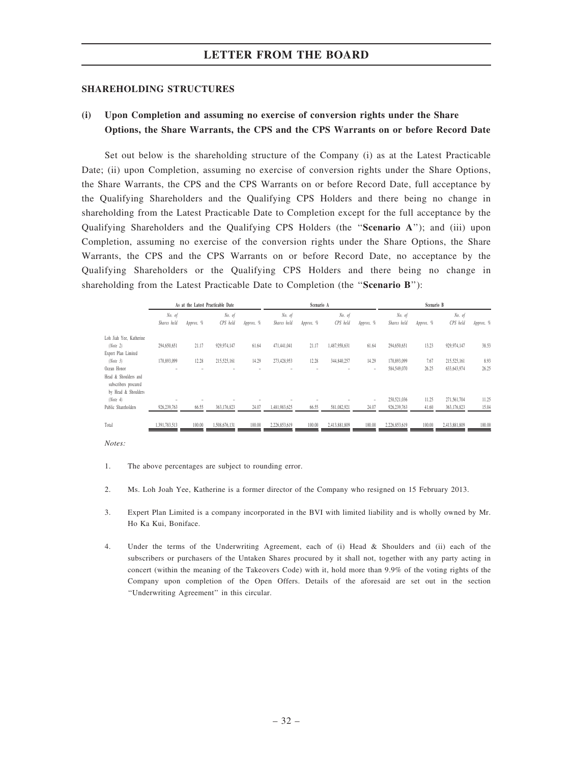## LETTER FROM THE BOARD

### SHAREHOLDING STRUCTURES

### (i) Upon Completion and assuming no exercise of conversion rights under the Share Options, the Share Warrants, the CPS and the CPS Warrants on or before Record Date

Set out below is the shareholding structure of the Company (i) as at the Latest Practicable Date; (ii) upon Completion, assuming no exercise of conversion rights under the Share Options, the Share Warrants, the CPS and the CPS Warrants on or before Record Date, full acceptance by the Qualifying Shareholders and the Qualifying CPS Holders and there being no change in shareholding from the Latest Practicable Date to Completion except for the full acceptance by the Qualifying Shareholders and the Qualifying CPS Holders (the "**Scenario A**"); and (iii) upon Completion, assuming no exercise of the conversion rights under the Share Options, the Share Warrants, the CPS and the CPS Warrants on or before Record Date, no acceptance by the Qualifying Shareholders or the Qualifying CPS Holders and there being no change in shareholding from the Latest Practicable Date to Completion (the "**Scenario B**"):

| | As at the Latest Practicable Date | | | | Scenario A | | | | Scenario B | | | |
|---|---|---|---|---|---|---|---|---|---|---|---|---|
| | *No. of Shares held* | *Approx. %* | *No. of CPS held* | *Approx. %* | *No. of Shares held* | *Approx. %* | *No. of CPS held* | *Approx. %* | *No. of Shares held* | *Approx. %* | *No. of CPS held* | *Approx. %* |
| Loh Jiah Yee, Katherine *(Note 2)* | 294,650,651 | 21.17 | 929,974,147 | 61.64 | 471,441,041 | 21.17 | 1,487,958,631 | 61.64 | 294,650,651 | 13.23 | 929,974,147 | 38.53 |
| Expert Plan Limited *(Note 3)* | 170,893,099 | 12.28 | 215,525,161 | 14.29 | 273,428,953 | 12.28 | 344,840,257 | 14.29 | 170,893,099 | 7.67 | 215,525,161 | 8.93 |
| Ocean Honor | – | – | – | – | – | – | – | – | 584,549,070 | 26.25 | 633,643,974 | 26.25 |
| Head & Shoulders and subscribers procured by Head & Shoulders *(Note 4)* | – | – | – | – | – | – | – | – | 250,521,036 | 11.25 | 271,561,704 | 11.25 |
| Public Shareholders | 926,239,763 | 66.55 | 363,176,823 | 24.07 | 1,481,983,625 | 66.55 | 581,082,921 | 24.07 | 926,239,763 | 41.60 | 363,176,823 | 15.04 |
| Total | 1,391,783,513 | 100.00 | 1,508,676,131 | 100.00 | 2,226,853,619 | 100.00 | 2,413,881,809 | 100.00 | 2,226,853,619 | 100.00 | 2,413,881,809 | 100.00 |

*Notes:*

1. The above percentages are subject to rounding error.

2. Ms. Loh Joah Yee, Katherine is a former director of the Company who resigned on 15 February 2013.

3. Expert Plan Limited is a company incorporated in the BVI with limited liability and is wholly owned by Mr. Ho Ka Kui, Boniface.

4. Under the terms of the Underwriting Agreement, each of (i) Head & Shoulders and (ii) each of the subscribers or purchasers of the Untaken Shares procured by it shall not, together with any party acting in concert (within the meaning of the Takeovers Code) with it, hold more than 9.9% of the voting rights of the Company upon completion of the Open Offers. Details of the aforesaid are set out in the section "Underwriting Agreement" in this circular.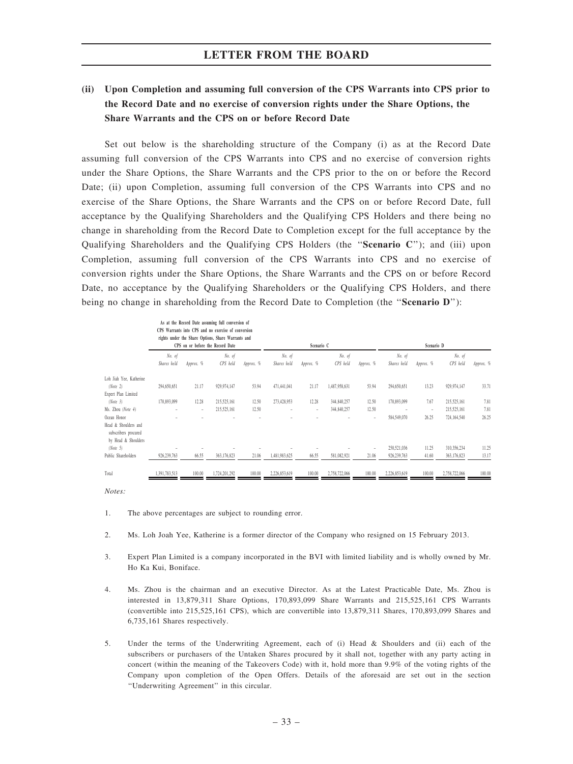## (ii) Upon Completion and assuming full conversion of the CPS Warrants into CPS prior to the Record Date and no exercise of conversion rights under the Share Options, the Share Warrants and the CPS on or before Record Date

Set out below is the shareholding structure of the Company (i) as at the Record Date assuming full conversion of the CPS Warrants into CPS and no exercise of conversion rights under the Share Options, the Share Warrants and the CPS prior to the on or before the Record Date; (ii) upon Completion, assuming full conversion of the CPS Warrants into CPS and no exercise of the Share Options, the Share Warrants and the CPS on or before Record Date, full acceptance by the Qualifying Shareholders and the Qualifying CPS Holders and there being no change in shareholding from the Record Date to Completion except for the full acceptance by the Qualifying Shareholders and the Qualifying CPS Holders (the "**Scenario C**"); and (iii) upon Completion, assuming full conversion of the CPS Warrants into CPS and no exercise of conversion rights under the Share Options, the Share Warrants and the CPS on or before Record Date, no acceptance by the Qualifying Shareholders or the Qualifying CPS Holders, and there being no change in shareholding from the Record Date to Completion (the "**Scenario D**"):

| | As at the Record Date assuming full conversion of CPS Warrants into CPS and no exercise of conversion rights under the Share Options, Share Warrants and CPS on or before the Record Date | | | | Scenario C | | | | Scenario D | | | |
|---|---|---|---|---|---|---|---|---|---|---|---|---|
| | *No. of Shares held* | *Approx. %* | *No. of CPS held* | *Approx. %* | *No. of Shares held* | *Approx. %* | *No. of CPS held* | *Approx. %* | *No. of Shares held* | *Approx. %* | *No. of CPS held* | *Approx. %* |
| Loh Jiah Yee, Katherine (Note 2) | 294,650,651 | 21.17 | 929,974,147 | 53.94 | 471,441,041 | 21.17 | 1,487,958,631 | 53.94 | 294,650,651 | 13.23 | 929,974,147 | 33.71 |
| Expert Plan Limited (Note 3) | 170,893,099 | 12.28 | 215,525,161 | 12.50 | 273,428,953 | 12.28 | 344,840,257 | 12.50 | 170,893,099 | 7.67 | 215,525,161 | 7.81 |
| Ms. Zhou (Note 4) | – | – | 215,525,161 | 12.50 | – | – | 344,840,257 | 12.50 | – | – | 215,525,161 | 7.81 |
| Ocean Honor | – | – | – | – | – | – | – | – | 584,549,070 | 26.25 | 724,164,540 | 26.25 |
| Head & Shoulders and subscribers procured by Head & Shoulders (Note 5) | – | – | – | – | – | – | – | – | 250,521,036 | 11.25 | 310,356,234 | 11.25 |
| Public Shareholders | 926,239,763 | 66.55 | 363,176,823 | 21.06 | 1,481,983,625 | 66.55 | 581,082,921 | 21.06 | 926,239,763 | 41.60 | 363,176,823 | 13.17 |
| Total | 1,391,783,513 | 100.00 | 1,724,201,292 | 100.00 | 2,226,853,619 | 100.00 | 2,758,722,066 | 100.00 | 2,226,853,619 | 100.00 | 2,758,722,066 | 100.00 |

*Notes:*

1. The above percentages are subject to rounding error.

2. Ms. Loh Joah Yee, Katherine is a former director of the Company who resigned on 15 February 2013.

3. Expert Plan Limited is a company incorporated in the BVI with limited liability and is wholly owned by Mr. Ho Ka Kui, Boniface.

4. Ms. Zhou is the chairman and an executive Director. As at the Latest Practicable Date, Ms. Zhou is interested in 13,879,311 Share Options, 170,893,099 Share Warrants and 215,525,161 CPS Warrants (convertible into 215,525,161 CPS), which are convertible into 13,879,311 Shares, 170,893,099 Shares and 6,735,161 Shares respectively.

5. Under the terms of the Underwriting Agreement, each of (i) Head & Shoulders and (ii) each of the subscribers or purchasers of the Untaken Shares procured by it shall not, together with any party acting in concert (within the meaning of the Takeovers Code) with it, hold more than 9.9% of the voting rights of the Company upon completion of the Open Offers. Details of the aforesaid are set out in the section "Underwriting Agreement" in this circular.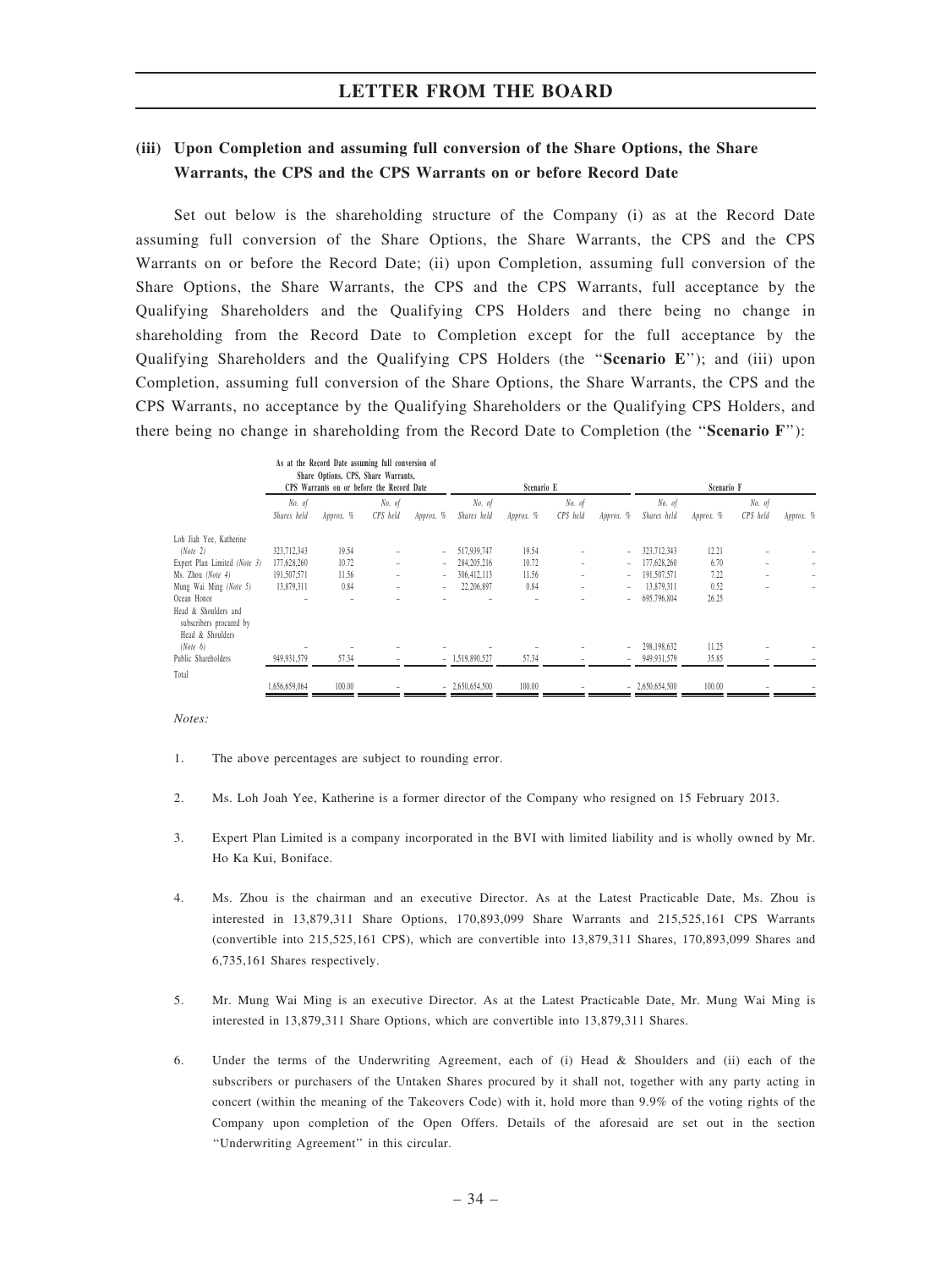## LETTER FROM THE BOARD

### (iii) Upon Completion and assuming full conversion of the Share Options, the Share Warrants, the CPS and the CPS Warrants on or before Record Date

Set out below is the shareholding structure of the Company (i) as at the Record Date assuming full conversion of the Share Options, the Share Warrants, the CPS and the CPS Warrants on or before the Record Date; (ii) upon Completion, assuming full conversion of the Share Options, the Share Warrants, the CPS and the CPS Warrants, full acceptance by the Qualifying Shareholders and the Qualifying CPS Holders and there being no change in shareholding from the Record Date to Completion except for the full acceptance by the Qualifying Shareholders and the Qualifying CPS Holders (the "**Scenario E**"); and (iii) upon Completion, assuming full conversion of the Share Options, the Share Warrants, the CPS and the CPS Warrants, no acceptance by the Qualifying Shareholders or the Qualifying CPS Holders, and there being no change in shareholding from the Record Date to Completion (the "**Scenario F**"):

| | As at the Record Date assuming full conversion of Share Options, CPS, Share Warrants, CPS Warrants on or before the Record Date | | | | Scenario E | | | | Scenario F | | | |
|---|---|---|---|---|---|---|---|---|---|---|---|---|
| | *No. of Shares held* | *Approx. %* | *No. of CPS held* | *Approx. %* | *No. of Shares held* | *Approx. %* | *No. of CPS held* | *Approx. %* | *No. of Shares held* | *Approx. %* | *No. of CPS held* | *Approx. %* |
| Loh Jiah Yee, Katherine *(Note 2)* | 323,712,343 | 19.54 | – | – | 517,939,747 | 19.54 | – | – | 323,712,343 | 12.21 | – | – |
| Expert Plan Limited *(Note 3)* | 177,628,260 | 10.72 | – | – | 284,205,216 | 10.72 | – | – | 177,628,260 | 6.70 | – | – |
| Ms. Zhou *(Note 4)* | 191,507,571 | 11.56 | – | – | 306,412,113 | 11.56 | – | – | 191,507,571 | 7.22 | – | – |
| Mung Wai Ming *(Note 5)* | 13,879,311 | 0.84 | – | – | 22,206,897 | 0.84 | – | – | 13,879,311 | 0.52 | – | – |
| Ocean Honor | – | – | – | – | – | – | – | – | 695,796,804 | 26.25 | | |
| Head & Shoulders and subscribers procured by Head & Shoulders *(Note 6)* | – | – | – | – | – | – | – | – | 298,198,632 | 11.25 | – | – |
| Public Shareholders | 949,931,579 | 57.34 | – | – | 1,519,890,527 | 57.34 | – | – | 949,931,579 | 35.85 | – | – |
| Total | 1,656,659,064 | 100.00 | – | – | 2,650,654,500 | 100.00 | – | – | 2,650,654,500 | 100.00 | – | – |

*Notes:*

1. The above percentages are subject to rounding error.

2. Ms. Loh Joah Yee, Katherine is a former director of the Company who resigned on 15 February 2013.

3. Expert Plan Limited is a company incorporated in the BVI with limited liability and is wholly owned by Mr. Ho Ka Kui, Boniface.

4. Ms. Zhou is the chairman and an executive Director. As at the Latest Practicable Date, Ms. Zhou is interested in 13,879,311 Share Options, 170,893,099 Share Warrants and 215,525,161 CPS Warrants (convertible into 215,525,161 CPS), which are convertible into 13,879,311 Shares, 170,893,099 Shares and 6,735,161 Shares respectively.

5. Mr. Mung Wai Ming is an executive Director. As at the Latest Practicable Date, Mr. Mung Wai Ming is interested in 13,879,311 Share Options, which are convertible into 13,879,311 Shares.

6. Under the terms of the Underwriting Agreement, each of (i) Head & Shoulders and (ii) each of the subscribers or purchasers of the Untaken Shares procured by it shall not, together with any party acting in concert (within the meaning of the Takeovers Code) with it, hold more than 9.9% of the voting rights of the Company upon completion of the Open Offers. Details of the aforesaid are set out in the section "Underwriting Agreement" in this circular.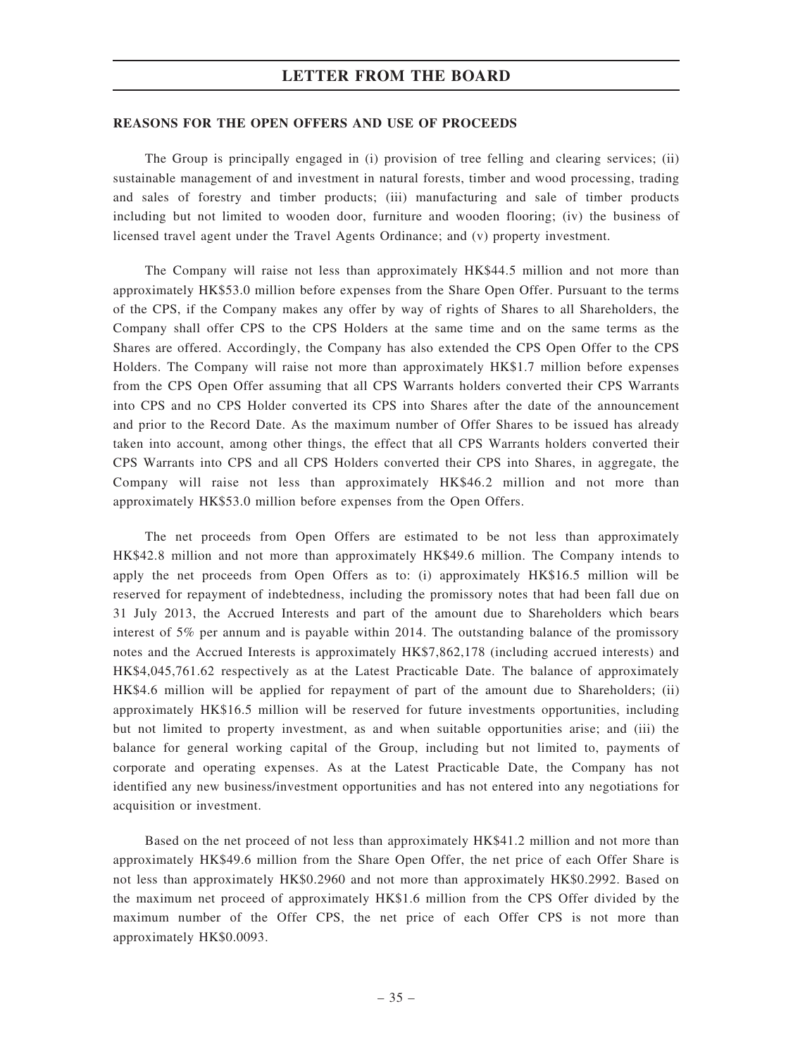## REASONS FOR THE OPEN OFFERS AND USE OF PROCEEDS

The Group is principally engaged in (i) provision of tree felling and clearing services; (ii) sustainable management of and investment in natural forests, timber and wood processing, trading and sales of forestry and timber products; (iii) manufacturing and sale of timber products including but not limited to wooden door, furniture and wooden flooring; (iv) the business of licensed travel agent under the Travel Agents Ordinance; and (v) property investment.

The Company will raise not less than approximately HK$44.5 million and not more than approximately HK$53.0 million before expenses from the Share Open Offer. Pursuant to the terms of the CPS, if the Company makes any offer by way of rights of Shares to all Shareholders, the Company shall offer CPS to the CPS Holders at the same time and on the same terms as the Shares are offered. Accordingly, the Company has also extended the CPS Open Offer to the CPS Holders. The Company will raise not more than approximately HK$1.7 million before expenses from the CPS Open Offer assuming that all CPS Warrants holders converted their CPS Warrants into CPS and no CPS Holder converted its CPS into Shares after the date of the announcement and prior to the Record Date. As the maximum number of Offer Shares to be issued has already taken into account, among other things, the effect that all CPS Warrants holders converted their CPS Warrants into CPS and all CPS Holders converted their CPS into Shares, in aggregate, the Company will raise not less than approximately HK$46.2 million and not more than approximately HK$53.0 million before expenses from the Open Offers.

The net proceeds from Open Offers are estimated to be not less than approximately HK$42.8 million and not more than approximately HK$49.6 million. The Company intends to apply the net proceeds from Open Offers as to: (i) approximately HK$16.5 million will be reserved for repayment of indebtedness, including the promissory notes that had been fall due on 31 July 2013, the Accrued Interests and part of the amount due to Shareholders which bears interest of 5% per annum and is payable within 2014. The outstanding balance of the promissory notes and the Accrued Interests is approximately HK$7,862,178 (including accrued interests) and HK$4,045,761.62 respectively as at the Latest Practicable Date. The balance of approximately HK$4.6 million will be applied for repayment of part of the amount due to Shareholders; (ii) approximately HK$16.5 million will be reserved for future investments opportunities, including but not limited to property investment, as and when suitable opportunities arise; and (iii) the balance for general working capital of the Group, including but not limited to, payments of corporate and operating expenses. As at the Latest Practicable Date, the Company has not identified any new business/investment opportunities and has not entered into any negotiations for acquisition or investment.

Based on the net proceed of not less than approximately HK$41.2 million and not more than approximately HK$49.6 million from the Share Open Offer, the net price of each Offer Share is not less than approximately HK$0.2960 and not more than approximately HK$0.2992. Based on the maximum net proceed of approximately HK$1.6 million from the CPS Offer divided by the maximum number of the Offer CPS, the net price of each Offer CPS is not more than approximately HK$0.0093.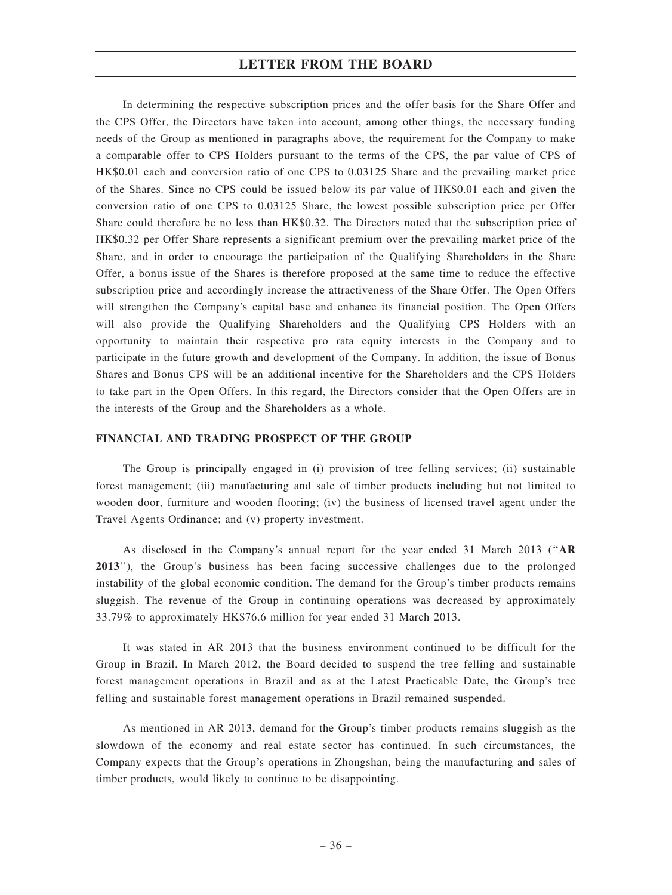In determining the respective subscription prices and the offer basis for the Share Offer and the CPS Offer, the Directors have taken into account, among other things, the necessary funding needs of the Group as mentioned in paragraphs above, the requirement for the Company to make a comparable offer to CPS Holders pursuant to the terms of the CPS, the par value of CPS of HK$0.01 each and conversion ratio of one CPS to 0.03125 Share and the prevailing market price of the Shares. Since no CPS could be issued below its par value of HK$0.01 each and given the conversion ratio of one CPS to 0.03125 Share, the lowest possible subscription price per Offer Share could therefore be no less than HK$0.32. The Directors noted that the subscription price of HK$0.32 per Offer Share represents a significant premium over the prevailing market price of the Share, and in order to encourage the participation of the Qualifying Shareholders in the Share Offer, a bonus issue of the Shares is therefore proposed at the same time to reduce the effective subscription price and accordingly increase the attractiveness of the Share Offer. The Open Offers will strengthen the Company's capital base and enhance its financial position. The Open Offers will also provide the Qualifying Shareholders and the Qualifying CPS Holders with an opportunity to maintain their respective pro rata equity interests in the Company and to participate in the future growth and development of the Company. In addition, the issue of Bonus Shares and Bonus CPS will be an additional incentive for the Shareholders and the CPS Holders to take part in the Open Offers. In this regard, the Directors consider that the Open Offers are in the interests of the Group and the Shareholders as a whole.

## FINANCIAL AND TRADING PROSPECT OF THE GROUP

The Group is principally engaged in (i) provision of tree felling services; (ii) sustainable forest management; (iii) manufacturing and sale of timber products including but not limited to wooden door, furniture and wooden flooring; (iv) the business of licensed travel agent under the Travel Agents Ordinance; and (v) property investment.

As disclosed in the Company's annual report for the year ended 31 March 2013 ("**AR 2013**"), the Group's business has been facing successive challenges due to the prolonged instability of the global economic condition. The demand for the Group's timber products remains sluggish. The revenue of the Group in continuing operations was decreased by approximately 33.79% to approximately HK$76.6 million for year ended 31 March 2013.

It was stated in AR 2013 that the business environment continued to be difficult for the Group in Brazil. In March 2012, the Board decided to suspend the tree felling and sustainable forest management operations in Brazil and as at the Latest Practicable Date, the Group's tree felling and sustainable forest management operations in Brazil remained suspended.

As mentioned in AR 2013, demand for the Group's timber products remains sluggish as the slowdown of the economy and real estate sector has continued. In such circumstances, the Company expects that the Group's operations in Zhongshan, being the manufacturing and sales of timber products, would likely to continue to be disappointing.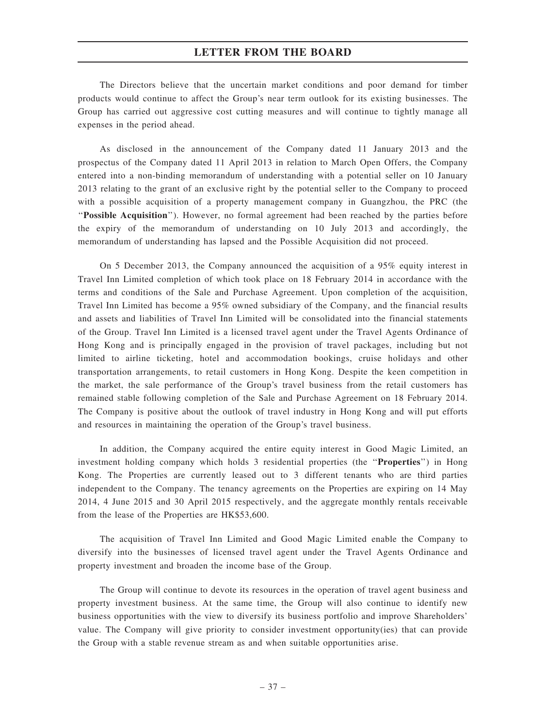The Directors believe that the uncertain market conditions and poor demand for timber products would continue to affect the Group's near term outlook for its existing businesses. The Group has carried out aggressive cost cutting measures and will continue to tightly manage all expenses in the period ahead.

As disclosed in the announcement of the Company dated 11 January 2013 and the prospectus of the Company dated 11 April 2013 in relation to March Open Offers, the Company entered into a non-binding memorandum of understanding with a potential seller on 10 January 2013 relating to the grant of an exclusive right by the potential seller to the Company to proceed with a possible acquisition of a property management company in Guangzhou, the PRC (the "**Possible Acquisition**"). However, no formal agreement had been reached by the parties before the expiry of the memorandum of understanding on 10 July 2013 and accordingly, the memorandum of understanding has lapsed and the Possible Acquisition did not proceed.

On 5 December 2013, the Company announced the acquisition of a 95% equity interest in Travel Inn Limited completion of which took place on 18 February 2014 in accordance with the terms and conditions of the Sale and Purchase Agreement. Upon completion of the acquisition, Travel Inn Limited has become a 95% owned subsidiary of the Company, and the financial results and assets and liabilities of Travel Inn Limited will be consolidated into the financial statements of the Group. Travel Inn Limited is a licensed travel agent under the Travel Agents Ordinance of Hong Kong and is principally engaged in the provision of travel packages, including but not limited to airline ticketing, hotel and accommodation bookings, cruise holidays and other transportation arrangements, to retail customers in Hong Kong. Despite the keen competition in the market, the sale performance of the Group's travel business from the retail customers has remained stable following completion of the Sale and Purchase Agreement on 18 February 2014. The Company is positive about the outlook of travel industry in Hong Kong and will put efforts and resources in maintaining the operation of the Group's travel business.

In addition, the Company acquired the entire equity interest in Good Magic Limited, an investment holding company which holds 3 residential properties (the "**Properties**") in Hong Kong. The Properties are currently leased out to 3 different tenants who are third parties independent to the Company. The tenancy agreements on the Properties are expiring on 14 May 2014, 4 June 2015 and 30 April 2015 respectively, and the aggregate monthly rentals receivable from the lease of the Properties are HK$53,600.

The acquisition of Travel Inn Limited and Good Magic Limited enable the Company to diversify into the businesses of licensed travel agent under the Travel Agents Ordinance and property investment and broaden the income base of the Group.

The Group will continue to devote its resources in the operation of travel agent business and property investment business. At the same time, the Group will also continue to identify new business opportunities with the view to diversify its business portfolio and improve Shareholders' value. The Company will give priority to consider investment opportunity(ies) that can provide the Group with a stable revenue stream as and when suitable opportunities arise.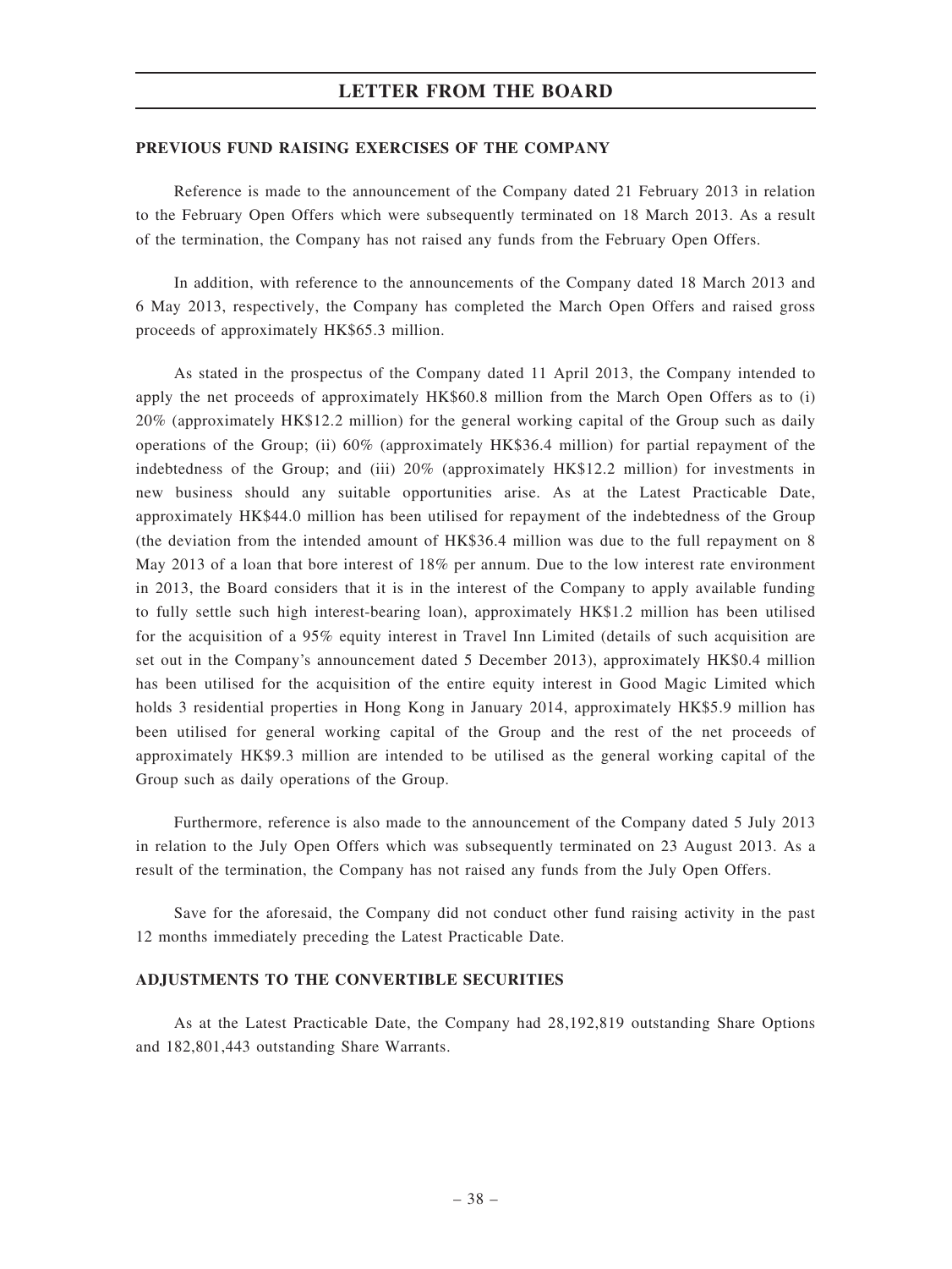## PREVIOUS FUND RAISING EXERCISES OF THE COMPANY

Reference is made to the announcement of the Company dated 21 February 2013 in relation to the February Open Offers which were subsequently terminated on 18 March 2013. As a result of the termination, the Company has not raised any funds from the February Open Offers.

In addition, with reference to the announcements of the Company dated 18 March 2013 and 6 May 2013, respectively, the Company has completed the March Open Offers and raised gross proceeds of approximately HK$65.3 million.

As stated in the prospectus of the Company dated 11 April 2013, the Company intended to apply the net proceeds of approximately HK$60.8 million from the March Open Offers as to (i) 20% (approximately HK$12.2 million) for the general working capital of the Group such as daily operations of the Group; (ii) 60% (approximately HK$36.4 million) for partial repayment of the indebtedness of the Group; and (iii) 20% (approximately HK$12.2 million) for investments in new business should any suitable opportunities arise. As at the Latest Practicable Date, approximately HK$44.0 million has been utilised for repayment of the indebtedness of the Group (the deviation from the intended amount of HK$36.4 million was due to the full repayment on 8 May 2013 of a loan that bore interest of 18% per annum. Due to the low interest rate environment in 2013, the Board considers that it is in the interest of the Company to apply available funding to fully settle such high interest-bearing loan), approximately HK$1.2 million has been utilised for the acquisition of a 95% equity interest in Travel Inn Limited (details of such acquisition are set out in the Company's announcement dated 5 December 2013), approximately HK$0.4 million has been utilised for the acquisition of the entire equity interest in Good Magic Limited which holds 3 residential properties in Hong Kong in January 2014, approximately HK$5.9 million has been utilised for general working capital of the Group and the rest of the net proceeds of approximately HK$9.3 million are intended to be utilised as the general working capital of the Group such as daily operations of the Group.

Furthermore, reference is also made to the announcement of the Company dated 5 July 2013 in relation to the July Open Offers which was subsequently terminated on 23 August 2013. As a result of the termination, the Company has not raised any funds from the July Open Offers.

Save for the aforesaid, the Company did not conduct other fund raising activity in the past 12 months immediately preceding the Latest Practicable Date.

## ADJUSTMENTS TO THE CONVERTIBLE SECURITIES

As at the Latest Practicable Date, the Company had 28,192,819 outstanding Share Options and 182,801,443 outstanding Share Warrants.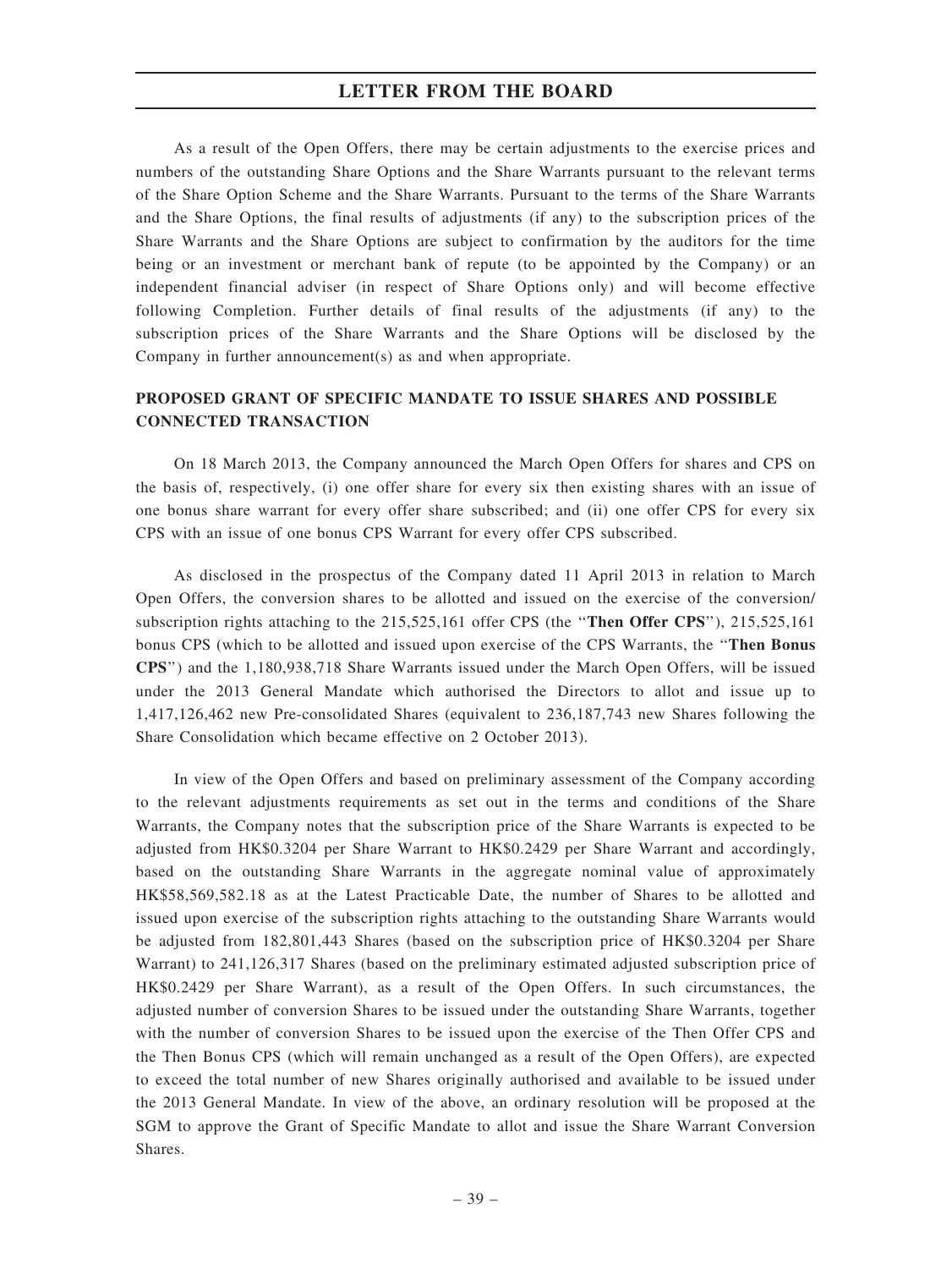As a result of the Open Offers, there may be certain adjustments to the exercise prices and numbers of the outstanding Share Options and the Share Warrants pursuant to the relevant terms of the Share Option Scheme and the Share Warrants. Pursuant to the terms of the Share Warrants and the Share Options, the final results of adjustments (if any) to the subscription prices of the Share Warrants and the Share Options are subject to confirmation by the auditors for the time being or an investment or merchant bank of repute (to be appointed by the Company) or an independent financial adviser (in respect of Share Options only) and will become effective following Completion. Further details of final results of the adjustments (if any) to the subscription prices of the Share Warrants and the Share Options will be disclosed by the Company in further announcement(s) as and when appropriate.

## PROPOSED GRANT OF SPECIFIC MANDATE TO ISSUE SHARES AND POSSIBLE CONNECTED TRANSACTION

On 18 March 2013, the Company announced the March Open Offers for shares and CPS on the basis of, respectively, (i) one offer share for every six then existing shares with an issue of one bonus share warrant for every offer share subscribed; and (ii) one offer CPS for every six CPS with an issue of one bonus CPS Warrant for every offer CPS subscribed.

As disclosed in the prospectus of the Company dated 11 April 2013 in relation to March Open Offers, the conversion shares to be allotted and issued on the exercise of the conversion/subscription rights attaching to the 215,525,161 offer CPS (the "**Then Offer CPS**"), 215,525,161 bonus CPS (which to be allotted and issued upon exercise of the CPS Warrants, the "**Then Bonus CPS**") and the 1,180,938,718 Share Warrants issued under the March Open Offers, will be issued under the 2013 General Mandate which authorised the Directors to allot and issue up to 1,417,126,462 new Pre-consolidated Shares (equivalent to 236,187,743 new Shares following the Share Consolidation which became effective on 2 October 2013).

In view of the Open Offers and based on preliminary assessment of the Company according to the relevant adjustments requirements as set out in the terms and conditions of the Share Warrants, the Company notes that the subscription price of the Share Warrants is expected to be adjusted from HK$0.3204 per Share Warrant to HK$0.2429 per Share Warrant and accordingly, based on the outstanding Share Warrants in the aggregate nominal value of approximately HK$58,569,582.18 as at the Latest Practicable Date, the number of Shares to be allotted and issued upon exercise of the subscription rights attaching to the outstanding Share Warrants would be adjusted from 182,801,443 Shares (based on the subscription price of HK$0.3204 per Share Warrant) to 241,126,317 Shares (based on the preliminary estimated adjusted subscription price of HK$0.2429 per Share Warrant), as a result of the Open Offers. In such circumstances, the adjusted number of conversion Shares to be issued under the outstanding Share Warrants, together with the number of conversion Shares to be issued upon the exercise of the Then Offer CPS and the Then Bonus CPS (which will remain unchanged as a result of the Open Offers), are expected to exceed the total number of new Shares originally authorised and available to be issued under the 2013 General Mandate. In view of the above, an ordinary resolution will be proposed at the SGM to approve the Grant of Specific Mandate to allot and issue the Share Warrant Conversion Shares.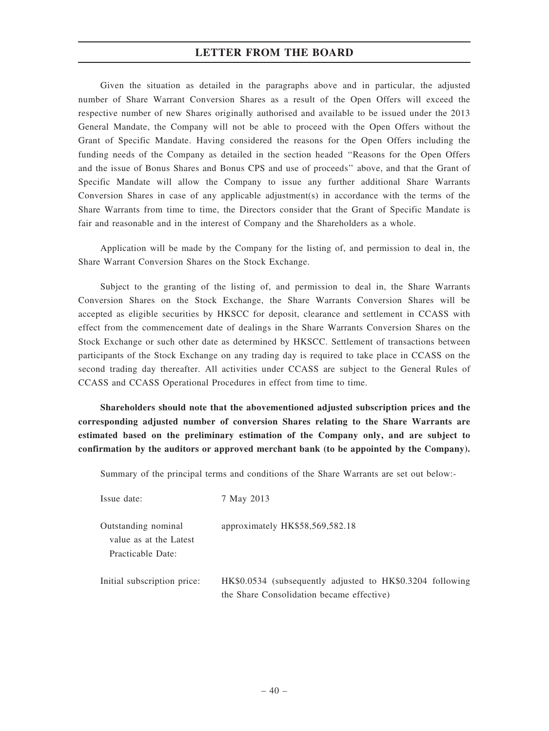Given the situation as detailed in the paragraphs above and in particular, the adjusted number of Share Warrant Conversion Shares as a result of the Open Offers will exceed the respective number of new Shares originally authorised and available to be issued under the 2013 General Mandate, the Company will not be able to proceed with the Open Offers without the Grant of Specific Mandate. Having considered the reasons for the Open Offers including the funding needs of the Company as detailed in the section headed "Reasons for the Open Offers and the issue of Bonus Shares and Bonus CPS and use of proceeds" above, and that the Grant of Specific Mandate will allow the Company to issue any further additional Share Warrants Conversion Shares in case of any applicable adjustment(s) in accordance with the terms of the Share Warrants from time to time, the Directors consider that the Grant of Specific Mandate is fair and reasonable and in the interest of Company and the Shareholders as a whole.

Application will be made by the Company for the listing of, and permission to deal in, the Share Warrant Conversion Shares on the Stock Exchange.

Subject to the granting of the listing of, and permission to deal in, the Share Warrants Conversion Shares on the Stock Exchange, the Share Warrants Conversion Shares will be accepted as eligible securities by HKSCC for deposit, clearance and settlement in CCASS with effect from the commencement date of dealings in the Share Warrants Conversion Shares on the Stock Exchange or such other date as determined by HKSCC. Settlement of transactions between participants of the Stock Exchange on any trading day is required to take place in CCASS on the second trading day thereafter. All activities under CCASS are subject to the General Rules of CCASS and CCASS Operational Procedures in effect from time to time.

**Shareholders should note that the abovementioned adjusted subscription prices and the corresponding adjusted number of conversion Shares relating to the Share Warrants are estimated based on the preliminary estimation of the Company only, and are subject to confirmation by the auditors or approved merchant bank (to be appointed by the Company).**

Summary of the principal terms and conditions of the Share Warrants are set out below:-

| | |
|---|---|
| Issue date: | 7 May 2013 |
| Outstanding nominal value as at the Latest Practicable Date: | approximately HK$58,569,582.18 |
| Initial subscription price: | HK$0.0534 (subsequently adjusted to HK$0.3204 following the Share Consolidation became effective) |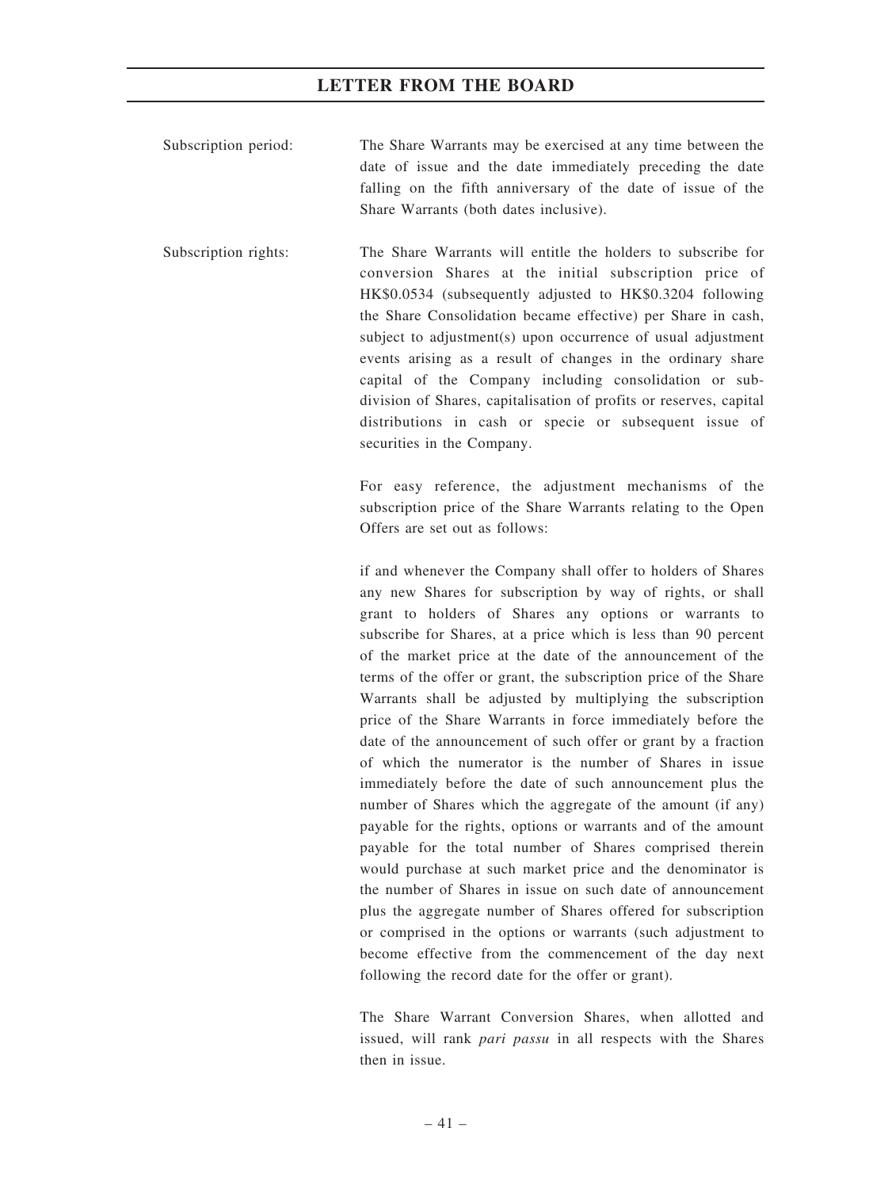Subscription period: The Share Warrants may be exercised at any time between the date of issue and the date immediately preceding the date falling on the fifth anniversary of the date of issue of the Share Warrants (both dates inclusive).

Subscription rights: The Share Warrants will entitle the holders to subscribe for conversion Shares at the initial subscription price of HK$0.0534 (subsequently adjusted to HK$0.3204 following the Share Consolidation became effective) per Share in cash, subject to adjustment(s) upon occurrence of usual adjustment events arising as a result of changes in the ordinary share capital of the Company including consolidation or sub-division of Shares, capitalisation of profits or reserves, capital distributions in cash or specie or subsequent issue of securities in the Company.

For easy reference, the adjustment mechanisms of the subscription price of the Share Warrants relating to the Open Offers are set out as follows:

if and whenever the Company shall offer to holders of Shares any new Shares for subscription by way of rights, or shall grant to holders of Shares any options or warrants to subscribe for Shares, at a price which is less than 90 percent of the market price at the date of the announcement of the terms of the offer or grant, the subscription price of the Share Warrants shall be adjusted by multiplying the subscription price of the Share Warrants in force immediately before the date of the announcement of such offer or grant by a fraction of which the numerator is the number of Shares in issue immediately before the date of such announcement plus the number of Shares which the aggregate of the amount (if any) payable for the rights, options or warrants and of the amount payable for the total number of Shares comprised therein would purchase at such market price and the denominator is the number of Shares in issue on such date of announcement plus the aggregate number of Shares offered for subscription or comprised in the options or warrants (such adjustment to become effective from the commencement of the day next following the record date for the offer or grant).

The Share Warrant Conversion Shares, when allotted and issued, will rank *pari passu* in all respects with the Shares then in issue.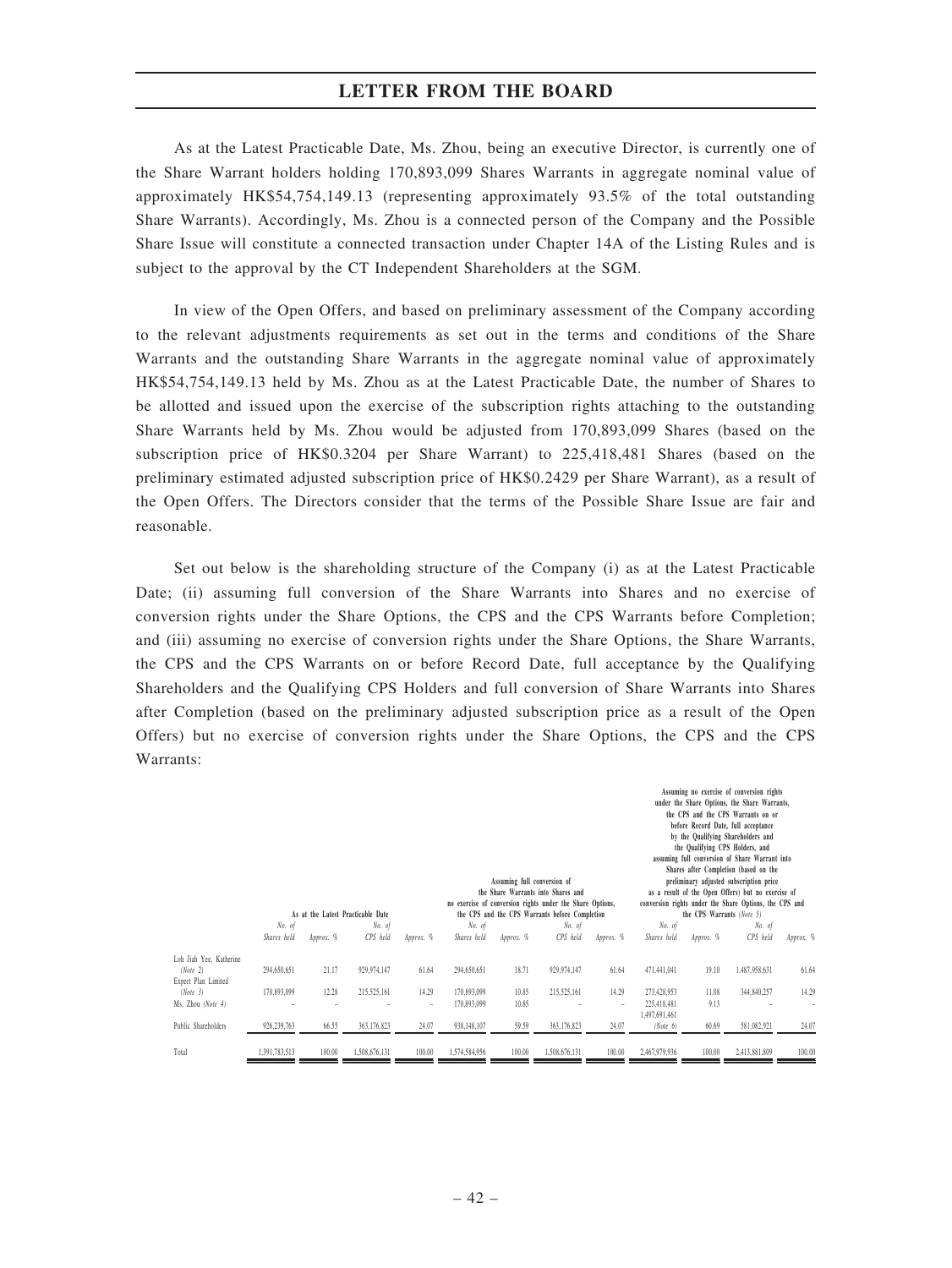As at the Latest Practicable Date, Ms. Zhou, being an executive Director, is currently one of the Share Warrant holders holding 170,893,099 Shares Warrants in aggregate nominal value of approximately HK$54,754,149.13 (representing approximately 93.5% of the total outstanding Share Warrants). Accordingly, Ms. Zhou is a connected person of the Company and the Possible Share Issue will constitute a connected transaction under Chapter 14A of the Listing Rules and is subject to the approval by the CT Independent Shareholders at the SGM.

In view of the Open Offers, and based on preliminary assessment of the Company according to the relevant adjustments requirements as set out in the terms and conditions of the Share Warrants and the outstanding Share Warrants in the aggregate nominal value of approximately HK$54,754,149.13 held by Ms. Zhou as at the Latest Practicable Date, the number of Shares to be allotted and issued upon the exercise of the subscription rights attaching to the outstanding Share Warrants held by Ms. Zhou would be adjusted from 170,893,099 Shares (based on the subscription price of HK$0.3204 per Share Warrant) to 225,418,481 Shares (based on the preliminary estimated adjusted subscription price of HK$0.2429 per Share Warrant), as a result of the Open Offers. The Directors consider that the terms of the Possible Share Issue are fair and reasonable.

Set out below is the shareholding structure of the Company (i) as at the Latest Practicable Date; (ii) assuming full conversion of the Share Warrants into Shares and no exercise of conversion rights under the Share Options, the CPS and the CPS Warrants before Completion; and (iii) assuming no exercise of conversion rights under the Share Options, the Share Warrants, the CPS and the CPS Warrants on or before Record Date, full acceptance by the Qualifying Shareholders and the Qualifying CPS Holders and full conversion of Share Warrants into Shares after Completion (based on the preliminary adjusted subscription price as a result of the Open Offers) but no exercise of conversion rights under the Share Options, the CPS and the CPS Warrants:

| | As at the Latest Practicable Date | | | | Assuming full conversion of the Share Warrants into Shares and no exercise of conversion rights under the Share Options, the CPS and the CPS Warrants before Completion | | | | Assuming no exercise of conversion rights under the Share Options, the Share Warrants, the CPS and the CPS Warrants on or before Record Date, full acceptance by the Qualifying Shareholders and the Qualifying CPS Holders, and assuming full conversion of Share Warrant into Shares after Completion (based on the preliminary adjusted subscription price as a result of the Open Offers) but no exercise of conversion rights under the Share Options, the CPS and the CPS Warrants *(Note 5)* | | | |
|---|---|---|---|---|---|---|---|---|---|---|---|---|
| | *No. of Shares held* | *Approx. %* | *No. of CPS held* | *Approx. %* | *No. of Shares held* | *Approx. %* | *No. of CPS held* | *Approx. %* | *No. of Shares held* | *Approx. %* | *No. of CPS held* | *Approx. %* |
| Loh Jiah Yee, Katherine *(Note 2)* | 294,650,651 | 21.17 | 929,974,147 | 61.64 | 294,650,651 | 18.71 | 929,974,147 | 61.64 | 471,441,041 | 19.10 | 1,487,958,631 | 61.64 |
| Expert Plan Limited *(Note 3)* | 170,893,099 | 12.28 | 215,525,161 | 14.29 | 170,893,099 | 10.85 | 215,525,161 | 14.29 | 273,428,953 | 11.08 | 344,840,257 | 14.29 |
| Ms. Zhou *(Note 4)* | – | – | – | – | 170,893,099 | 10.85 | – | – | 225,418,481 | 9.13 | – | – |
| Public Shareholders | 926,239,763 | 66.55 | 363,176,823 | 24.07 | 938,148,107 | 59.59 | 363,176,823 | 24.07 | 1,497,691,461 *(Note 6)* | 60.69 | 581,082,921 | 24.07 |
| Total | 1,391,783,513 | 100.00 | 1,508,676,131 | 100.00 | 1,574,584,956 | 100.00 | 1,508,676,131 | 100.00 | 2,467,979,936 | 100.00 | 2,413,881,809 | 100.00 |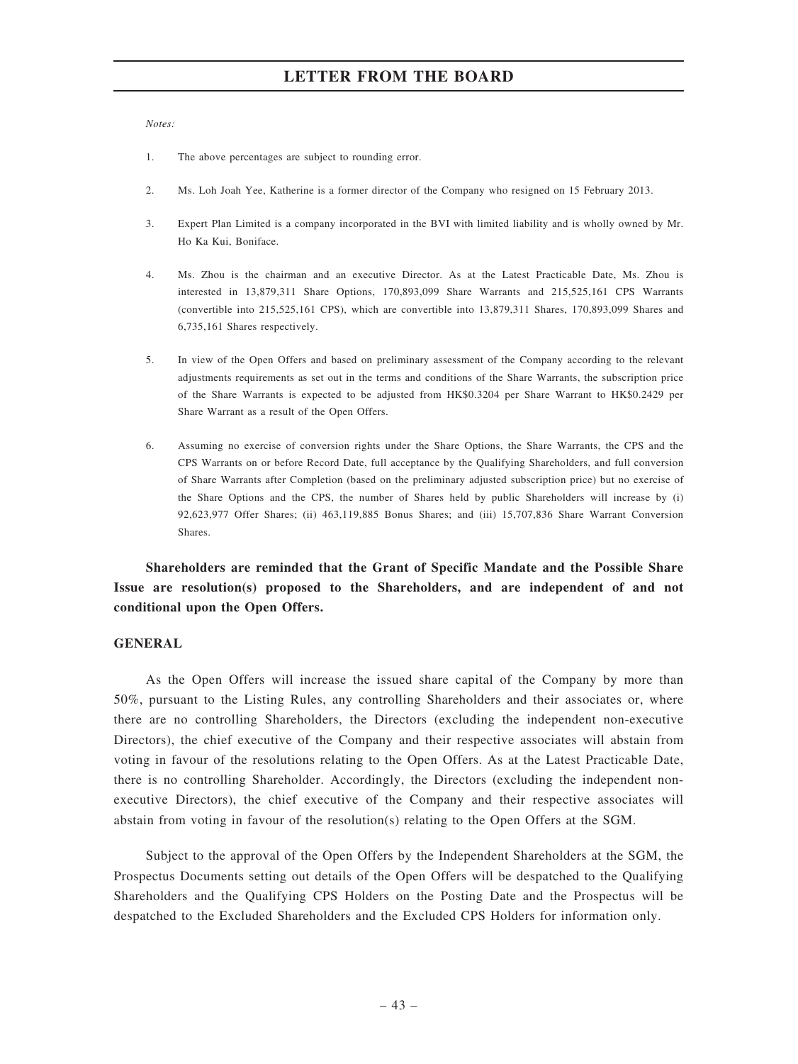*Notes:*

1. The above percentages are subject to rounding error.

2. Ms. Loh Joah Yee, Katherine is a former director of the Company who resigned on 15 February 2013.

3. Expert Plan Limited is a company incorporated in the BVI with limited liability and is wholly owned by Mr. Ho Ka Kui, Boniface.

4. Ms. Zhou is the chairman and an executive Director. As at the Latest Practicable Date, Ms. Zhou is interested in 13,879,311 Share Options, 170,893,099 Share Warrants and 215,525,161 CPS Warrants (convertible into 215,525,161 CPS), which are convertible into 13,879,311 Shares, 170,893,099 Shares and 6,735,161 Shares respectively.

5. In view of the Open Offers and based on preliminary assessment of the Company according to the relevant adjustments requirements as set out in the terms and conditions of the Share Warrants, the subscription price of the Share Warrants is expected to be adjusted from HK$0.3204 per Share Warrant to HK$0.2429 per Share Warrant as a result of the Open Offers.

6. Assuming no exercise of conversion rights under the Share Options, the Share Warrants, the CPS and the CPS Warrants on or before Record Date, full acceptance by the Qualifying Shareholders, and full conversion of Share Warrants after Completion (based on the preliminary adjusted subscription price) but no exercise of the Share Options and the CPS, the number of Shares held by public Shareholders will increase by (i) 92,623,977 Offer Shares; (ii) 463,119,885 Bonus Shares; and (iii) 15,707,836 Share Warrant Conversion Shares.

**Shareholders are reminded that the Grant of Specific Mandate and the Possible Share Issue are resolution(s) proposed to the Shareholders, and are independent of and not conditional upon the Open Offers.**

## GENERAL

As the Open Offers will increase the issued share capital of the Company by more than 50%, pursuant to the Listing Rules, any controlling Shareholders and their associates or, where there are no controlling Shareholders, the Directors (excluding the independent non-executive Directors), the chief executive of the Company and their respective associates will abstain from voting in favour of the resolutions relating to the Open Offers. As at the Latest Practicable Date, there is no controlling Shareholder. Accordingly, the Directors (excluding the independent non-executive Directors), the chief executive of the Company and their respective associates will abstain from voting in favour of the resolution(s) relating to the Open Offers at the SGM.

Subject to the approval of the Open Offers by the Independent Shareholders at the SGM, the Prospectus Documents setting out details of the Open Offers will be despatched to the Qualifying Shareholders and the Qualifying CPS Holders on the Posting Date and the Prospectus will be despatched to the Excluded Shareholders and the Excluded CPS Holders for information only.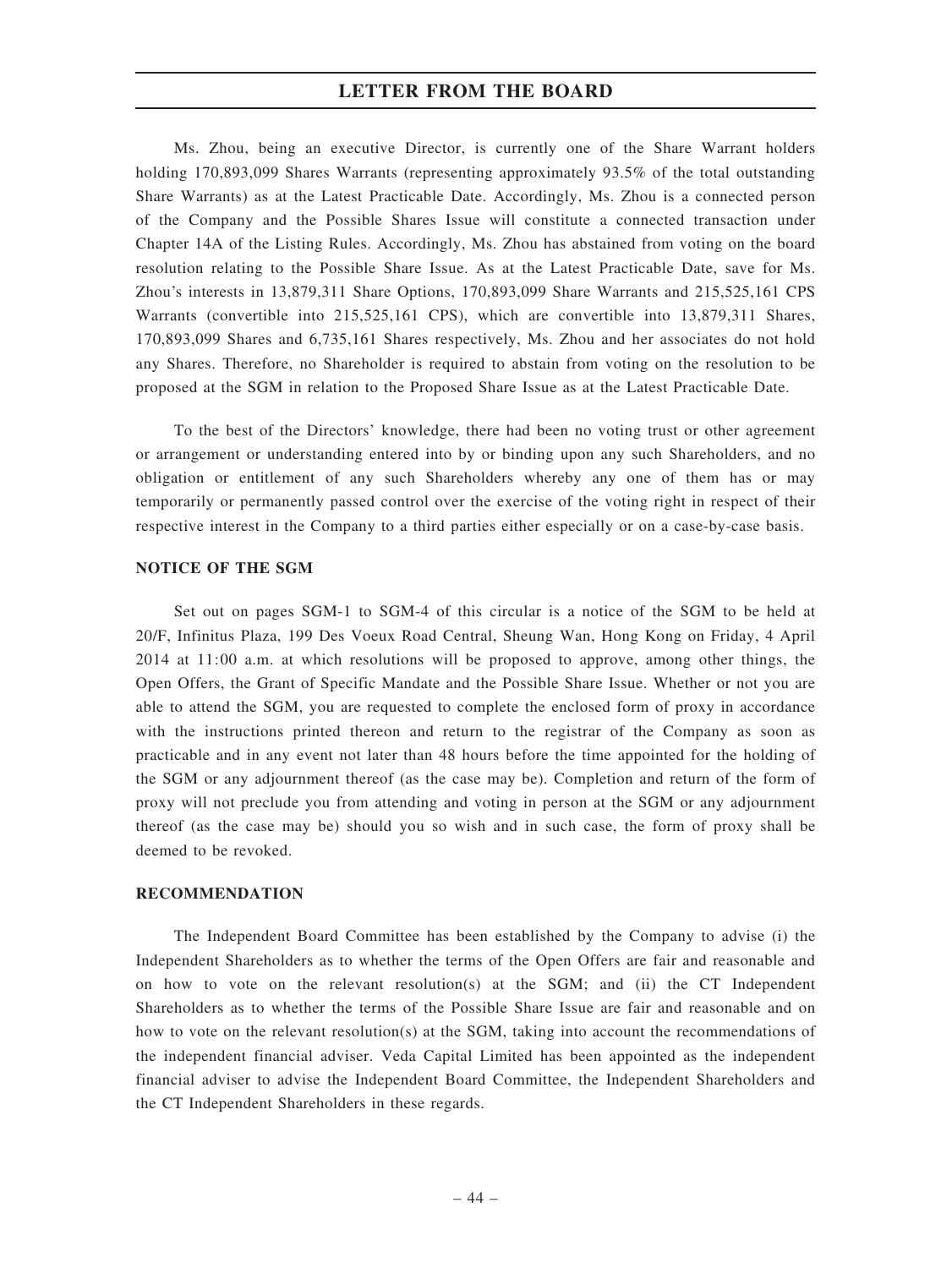Ms. Zhou, being an executive Director, is currently one of the Share Warrant holders holding 170,893,099 Shares Warrants (representing approximately 93.5% of the total outstanding Share Warrants) as at the Latest Practicable Date. Accordingly, Ms. Zhou is a connected person of the Company and the Possible Shares Issue will constitute a connected transaction under Chapter 14A of the Listing Rules. Accordingly, Ms. Zhou has abstained from voting on the board resolution relating to the Possible Share Issue. As at the Latest Practicable Date, save for Ms. Zhou's interests in 13,879,311 Share Options, 170,893,099 Share Warrants and 215,525,161 CPS Warrants (convertible into 215,525,161 CPS), which are convertible into 13,879,311 Shares, 170,893,099 Shares and 6,735,161 Shares respectively, Ms. Zhou and her associates do not hold any Shares. Therefore, no Shareholder is required to abstain from voting on the resolution to be proposed at the SGM in relation to the Proposed Share Issue as at the Latest Practicable Date.

To the best of the Directors' knowledge, there had been no voting trust or other agreement or arrangement or understanding entered into by or binding upon any such Shareholders, and no obligation or entitlement of any such Shareholders whereby any one of them has or may temporarily or permanently passed control over the exercise of the voting right in respect of their respective interest in the Company to a third parties either especially or on a case-by-case basis.

### NOTICE OF THE SGM

Set out on pages SGM-1 to SGM-4 of this circular is a notice of the SGM to be held at 20/F, Infinitus Plaza, 199 Des Voeux Road Central, Sheung Wan, Hong Kong on Friday, 4 April 2014 at 11:00 a.m. at which resolutions will be proposed to approve, among other things, the Open Offers, the Grant of Specific Mandate and the Possible Share Issue. Whether or not you are able to attend the SGM, you are requested to complete the enclosed form of proxy in accordance with the instructions printed thereon and return to the registrar of the Company as soon as practicable and in any event not later than 48 hours before the time appointed for the holding of the SGM or any adjournment thereof (as the case may be). Completion and return of the form of proxy will not preclude you from attending and voting in person at the SGM or any adjournment thereof (as the case may be) should you so wish and in such case, the form of proxy shall be deemed to be revoked.

### RECOMMENDATION

The Independent Board Committee has been established by the Company to advise (i) the Independent Shareholders as to whether the terms of the Open Offers are fair and reasonable and on how to vote on the relevant resolution(s) at the SGM; and (ii) the CT Independent Shareholders as to whether the terms of the Possible Share Issue are fair and reasonable and on how to vote on the relevant resolution(s) at the SGM, taking into account the recommendations of the independent financial adviser. Veda Capital Limited has been appointed as the independent financial adviser to advise the Independent Board Committee, the Independent Shareholders and the CT Independent Shareholders in these regards.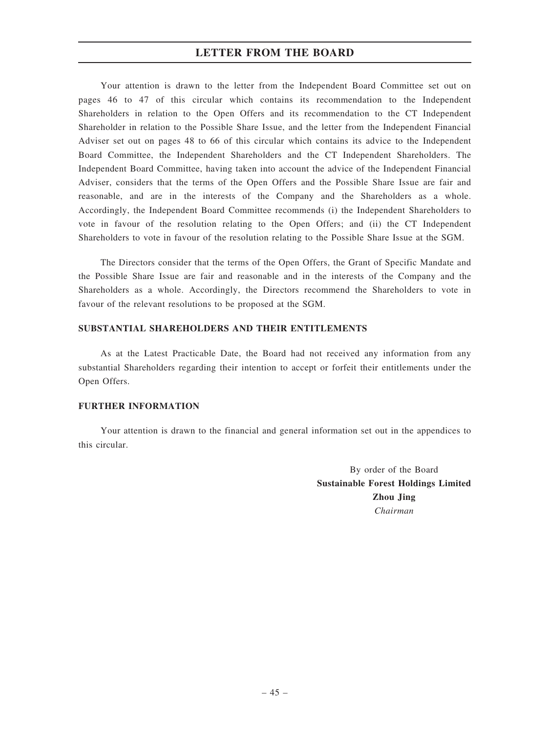Your attention is drawn to the letter from the Independent Board Committee set out on pages 46 to 47 of this circular which contains its recommendation to the Independent Shareholders in relation to the Open Offers and its recommendation to the CT Independent Shareholder in relation to the Possible Share Issue, and the letter from the Independent Financial Adviser set out on pages 48 to 66 of this circular which contains its advice to the Independent Board Committee, the Independent Shareholders and the CT Independent Shareholders. The Independent Board Committee, having taken into account the advice of the Independent Financial Adviser, considers that the terms of the Open Offers and the Possible Share Issue are fair and reasonable, and are in the interests of the Company and the Shareholders as a whole. Accordingly, the Independent Board Committee recommends (i) the Independent Shareholders to vote in favour of the resolution relating to the Open Offers; and (ii) the CT Independent Shareholders to vote in favour of the resolution relating to the Possible Share Issue at the SGM.

The Directors consider that the terms of the Open Offers, the Grant of Specific Mandate and the Possible Share Issue are fair and reasonable and in the interests of the Company and the Shareholders as a whole. Accordingly, the Directors recommend the Shareholders to vote in favour of the relevant resolutions to be proposed at the SGM.

**SUBSTANTIAL SHAREHOLDERS AND THEIR ENTITLEMENTS**

As at the Latest Practicable Date, the Board had not received any information from any substantial Shareholders regarding their intention to accept or forfeit their entitlements under the Open Offers.

**FURTHER INFORMATION**

Your attention is drawn to the financial and general information set out in the appendices to this circular.

By order of the Board
**Sustainable Forest Holdings Limited**
**Zhou Jing**
*Chairman*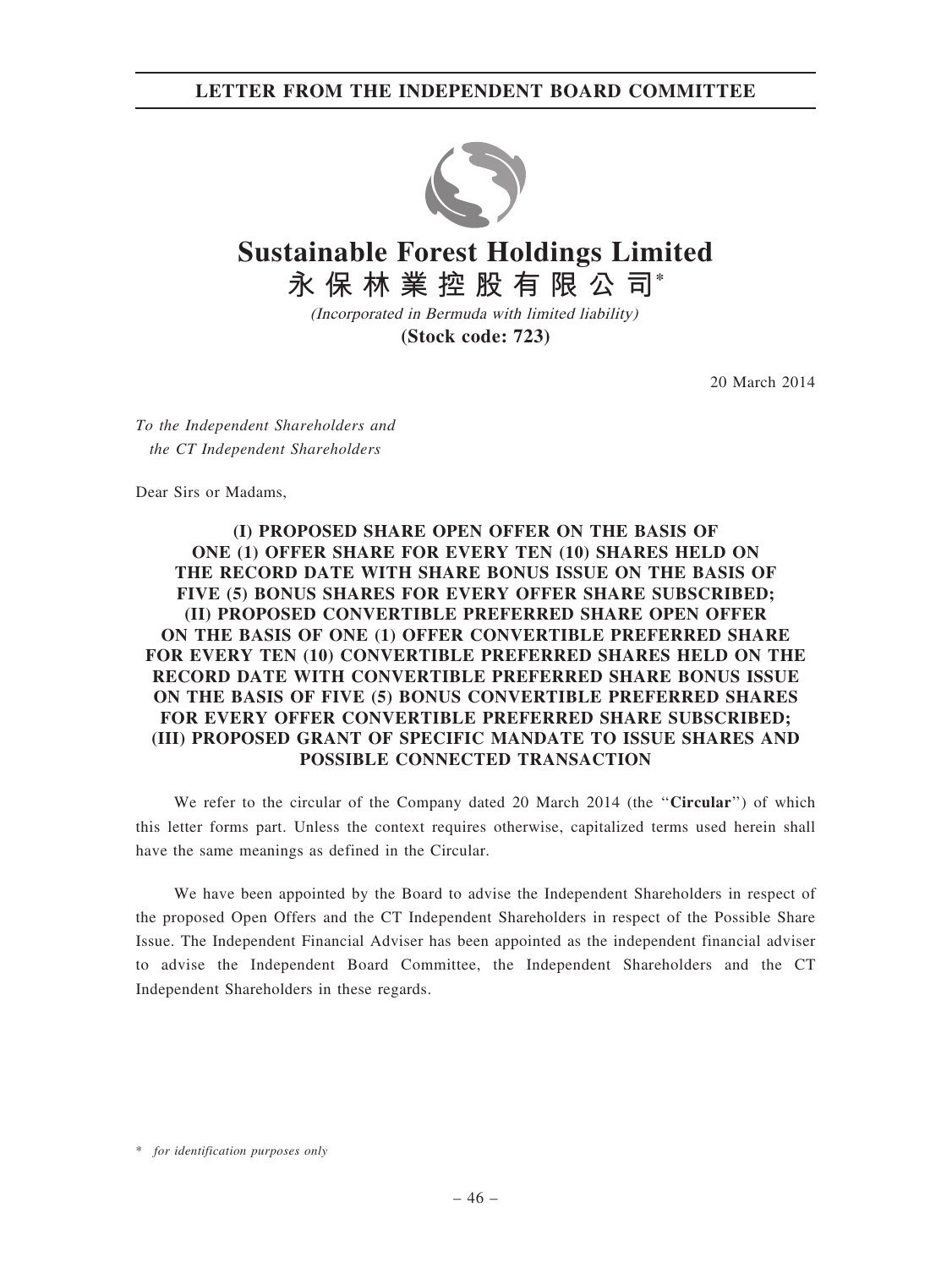# LETTER FROM THE INDEPENDENT BOARD COMMITTEE

# Sustainable Forest Holdings Limited

## 永保林業控股有限公司*

*(Incorporated in Bermuda with limited liability)*

**(Stock code: 723)**

20 March 2014

*To the Independent Shareholders and the CT Independent Shareholders*

Dear Sirs or Madams,

**(I) PROPOSED SHARE OPEN OFFER ON THE BASIS OF ONE (1) OFFER SHARE FOR EVERY TEN (10) SHARES HELD ON THE RECORD DATE WITH SHARE BONUS ISSUE ON THE BASIS OF FIVE (5) BONUS SHARES FOR EVERY OFFER SHARE SUBSCRIBED;**
**(II) PROPOSED CONVERTIBLE PREFERRED SHARE OPEN OFFER ON THE BASIS OF ONE (1) OFFER CONVERTIBLE PREFERRED SHARE FOR EVERY TEN (10) CONVERTIBLE PREFERRED SHARES HELD ON THE RECORD DATE WITH CONVERTIBLE PREFERRED SHARE BONUS ISSUE ON THE BASIS OF FIVE (5) BONUS CONVERTIBLE PREFERRED SHARES FOR EVERY OFFER CONVERTIBLE PREFERRED SHARE SUBSCRIBED;**
**(III) PROPOSED GRANT OF SPECIFIC MANDATE TO ISSUE SHARES AND POSSIBLE CONNECTED TRANSACTION**

We refer to the circular of the Company dated 20 March 2014 (the "**Circular**") of which this letter forms part. Unless the context requires otherwise, capitalized terms used herein shall have the same meanings as defined in the Circular.

We have been appointed by the Board to advise the Independent Shareholders in respect of the proposed Open Offers and the CT Independent Shareholders in respect of the Possible Share Issue. The Independent Financial Adviser has been appointed as the independent financial adviser to advise the Independent Board Committee, the Independent Shareholders and the CT Independent Shareholders in these regards.

\* *for identification purposes only*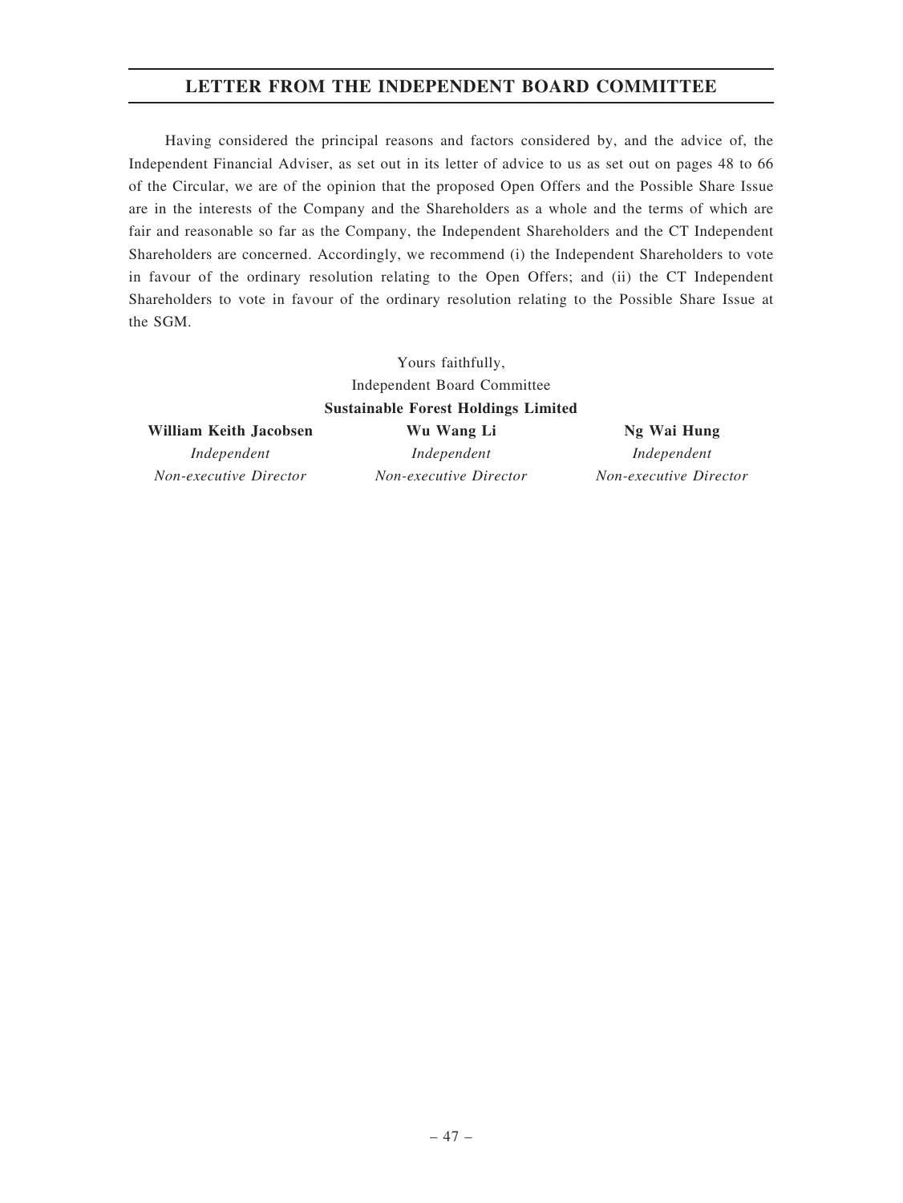## LETTER FROM THE INDEPENDENT BOARD COMMITTEE

Having considered the principal reasons and factors considered by, and the advice of, the Independent Financial Adviser, as set out in its letter of advice to us as set out on pages 48 to 66 of the Circular, we are of the opinion that the proposed Open Offers and the Possible Share Issue are in the interests of the Company and the Shareholders as a whole and the terms of which are fair and reasonable so far as the Company, the Independent Shareholders and the CT Independent Shareholders are concerned. Accordingly, we recommend (i) the Independent Shareholders to vote in favour of the ordinary resolution relating to the Open Offers; and (ii) the CT Independent Shareholders to vote in favour of the ordinary resolution relating to the Possible Share Issue at the SGM.

Yours faithfully,
Independent Board Committee
**Sustainable Forest Holdings Limited**

| **William Keith Jacobsen** | **Wu Wang Li** | **Ng Wai Hung** |
|---|---|---|
| *Independent Non-executive Director* | *Independent Non-executive Director* | *Independent Non-executive Director* |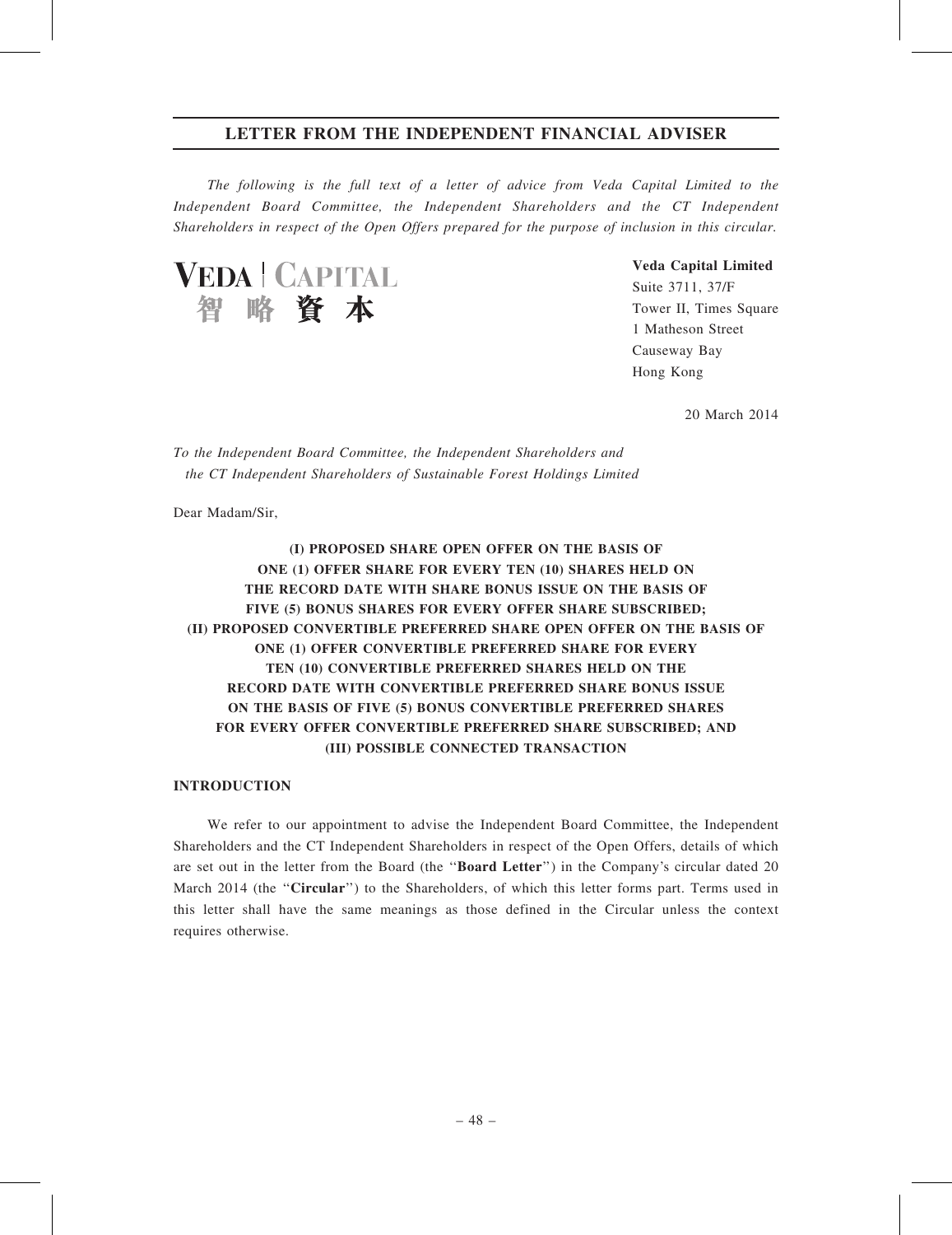# LETTER FROM THE INDEPENDENT FINANCIAL ADVISER

*The following is the full text of a letter of advice from Veda Capital Limited to the Independent Board Committee, the Independent Shareholders and the CT Independent Shareholders in respect of the Open Offers prepared for the purpose of inclusion in this circular.*

VEDA | CAPITAL
智 略 資 本

**Veda Capital Limited**
Suite 3711, 37/F
Tower II, Times Square
1 Matheson Street
Causeway Bay
Hong Kong

20 March 2014

*To the Independent Board Committee, the Independent Shareholders and the CT Independent Shareholders of Sustainable Forest Holdings Limited*

Dear Madam/Sir,

**(I) PROPOSED SHARE OPEN OFFER ON THE BASIS OF ONE (1) OFFER SHARE FOR EVERY TEN (10) SHARES HELD ON THE RECORD DATE WITH SHARE BONUS ISSUE ON THE BASIS OF FIVE (5) BONUS SHARES FOR EVERY OFFER SHARE SUBSCRIBED; (II) PROPOSED CONVERTIBLE PREFERRED SHARE OPEN OFFER ON THE BASIS OF ONE (1) OFFER CONVERTIBLE PREFERRED SHARE FOR EVERY TEN (10) CONVERTIBLE PREFERRED SHARES HELD ON THE RECORD DATE WITH CONVERTIBLE PREFERRED SHARE BONUS ISSUE ON THE BASIS OF FIVE (5) BONUS CONVERTIBLE PREFERRED SHARES FOR EVERY OFFER CONVERTIBLE PREFERRED SHARE SUBSCRIBED; AND (III) POSSIBLE CONNECTED TRANSACTION**

## INTRODUCTION

We refer to our appointment to advise the Independent Board Committee, the Independent Shareholders and the CT Independent Shareholders in respect of the Open Offers, details of which are set out in the letter from the Board (the "**Board Letter**") in the Company's circular dated 20 March 2014 (the "**Circular**") to the Shareholders, of which this letter forms part. Terms used in this letter shall have the same meanings as those defined in the Circular unless the context requires otherwise.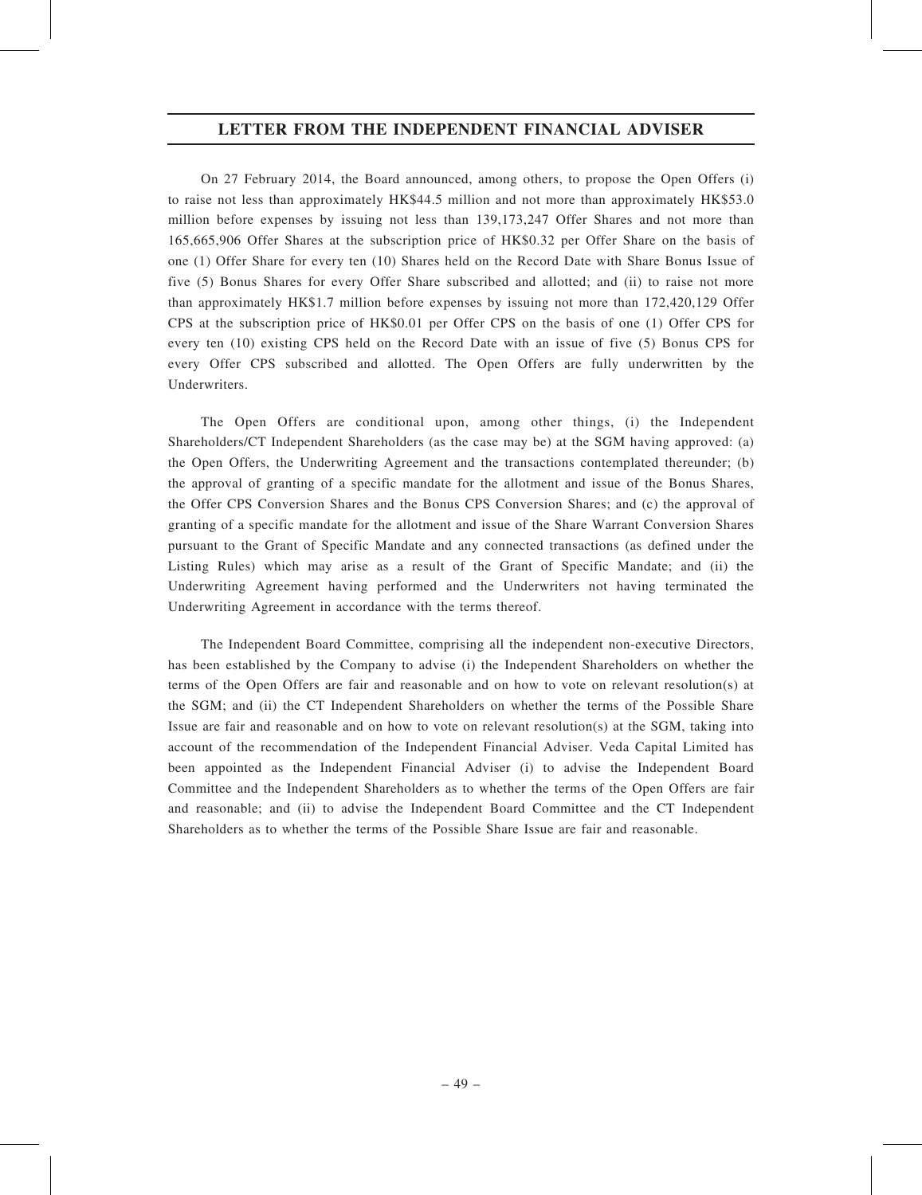## LETTER FROM THE INDEPENDENT FINANCIAL ADVISER

On 27 February 2014, the Board announced, among others, to propose the Open Offers (i) to raise not less than approximately HK$44.5 million and not more than approximately HK$53.0 million before expenses by issuing not less than 139,173,247 Offer Shares and not more than 165,665,906 Offer Shares at the subscription price of HK$0.32 per Offer Share on the basis of one (1) Offer Share for every ten (10) Shares held on the Record Date with Share Bonus Issue of five (5) Bonus Shares for every Offer Share subscribed and allotted; and (ii) to raise not more than approximately HK$1.7 million before expenses by issuing not more than 172,420,129 Offer CPS at the subscription price of HK$0.01 per Offer CPS on the basis of one (1) Offer CPS for every ten (10) existing CPS held on the Record Date with an issue of five (5) Bonus CPS for every Offer CPS subscribed and allotted. The Open Offers are fully underwritten by the Underwriters.

The Open Offers are conditional upon, among other things, (i) the Independent Shareholders/CT Independent Shareholders (as the case may be) at the SGM having approved: (a) the Open Offers, the Underwriting Agreement and the transactions contemplated thereunder; (b) the approval of granting of a specific mandate for the allotment and issue of the Bonus Shares, the Offer CPS Conversion Shares and the Bonus CPS Conversion Shares; and (c) the approval of granting of a specific mandate for the allotment and issue of the Share Warrant Conversion Shares pursuant to the Grant of Specific Mandate and any connected transactions (as defined under the Listing Rules) which may arise as a result of the Grant of Specific Mandate; and (ii) the Underwriting Agreement having performed and the Underwriters not having terminated the Underwriting Agreement in accordance with the terms thereof.

The Independent Board Committee, comprising all the independent non-executive Directors, has been established by the Company to advise (i) the Independent Shareholders on whether the terms of the Open Offers are fair and reasonable and on how to vote on relevant resolution(s) at the SGM; and (ii) the CT Independent Shareholders on whether the terms of the Possible Share Issue are fair and reasonable and on how to vote on relevant resolution(s) at the SGM, taking into account of the recommendation of the Independent Financial Adviser. Veda Capital Limited has been appointed as the Independent Financial Adviser (i) to advise the Independent Board Committee and the Independent Shareholders as to whether the terms of the Open Offers are fair and reasonable; and (ii) to advise the Independent Board Committee and the CT Independent Shareholders as to whether the terms of the Possible Share Issue are fair and reasonable.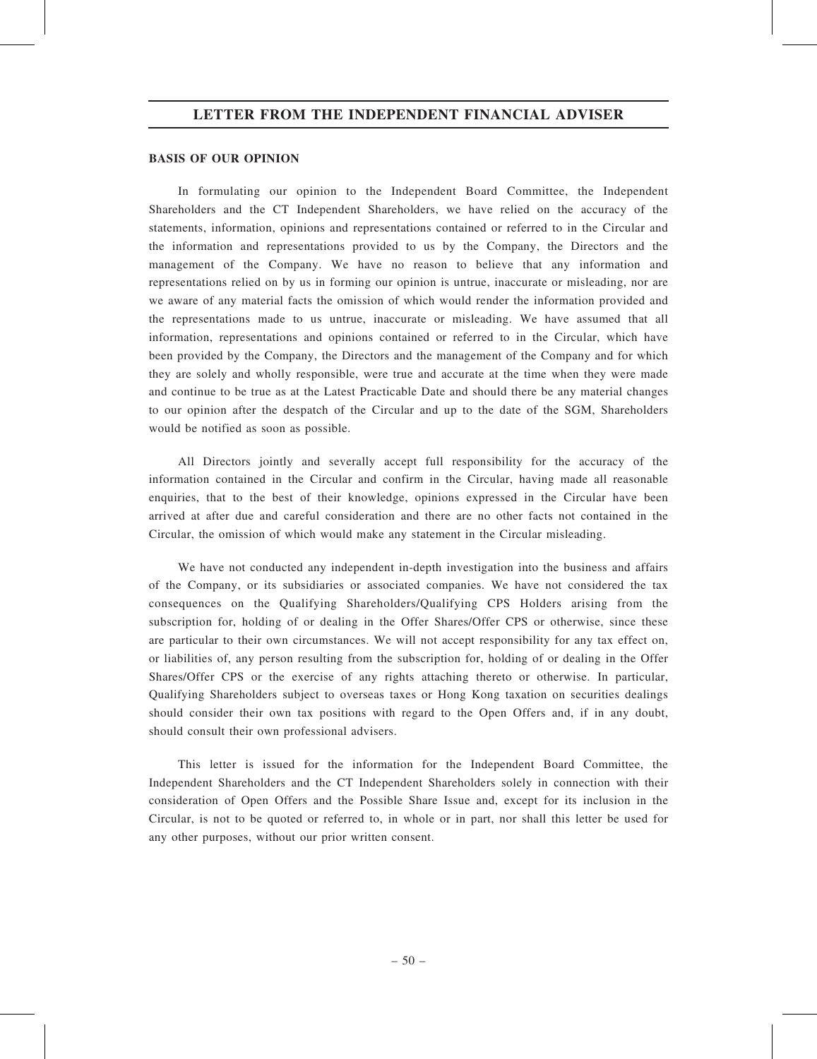**BASIS OF OUR OPINION**

In formulating our opinion to the Independent Board Committee, the Independent Shareholders and the CT Independent Shareholders, we have relied on the accuracy of the statements, information, opinions and representations contained or referred to in the Circular and the information and representations provided to us by the Company, the Directors and the management of the Company. We have no reason to believe that any information and representations relied on by us in forming our opinion is untrue, inaccurate or misleading, nor are we aware of any material facts the omission of which would render the information provided and the representations made to us untrue, inaccurate or misleading. We have assumed that all information, representations and opinions contained or referred to in the Circular, which have been provided by the Company, the Directors and the management of the Company and for which they are solely and wholly responsible, were true and accurate at the time when they were made and continue to be true as at the Latest Practicable Date and should there be any material changes to our opinion after the despatch of the Circular and up to the date of the SGM, Shareholders would be notified as soon as possible.

All Directors jointly and severally accept full responsibility for the accuracy of the information contained in the Circular and confirm in the Circular, having made all reasonable enquiries, that to the best of their knowledge, opinions expressed in the Circular have been arrived at after due and careful consideration and there are no other facts not contained in the Circular, the omission of which would make any statement in the Circular misleading.

We have not conducted any independent in-depth investigation into the business and affairs of the Company, or its subsidiaries or associated companies. We have not considered the tax consequences on the Qualifying Shareholders/Qualifying CPS Holders arising from the subscription for, holding of or dealing in the Offer Shares/Offer CPS or otherwise, since these are particular to their own circumstances. We will not accept responsibility for any tax effect on, or liabilities of, any person resulting from the subscription for, holding of or dealing in the Offer Shares/Offer CPS or the exercise of any rights attaching thereto or otherwise. In particular, Qualifying Shareholders subject to overseas taxes or Hong Kong taxation on securities dealings should consider their own tax positions with regard to the Open Offers and, if in any doubt, should consult their own professional advisers.

This letter is issued for the information for the Independent Board Committee, the Independent Shareholders and the CT Independent Shareholders solely in connection with their consideration of Open Offers and the Possible Share Issue and, except for its inclusion in the Circular, is not to be quoted or referred to, in whole or in part, nor shall this letter be used for any other purposes, without our prior written consent.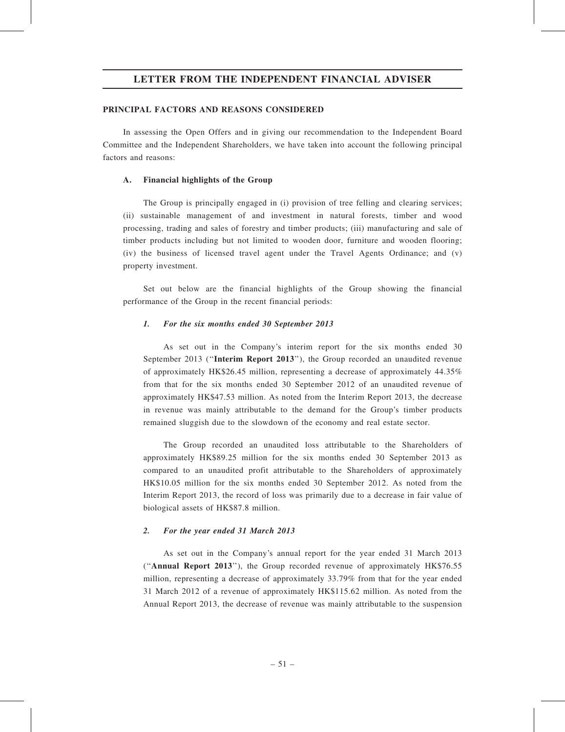## PRINCIPAL FACTORS AND REASONS CONSIDERED

In assessing the Open Offers and in giving our recommendation to the Independent Board Committee and the Independent Shareholders, we have taken into account the following principal factors and reasons:

### A. Financial highlights of the Group

The Group is principally engaged in (i) provision of tree felling and clearing services; (ii) sustainable management of and investment in natural forests, timber and wood processing, trading and sales of forestry and timber products; (iii) manufacturing and sale of timber products including but not limited to wooden door, furniture and wooden flooring; (iv) the business of licensed travel agent under the Travel Agents Ordinance; and (v) property investment.

Set out below are the financial highlights of the Group showing the financial performance of the Group in the recent financial periods:

#### *1. For the six months ended 30 September 2013*

As set out in the Company's interim report for the six months ended 30 September 2013 ("**Interim Report 2013**"), the Group recorded an unaudited revenue of approximately HK$26.45 million, representing a decrease of approximately 44.35% from that for the six months ended 30 September 2012 of an unaudited revenue of approximately HK$47.53 million. As noted from the Interim Report 2013, the decrease in revenue was mainly attributable to the demand for the Group's timber products remained sluggish due to the slowdown of the economy and real estate sector.

The Group recorded an unaudited loss attributable to the Shareholders of approximately HK$89.25 million for the six months ended 30 September 2013 as compared to an unaudited profit attributable to the Shareholders of approximately HK$10.05 million for the six months ended 30 September 2012. As noted from the Interim Report 2013, the record of loss was primarily due to a decrease in fair value of biological assets of HK$87.8 million.

#### *2. For the year ended 31 March 2013*

As set out in the Company's annual report for the year ended 31 March 2013 ("**Annual Report 2013**"), the Group recorded revenue of approximately HK$76.55 million, representing a decrease of approximately 33.79% from that for the year ended 31 March 2012 of a revenue of approximately HK$115.62 million. As noted from the Annual Report 2013, the decrease of revenue was mainly attributable to the suspension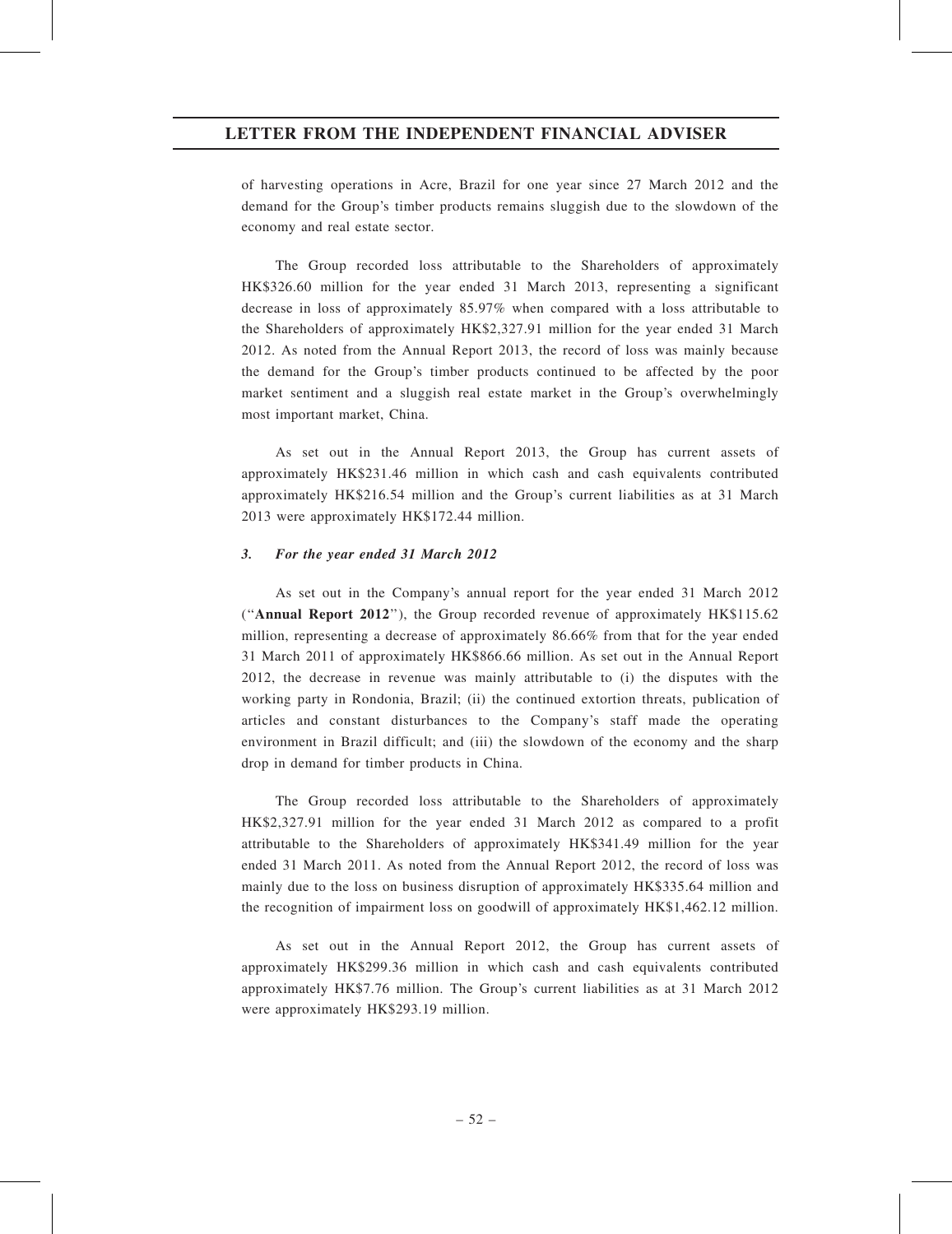of harvesting operations in Acre, Brazil for one year since 27 March 2012 and the demand for the Group's timber products remains sluggish due to the slowdown of the economy and real estate sector.

The Group recorded loss attributable to the Shareholders of approximately HK$326.60 million for the year ended 31 March 2013, representing a significant decrease in loss of approximately 85.97% when compared with a loss attributable to the Shareholders of approximately HK$2,327.91 million for the year ended 31 March 2012. As noted from the Annual Report 2013, the record of loss was mainly because the demand for the Group's timber products continued to be affected by the poor market sentiment and a sluggish real estate market in the Group's overwhelmingly most important market, China.

As set out in the Annual Report 2013, the Group has current assets of approximately HK$231.46 million in which cash and cash equivalents contributed approximately HK$216.54 million and the Group's current liabilities as at 31 March 2013 were approximately HK$172.44 million.

### *3. For the year ended 31 March 2012*

As set out in the Company's annual report for the year ended 31 March 2012 ("**Annual Report 2012**"), the Group recorded revenue of approximately HK$115.62 million, representing a decrease of approximately 86.66% from that for the year ended 31 March 2011 of approximately HK$866.66 million. As set out in the Annual Report 2012, the decrease in revenue was mainly attributable to (i) the disputes with the working party in Rondonia, Brazil; (ii) the continued extortion threats, publication of articles and constant disturbances to the Company's staff made the operating environment in Brazil difficult; and (iii) the slowdown of the economy and the sharp drop in demand for timber products in China.

The Group recorded loss attributable to the Shareholders of approximately HK$2,327.91 million for the year ended 31 March 2012 as compared to a profit attributable to the Shareholders of approximately HK$341.49 million for the year ended 31 March 2011. As noted from the Annual Report 2012, the record of loss was mainly due to the loss on business disruption of approximately HK$335.64 million and the recognition of impairment loss on goodwill of approximately HK$1,462.12 million.

As set out in the Annual Report 2012, the Group has current assets of approximately HK$299.36 million in which cash and cash equivalents contributed approximately HK$7.76 million. The Group's current liabilities as at 31 March 2012 were approximately HK$293.19 million.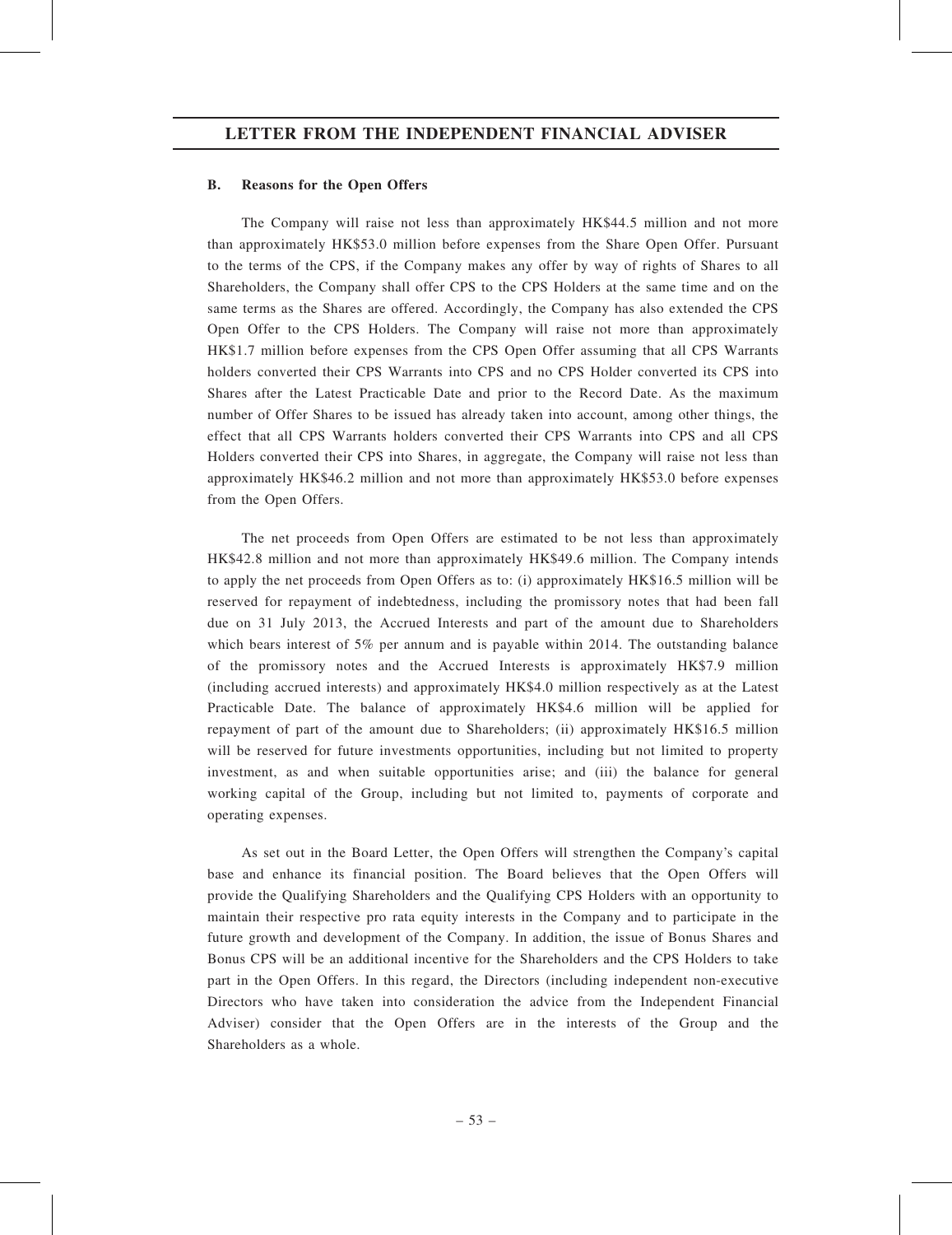#### B. Reasons for the Open Offers

The Company will raise not less than approximately HK$44.5 million and not more than approximately HK$53.0 million before expenses from the Share Open Offer. Pursuant to the terms of the CPS, if the Company makes any offer by way of rights of Shares to all Shareholders, the Company shall offer CPS to the CPS Holders at the same time and on the same terms as the Shares are offered. Accordingly, the Company has also extended the CPS Open Offer to the CPS Holders. The Company will raise not more than approximately HK$1.7 million before expenses from the CPS Open Offer assuming that all CPS Warrants holders converted their CPS Warrants into CPS and no CPS Holder converted its CPS into Shares after the Latest Practicable Date and prior to the Record Date. As the maximum number of Offer Shares to be issued has already taken into account, among other things, the effect that all CPS Warrants holders converted their CPS Warrants into CPS and all CPS Holders converted their CPS into Shares, in aggregate, the Company will raise not less than approximately HK$46.2 million and not more than approximately HK$53.0 before expenses from the Open Offers.

The net proceeds from Open Offers are estimated to be not less than approximately HK$42.8 million and not more than approximately HK$49.6 million. The Company intends to apply the net proceeds from Open Offers as to: (i) approximately HK$16.5 million will be reserved for repayment of indebtedness, including the promissory notes that had been fall due on 31 July 2013, the Accrued Interests and part of the amount due to Shareholders which bears interest of 5% per annum and is payable within 2014. The outstanding balance of the promissory notes and the Accrued Interests is approximately HK$7.9 million (including accrued interests) and approximately HK$4.0 million respectively as at the Latest Practicable Date. The balance of approximately HK$4.6 million will be applied for repayment of part of the amount due to Shareholders; (ii) approximately HK$16.5 million will be reserved for future investments opportunities, including but not limited to property investment, as and when suitable opportunities arise; and (iii) the balance for general working capital of the Group, including but not limited to, payments of corporate and operating expenses.

As set out in the Board Letter, the Open Offers will strengthen the Company's capital base and enhance its financial position. The Board believes that the Open Offers will provide the Qualifying Shareholders and the Qualifying CPS Holders with an opportunity to maintain their respective pro rata equity interests in the Company and to participate in the future growth and development of the Company. In addition, the issue of Bonus Shares and Bonus CPS will be an additional incentive for the Shareholders and the CPS Holders to take part in the Open Offers. In this regard, the Directors (including independent non-executive Directors who have taken into consideration the advice from the Independent Financial Adviser) consider that the Open Offers are in the interests of the Group and the Shareholders as a whole.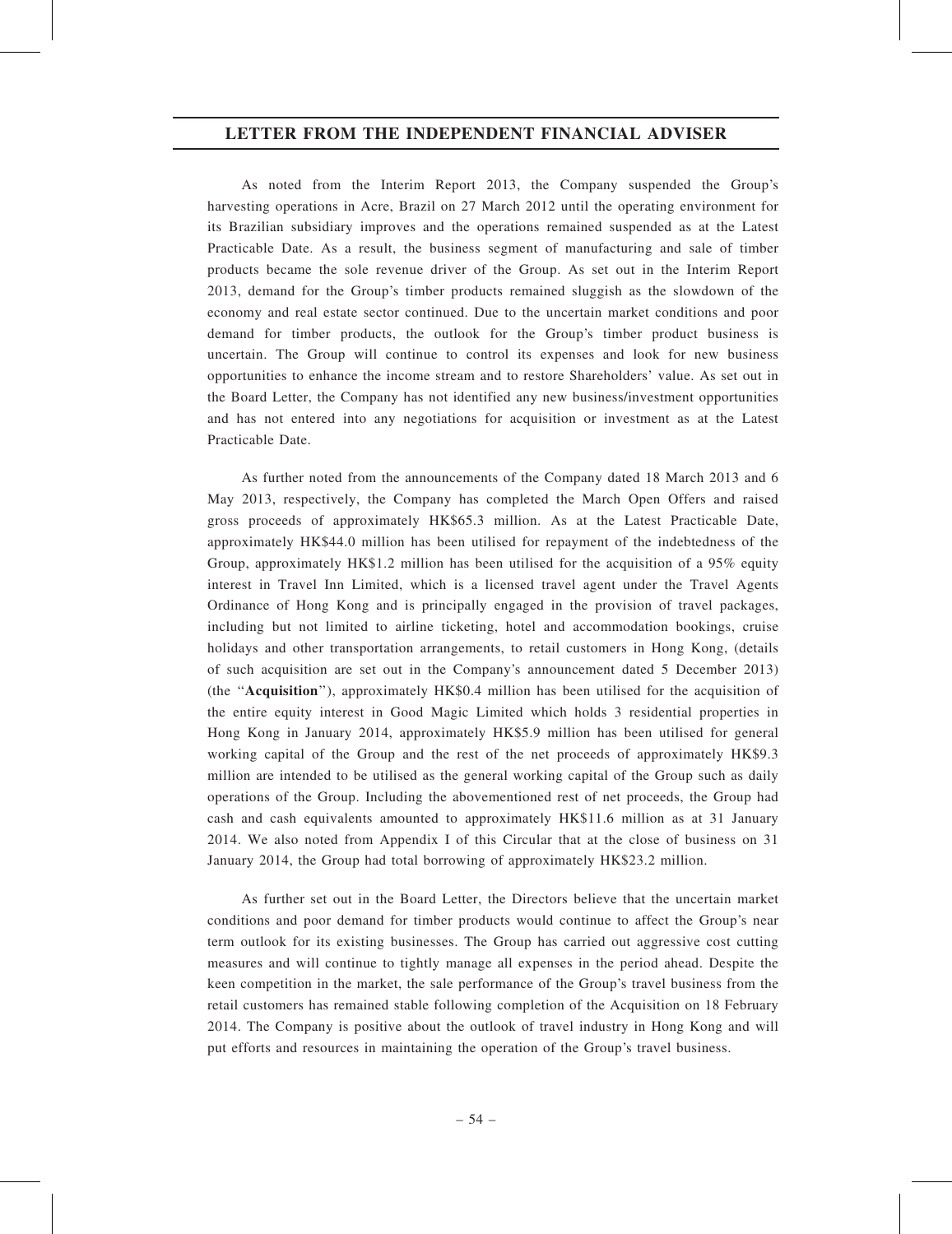As noted from the Interim Report 2013, the Company suspended the Group's harvesting operations in Acre, Brazil on 27 March 2012 until the operating environment for its Brazilian subsidiary improves and the operations remained suspended as at the Latest Practicable Date. As a result, the business segment of manufacturing and sale of timber products became the sole revenue driver of the Group. As set out in the Interim Report 2013, demand for the Group's timber products remained sluggish as the slowdown of the economy and real estate sector continued. Due to the uncertain market conditions and poor demand for timber products, the outlook for the Group's timber product business is uncertain. The Group will continue to control its expenses and look for new business opportunities to enhance the income stream and to restore Shareholders' value. As set out in the Board Letter, the Company has not identified any new business/investment opportunities and has not entered into any negotiations for acquisition or investment as at the Latest Practicable Date.

As further noted from the announcements of the Company dated 18 March 2013 and 6 May 2013, respectively, the Company has completed the March Open Offers and raised gross proceeds of approximately HK$65.3 million. As at the Latest Practicable Date, approximately HK$44.0 million has been utilised for repayment of the indebtedness of the Group, approximately HK$1.2 million has been utilised for the acquisition of a 95% equity interest in Travel Inn Limited, which is a licensed travel agent under the Travel Agents Ordinance of Hong Kong and is principally engaged in the provision of travel packages, including but not limited to airline ticketing, hotel and accommodation bookings, cruise holidays and other transportation arrangements, to retail customers in Hong Kong, (details of such acquisition are set out in the Company's announcement dated 5 December 2013) (the "**Acquisition**"), approximately HK$0.4 million has been utilised for the acquisition of the entire equity interest in Good Magic Limited which holds 3 residential properties in Hong Kong in January 2014, approximately HK$5.9 million has been utilised for general working capital of the Group and the rest of the net proceeds of approximately HK$9.3 million are intended to be utilised as the general working capital of the Group such as daily operations of the Group. Including the abovementioned rest of net proceeds, the Group had cash and cash equivalents amounted to approximately HK$11.6 million as at 31 January 2014. We also noted from Appendix I of this Circular that at the close of business on 31 January 2014, the Group had total borrowing of approximately HK$23.2 million.

As further set out in the Board Letter, the Directors believe that the uncertain market conditions and poor demand for timber products would continue to affect the Group's near term outlook for its existing businesses. The Group has carried out aggressive cost cutting measures and will continue to tightly manage all expenses in the period ahead. Despite the keen competition in the market, the sale performance of the Group's travel business from the retail customers has remained stable following completion of the Acquisition on 18 February 2014. The Company is positive about the outlook of travel industry in Hong Kong and will put efforts and resources in maintaining the operation of the Group's travel business.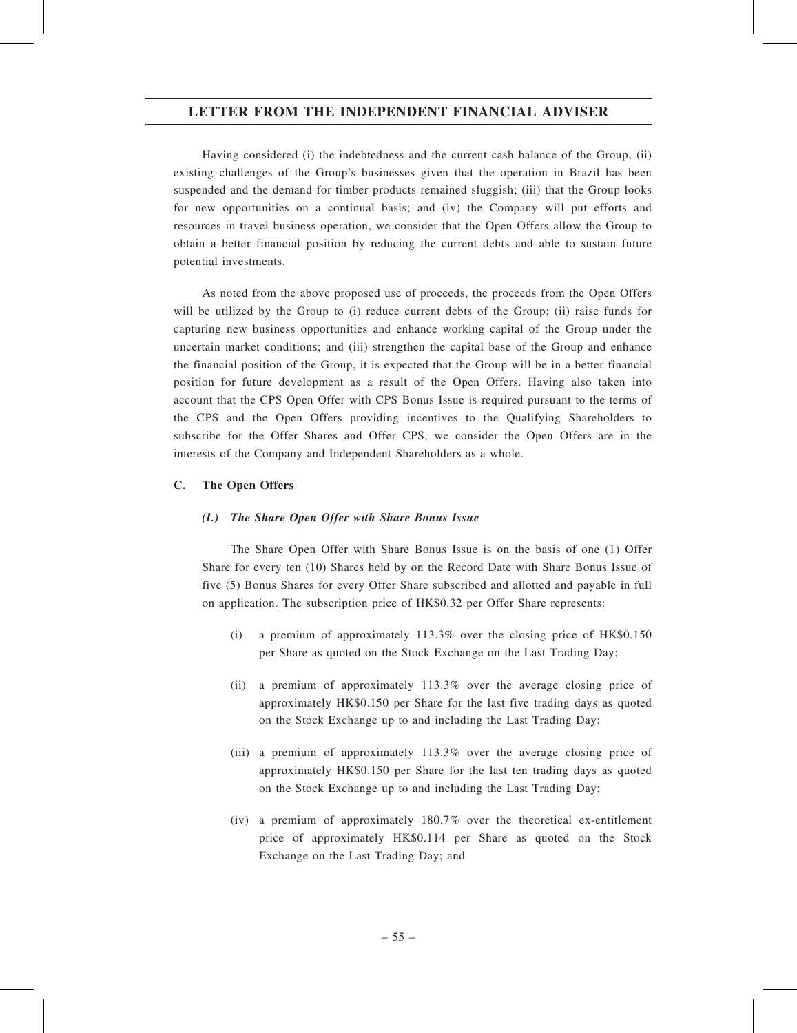Having considered (i) the indebtedness and the current cash balance of the Group; (ii) existing challenges of the Group's businesses given that the operation in Brazil has been suspended and the demand for timber products remained sluggish; (iii) that the Group looks for new opportunities on a continual basis; and (iv) the Company will put efforts and resources in travel business operation, we consider that the Open Offers allow the Group to obtain a better financial position by reducing the current debts and able to sustain future potential investments.

As noted from the above proposed use of proceeds, the proceeds from the Open Offers will be utilized by the Group to (i) reduce current debts of the Group; (ii) raise funds for capturing new business opportunities and enhance working capital of the Group under the uncertain market conditions; and (iii) strengthen the capital base of the Group and enhance the financial position of the Group, it is expected that the Group will be in a better financial position for future development as a result of the Open Offers. Having also taken into account that the CPS Open Offer with CPS Bonus Issue is required pursuant to the terms of the CPS and the Open Offers providing incentives to the Qualifying Shareholders to subscribe for the Offer Shares and Offer CPS, we consider the Open Offers are in the interests of the Company and Independent Shareholders as a whole.

## C. The Open Offers

### *(I.) The Share Open Offer with Share Bonus Issue*

The Share Open Offer with Share Bonus Issue is on the basis of one (1) Offer Share for every ten (10) Shares held by on the Record Date with Share Bonus Issue of five (5) Bonus Shares for every Offer Share subscribed and allotted and payable in full on application. The subscription price of HK$0.32 per Offer Share represents:

(i) a premium of approximately 113.3% over the closing price of HK$0.150 per Share as quoted on the Stock Exchange on the Last Trading Day;

(ii) a premium of approximately 113.3% over the average closing price of approximately HK$0.150 per Share for the last five trading days as quoted on the Stock Exchange up to and including the Last Trading Day;

(iii) a premium of approximately 113.3% over the average closing price of approximately HK$0.150 per Share for the last ten trading days as quoted on the Stock Exchange up to and including the Last Trading Day;

(iv) a premium of approximately 180.7% over the theoretical ex-entitlement price of approximately HK$0.114 per Share as quoted on the Stock Exchange on the Last Trading Day; and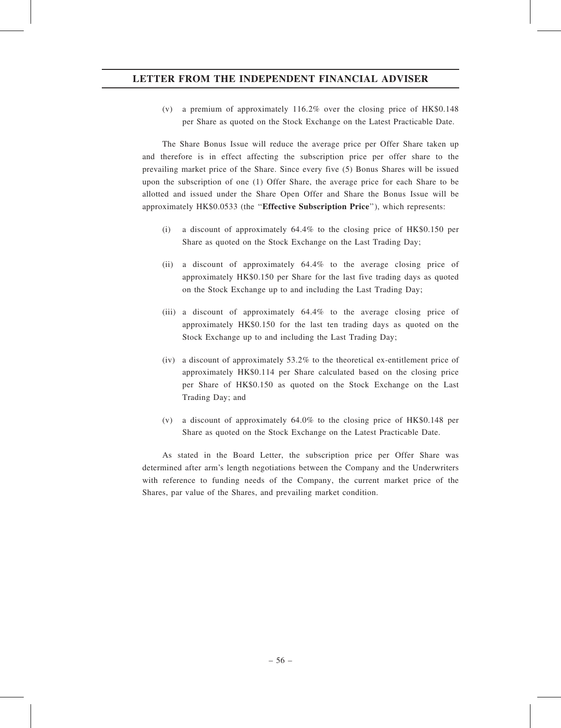(v) a premium of approximately 116.2% over the closing price of HK$0.148 per Share as quoted on the Stock Exchange on the Latest Practicable Date.

The Share Bonus Issue will reduce the average price per Offer Share taken up and therefore is in effect affecting the subscription price per offer share to the prevailing market price of the Share. Since every five (5) Bonus Shares will be issued upon the subscription of one (1) Offer Share, the average price for each Share to be allotted and issued under the Share Open Offer and Share the Bonus Issue will be approximately HK$0.0533 (the "**Effective Subscription Price**"), which represents:

(i) a discount of approximately 64.4% to the closing price of HK$0.150 per Share as quoted on the Stock Exchange on the Last Trading Day;

(ii) a discount of approximately 64.4% to the average closing price of approximately HK$0.150 per Share for the last five trading days as quoted on the Stock Exchange up to and including the Last Trading Day;

(iii) a discount of approximately 64.4% to the average closing price of approximately HK$0.150 for the last ten trading days as quoted on the Stock Exchange up to and including the Last Trading Day;

(iv) a discount of approximately 53.2% to the theoretical ex-entitlement price of approximately HK$0.114 per Share calculated based on the closing price per Share of HK$0.150 as quoted on the Stock Exchange on the Last Trading Day; and

(v) a discount of approximately 64.0% to the closing price of HK$0.148 per Share as quoted on the Stock Exchange on the Latest Practicable Date.

As stated in the Board Letter, the subscription price per Offer Share was determined after arm's length negotiations between the Company and the Underwriters with reference to funding needs of the Company, the current market price of the Shares, par value of the Shares, and prevailing market condition.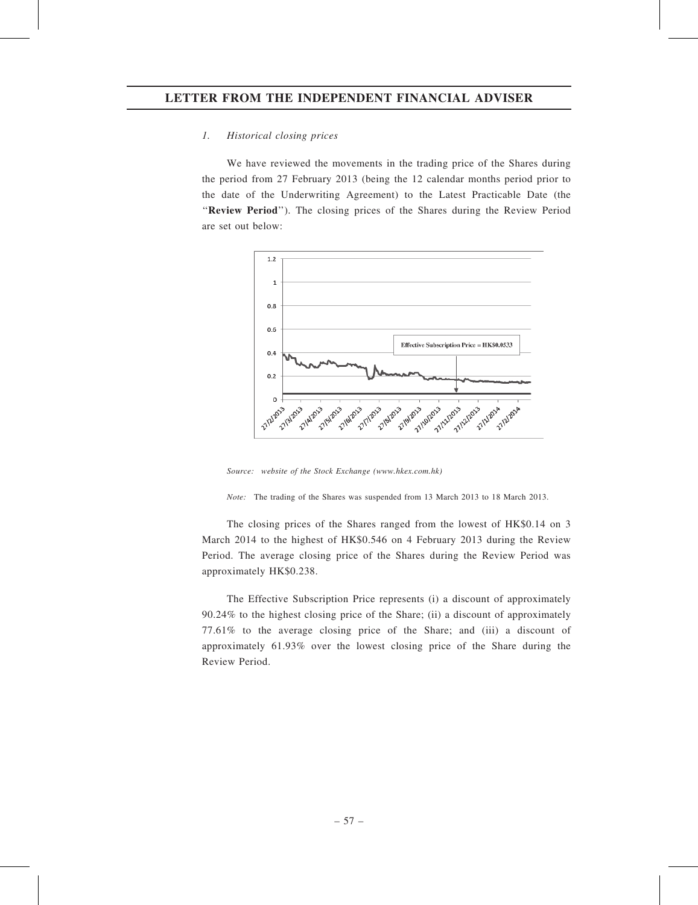## LETTER FROM THE INDEPENDENT FINANCIAL ADVISER

*1. Historical closing prices*

We have reviewed the movements in the trading price of the Shares during the period from 27 February 2013 (being the 12 calendar months period prior to the date of the Underwriting Agreement) to the Latest Practicable Date (the "**Review Period**"). The closing prices of the Shares during the Review Period are set out below:

*Source: website of the Stock Exchange (www.hkex.com.hk)*

*Note:* The trading of the Shares was suspended from 13 March 2013 to 18 March 2013.

The closing prices of the Shares ranged from the lowest of HK$0.14 on 3 March 2014 to the highest of HK$0.546 on 4 February 2013 during the Review Period. The average closing price of the Shares during the Review Period was approximately HK$0.238.

The Effective Subscription Price represents (i) a discount of approximately 90.24% to the highest closing price of the Share; (ii) a discount of approximately 77.61% to the average closing price of the Share; and (iii) a discount of approximately 61.93% over the lowest closing price of the Share during the Review Period.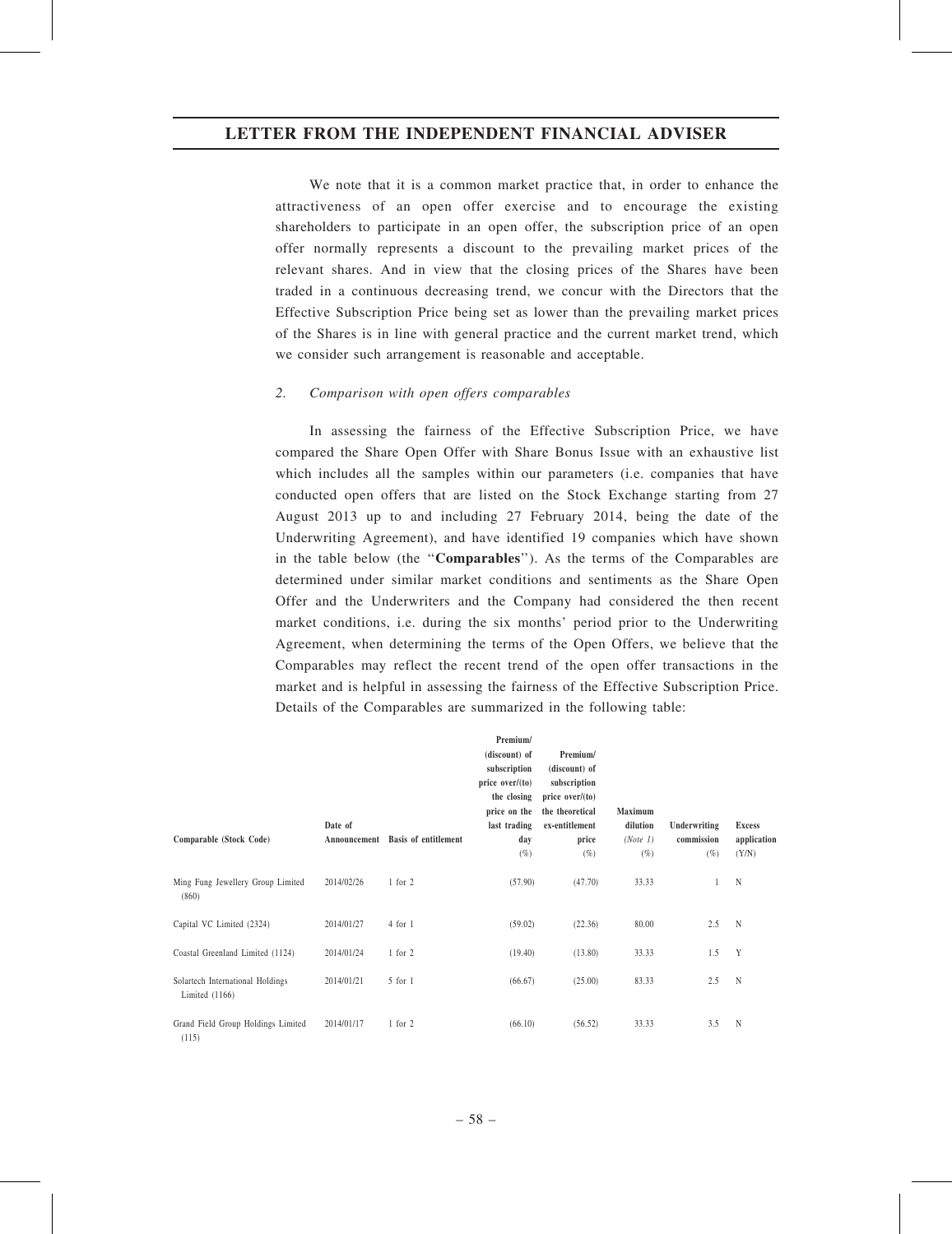We note that it is a common market practice that, in order to enhance the attractiveness of an open offer exercise and to encourage the existing shareholders to participate in an open offer, the subscription price of an open offer normally represents a discount to the prevailing market prices of the relevant shares. And in view that the closing prices of the Shares have been traded in a continuous decreasing trend, we concur with the Directors that the Effective Subscription Price being set as lower than the prevailing market prices of the Shares is in line with general practice and the current market trend, which we consider such arrangement is reasonable and acceptable.

*2. Comparison with open offers comparables*

In assessing the fairness of the Effective Subscription Price, we have compared the Share Open Offer with Share Bonus Issue with an exhaustive list which includes all the samples within our parameters (i.e. companies that have conducted open offers that are listed on the Stock Exchange starting from 27 August 2013 up to and including 27 February 2014, being the date of the Underwriting Agreement), and have identified 19 companies which have shown in the table below (the "**Comparables**"). As the terms of the Comparables are determined under similar market conditions and sentiments as the Share Open Offer and the Underwriters and the Company had considered the then recent market conditions, i.e. during the six months' period prior to the Underwriting Agreement, when determining the terms of the Open Offers, we believe that the Comparables may reflect the recent trend of the open offer transactions in the market and is helpful in assessing the fairness of the Effective Subscription Price. Details of the Comparables are summarized in the following table:

| Comparable (Stock Code) | Date of Announcement | Basis of entitlement | Premium/ (discount) of subscription price over/(to) the closing price on the last trading day (%) | Premium/ (discount) of subscription price over/(to) the theoretical ex-entitlement price (%) | Maximum dilution *(Note 1)* (%) | Underwriting commission (%) | Excess application (Y/N) |
|---|---|---|---|---|---|---|---|
| Ming Fung Jewellery Group Limited (860) | 2014/02/26 | 1 for 2 | (57.90) | (47.70) | 33.33 | 1 | N |
| Capital VC Limited (2324) | 2014/01/27 | 4 for 1 | (59.02) | (22.36) | 80.00 | 2.5 | N |
| Coastal Greenland Limited (1124) | 2014/01/24 | 1 for 2 | (19.40) | (13.80) | 33.33 | 1.5 | Y |
| Solartech International Holdings Limited (1166) | 2014/01/21 | 5 for 1 | (66.67) | (25.00) | 83.33 | 2.5 | N |
| Grand Field Group Holdings Limited (115) | 2014/01/17 | 1 for 2 | (66.10) | (56.52) | 33.33 | 3.5 | N |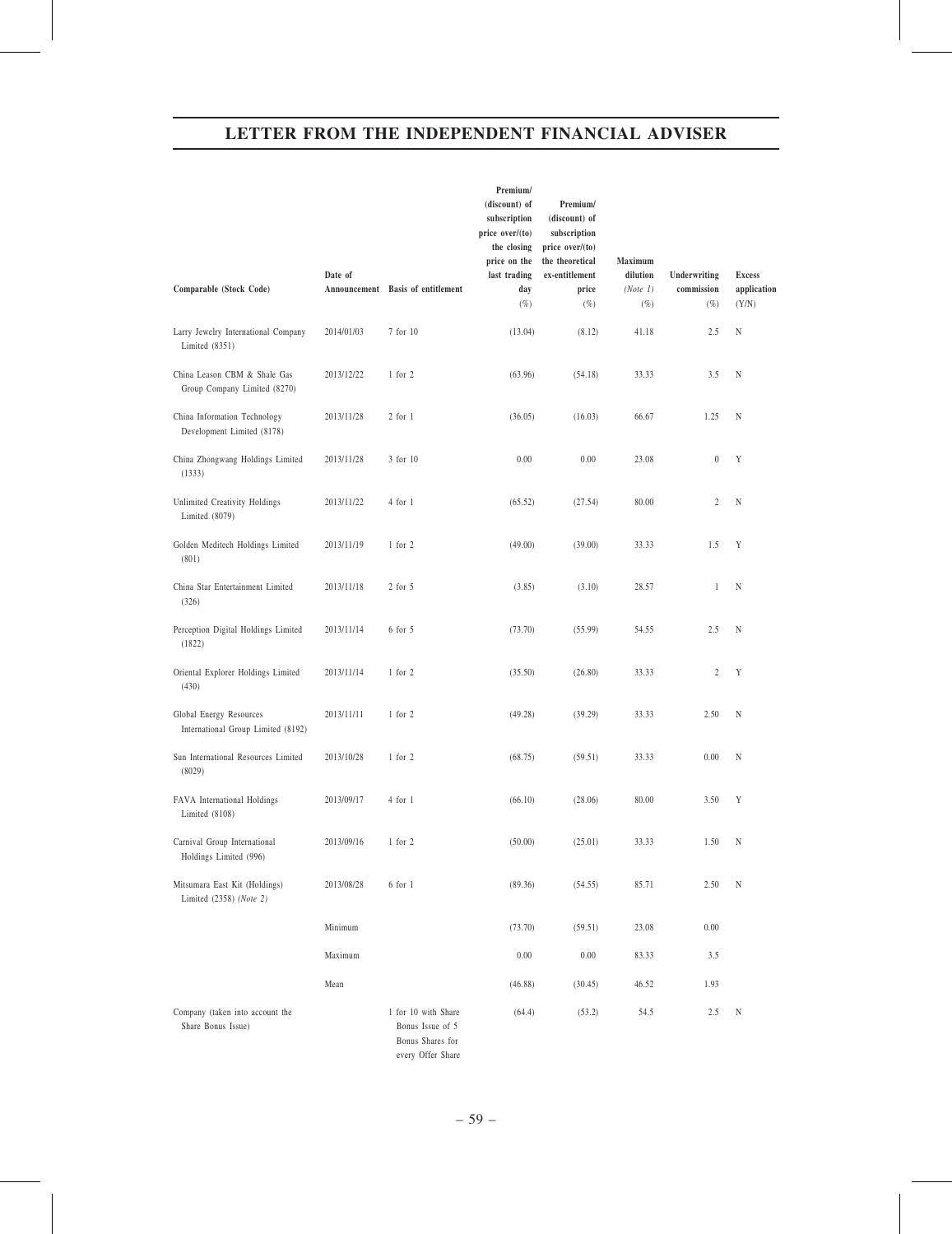| Comparable (Stock Code) | Date of Announcement | Basis of entitlement | Premium/ (discount) of subscription price over/(to) the closing price on the last trading day (%) | Premium/ (discount) of subscription price over/(to) the theoretical ex-entitlement price (%) | Maximum dilution (Note 1) (%) | Underwriting commission (%) | Excess application (Y/N) |
|---|---|---|---|---|---|---|---|
| Larry Jewelry International Company Limited (8351) | 2014/01/03 | 7 for 10 | (13.04) | (8.12) | 41.18 | 2.5 | N |
| China Leason CBM & Shale Gas Group Company Limited (8270) | 2013/12/22 | 1 for 2 | (63.96) | (54.18) | 33.33 | 3.5 | N |
| China Information Technology Development Limited (8178) | 2013/11/28 | 2 for 1 | (36.05) | (16.03) | 66.67 | 1.25 | N |
| China Zhongwang Holdings Limited (1333) | 2013/11/28 | 3 for 10 | 0.00 | 0.00 | 23.08 | 0 | Y |
| Unlimited Creativity Holdings Limited (8079) | 2013/11/22 | 4 for 1 | (65.52) | (27.54) | 80.00 | 2 | N |
| Golden Meditech Holdings Limited (801) | 2013/11/19 | 1 for 2 | (49.00) | (39.00) | 33.33 | 1.5 | Y |
| China Star Entertainment Limited (326) | 2013/11/18 | 2 for 5 | (3.85) | (3.10) | 28.57 | 1 | N |
| Perception Digital Holdings Limited (1822) | 2013/11/14 | 6 for 5 | (73.70) | (55.99) | 54.55 | 2.5 | N |
| Oriental Explorer Holdings Limited (430) | 2013/11/14 | 1 for 2 | (35.50) | (26.80) | 33.33 | 2 | Y |
| Global Energy Resources International Group Limited (8192) | 2013/11/11 | 1 for 2 | (49.28) | (39.29) | 33.33 | 2.50 | N |
| Sun International Resources Limited (8029) | 2013/10/28 | 1 for 2 | (68.75) | (59.51) | 33.33 | 0.00 | N |
| FAVA International Holdings Limited (8108) | 2013/09/17 | 4 for 1 | (66.10) | (28.06) | 80.00 | 3.50 | Y |
| Carnival Group International Holdings Limited (996) | 2013/09/16 | 1 for 2 | (50.00) | (25.01) | 33.33 | 1.50 | N |
| Mitsumara East Kit (Holdings) Limited (2358) *(Note 2)* | 2013/08/28 | 6 for 1 | (89.36) | (54.55) | 85.71 | 2.50 | N |
| | Minimum | | (73.70) | (59.51) | 23.08 | 0.00 | |
| | Maximum | | 0.00 | 0.00 | 83.33 | 3.5 | |
| | Mean | | (46.88) | (30.45) | 46.52 | 1.93 | |
| Company (taken into account the Share Bonus Issue) | | 1 for 10 with Share Bonus Issue of 5 Bonus Shares for every Offer Share | (64.4) | (53.2) | 54.5 | 2.5 | N |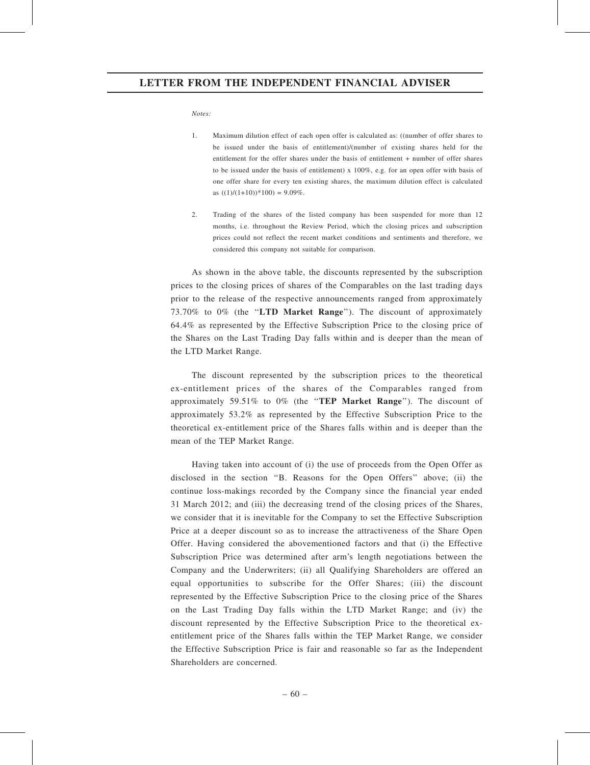*Notes:*

1. Maximum dilution effect of each open offer is calculated as: ((number of offer shares to be issued under the basis of entitlement)/(number of existing shares held for the entitlement for the offer shares under the basis of entitlement + number of offer shares to be issued under the basis of entitlement) x 100%, e.g. for an open offer with basis of one offer share for every ten existing shares, the maximum dilution effect is calculated as ((1)/(1+10))*100) = 9.09%.

2. Trading of the shares of the listed company has been suspended for more than 12 months, i.e. throughout the Review Period, which the closing prices and subscription prices could not reflect the recent market conditions and sentiments and therefore, we considered this company not suitable for comparison.

As shown in the above table, the discounts represented by the subscription prices to the closing prices of shares of the Comparables on the last trading days prior to the release of the respective announcements ranged from approximately 73.70% to 0% (the "**LTD Market Range**"). The discount of approximately 64.4% as represented by the Effective Subscription Price to the closing price of the Shares on the Last Trading Day falls within and is deeper than the mean of the LTD Market Range.

The discount represented by the subscription prices to the theoretical ex-entitlement prices of the shares of the Comparables ranged from approximately 59.51% to 0% (the "**TEP Market Range**"). The discount of approximately 53.2% as represented by the Effective Subscription Price to the theoretical ex-entitlement price of the Shares falls within and is deeper than the mean of the TEP Market Range.

Having taken into account of (i) the use of proceeds from the Open Offer as disclosed in the section "B. Reasons for the Open Offers" above; (ii) the continue loss-makings recorded by the Company since the financial year ended 31 March 2012; and (iii) the decreasing trend of the closing prices of the Shares, we consider that it is inevitable for the Company to set the Effective Subscription Price at a deeper discount so as to increase the attractiveness of the Share Open Offer. Having considered the abovementioned factors and that (i) the Effective Subscription Price was determined after arm's length negotiations between the Company and the Underwriters; (ii) all Qualifying Shareholders are offered an equal opportunities to subscribe for the Offer Shares; (iii) the discount represented by the Effective Subscription Price to the closing price of the Shares on the Last Trading Day falls within the LTD Market Range; and (iv) the discount represented by the Effective Subscription Price to the theoretical ex-entitlement price of the Shares falls within the TEP Market Range, we consider the Effective Subscription Price is fair and reasonable so far as the Independent Shareholders are concerned.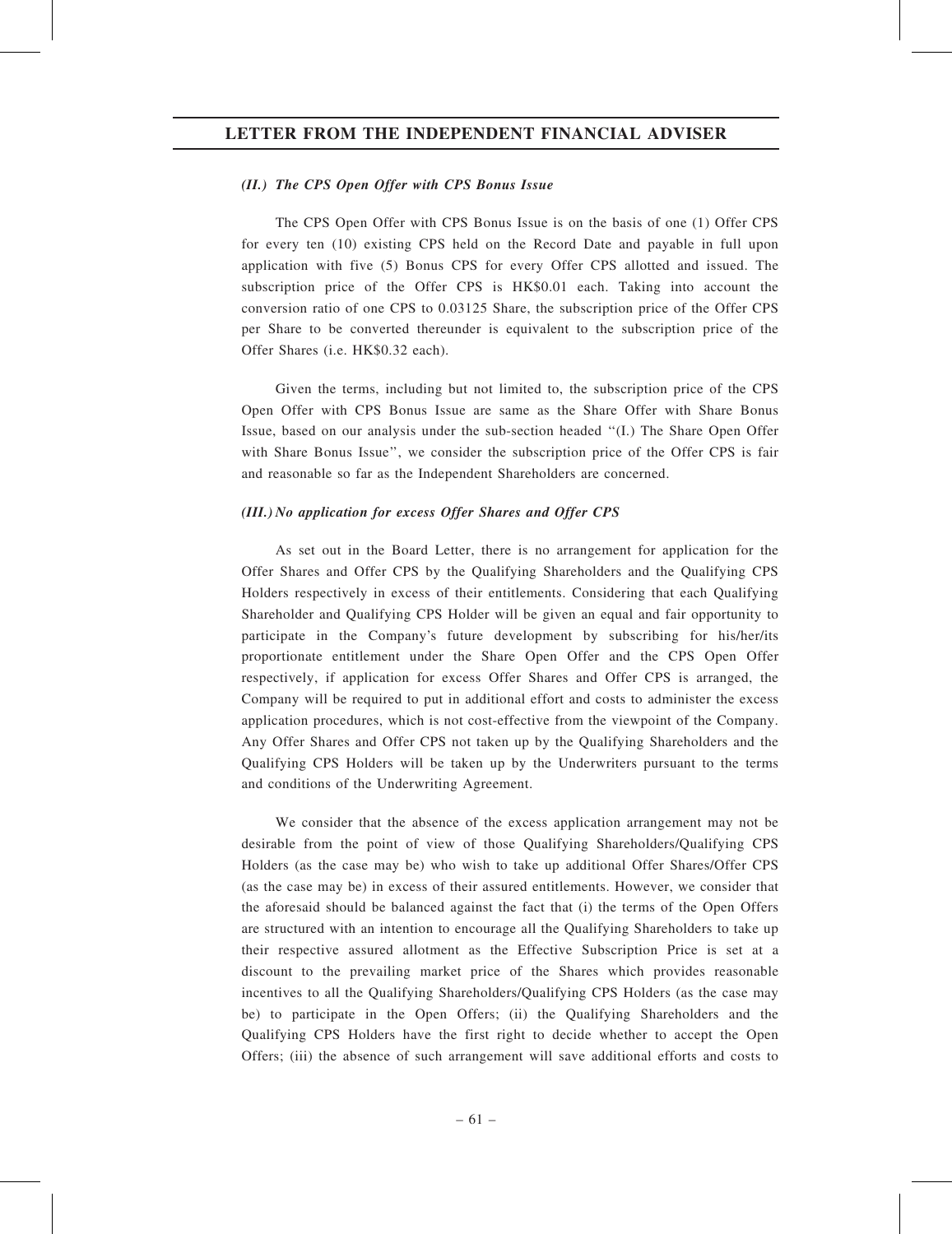### *(II.) The CPS Open Offer with CPS Bonus Issue*

The CPS Open Offer with CPS Bonus Issue is on the basis of one (1) Offer CPS for every ten (10) existing CPS held on the Record Date and payable in full upon application with five (5) Bonus CPS for every Offer CPS allotted and issued. The subscription price of the Offer CPS is HK$0.01 each. Taking into account the conversion ratio of one CPS to 0.03125 Share, the subscription price of the Offer CPS per Share to be converted thereunder is equivalent to the subscription price of the Offer Shares (i.e. HK$0.32 each).

Given the terms, including but not limited to, the subscription price of the CPS Open Offer with CPS Bonus Issue are same as the Share Offer with Share Bonus Issue, based on our analysis under the sub-section headed ''(I.) The Share Open Offer with Share Bonus Issue'', we consider the subscription price of the Offer CPS is fair and reasonable so far as the Independent Shareholders are concerned.

### *(III.) No application for excess Offer Shares and Offer CPS*

As set out in the Board Letter, there is no arrangement for application for the Offer Shares and Offer CPS by the Qualifying Shareholders and the Qualifying CPS Holders respectively in excess of their entitlements. Considering that each Qualifying Shareholder and Qualifying CPS Holder will be given an equal and fair opportunity to participate in the Company's future development by subscribing for his/her/its proportionate entitlement under the Share Open Offer and the CPS Open Offer respectively, if application for excess Offer Shares and Offer CPS is arranged, the Company will be required to put in additional effort and costs to administer the excess application procedures, which is not cost-effective from the viewpoint of the Company. Any Offer Shares and Offer CPS not taken up by the Qualifying Shareholders and the Qualifying CPS Holders will be taken up by the Underwriters pursuant to the terms and conditions of the Underwriting Agreement.

We consider that the absence of the excess application arrangement may not be desirable from the point of view of those Qualifying Shareholders/Qualifying CPS Holders (as the case may be) who wish to take up additional Offer Shares/Offer CPS (as the case may be) in excess of their assured entitlements. However, we consider that the aforesaid should be balanced against the fact that (i) the terms of the Open Offers are structured with an intention to encourage all the Qualifying Shareholders to take up their respective assured allotment as the Effective Subscription Price is set at a discount to the prevailing market price of the Shares which provides reasonable incentives to all the Qualifying Shareholders/Qualifying CPS Holders (as the case may be) to participate in the Open Offers; (ii) the Qualifying Shareholders and the Qualifying CPS Holders have the first right to decide whether to accept the Open Offers; (iii) the absence of such arrangement will save additional efforts and costs to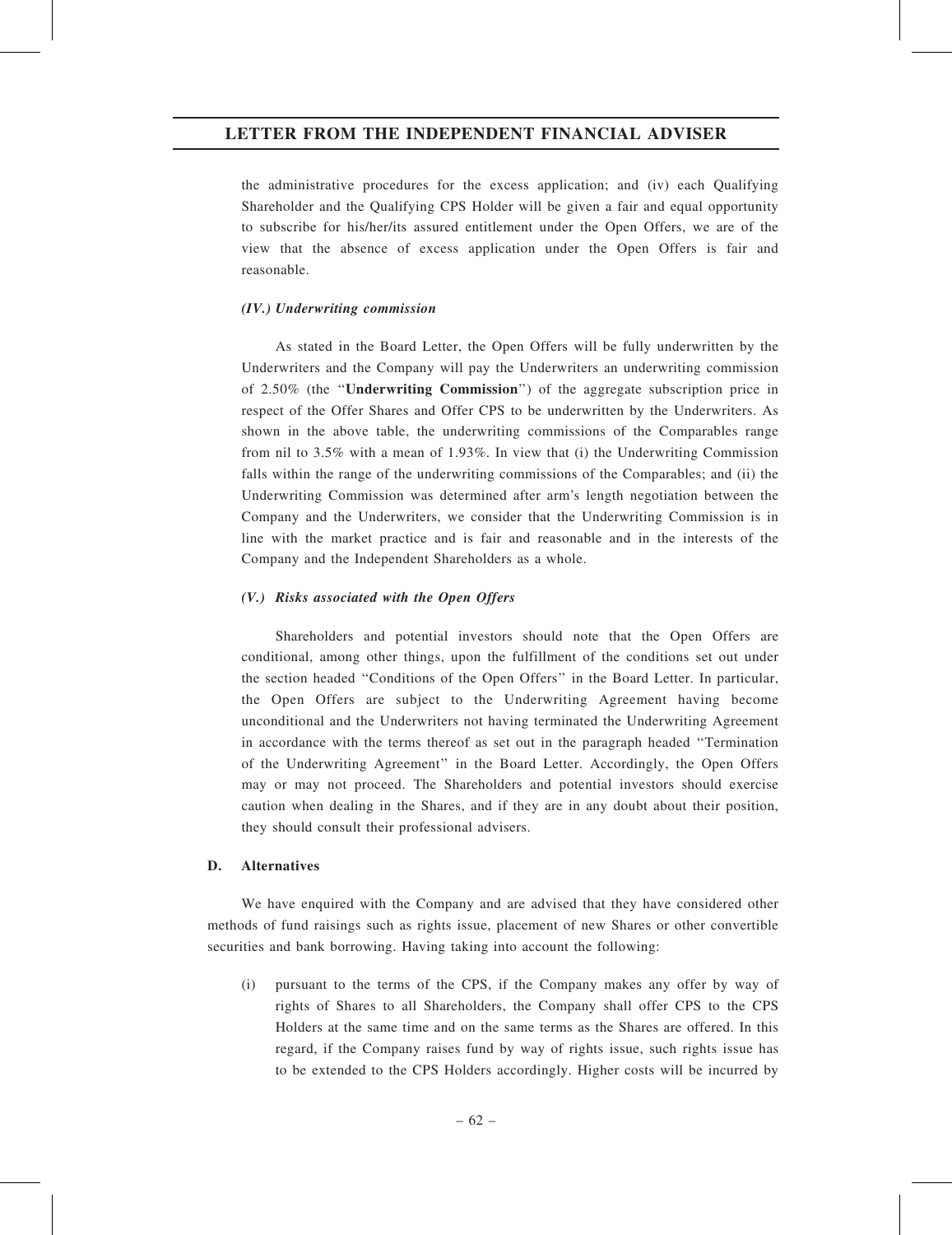the administrative procedures for the excess application; and (iv) each Qualifying Shareholder and the Qualifying CPS Holder will be given a fair and equal opportunity to subscribe for his/her/its assured entitlement under the Open Offers, we are of the view that the absence of excess application under the Open Offers is fair and reasonable.

#### *(IV.) Underwriting commission*

As stated in the Board Letter, the Open Offers will be fully underwritten by the Underwriters and the Company will pay the Underwriters an underwriting commission of 2.50% (the "**Underwriting Commission**") of the aggregate subscription price in respect of the Offer Shares and Offer CPS to be underwritten by the Underwriters. As shown in the above table, the underwriting commissions of the Comparables range from nil to 3.5% with a mean of 1.93%. In view that (i) the Underwriting Commission falls within the range of the underwriting commissions of the Comparables; and (ii) the Underwriting Commission was determined after arm's length negotiation between the Company and the Underwriters, we consider that the Underwriting Commission is in line with the market practice and is fair and reasonable and in the interests of the Company and the Independent Shareholders as a whole.

#### *(V.) Risks associated with the Open Offers*

Shareholders and potential investors should note that the Open Offers are conditional, among other things, upon the fulfillment of the conditions set out under the section headed "Conditions of the Open Offers" in the Board Letter. In particular, the Open Offers are subject to the Underwriting Agreement having become unconditional and the Underwriters not having terminated the Underwriting Agreement in accordance with the terms thereof as set out in the paragraph headed "Termination of the Underwriting Agreement" in the Board Letter. Accordingly, the Open Offers may or may not proceed. The Shareholders and potential investors should exercise caution when dealing in the Shares, and if they are in any doubt about their position, they should consult their professional advisers.

### D. Alternatives

We have enquired with the Company and are advised that they have considered other methods of fund raisings such as rights issue, placement of new Shares or other convertible securities and bank borrowing. Having taking into account the following:

(i) pursuant to the terms of the CPS, if the Company makes any offer by way of rights of Shares to all Shareholders, the Company shall offer CPS to the CPS Holders at the same time and on the same terms as the Shares are offered. In this regard, if the Company raises fund by way of rights issue, such rights issue has to be extended to the CPS Holders accordingly. Higher costs will be incurred by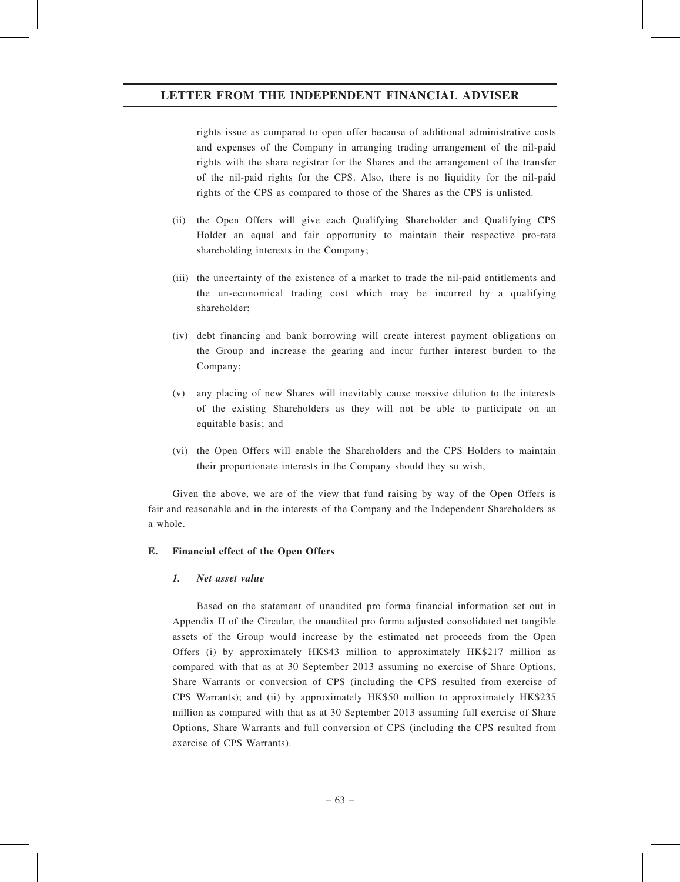rights issue as compared to open offer because of additional administrative costs and expenses of the Company in arranging trading arrangement of the nil-paid rights with the share registrar for the Shares and the arrangement of the transfer of the nil-paid rights for the CPS. Also, there is no liquidity for the nil-paid rights of the CPS as compared to those of the Shares as the CPS is unlisted.

(ii) the Open Offers will give each Qualifying Shareholder and Qualifying CPS Holder an equal and fair opportunity to maintain their respective pro-rata shareholding interests in the Company;

(iii) the uncertainty of the existence of a market to trade the nil-paid entitlements and the un-economical trading cost which may be incurred by a qualifying shareholder;

(iv) debt financing and bank borrowing will create interest payment obligations on the Group and increase the gearing and incur further interest burden to the Company;

(v) any placing of new Shares will inevitably cause massive dilution to the interests of the existing Shareholders as they will not be able to participate on an equitable basis; and

(vi) the Open Offers will enable the Shareholders and the CPS Holders to maintain their proportionate interests in the Company should they so wish,

Given the above, we are of the view that fund raising by way of the Open Offers is fair and reasonable and in the interests of the Company and the Independent Shareholders as a whole.

## E. Financial effect of the Open Offers

### *1. Net asset value*

Based on the statement of unaudited pro forma financial information set out in Appendix II of the Circular, the unaudited pro forma adjusted consolidated net tangible assets of the Group would increase by the estimated net proceeds from the Open Offers (i) by approximately HK$43 million to approximately HK$217 million as compared with that as at 30 September 2013 assuming no exercise of Share Options, Share Warrants or conversion of CPS (including the CPS resulted from exercise of CPS Warrants); and (ii) by approximately HK$50 million to approximately HK$235 million as compared with that as at 30 September 2013 assuming full exercise of Share Options, Share Warrants and full conversion of CPS (including the CPS resulted from exercise of CPS Warrants).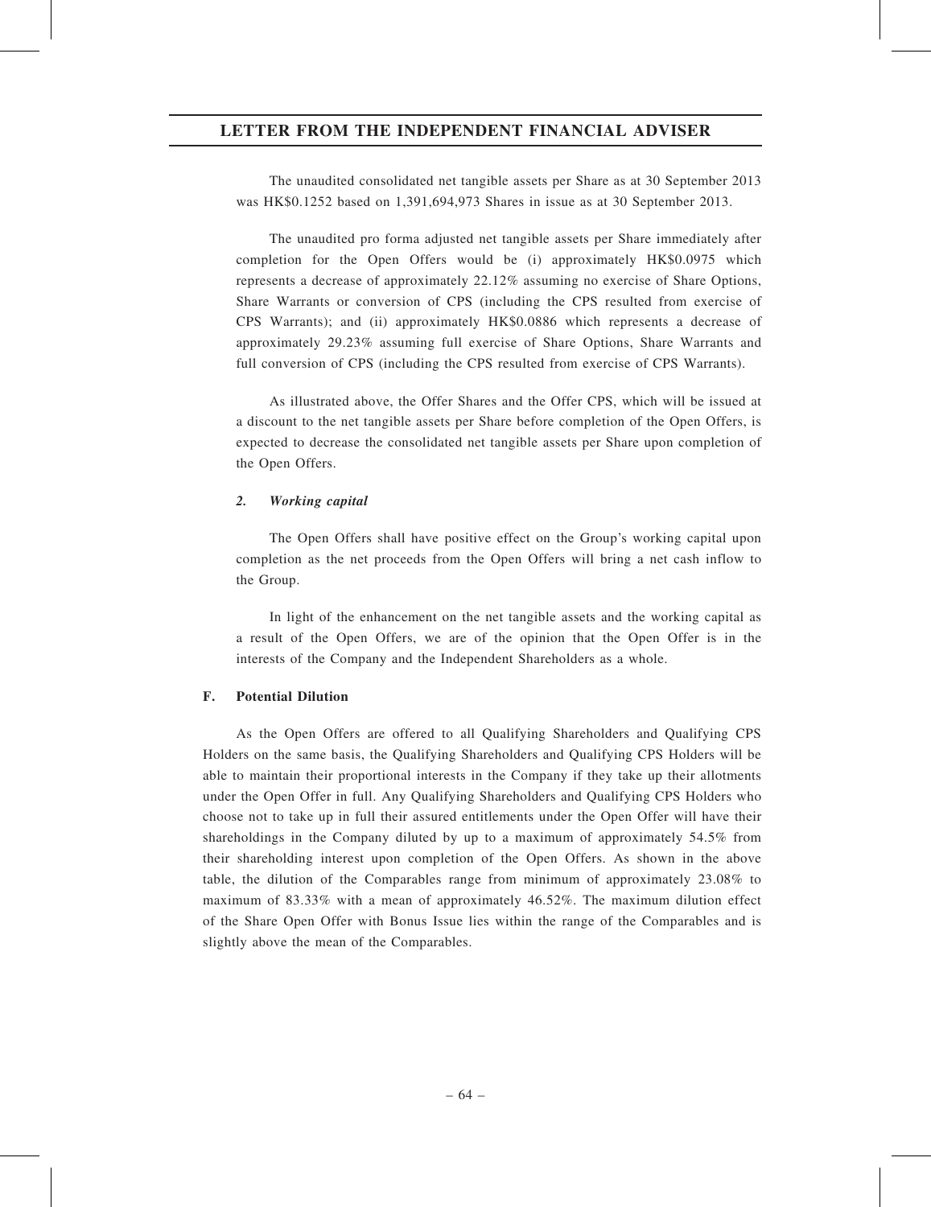The unaudited consolidated net tangible assets per Share as at 30 September 2013 was HK$0.1252 based on 1,391,694,973 Shares in issue as at 30 September 2013.

The unaudited pro forma adjusted net tangible assets per Share immediately after completion for the Open Offers would be (i) approximately HK$0.0975 which represents a decrease of approximately 22.12% assuming no exercise of Share Options, Share Warrants or conversion of CPS (including the CPS resulted from exercise of CPS Warrants); and (ii) approximately HK$0.0886 which represents a decrease of approximately 29.23% assuming full exercise of Share Options, Share Warrants and full conversion of CPS (including the CPS resulted from exercise of CPS Warrants).

As illustrated above, the Offer Shares and the Offer CPS, which will be issued at a discount to the net tangible assets per Share before completion of the Open Offers, is expected to decrease the consolidated net tangible assets per Share upon completion of the Open Offers.

#### 2. *Working capital*

The Open Offers shall have positive effect on the Group's working capital upon completion as the net proceeds from the Open Offers will bring a net cash inflow to the Group.

In light of the enhancement on the net tangible assets and the working capital as a result of the Open Offers, we are of the opinion that the Open Offer is in the interests of the Company and the Independent Shareholders as a whole.

### F. Potential Dilution

As the Open Offers are offered to all Qualifying Shareholders and Qualifying CPS Holders on the same basis, the Qualifying Shareholders and Qualifying CPS Holders will be able to maintain their proportional interests in the Company if they take up their allotments under the Open Offer in full. Any Qualifying Shareholders and Qualifying CPS Holders who choose not to take up in full their assured entitlements under the Open Offer will have their shareholdings in the Company diluted by up to a maximum of approximately 54.5% from their shareholding interest upon completion of the Open Offers. As shown in the above table, the dilution of the Comparables range from minimum of approximately 23.08% to maximum of 83.33% with a mean of approximately 46.52%. The maximum dilution effect of the Share Open Offer with Bonus Issue lies within the range of the Comparables and is slightly above the mean of the Comparables.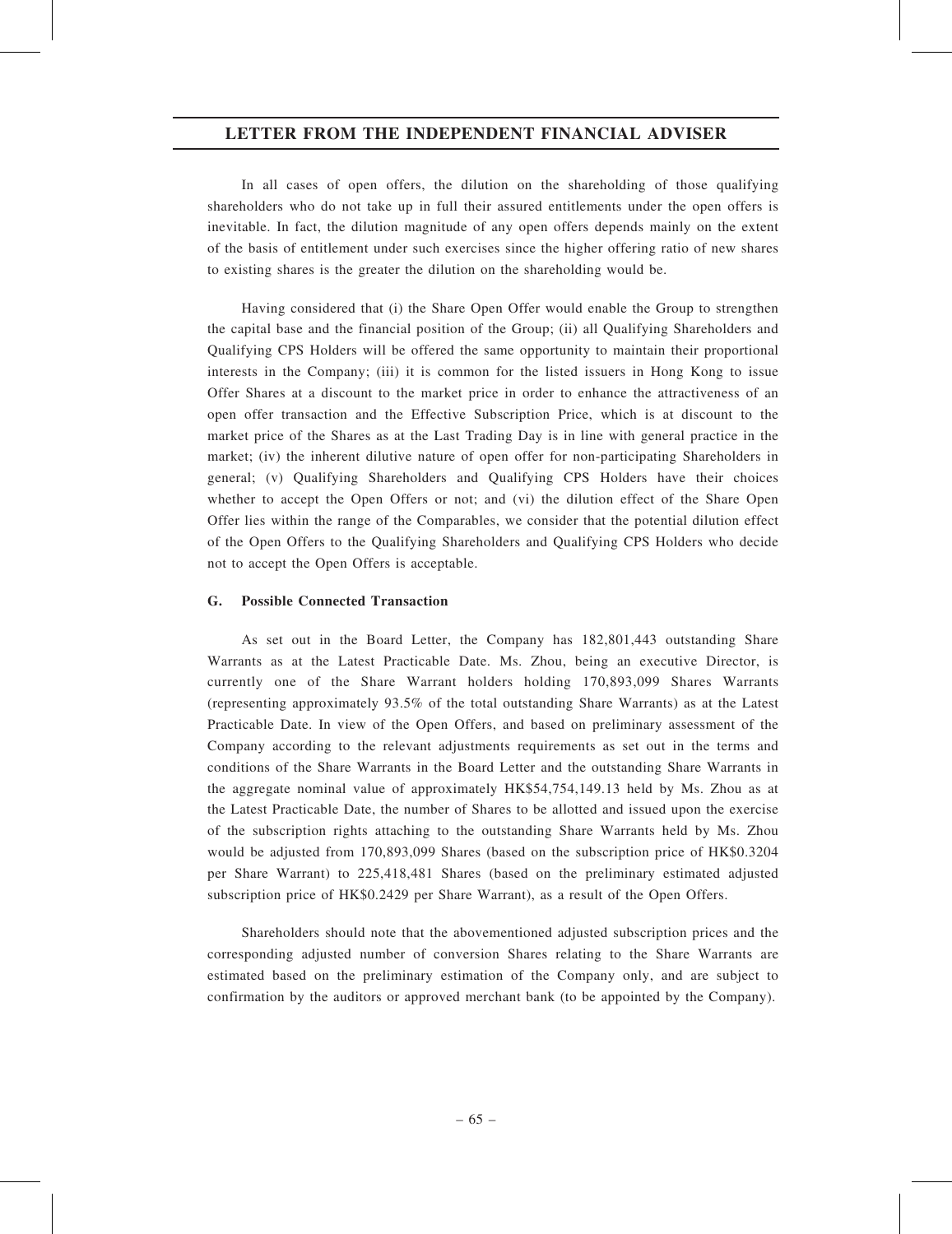In all cases of open offers, the dilution on the shareholding of those qualifying shareholders who do not take up in full their assured entitlements under the open offers is inevitable. In fact, the dilution magnitude of any open offers depends mainly on the extent of the basis of entitlement under such exercises since the higher offering ratio of new shares to existing shares is the greater the dilution on the shareholding would be.

Having considered that (i) the Share Open Offer would enable the Group to strengthen the capital base and the financial position of the Group; (ii) all Qualifying Shareholders and Qualifying CPS Holders will be offered the same opportunity to maintain their proportional interests in the Company; (iii) it is common for the listed issuers in Hong Kong to issue Offer Shares at a discount to the market price in order to enhance the attractiveness of an open offer transaction and the Effective Subscription Price, which is at discount to the market price of the Shares as at the Last Trading Day is in line with general practice in the market; (iv) the inherent dilutive nature of open offer for non-participating Shareholders in general; (v) Qualifying Shareholders and Qualifying CPS Holders have their choices whether to accept the Open Offers or not; and (vi) the dilution effect of the Share Open Offer lies within the range of the Comparables, we consider that the potential dilution effect of the Open Offers to the Qualifying Shareholders and Qualifying CPS Holders who decide not to accept the Open Offers is acceptable.

**G. Possible Connected Transaction**

As set out in the Board Letter, the Company has 182,801,443 outstanding Share Warrants as at the Latest Practicable Date. Ms. Zhou, being an executive Director, is currently one of the Share Warrant holders holding 170,893,099 Shares Warrants (representing approximately 93.5% of the total outstanding Share Warrants) as at the Latest Practicable Date. In view of the Open Offers, and based on preliminary assessment of the Company according to the relevant adjustments requirements as set out in the terms and conditions of the Share Warrants in the Board Letter and the outstanding Share Warrants in the aggregate nominal value of approximately HK$54,754,149.13 held by Ms. Zhou as at the Latest Practicable Date, the number of Shares to be allotted and issued upon the exercise of the subscription rights attaching to the outstanding Share Warrants held by Ms. Zhou would be adjusted from 170,893,099 Shares (based on the subscription price of HK$0.3204 per Share Warrant) to 225,418,481 Shares (based on the preliminary estimated adjusted subscription price of HK$0.2429 per Share Warrant), as a result of the Open Offers.

Shareholders should note that the abovementioned adjusted subscription prices and the corresponding adjusted number of conversion Shares relating to the Share Warrants are estimated based on the preliminary estimation of the Company only, and are subject to confirmation by the auditors or approved merchant bank (to be appointed by the Company).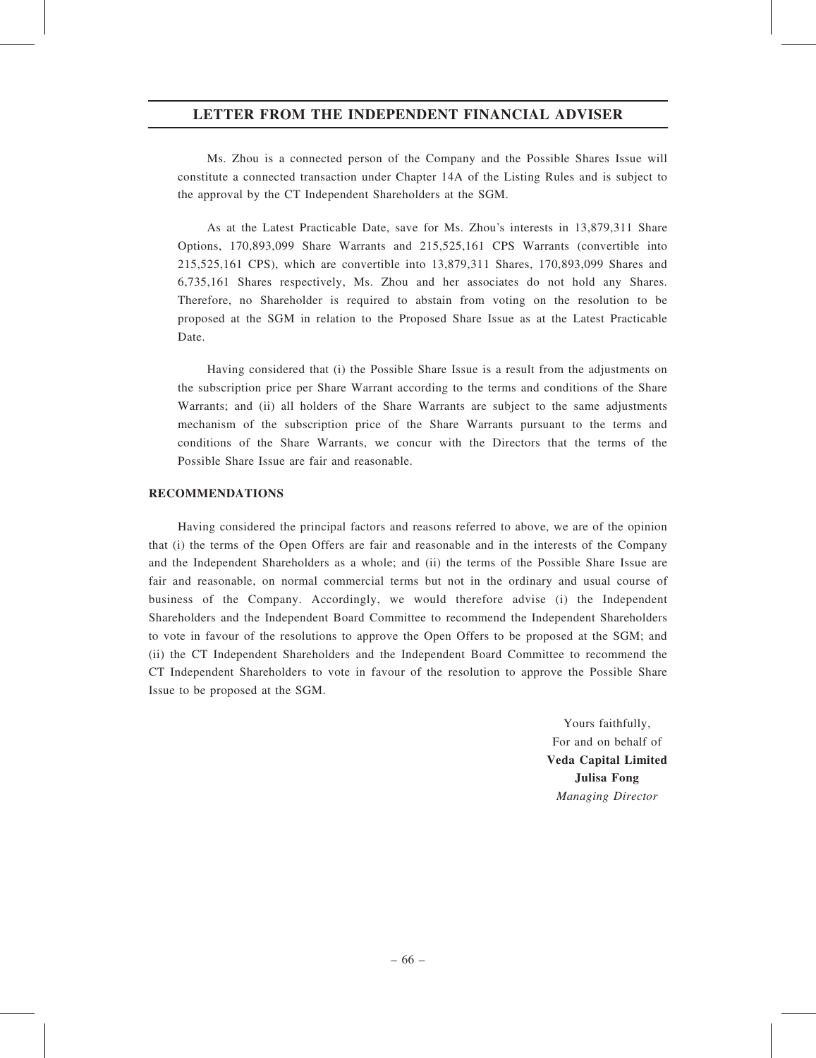Ms. Zhou is a connected person of the Company and the Possible Shares Issue will constitute a connected transaction under Chapter 14A of the Listing Rules and is subject to the approval by the CT Independent Shareholders at the SGM.

As at the Latest Practicable Date, save for Ms. Zhou's interests in 13,879,311 Share Options, 170,893,099 Share Warrants and 215,525,161 CPS Warrants (convertible into 215,525,161 CPS), which are convertible into 13,879,311 Shares, 170,893,099 Shares and 6,735,161 Shares respectively, Ms. Zhou and her associates do not hold any Shares. Therefore, no Shareholder is required to abstain from voting on the resolution to be proposed at the SGM in relation to the Proposed Share Issue as at the Latest Practicable Date.

Having considered that (i) the Possible Share Issue is a result from the adjustments on the subscription price per Share Warrant according to the terms and conditions of the Share Warrants; and (ii) all holders of the Share Warrants are subject to the same adjustments mechanism of the subscription price of the Share Warrants pursuant to the terms and conditions of the Share Warrants, we concur with the Directors that the terms of the Possible Share Issue are fair and reasonable.

## RECOMMENDATIONS

Having considered the principal factors and reasons referred to above, we are of the opinion that (i) the terms of the Open Offers are fair and reasonable and in the interests of the Company and the Independent Shareholders as a whole; and (ii) the terms of the Possible Share Issue are fair and reasonable, on normal commercial terms but not in the ordinary and usual course of business of the Company. Accordingly, we would therefore advise (i) the Independent Shareholders and the Independent Board Committee to recommend the Independent Shareholders to vote in favour of the resolutions to approve the Open Offers to be proposed at the SGM; and (ii) the CT Independent Shareholders and the Independent Board Committee to recommend the CT Independent Shareholders to vote in favour of the resolution to approve the Possible Share Issue to be proposed at the SGM.

Yours faithfully,
For and on behalf of
**Veda Capital Limited**
**Julisa Fong**
*Managing Director*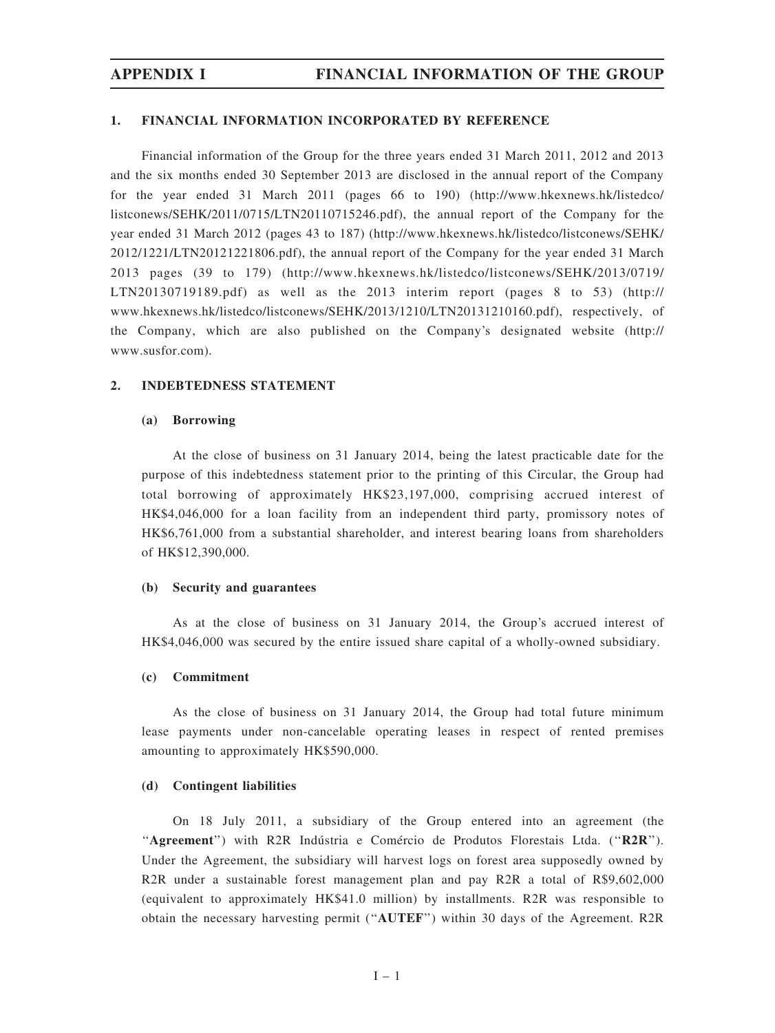## 1. FINANCIAL INFORMATION INCORPORATED BY REFERENCE

Financial information of the Group for the three years ended 31 March 2011, 2012 and 2013 and the six months ended 30 September 2013 are disclosed in the annual report of the Company for the year ended 31 March 2011 (pages 66 to 190) (http://www.hkexnews.hk/listedco/listconews/SEHK/2011/0715/LTN20110715246.pdf), the annual report of the Company for the year ended 31 March 2012 (pages 43 to 187) (http://www.hkexnews.hk/listedco/listconews/SEHK/2012/1221/LTN20121221806.pdf), the annual report of the Company for the year ended 31 March 2013 pages (39 to 179) (http://www.hkexnews.hk/listedco/listconews/SEHK/2013/0719/LTN20130719189.pdf) as well as the 2013 interim report (pages 8 to 53) (http://www.hkexnews.hk/listedco/listconews/SEHK/2013/1210/LTN20131210160.pdf), respectively, of the Company, which are also published on the Company's designated website (http://www.susfor.com).

## 2. INDEBTEDNESS STATEMENT

### (a) Borrowing

At the close of business on 31 January 2014, being the latest practicable date for the purpose of this indebtedness statement prior to the printing of this Circular, the Group had total borrowing of approximately HK$23,197,000, comprising accrued interest of HK$4,046,000 for a loan facility from an independent third party, promissory notes of HK$6,761,000 from a substantial shareholder, and interest bearing loans from shareholders of HK$12,390,000.

### (b) Security and guarantees

As at the close of business on 31 January 2014, the Group's accrued interest of HK$4,046,000 was secured by the entire issued share capital of a wholly-owned subsidiary.

### (c) Commitment

As the close of business on 31 January 2014, the Group had total future minimum lease payments under non-cancelable operating leases in respect of rented premises amounting to approximately HK$590,000.

### (d) Contingent liabilities

On 18 July 2011, a subsidiary of the Group entered into an agreement (the "**Agreement**") with R2R Indústria e Comércio de Produtos Florestais Ltda. ("**R2R**"). Under the Agreement, the subsidiary will harvest logs on forest area supposedly owned by R2R under a sustainable forest management plan and pay R2R a total of R$9,602,000 (equivalent to approximately HK$41.0 million) by installments. R2R was responsible to obtain the necessary harvesting permit ("**AUTEF**") within 30 days of the Agreement. R2R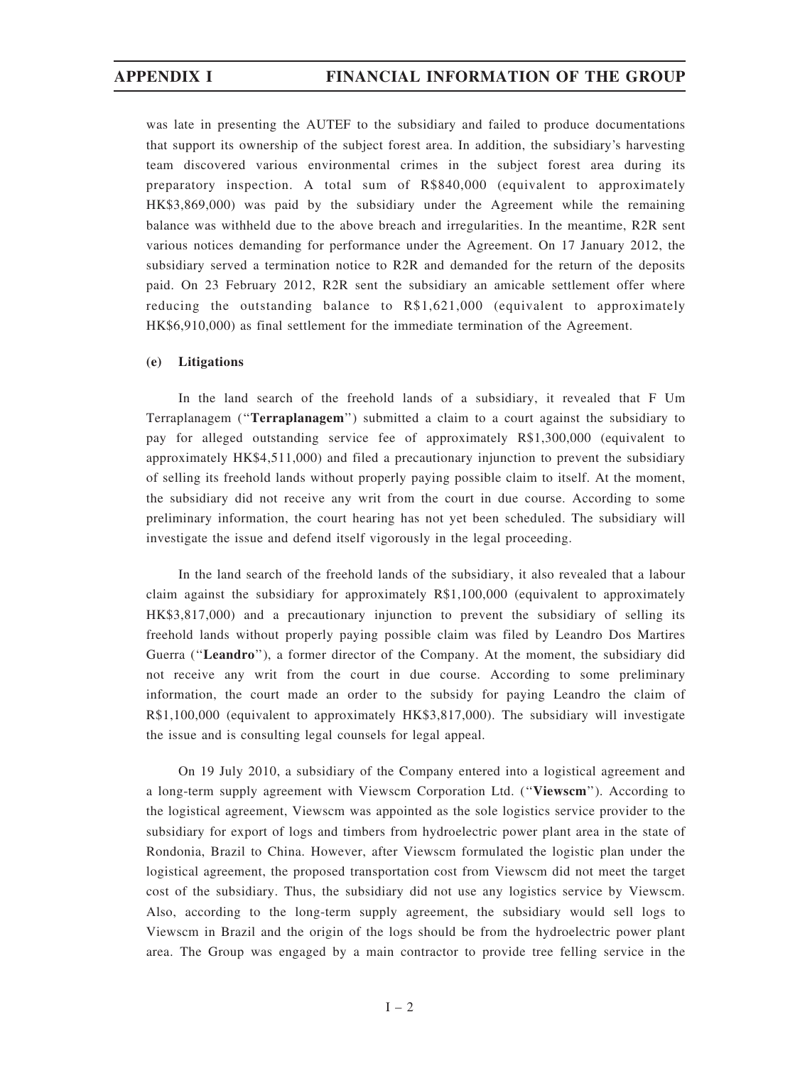was late in presenting the AUTEF to the subsidiary and failed to produce documentations that support its ownership of the subject forest area. In addition, the subsidiary's harvesting team discovered various environmental crimes in the subject forest area during its preparatory inspection. A total sum of R$840,000 (equivalent to approximately HK$3,869,000) was paid by the subsidiary under the Agreement while the remaining balance was withheld due to the above breach and irregularities. In the meantime, R2R sent various notices demanding for performance under the Agreement. On 17 January 2012, the subsidiary served a termination notice to R2R and demanded for the return of the deposits paid. On 23 February 2012, R2R sent the subsidiary an amicable settlement offer where reducing the outstanding balance to R$1,621,000 (equivalent to approximately HK$6,910,000) as final settlement for the immediate termination of the Agreement.

**(e) Litigations**

In the land search of the freehold lands of a subsidiary, it revealed that F Um Terraplanagem ("**Terraplanagem**") submitted a claim to a court against the subsidiary to pay for alleged outstanding service fee of approximately R$1,300,000 (equivalent to approximately HK$4,511,000) and filed a precautionary injunction to prevent the subsidiary of selling its freehold lands without properly paying possible claim to itself. At the moment, the subsidiary did not receive any writ from the court in due course. According to some preliminary information, the court hearing has not yet been scheduled. The subsidiary will investigate the issue and defend itself vigorously in the legal proceeding.

In the land search of the freehold lands of the subsidiary, it also revealed that a labour claim against the subsidiary for approximately R$1,100,000 (equivalent to approximately HK$3,817,000) and a precautionary injunction to prevent the subsidiary of selling its freehold lands without properly paying possible claim was filed by Leandro Dos Martires Guerra ("**Leandro**"), a former director of the Company. At the moment, the subsidiary did not receive any writ from the court in due course. According to some preliminary information, the court made an order to the subsidy for paying Leandro the claim of R$1,100,000 (equivalent to approximately HK$3,817,000). The subsidiary will investigate the issue and is consulting legal counsels for legal appeal.

On 19 July 2010, a subsidiary of the Company entered into a logistical agreement and a long-term supply agreement with Viewscm Corporation Ltd. ("**Viewscm**"). According to the logistical agreement, Viewscm was appointed as the sole logistics service provider to the subsidiary for export of logs and timbers from hydroelectric power plant area in the state of Rondonia, Brazil to China. However, after Viewscm formulated the logistic plan under the logistical agreement, the proposed transportation cost from Viewscm did not meet the target cost of the subsidiary. Thus, the subsidiary did not use any logistics service by Viewscm. Also, according to the long-term supply agreement, the subsidiary would sell logs to Viewscm in Brazil and the origin of the logs should be from the hydroelectric power plant area. The Group was engaged by a main contractor to provide tree felling service in the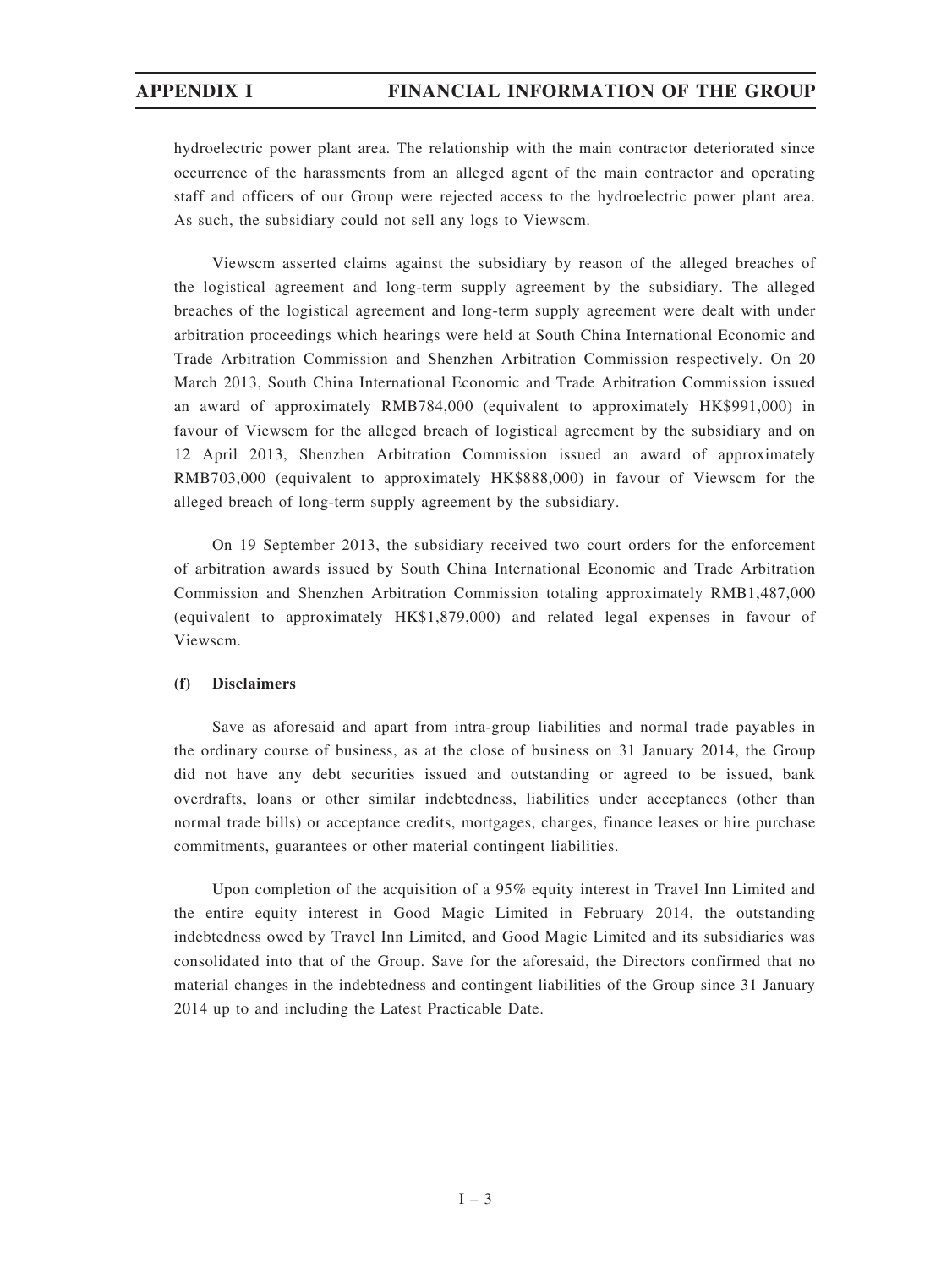hydroelectric power plant area. The relationship with the main contractor deteriorated since occurrence of the harassments from an alleged agent of the main contractor and operating staff and officers of our Group were rejected access to the hydroelectric power plant area. As such, the subsidiary could not sell any logs to Viewscm.

Viewscm asserted claims against the subsidiary by reason of the alleged breaches of the logistical agreement and long-term supply agreement by the subsidiary. The alleged breaches of the logistical agreement and long-term supply agreement were dealt with under arbitration proceedings which hearings were held at South China International Economic and Trade Arbitration Commission and Shenzhen Arbitration Commission respectively. On 20 March 2013, South China International Economic and Trade Arbitration Commission issued an award of approximately RMB784,000 (equivalent to approximately HK$991,000) in favour of Viewscm for the alleged breach of logistical agreement by the subsidiary and on 12 April 2013, Shenzhen Arbitration Commission issued an award of approximately RMB703,000 (equivalent to approximately HK$888,000) in favour of Viewscm for the alleged breach of long-term supply agreement by the subsidiary.

On 19 September 2013, the subsidiary received two court orders for the enforcement of arbitration awards issued by South China International Economic and Trade Arbitration Commission and Shenzhen Arbitration Commission totaling approximately RMB1,487,000 (equivalent to approximately HK$1,879,000) and related legal expenses in favour of Viewscm.

**(f) Disclaimers**

Save as aforesaid and apart from intra-group liabilities and normal trade payables in the ordinary course of business, as at the close of business on 31 January 2014, the Group did not have any debt securities issued and outstanding or agreed to be issued, bank overdrafts, loans or other similar indebtedness, liabilities under acceptances (other than normal trade bills) or acceptance credits, mortgages, charges, finance leases or hire purchase commitments, guarantees or other material contingent liabilities.

Upon completion of the acquisition of a 95% equity interest in Travel Inn Limited and the entire equity interest in Good Magic Limited in February 2014, the outstanding indebtedness owed by Travel Inn Limited, and Good Magic Limited and its subsidiaries was consolidated into that of the Group. Save for the aforesaid, the Directors confirmed that no material changes in the indebtedness and contingent liabilities of the Group since 31 January 2014 up to and including the Latest Practicable Date.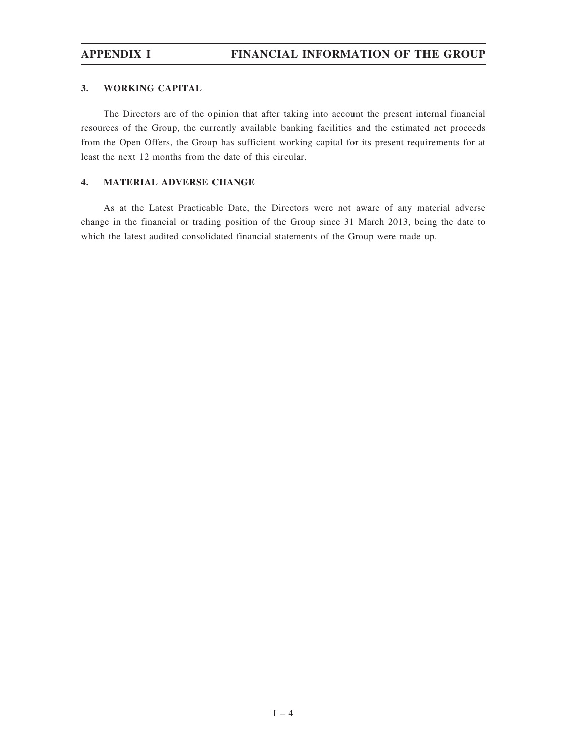### 3. WORKING CAPITAL

The Directors are of the opinion that after taking into account the present internal financial resources of the Group, the currently available banking facilities and the estimated net proceeds from the Open Offers, the Group has sufficient working capital for its present requirements for at least the next 12 months from the date of this circular.

### 4. MATERIAL ADVERSE CHANGE

As at the Latest Practicable Date, the Directors were not aware of any material adverse change in the financial or trading position of the Group since 31 March 2013, being the date to which the latest audited consolidated financial statements of the Group were made up.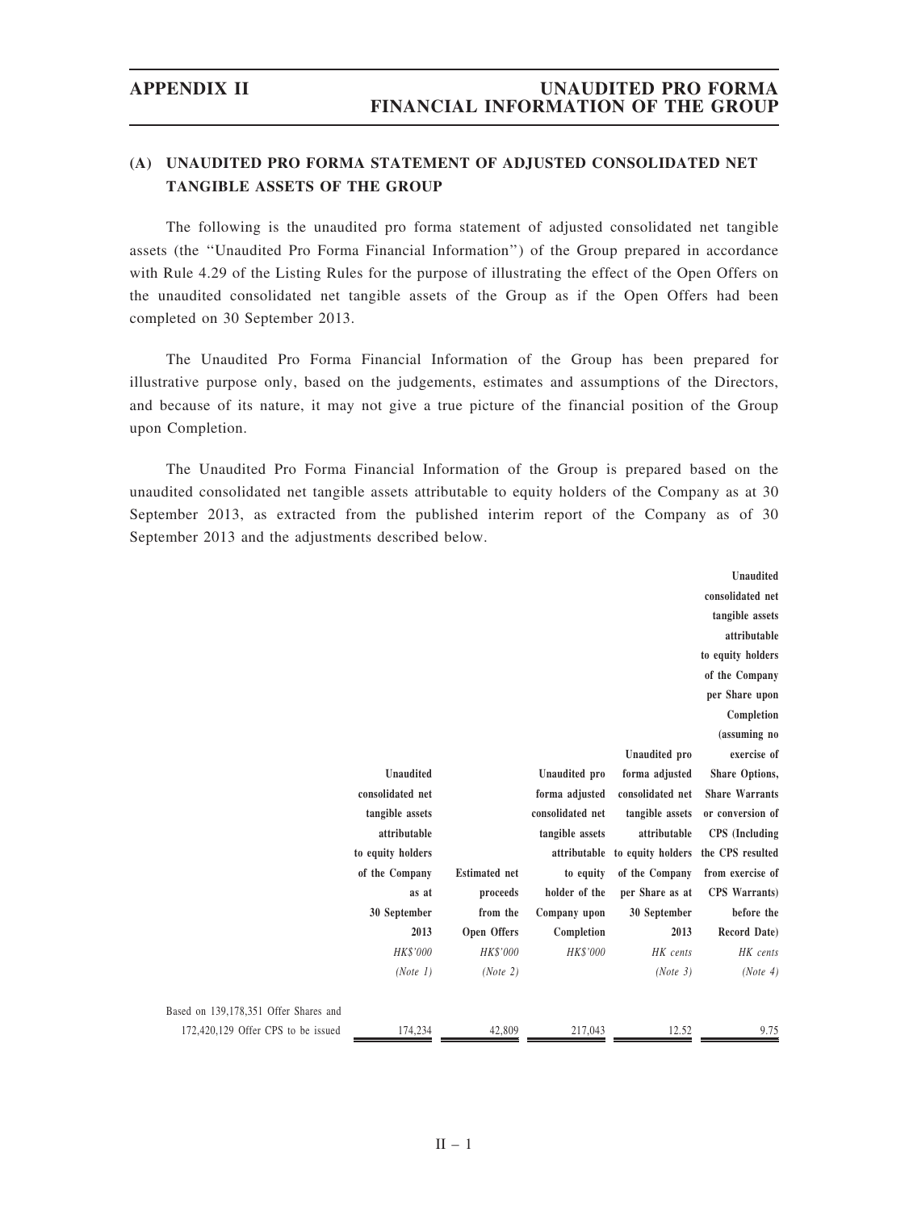## (A) UNAUDITED PRO FORMA STATEMENT OF ADJUSTED CONSOLIDATED NET TANGIBLE ASSETS OF THE GROUP

The following is the unaudited pro forma statement of adjusted consolidated net tangible assets (the "Unaudited Pro Forma Financial Information") of the Group prepared in accordance with Rule 4.29 of the Listing Rules for the purpose of illustrating the effect of the Open Offers on the unaudited consolidated net tangible assets of the Group as if the Open Offers had been completed on 30 September 2013.

The Unaudited Pro Forma Financial Information of the Group has been prepared for illustrative purpose only, based on the judgements, estimates and assumptions of the Directors, and because of its nature, it may not give a true picture of the financial position of the Group upon Completion.

The Unaudited Pro Forma Financial Information of the Group is prepared based on the unaudited consolidated net tangible assets attributable to equity holders of the Company as at 30 September 2013, as extracted from the published interim report of the Company as of 30 September 2013 and the adjustments described below.

| | Unaudited consolidated net tangible assets attributable to equity holders of the Company as at 30 September 2013 | Estimated net proceeds from the Open Offers | Unaudited pro forma adjusted consolidated net tangible assets attributable to equity holder of the Company upon Completion | Unaudited pro forma adjusted consolidated net tangible assets attributable to equity holders of the Company per Share as at 30 September 2013 | Unaudited consolidated net tangible assets attributable to equity holders of the Company per Share upon Completion (assuming no exercise of Share Options, Share Warrants or conversion of CPS (Including the CPS resulted from exercise of CPS Warrants) before the Record Date) |
|---|---|---|---|---|---|
| | *HK$'000* | *HK$'000* | *HK$'000* | *HK cents* | *HK cents* |
| | *(Note 1)* | *(Note 2)* | | *(Note 3)* | *(Note 4)* |
| Based on 139,178,351 Offer Shares and 172,420,129 Offer CPS to be issued | 174,234 | 42,809 | 217,043 | 12.52 | 9.75 |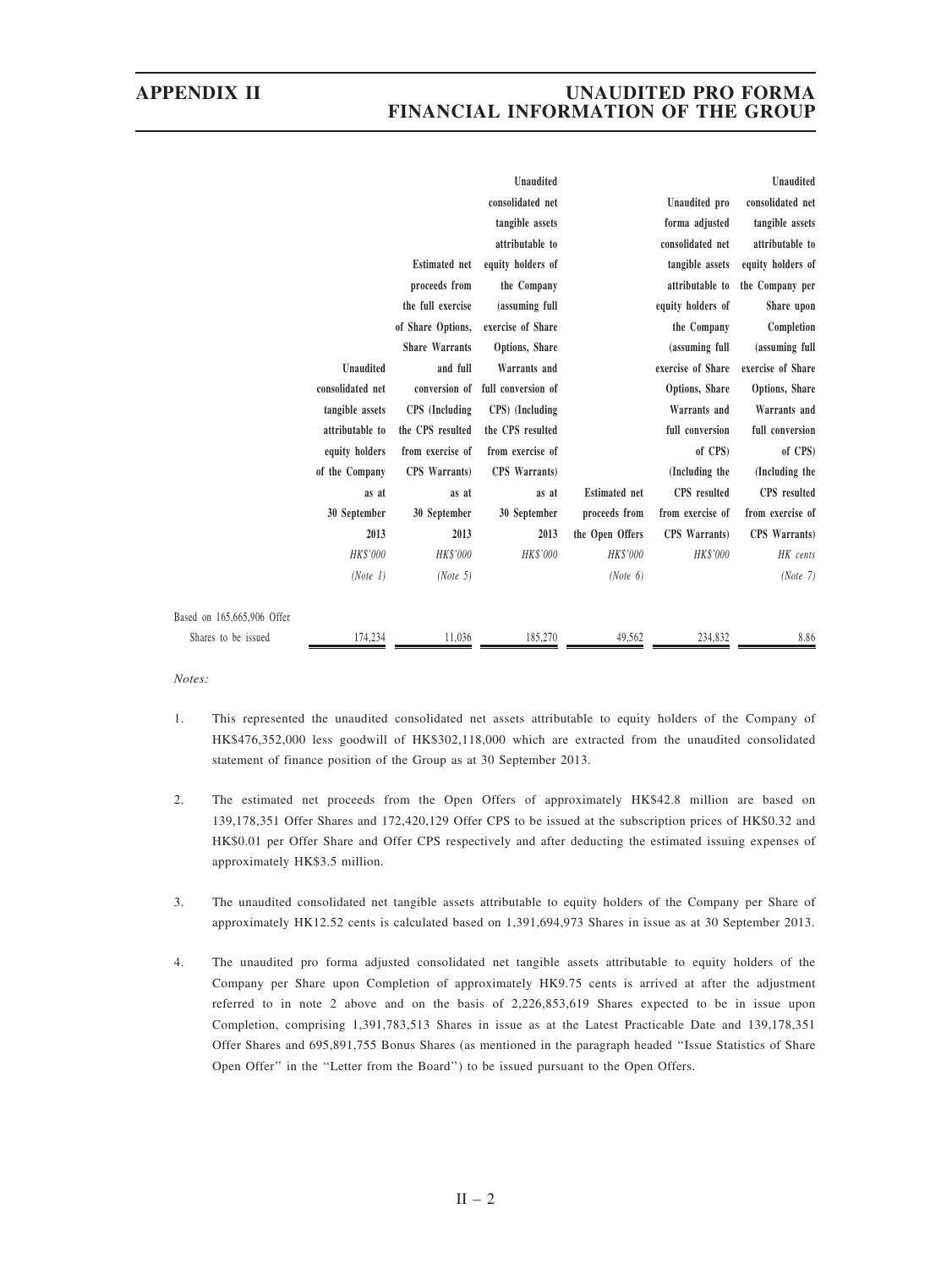| | Unaudited consolidated net tangible assets attributable to equity holders of the Company as at 30 September 2013 | Estimated net proceeds from the full exercise of Share Options, Share Warrants and full conversion of CPS (Including the CPS resulted from exercise of CPS Warrants) as at 30 September 2013 | Unaudited consolidated net tangible assets attributable to equity holders of the Company (assuming full exercise of Share Options, Share Warrants and full conversion of CPS) (Including the CPS resulted from exercise of CPS Warrants) as at 30 September 2013 | Estimated net proceeds from the Open Offers | Unaudited pro forma adjusted consolidated net tangible assets attributable to equity holders of the Company (assuming full exercise of Share Options, Share Warrants and full conversion of CPS) (Including the CPS resulted from exercise of CPS Warrants) | Unaudited consolidated net tangible assets attributable to equity holders of the Company per Share upon Completion (assuming full exercise of Share Options, Share Warrants and full conversion of CPS) (Including the CPS resulted from exercise of CPS Warrants) |
|---|---|---|---|---|---|---|
| | *HK$'000* | *HK$'000* | *HK$'000* | *HK$'000* | *HK$'000* | *HK cents* |
| | *(Note 1)* | *(Note 5)* | | *(Note 6)* | | *(Note 7)* |
| Based on 165,665,906 Offer Shares to be issued | 174,234 | 11,036 | 185,270 | 49,562 | 234,832 | 8.86 |

*Notes:*

1. This represented the unaudited consolidated net assets attributable to equity holders of the Company of HK$476,352,000 less goodwill of HK$302,118,000 which are extracted from the unaudited consolidated statement of finance position of the Group as at 30 September 2013.

2. The estimated net proceeds from the Open Offers of approximately HK$42.8 million are based on 139,178,351 Offer Shares and 172,420,129 Offer CPS to be issued at the subscription prices of HK$0.32 and HK$0.01 per Offer Share and Offer CPS respectively and after deducting the estimated issuing expenses of approximately HK$3.5 million.

3. The unaudited consolidated net tangible assets attributable to equity holders of the Company per Share of approximately HK12.52 cents is calculated based on 1,391,694,973 Shares in issue as at 30 September 2013.

4. The unaudited pro forma adjusted consolidated net tangible assets attributable to equity holders of the Company per Share upon Completion of approximately HK9.75 cents is arrived at after the adjustment referred to in note 2 above and on the basis of 2,226,853,619 Shares expected to be in issue upon Completion, comprising 1,391,783,513 Shares in issue as at the Latest Practicable Date and 139,178,351 Offer Shares and 695,891,755 Bonus Shares (as mentioned in the paragraph headed "Issue Statistics of Share Open Offer" in the "Letter from the Board") to be issued pursuant to the Open Offers.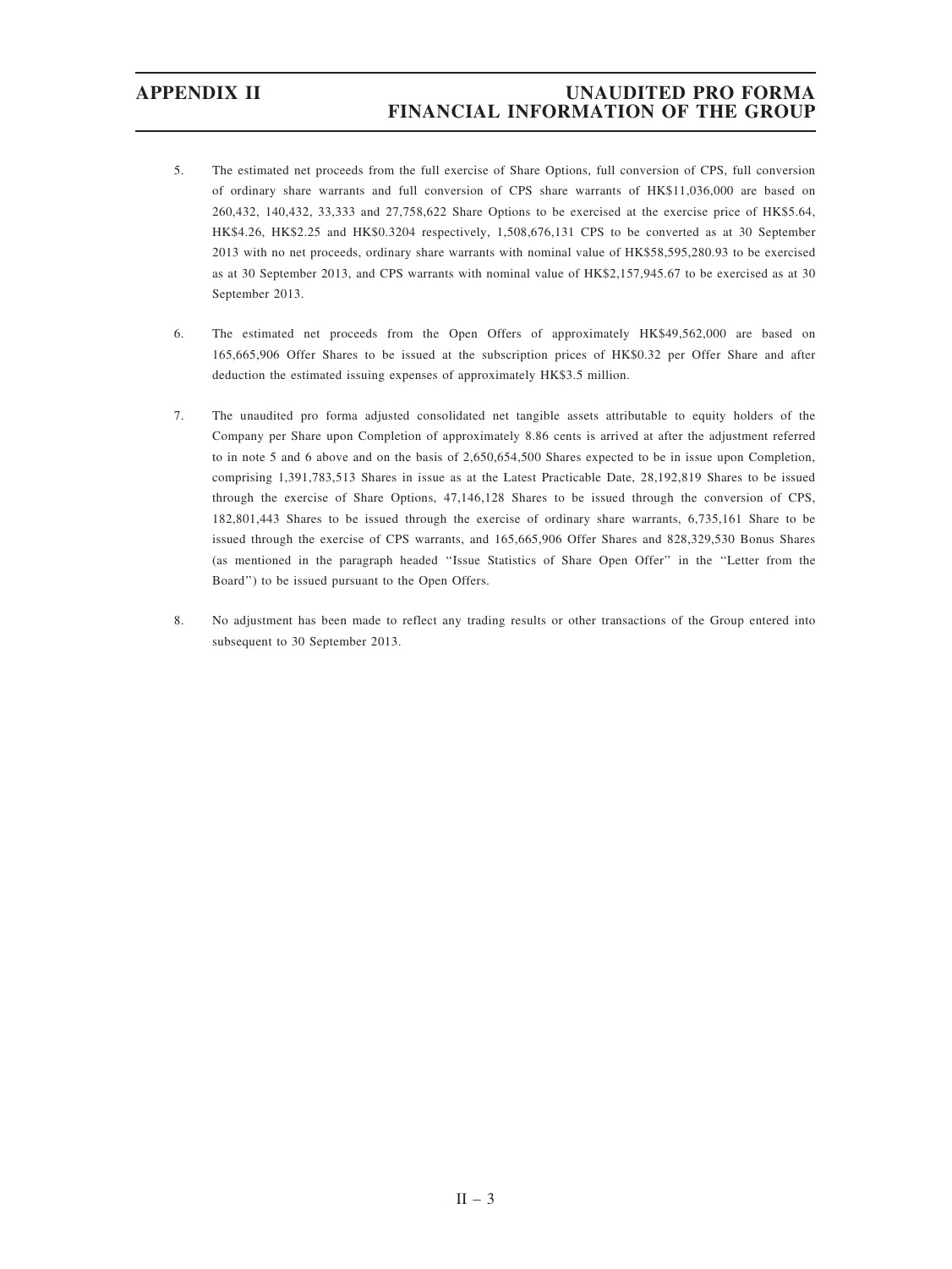5. The estimated net proceeds from the full exercise of Share Options, full conversion of CPS, full conversion of ordinary share warrants and full conversion of CPS share warrants of HK$11,036,000 are based on 260,432, 140,432, 33,333 and 27,758,622 Share Options to be exercised at the exercise price of HK$5.64, HK$4.26, HK$2.25 and HK$0.3204 respectively, 1,508,676,131 CPS to be converted as at 30 September 2013 with no net proceeds, ordinary share warrants with nominal value of HK$58,595,280.93 to be exercised as at 30 September 2013, and CPS warrants with nominal value of HK$2,157,945.67 to be exercised as at 30 September 2013.

6. The estimated net proceeds from the Open Offers of approximately HK$49,562,000 are based on 165,665,906 Offer Shares to be issued at the subscription prices of HK$0.32 per Offer Share and after deduction the estimated issuing expenses of approximately HK$3.5 million.

7. The unaudited pro forma adjusted consolidated net tangible assets attributable to equity holders of the Company per Share upon Completion of approximately 8.86 cents is arrived at after the adjustment referred to in note 5 and 6 above and on the basis of 2,650,654,500 Shares expected to be in issue upon Completion, comprising 1,391,783,513 Shares in issue as at the Latest Practicable Date, 28,192,819 Shares to be issued through the exercise of Share Options, 47,146,128 Shares to be issued through the conversion of CPS, 182,801,443 Shares to be issued through the exercise of ordinary share warrants, 6,735,161 Share to be issued through the exercise of CPS warrants, and 165,665,906 Offer Shares and 828,329,530 Bonus Shares (as mentioned in the paragraph headed "Issue Statistics of Share Open Offer" in the "Letter from the Board") to be issued pursuant to the Open Offers.

8. No adjustment has been made to reflect any trading results or other transactions of the Group entered into subsequent to 30 September 2013.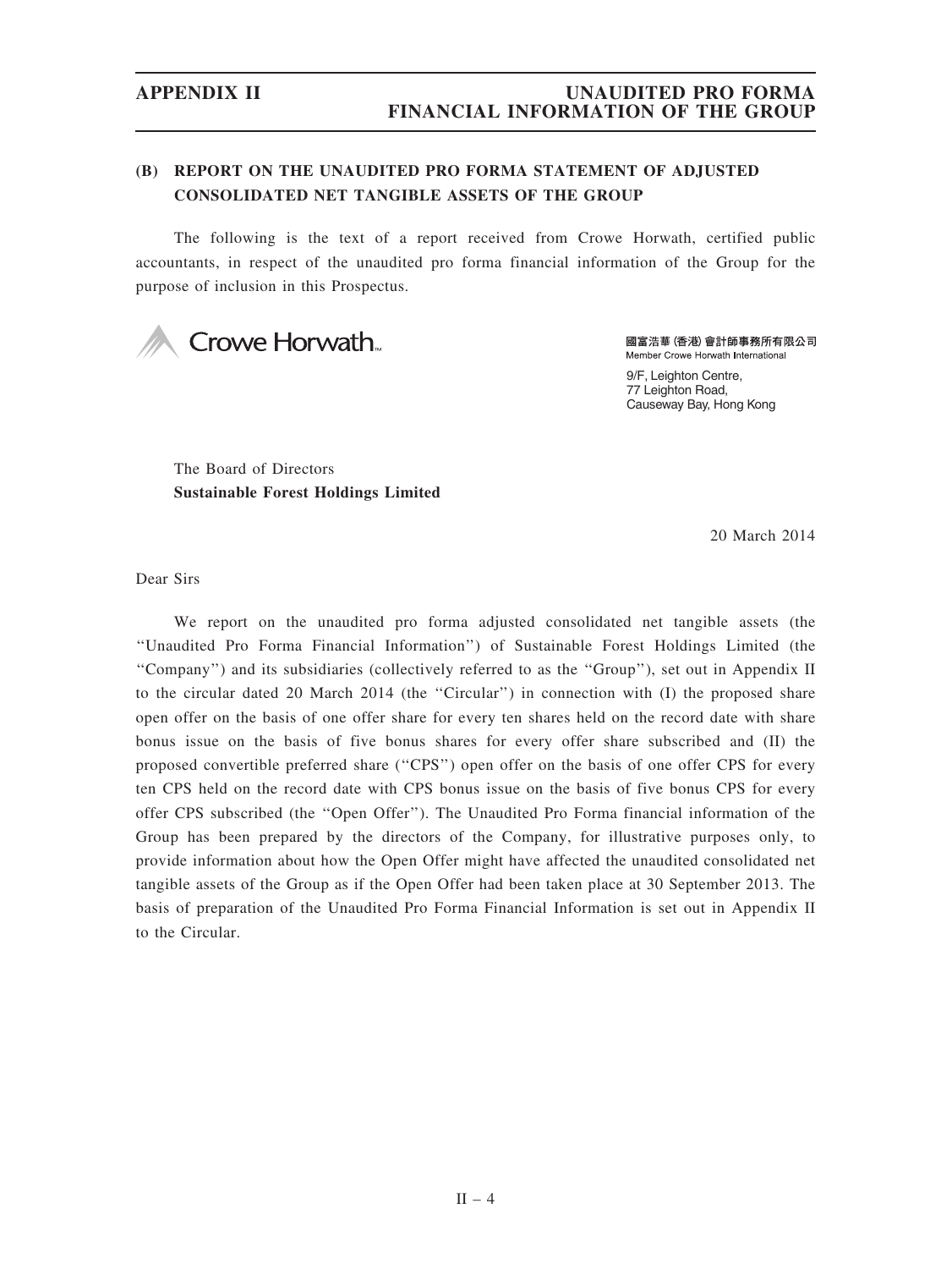## (B) REPORT ON THE UNAUDITED PRO FORMA STATEMENT OF ADJUSTED CONSOLIDATED NET TANGIBLE ASSETS OF THE GROUP

The following is the text of a report received from Crowe Horwath, certified public accountants, in respect of the unaudited pro forma financial information of the Group for the purpose of inclusion in this Prospectus.

Crowe Horwath

國富浩華(香港)會計師事務所有限公司
Member Crowe Horwath International

9/F, Leighton Centre,
77 Leighton Road,
Causeway Bay, Hong Kong

The Board of Directors
**Sustainable Forest Holdings Limited**

20 March 2014

Dear Sirs

We report on the unaudited pro forma adjusted consolidated net tangible assets (the "Unaudited Pro Forma Financial Information") of Sustainable Forest Holdings Limited (the "Company") and its subsidiaries (collectively referred to as the "Group"), set out in Appendix II to the circular dated 20 March 2014 (the "Circular") in connection with (I) the proposed share open offer on the basis of one offer share for every ten shares held on the record date with share bonus issue on the basis of five bonus shares for every offer share subscribed and (II) the proposed convertible preferred share ("CPS") open offer on the basis of one offer CPS for every ten CPS held on the record date with CPS bonus issue on the basis of five bonus CPS for every offer CPS subscribed (the "Open Offer"). The Unaudited Pro Forma financial information of the Group has been prepared by the directors of the Company, for illustrative purposes only, to provide information about how the Open Offer might have affected the unaudited consolidated net tangible assets of the Group as if the Open Offer had been taken place at 30 September 2013. The basis of preparation of the Unaudited Pro Forma Financial Information is set out in Appendix II to the Circular.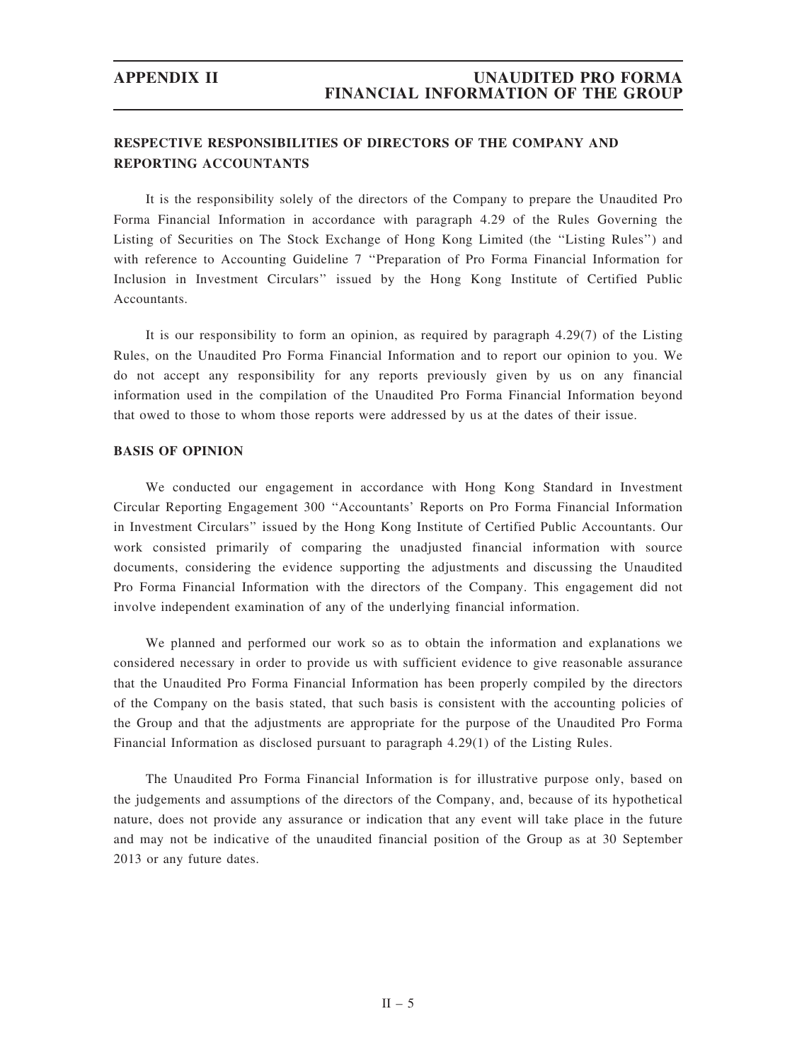## RESPECTIVE RESPONSIBILITIES OF DIRECTORS OF THE COMPANY AND REPORTING ACCOUNTANTS

It is the responsibility solely of the directors of the Company to prepare the Unaudited Pro Forma Financial Information in accordance with paragraph 4.29 of the Rules Governing the Listing of Securities on The Stock Exchange of Hong Kong Limited (the ''Listing Rules'') and with reference to Accounting Guideline 7 ''Preparation of Pro Forma Financial Information for Inclusion in Investment Circulars'' issued by the Hong Kong Institute of Certified Public Accountants.

It is our responsibility to form an opinion, as required by paragraph 4.29(7) of the Listing Rules, on the Unaudited Pro Forma Financial Information and to report our opinion to you. We do not accept any responsibility for any reports previously given by us on any financial information used in the compilation of the Unaudited Pro Forma Financial Information beyond that owed to those to whom those reports were addressed by us at the dates of their issue.

## BASIS OF OPINION

We conducted our engagement in accordance with Hong Kong Standard in Investment Circular Reporting Engagement 300 ''Accountants' Reports on Pro Forma Financial Information in Investment Circulars'' issued by the Hong Kong Institute of Certified Public Accountants. Our work consisted primarily of comparing the unadjusted financial information with source documents, considering the evidence supporting the adjustments and discussing the Unaudited Pro Forma Financial Information with the directors of the Company. This engagement did not involve independent examination of any of the underlying financial information.

We planned and performed our work so as to obtain the information and explanations we considered necessary in order to provide us with sufficient evidence to give reasonable assurance that the Unaudited Pro Forma Financial Information has been properly compiled by the directors of the Company on the basis stated, that such basis is consistent with the accounting policies of the Group and that the adjustments are appropriate for the purpose of the Unaudited Pro Forma Financial Information as disclosed pursuant to paragraph 4.29(1) of the Listing Rules.

The Unaudited Pro Forma Financial Information is for illustrative purpose only, based on the judgements and assumptions of the directors of the Company, and, because of its hypothetical nature, does not provide any assurance or indication that any event will take place in the future and may not be indicative of the unaudited financial position of the Group as at 30 September 2013 or any future dates.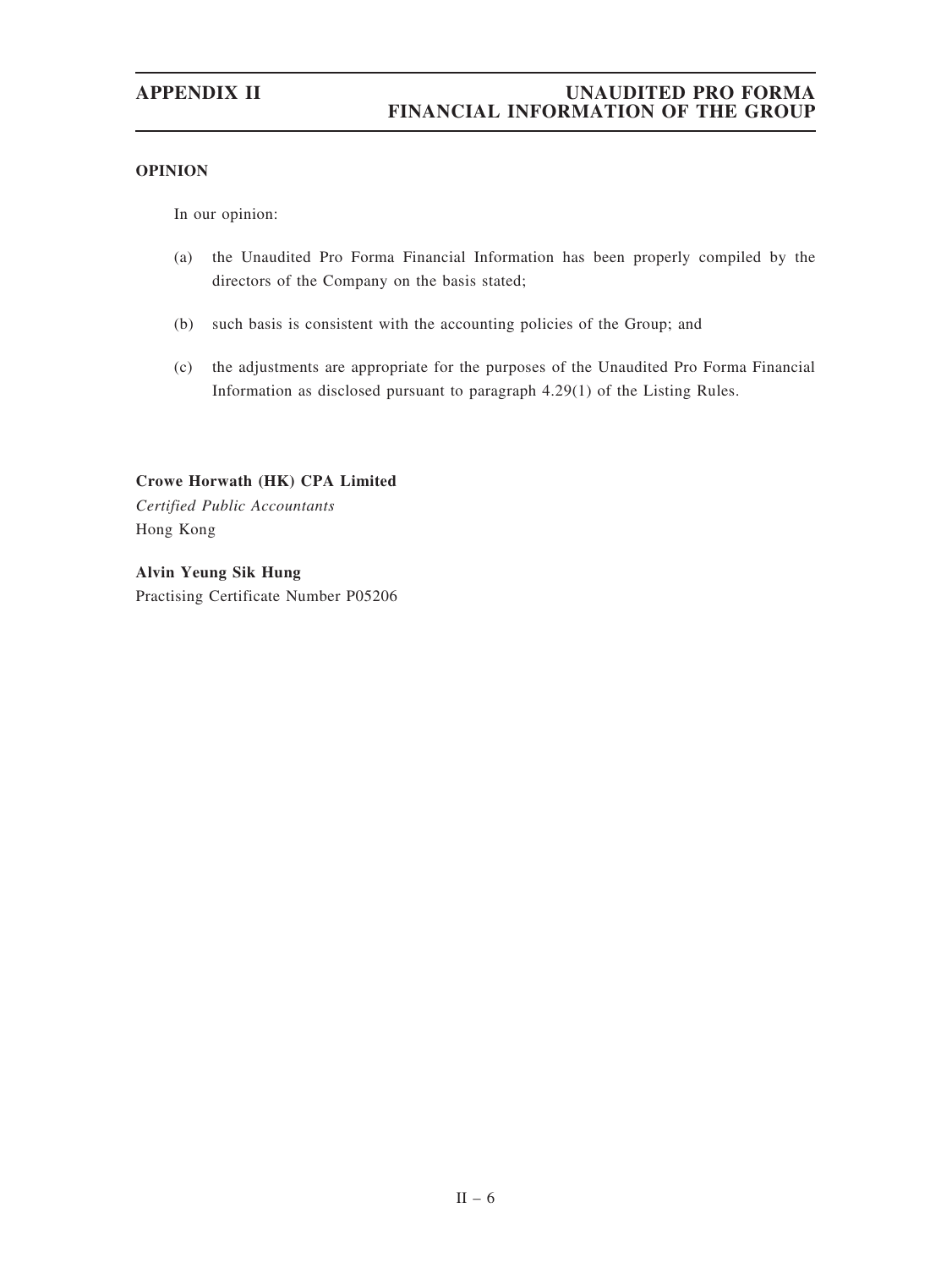## OPINION

In our opinion:

(a) the Unaudited Pro Forma Financial Information has been properly compiled by the directors of the Company on the basis stated;

(b) such basis is consistent with the accounting policies of the Group; and

(c) the adjustments are appropriate for the purposes of the Unaudited Pro Forma Financial Information as disclosed pursuant to paragraph 4.29(1) of the Listing Rules.

**Crowe Horwath (HK) CPA Limited**
*Certified Public Accountants*
Hong Kong

**Alvin Yeung Sik Hung**
Practising Certificate Number P05206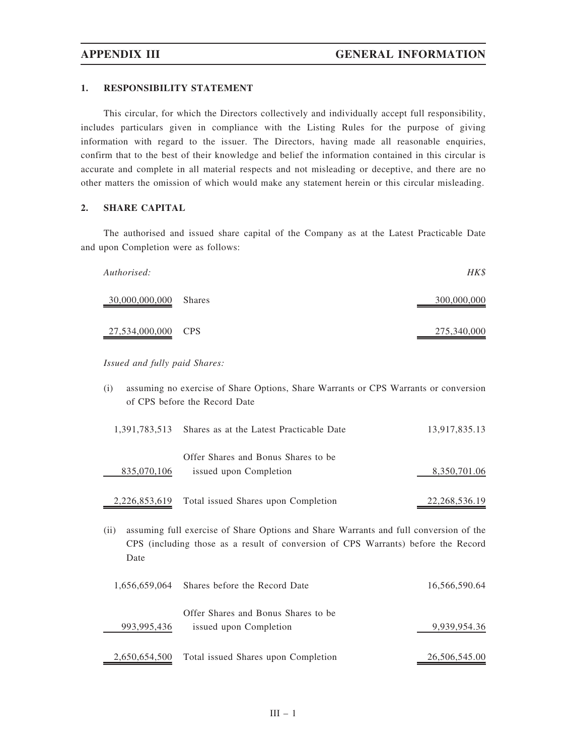## 1. RESPONSIBILITY STATEMENT

This circular, for which the Directors collectively and individually accept full responsibility, includes particulars given in compliance with the Listing Rules for the purpose of giving information with regard to the issuer. The Directors, having made all reasonable enquiries, confirm that to the best of their knowledge and belief the information contained in this circular is accurate and complete in all material respects and not misleading or deceptive, and there are no other matters the omission of which would make any statement herein or this circular misleading.

## 2. SHARE CAPITAL

The authorised and issued share capital of the Company as at the Latest Practicable Date and upon Completion were as follows:

| *Authorised:* | | *HK$* |
|---|---|---|
| 30,000,000,000 | Shares | 300,000,000 |
| 27,534,000,000 | CPS | 275,340,000 |

*Issued and fully paid Shares:*

(i) assuming no exercise of Share Options, Share Warrants or CPS Warrants or conversion of CPS before the Record Date

| | | |
|---|---|---|
| 1,391,783,513 | Shares as at the Latest Practicable Date | 13,917,835.13 |
| 835,070,106 | Offer Shares and Bonus Shares to be issued upon Completion | 8,350,701.06 |
| 2,226,853,619 | Total issued Shares upon Completion | 22,268,536.19 |

(ii) assuming full exercise of Share Options and Share Warrants and full conversion of the CPS (including those as a result of conversion of CPS Warrants) before the Record Date

| | | |
|---|---|---|
| 1,656,659,064 | Shares before the Record Date | 16,566,590.64 |
| 993,995,436 | Offer Shares and Bonus Shares to be issued upon Completion | 9,939,954.36 |
| 2,650,654,500 | Total issued Shares upon Completion | 26,506,545.00 |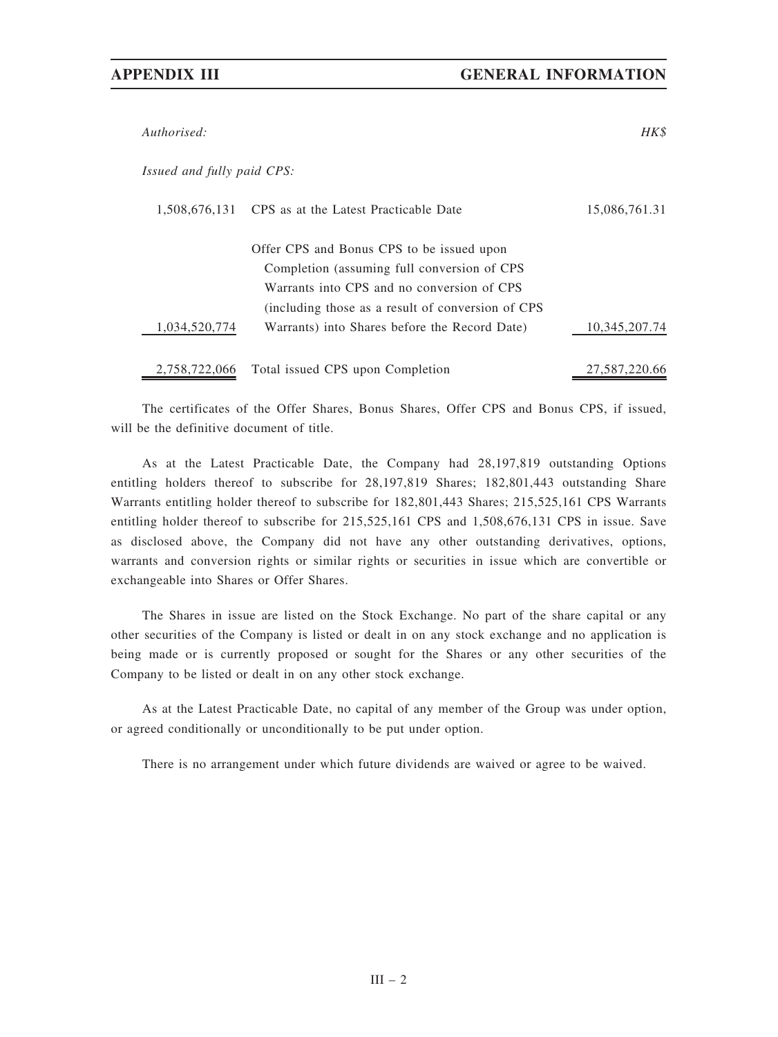| *Authorised:* | | *HK$* |
|---|---|---|
| *Issued and fully paid CPS:* | | |
| 1,508,676,131 | CPS as at the Latest Practicable Date | 15,086,761.31 |
| 1,034,520,774 | Offer CPS and Bonus CPS to be issued upon Completion (assuming full conversion of CPS Warrants into CPS and no conversion of CPS (including those as a result of conversion of CPS Warrants) into Shares before the Record Date) | 10,345,207.74 |
| 2,758,722,066 | Total issued CPS upon Completion | 27,587,220.66 |

The certificates of the Offer Shares, Bonus Shares, Offer CPS and Bonus CPS, if issued, will be the definitive document of title.

As at the Latest Practicable Date, the Company had 28,197,819 outstanding Options entitling holders thereof to subscribe for 28,197,819 Shares; 182,801,443 outstanding Share Warrants entitling holder thereof to subscribe for 182,801,443 Shares; 215,525,161 CPS Warrants entitling holder thereof to subscribe for 215,525,161 CPS and 1,508,676,131 CPS in issue. Save as disclosed above, the Company did not have any other outstanding derivatives, options, warrants and conversion rights or similar rights or securities in issue which are convertible or exchangeable into Shares or Offer Shares.

The Shares in issue are listed on the Stock Exchange. No part of the share capital or any other securities of the Company is listed or dealt in on any stock exchange and no application is being made or is currently proposed or sought for the Shares or any other securities of the Company to be listed or dealt in on any other stock exchange.

As at the Latest Practicable Date, no capital of any member of the Group was under option, or agreed conditionally or unconditionally to be put under option.

There is no arrangement under which future dividends are waived or agree to be waived.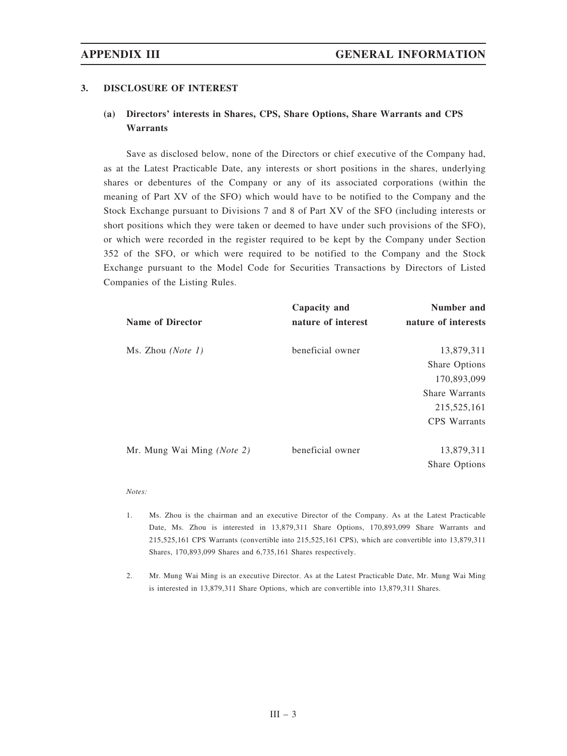### 3. DISCLOSURE OF INTEREST

#### (a) Directors' interests in Shares, CPS, Share Options, Share Warrants and CPS Warrants

Save as disclosed below, none of the Directors or chief executive of the Company had, as at the Latest Practicable Date, any interests or short positions in the shares, underlying shares or debentures of the Company or any of its associated corporations (within the meaning of Part XV of the SFO) which would have to be notified to the Company and the Stock Exchange pursuant to Divisions 7 and 8 of Part XV of the SFO (including interests or short positions which they were taken or deemed to have under such provisions of the SFO), or which were recorded in the register required to be kept by the Company under Section 352 of the SFO, or which were required to be notified to the Company and the Stock Exchange pursuant to the Model Code for Securities Transactions by Directors of Listed Companies of the Listing Rules.

| Name of Director | Capacity and nature of interest | Number and nature of interests |
|---|---|---|
| Ms. Zhou *(Note 1)* | beneficial owner | 13,879,311 Share Options<br>170,893,099 Share Warrants<br>215,525,161 CPS Warrants |
| Mr. Mung Wai Ming *(Note 2)* | beneficial owner | 13,879,311 Share Options |

*Notes:*

1. Ms. Zhou is the chairman and an executive Director of the Company. As at the Latest Practicable Date, Ms. Zhou is interested in 13,879,311 Share Options, 170,893,099 Share Warrants and 215,525,161 CPS Warrants (convertible into 215,525,161 CPS), which are convertible into 13,879,311 Shares, 170,893,099 Shares and 6,735,161 Shares respectively.

2. Mr. Mung Wai Ming is an executive Director. As at the Latest Practicable Date, Mr. Mung Wai Ming is interested in 13,879,311 Share Options, which are convertible into 13,879,311 Shares.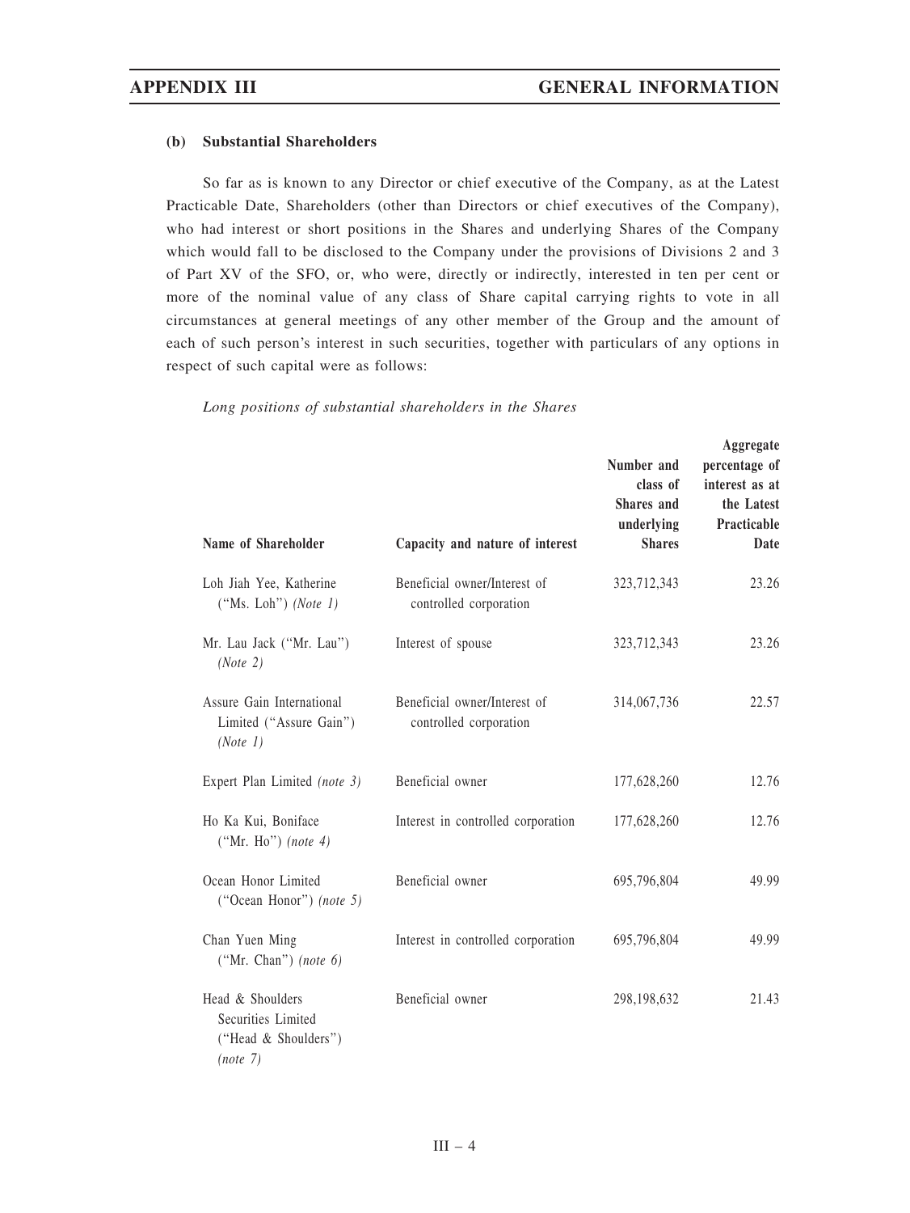#### (b) Substantial Shareholders

So far as is known to any Director or chief executive of the Company, as at the Latest Practicable Date, Shareholders (other than Directors or chief executives of the Company), who had interest or short positions in the Shares and underlying Shares of the Company which would fall to be disclosed to the Company under the provisions of Divisions 2 and 3 of Part XV of the SFO, or, who were, directly or indirectly, interested in ten per cent or more of the nominal value of any class of Share capital carrying rights to vote in all circumstances at general meetings of any other member of the Group and the amount of each of such person's interest in such securities, together with particulars of any options in respect of such capital were as follows:

*Long positions of substantial shareholders in the Shares*

| Name of Shareholder | Capacity and nature of interest | Number and class of Shares and underlying Shares | Aggregate percentage of interest as at the Latest Practicable Date |
|---|---|---|---|
| Loh Jiah Yee, Katherine ("Ms. Loh") *(Note 1)* | Beneficial owner/Interest of controlled corporation | 323,712,343 | 23.26 |
| Mr. Lau Jack ("Mr. Lau") *(Note 2)* | Interest of spouse | 323,712,343 | 23.26 |
| Assure Gain International Limited ("Assure Gain") *(Note 1)* | Beneficial owner/Interest of controlled corporation | 314,067,736 | 22.57 |
| Expert Plan Limited *(note 3)* | Beneficial owner | 177,628,260 | 12.76 |
| Ho Ka Kui, Boniface ("Mr. Ho") *(note 4)* | Interest in controlled corporation | 177,628,260 | 12.76 |
| Ocean Honor Limited ("Ocean Honor") *(note 5)* | Beneficial owner | 695,796,804 | 49.99 |
| Chan Yuen Ming ("Mr. Chan") *(note 6)* | Interest in controlled corporation | 695,796,804 | 49.99 |
| Head & Shoulders Securities Limited ("Head & Shoulders") *(note 7)* | Beneficial owner | 298,198,632 | 21.43 |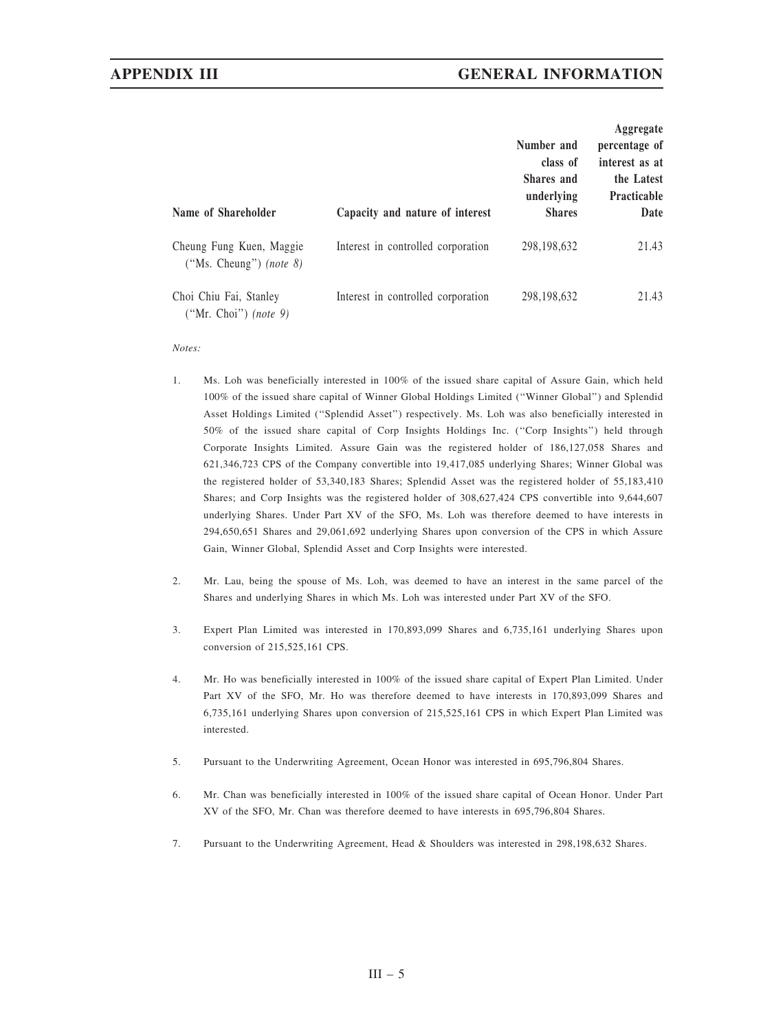| Name of Shareholder | Capacity and nature of interest | Number and class of Shares and underlying Shares | Aggregate percentage of interest as at the Latest Practicable Date |
|---|---|---|---|
| Cheung Fung Kuen, Maggie ("Ms. Cheung") *(note 8)* | Interest in controlled corporation | 298,198,632 | 21.43 |
| Choi Chiu Fai, Stanley ("Mr. Choi") *(note 9)* | Interest in controlled corporation | 298,198,632 | 21.43 |

*Notes:*

1. Ms. Loh was beneficially interested in 100% of the issued share capital of Assure Gain, which held 100% of the issued share capital of Winner Global Holdings Limited ("Winner Global") and Splendid Asset Holdings Limited ("Splendid Asset") respectively. Ms. Loh was also beneficially interested in 50% of the issued share capital of Corp Insights Holdings Inc. ("Corp Insights") held through Corporate Insights Limited. Assure Gain was the registered holder of 186,127,058 Shares and 621,346,723 CPS of the Company convertible into 19,417,085 underlying Shares; Winner Global was the registered holder of 53,340,183 Shares; Splendid Asset was the registered holder of 55,183,410 Shares; and Corp Insights was the registered holder of 308,627,424 CPS convertible into 9,644,607 underlying Shares. Under Part XV of the SFO, Ms. Loh was therefore deemed to have interests in 294,650,651 Shares and 29,061,692 underlying Shares upon conversion of the CPS in which Assure Gain, Winner Global, Splendid Asset and Corp Insights were interested.

2. Mr. Lau, being the spouse of Ms. Loh, was deemed to have an interest in the same parcel of the Shares and underlying Shares in which Ms. Loh was interested under Part XV of the SFO.

3. Expert Plan Limited was interested in 170,893,099 Shares and 6,735,161 underlying Shares upon conversion of 215,525,161 CPS.

4. Mr. Ho was beneficially interested in 100% of the issued share capital of Expert Plan Limited. Under Part XV of the SFO, Mr. Ho was therefore deemed to have interests in 170,893,099 Shares and 6,735,161 underlying Shares upon conversion of 215,525,161 CPS in which Expert Plan Limited was interested.

5. Pursuant to the Underwriting Agreement, Ocean Honor was interested in 695,796,804 Shares.

6. Mr. Chan was beneficially interested in 100% of the issued share capital of Ocean Honor. Under Part XV of the SFO, Mr. Chan was therefore deemed to have interests in 695,796,804 Shares.

7. Pursuant to the Underwriting Agreement, Head & Shoulders was interested in 298,198,632 Shares.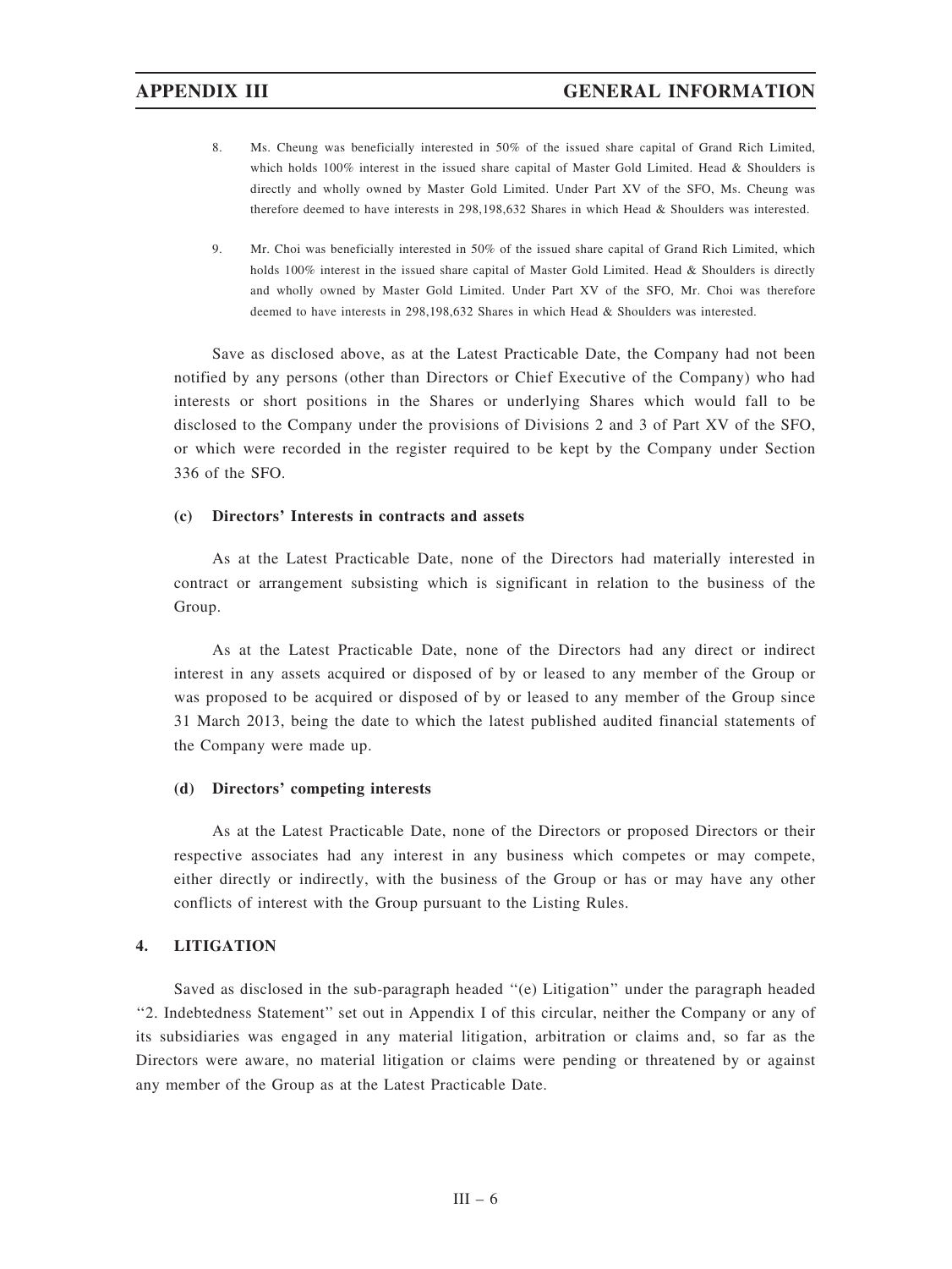8. Ms. Cheung was beneficially interested in 50% of the issued share capital of Grand Rich Limited, which holds 100% interest in the issued share capital of Master Gold Limited. Head & Shoulders is directly and wholly owned by Master Gold Limited. Under Part XV of the SFO, Ms. Cheung was therefore deemed to have interests in 298,198,632 Shares in which Head & Shoulders was interested.

9. Mr. Choi was beneficially interested in 50% of the issued share capital of Grand Rich Limited, which holds 100% interest in the issued share capital of Master Gold Limited. Head & Shoulders is directly and wholly owned by Master Gold Limited. Under Part XV of the SFO, Mr. Choi was therefore deemed to have interests in 298,198,632 Shares in which Head & Shoulders was interested.

Save as disclosed above, as at the Latest Practicable Date, the Company had not been notified by any persons (other than Directors or Chief Executive of the Company) who had interests or short positions in the Shares or underlying Shares which would fall to be disclosed to the Company under the provisions of Divisions 2 and 3 of Part XV of the SFO, or which were recorded in the register required to be kept by the Company under Section 336 of the SFO.

### (c) Directors' Interests in contracts and assets

As at the Latest Practicable Date, none of the Directors had materially interested in contract or arrangement subsisting which is significant in relation to the business of the Group.

As at the Latest Practicable Date, none of the Directors had any direct or indirect interest in any assets acquired or disposed of by or leased to any member of the Group or was proposed to be acquired or disposed of by or leased to any member of the Group since 31 March 2013, being the date to which the latest published audited financial statements of the Company were made up.

### (d) Directors' competing interests

As at the Latest Practicable Date, none of the Directors or proposed Directors or their respective associates had any interest in any business which competes or may compete, either directly or indirectly, with the business of the Group or has or may have any other conflicts of interest with the Group pursuant to the Listing Rules.

## 4. LITIGATION

Saved as disclosed in the sub-paragraph headed "(e) Litigation" under the paragraph headed "2. Indebtedness Statement" set out in Appendix I of this circular, neither the Company or any of its subsidiaries was engaged in any material litigation, arbitration or claims and, so far as the Directors were aware, no material litigation or claims were pending or threatened by or against any member of the Group as at the Latest Practicable Date.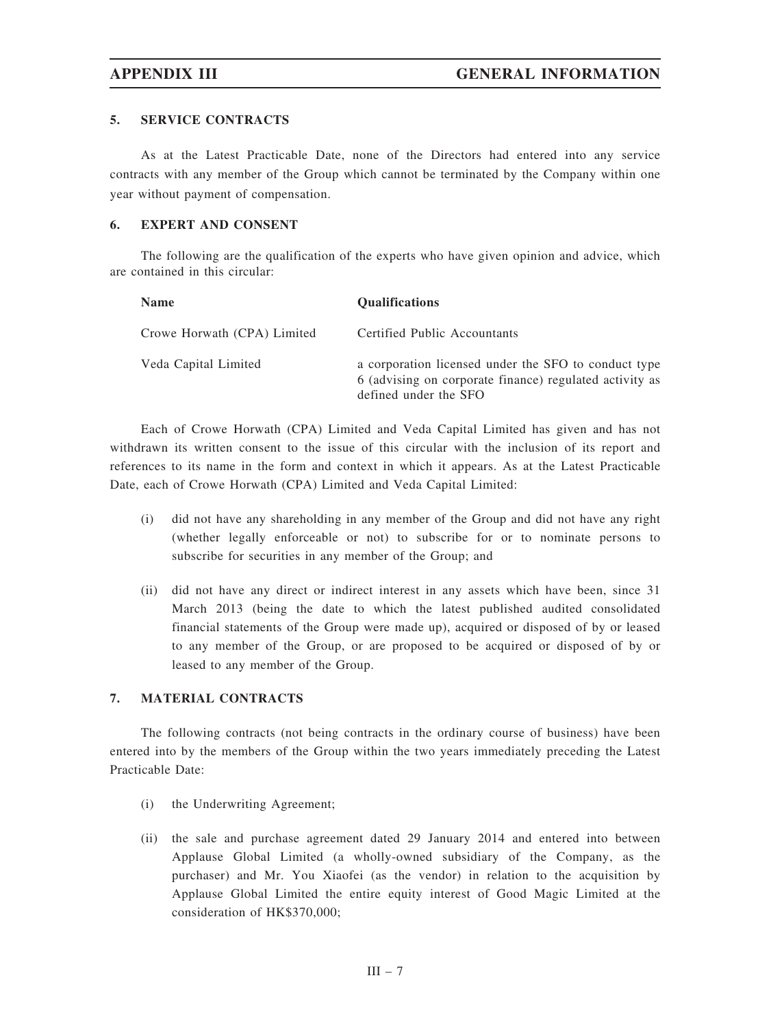## 5. SERVICE CONTRACTS

As at the Latest Practicable Date, none of the Directors had entered into any service contracts with any member of the Group which cannot be terminated by the Company within one year without payment of compensation.

## 6. EXPERT AND CONSENT

The following are the qualification of the experts who have given opinion and advice, which are contained in this circular:

| Name | Qualifications |
|---|---|
| Crowe Horwath (CPA) Limited | Certified Public Accountants |
| Veda Capital Limited | a corporation licensed under the SFO to conduct type 6 (advising on corporate finance) regulated activity as defined under the SFO |

Each of Crowe Horwath (CPA) Limited and Veda Capital Limited has given and has not withdrawn its written consent to the issue of this circular with the inclusion of its report and references to its name in the form and context in which it appears. As at the Latest Practicable Date, each of Crowe Horwath (CPA) Limited and Veda Capital Limited:

(i) did not have any shareholding in any member of the Group and did not have any right (whether legally enforceable or not) to subscribe for or to nominate persons to subscribe for securities in any member of the Group; and

(ii) did not have any direct or indirect interest in any assets which have been, since 31 March 2013 (being the date to which the latest published audited consolidated financial statements of the Group were made up), acquired or disposed of by or leased to any member of the Group, or are proposed to be acquired or disposed of by or leased to any member of the Group.

## 7. MATERIAL CONTRACTS

The following contracts (not being contracts in the ordinary course of business) have been entered into by the members of the Group within the two years immediately preceding the Latest Practicable Date:

(i) the Underwriting Agreement;

(ii) the sale and purchase agreement dated 29 January 2014 and entered into between Applause Global Limited (a wholly-owned subsidiary of the Company, as the purchaser) and Mr. You Xiaofei (as the vendor) in relation to the acquisition by Applause Global Limited the entire equity interest of Good Magic Limited at the consideration of HK$370,000;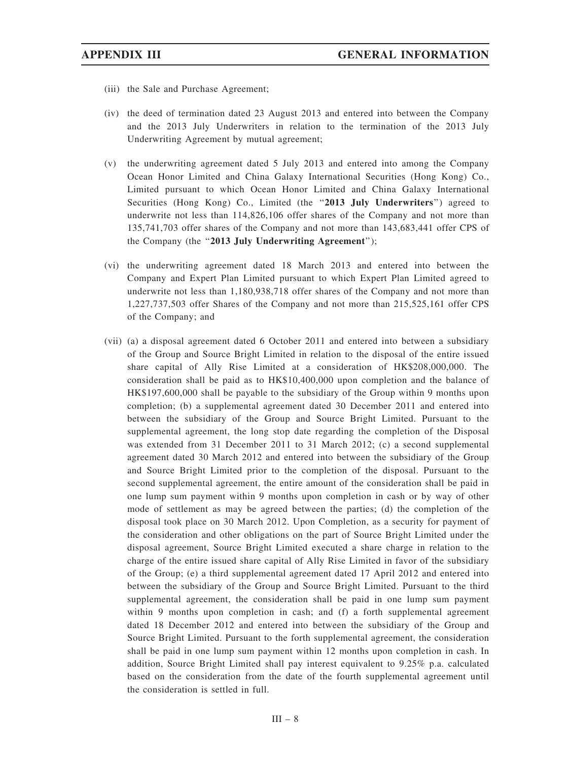(iii) the Sale and Purchase Agreement;

(iv) the deed of termination dated 23 August 2013 and entered into between the Company and the 2013 July Underwriters in relation to the termination of the 2013 July Underwriting Agreement by mutual agreement;

(v) the underwriting agreement dated 5 July 2013 and entered into among the Company Ocean Honor Limited and China Galaxy International Securities (Hong Kong) Co., Limited pursuant to which Ocean Honor Limited and China Galaxy International Securities (Hong Kong) Co., Limited (the "**2013 July Underwriters**") agreed to underwrite not less than 114,826,106 offer shares of the Company and not more than 135,741,703 offer shares of the Company and not more than 143,683,441 offer CPS of the Company (the "**2013 July Underwriting Agreement**");

(vi) the underwriting agreement dated 18 March 2013 and entered into between the Company and Expert Plan Limited pursuant to which Expert Plan Limited agreed to underwrite not less than 1,180,938,718 offer shares of the Company and not more than 1,227,737,503 offer Shares of the Company and not more than 215,525,161 offer CPS of the Company; and

(vii) (a) a disposal agreement dated 6 October 2011 and entered into between a subsidiary of the Group and Source Bright Limited in relation to the disposal of the entire issued share capital of Ally Rise Limited at a consideration of HK$208,000,000. The consideration shall be paid as to HK$10,400,000 upon completion and the balance of HK$197,600,000 shall be payable to the subsidiary of the Group within 9 months upon completion; (b) a supplemental agreement dated 30 December 2011 and entered into between the subsidiary of the Group and Source Bright Limited. Pursuant to the supplemental agreement, the long stop date regarding the completion of the Disposal was extended from 31 December 2011 to 31 March 2012; (c) a second supplemental agreement dated 30 March 2012 and entered into between the subsidiary of the Group and Source Bright Limited prior to the completion of the disposal. Pursuant to the second supplemental agreement, the entire amount of the consideration shall be paid in one lump sum payment within 9 months upon completion in cash or by way of other mode of settlement as may be agreed between the parties; (d) the completion of the disposal took place on 30 March 2012. Upon Completion, as a security for payment of the consideration and other obligations on the part of Source Bright Limited under the disposal agreement, Source Bright Limited executed a share charge in relation to the charge of the entire issued share capital of Ally Rise Limited in favor of the subsidiary of the Group; (e) a third supplemental agreement dated 17 April 2012 and entered into between the subsidiary of the Group and Source Bright Limited. Pursuant to the third supplemental agreement, the consideration shall be paid in one lump sum payment within 9 months upon completion in cash; and (f) a forth supplemental agreement dated 18 December 2012 and entered into between the subsidiary of the Group and Source Bright Limited. Pursuant to the forth supplemental agreement, the consideration shall be paid in one lump sum payment within 12 months upon completion in cash. In addition, Source Bright Limited shall pay interest equivalent to 9.25% p.a. calculated based on the consideration from the date of the fourth supplemental agreement until the consideration is settled in full.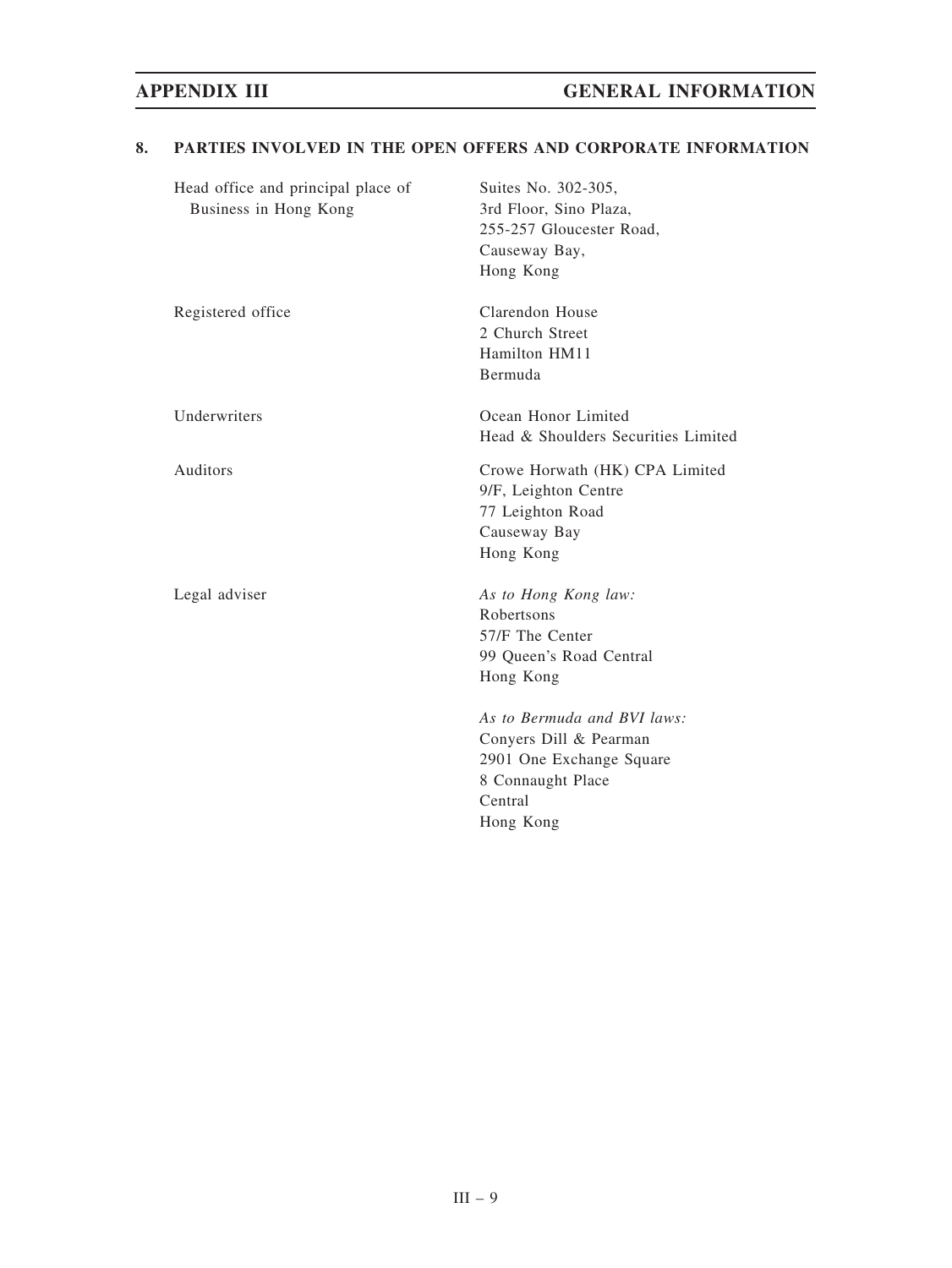## 8. PARTIES INVOLVED IN THE OPEN OFFERS AND CORPORATE INFORMATION

| | |
|---|---|
| Head office and principal place of Business in Hong Kong | Suites No. 302-305,<br>3rd Floor, Sino Plaza,<br>255-257 Gloucester Road,<br>Causeway Bay,<br>Hong Kong |
| Registered office | Clarendon House<br>2 Church Street<br>Hamilton HM11<br>Bermuda |
| Underwriters | Ocean Honor Limited<br>Head & Shoulders Securities Limited |
| Auditors | Crowe Horwath (HK) CPA Limited<br>9/F, Leighton Centre<br>77 Leighton Road<br>Causeway Bay<br>Hong Kong |
| Legal adviser | *As to Hong Kong law:*<br>Robertsons<br>57/F The Center<br>99 Queen's Road Central<br>Hong Kong<br><br>*As to Bermuda and BVI laws:*<br>Conyers Dill & Pearman<br>2901 One Exchange Square<br>8 Connaught Place<br>Central<br>Hong Kong |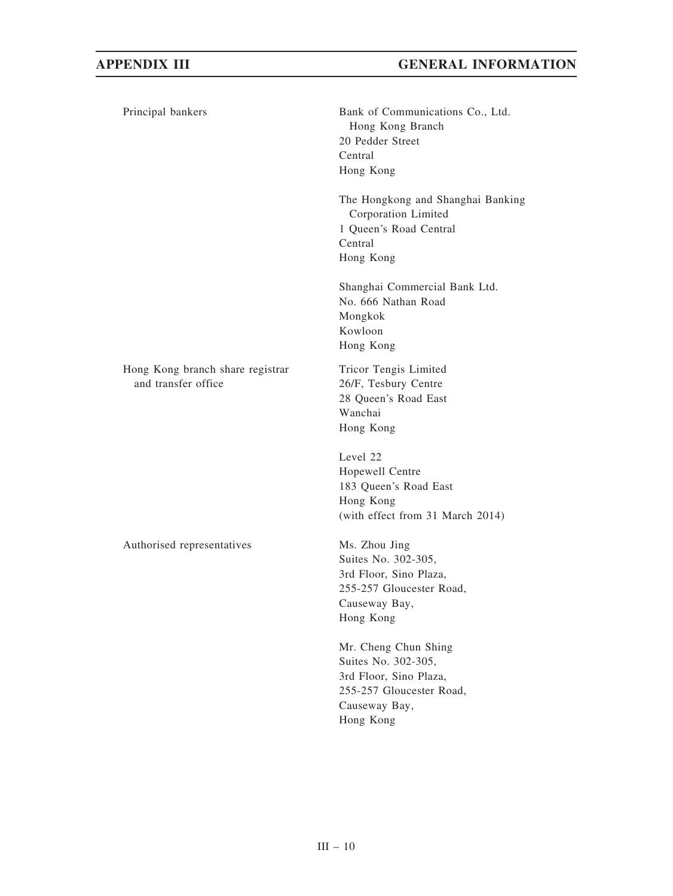| | |
|---|---|
| Principal bankers | Bank of Communications Co., Ltd.<br>Hong Kong Branch<br>20 Pedder Street<br>Central<br>Hong Kong |
| | The Hongkong and Shanghai Banking Corporation Limited<br>1 Queen's Road Central<br>Central<br>Hong Kong |
| | Shanghai Commercial Bank Ltd.<br>No. 666 Nathan Road<br>Mongkok<br>Kowloon<br>Hong Kong |
| Hong Kong branch share registrar and transfer office | Tricor Tengis Limited<br>26/F, Tesbury Centre<br>28 Queen's Road East<br>Wanchai<br>Hong Kong |
| | Level 22<br>Hopewell Centre<br>183 Queen's Road East<br>Hong Kong<br>(with effect from 31 March 2014) |
| Authorised representatives | Ms. Zhou Jing<br>Suites No. 302-305,<br>3rd Floor, Sino Plaza,<br>255-257 Gloucester Road,<br>Causeway Bay,<br>Hong Kong |
| | Mr. Cheng Chun Shing<br>Suites No. 302-305,<br>3rd Floor, Sino Plaza,<br>255-257 Gloucester Road,<br>Causeway Bay,<br>Hong Kong |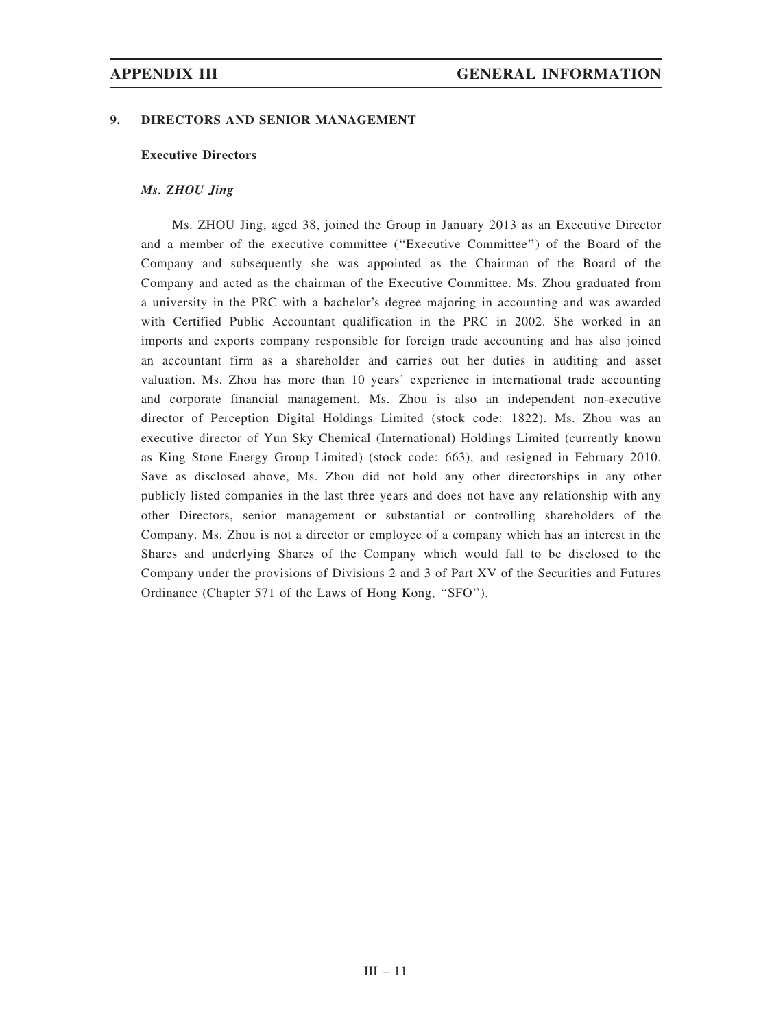## 9. DIRECTORS AND SENIOR MANAGEMENT

### Executive Directors

***Ms. ZHOU Jing***

Ms. ZHOU Jing, aged 38, joined the Group in January 2013 as an Executive Director and a member of the executive committee (''Executive Committee'') of the Board of the Company and subsequently she was appointed as the Chairman of the Board of the Company and acted as the chairman of the Executive Committee. Ms. Zhou graduated from a university in the PRC with a bachelor's degree majoring in accounting and was awarded with Certified Public Accountant qualification in the PRC in 2002. She worked in an imports and exports company responsible for foreign trade accounting and has also joined an accountant firm as a shareholder and carries out her duties in auditing and asset valuation. Ms. Zhou has more than 10 years' experience in international trade accounting and corporate financial management. Ms. Zhou is also an independent non-executive director of Perception Digital Holdings Limited (stock code: 1822). Ms. Zhou was an executive director of Yun Sky Chemical (International) Holdings Limited (currently known as King Stone Energy Group Limited) (stock code: 663), and resigned in February 2010. Save as disclosed above, Ms. Zhou did not hold any other directorships in any other publicly listed companies in the last three years and does not have any relationship with any other Directors, senior management or substantial or controlling shareholders of the Company. Ms. Zhou is not a director or employee of a company which has an interest in the Shares and underlying Shares of the Company which would fall to be disclosed to the Company under the provisions of Divisions 2 and 3 of Part XV of the Securities and Futures Ordinance (Chapter 571 of the Laws of Hong Kong, ''SFO'').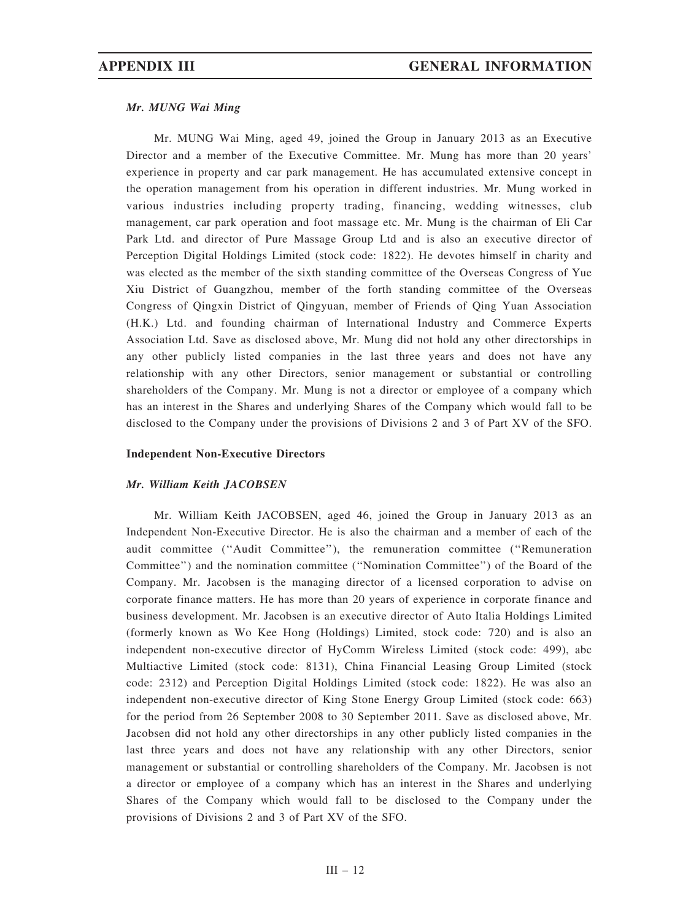***Mr. MUNG Wai Ming***

Mr. MUNG Wai Ming, aged 49, joined the Group in January 2013 as an Executive Director and a member of the Executive Committee. Mr. Mung has more than 20 years' experience in property and car park management. He has accumulated extensive concept in the operation management from his operation in different industries. Mr. Mung worked in various industries including property trading, financing, wedding witnesses, club management, car park operation and foot massage etc. Mr. Mung is the chairman of Eli Car Park Ltd. and director of Pure Massage Group Ltd and is also an executive director of Perception Digital Holdings Limited (stock code: 1822). He devotes himself in charity and was elected as the member of the sixth standing committee of the Overseas Congress of Yue Xiu District of Guangzhou, member of the forth standing committee of the Overseas Congress of Qingxin District of Qingyuan, member of Friends of Qing Yuan Association (H.K.) Ltd. and founding chairman of International Industry and Commerce Experts Association Ltd. Save as disclosed above, Mr. Mung did not hold any other directorships in any other publicly listed companies in the last three years and does not have any relationship with any other Directors, senior management or substantial or controlling shareholders of the Company. Mr. Mung is not a director or employee of a company which has an interest in the Shares and underlying Shares of the Company which would fall to be disclosed to the Company under the provisions of Divisions 2 and 3 of Part XV of the SFO.

**Independent Non-Executive Directors**

***Mr. William Keith JACOBSEN***

Mr. William Keith JACOBSEN, aged 46, joined the Group in January 2013 as an Independent Non-Executive Director. He is also the chairman and a member of each of the audit committee (''Audit Committee''), the remuneration committee (''Remuneration Committee'') and the nomination committee (''Nomination Committee'') of the Board of the Company. Mr. Jacobsen is the managing director of a licensed corporation to advise on corporate finance matters. He has more than 20 years of experience in corporate finance and business development. Mr. Jacobsen is an executive director of Auto Italia Holdings Limited (formerly known as Wo Kee Hong (Holdings) Limited, stock code: 720) and is also an independent non-executive director of HyComm Wireless Limited (stock code: 499), abc Multiactive Limited (stock code: 8131), China Financial Leasing Group Limited (stock code: 2312) and Perception Digital Holdings Limited (stock code: 1822). He was also an independent non-executive director of King Stone Energy Group Limited (stock code: 663) for the period from 26 September 2008 to 30 September 2011. Save as disclosed above, Mr. Jacobsen did not hold any other directorships in any other publicly listed companies in the last three years and does not have any relationship with any other Directors, senior management or substantial or controlling shareholders of the Company. Mr. Jacobsen is not a director or employee of a company which has an interest in the Shares and underlying Shares of the Company which would fall to be disclosed to the Company under the provisions of Divisions 2 and 3 of Part XV of the SFO.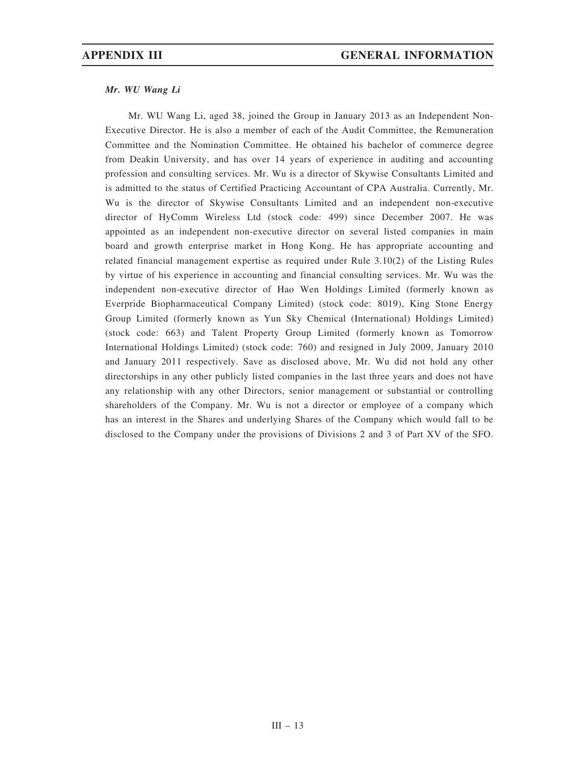***Mr. WU Wang Li***

Mr. WU Wang Li, aged 38, joined the Group in January 2013 as an Independent Non-Executive Director. He is also a member of each of the Audit Committee, the Remuneration Committee and the Nomination Committee. He obtained his bachelor of commerce degree from Deakin University, and has over 14 years of experience in auditing and accounting profession and consulting services. Mr. Wu is a director of Skywise Consultants Limited and is admitted to the status of Certified Practicing Accountant of CPA Australia. Currently, Mr. Wu is the director of Skywise Consultants Limited and an independent non-executive director of HyComm Wireless Ltd (stock code: 499) since December 2007. He was appointed as an independent non-executive director on several listed companies in main board and growth enterprise market in Hong Kong. He has appropriate accounting and related financial management expertise as required under Rule 3.10(2) of the Listing Rules by virtue of his experience in accounting and financial consulting services. Mr. Wu was the independent non-executive director of Hao Wen Holdings Limited (formerly known as Everpride Biopharmaceutical Company Limited) (stock code: 8019), King Stone Energy Group Limited (formerly known as Yun Sky Chemical (International) Holdings Limited) (stock code: 663) and Talent Property Group Limited (formerly known as Tomorrow International Holdings Limited) (stock code: 760) and resigned in July 2009, January 2010 and January 2011 respectively. Save as disclosed above, Mr. Wu did not hold any other directorships in any other publicly listed companies in the last three years and does not have any relationship with any other Directors, senior management or substantial or controlling shareholders of the Company. Mr. Wu is not a director or employee of a company which has an interest in the Shares and underlying Shares of the Company which would fall to be disclosed to the Company under the provisions of Divisions 2 and 3 of Part XV of the SFO.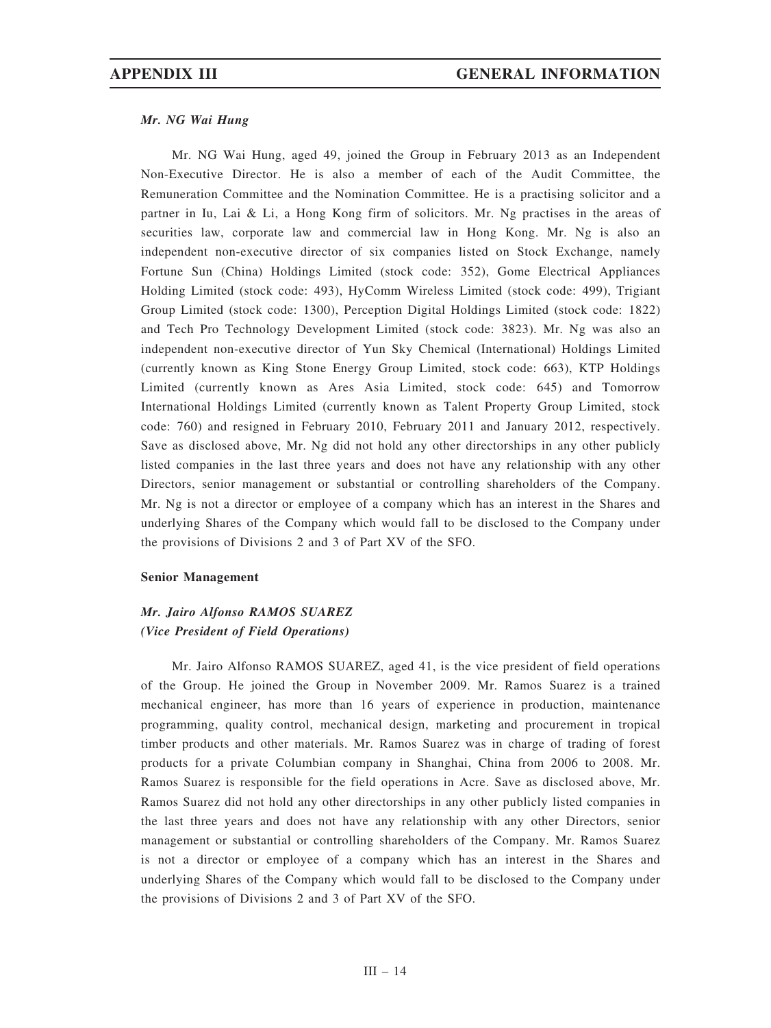***Mr. NG Wai Hung***

Mr. NG Wai Hung, aged 49, joined the Group in February 2013 as an Independent Non-Executive Director. He is also a member of each of the Audit Committee, the Remuneration Committee and the Nomination Committee. He is a practising solicitor and a partner in Iu, Lai & Li, a Hong Kong firm of solicitors. Mr. Ng practises in the areas of securities law, corporate law and commercial law in Hong Kong. Mr. Ng is also an independent non-executive director of six companies listed on Stock Exchange, namely Fortune Sun (China) Holdings Limited (stock code: 352), Gome Electrical Appliances Holding Limited (stock code: 493), HyComm Wireless Limited (stock code: 499), Trigiant Group Limited (stock code: 1300), Perception Digital Holdings Limited (stock code: 1822) and Tech Pro Technology Development Limited (stock code: 3823). Mr. Ng was also an independent non-executive director of Yun Sky Chemical (International) Holdings Limited (currently known as King Stone Energy Group Limited, stock code: 663), KTP Holdings Limited (currently known as Ares Asia Limited, stock code: 645) and Tomorrow International Holdings Limited (currently known as Talent Property Group Limited, stock code: 760) and resigned in February 2010, February 2011 and January 2012, respectively. Save as disclosed above, Mr. Ng did not hold any other directorships in any other publicly listed companies in the last three years and does not have any relationship with any other Directors, senior management or substantial or controlling shareholders of the Company. Mr. Ng is not a director or employee of a company which has an interest in the Shares and underlying Shares of the Company which would fall to be disclosed to the Company under the provisions of Divisions 2 and 3 of Part XV of the SFO.

**Senior Management**

***Mr. Jairo Alfonso RAMOS SUAREZ***
***(Vice President of Field Operations)***

Mr. Jairo Alfonso RAMOS SUAREZ, aged 41, is the vice president of field operations of the Group. He joined the Group in November 2009. Mr. Ramos Suarez is a trained mechanical engineer, has more than 16 years of experience in production, maintenance programming, quality control, mechanical design, marketing and procurement in tropical timber products and other materials. Mr. Ramos Suarez was in charge of trading of forest products for a private Columbian company in Shanghai, China from 2006 to 2008. Mr. Ramos Suarez is responsible for the field operations in Acre. Save as disclosed above, Mr. Ramos Suarez did not hold any other directorships in any other publicly listed companies in the last three years and does not have any relationship with any other Directors, senior management or substantial or controlling shareholders of the Company. Mr. Ramos Suarez is not a director or employee of a company which has an interest in the Shares and underlying Shares of the Company which would fall to be disclosed to the Company under the provisions of Divisions 2 and 3 of Part XV of the SFO.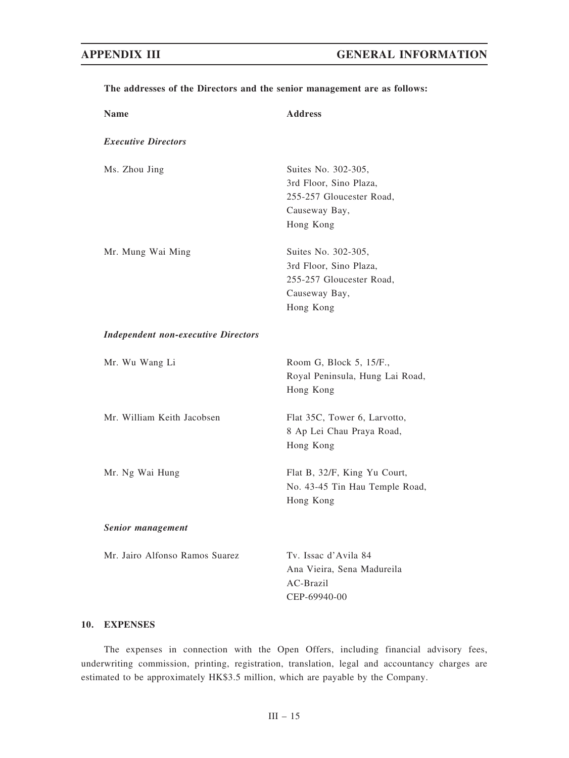**The addresses of the Directors and the senior management are as follows:**

| Name | Address |
|---|---|
| ***Executive Directors*** | |
| Ms. Zhou Jing | Suites No. 302-305, 3rd Floor, Sino Plaza, 255-257 Gloucester Road, Causeway Bay, Hong Kong |
| Mr. Mung Wai Ming | Suites No. 302-305, 3rd Floor, Sino Plaza, 255-257 Gloucester Road, Causeway Bay, Hong Kong |
| ***Independent non-executive Directors*** | |
| Mr. Wu Wang Li | Room G, Block 5, 15/F., Royal Peninsula, Hung Lai Road, Hong Kong |
| Mr. William Keith Jacobsen | Flat 35C, Tower 6, Larvotto, 8 Ap Lei Chau Praya Road, Hong Kong |
| Mr. Ng Wai Hung | Flat B, 32/F, King Yu Court, No. 43-45 Tin Hau Temple Road, Hong Kong |
| ***Senior management*** | |
| Mr. Jairo Alfonso Ramos Suarez | Tv. Issac d'Avila 84 Ana Vieira, Sena Madureila AC-Brazil CEP-69940-00 |

## 10. EXPENSES

The expenses in connection with the Open Offers, including financial advisory fees, underwriting commission, printing, registration, translation, legal and accountancy charges are estimated to be approximately HK$3.5 million, which are payable by the Company.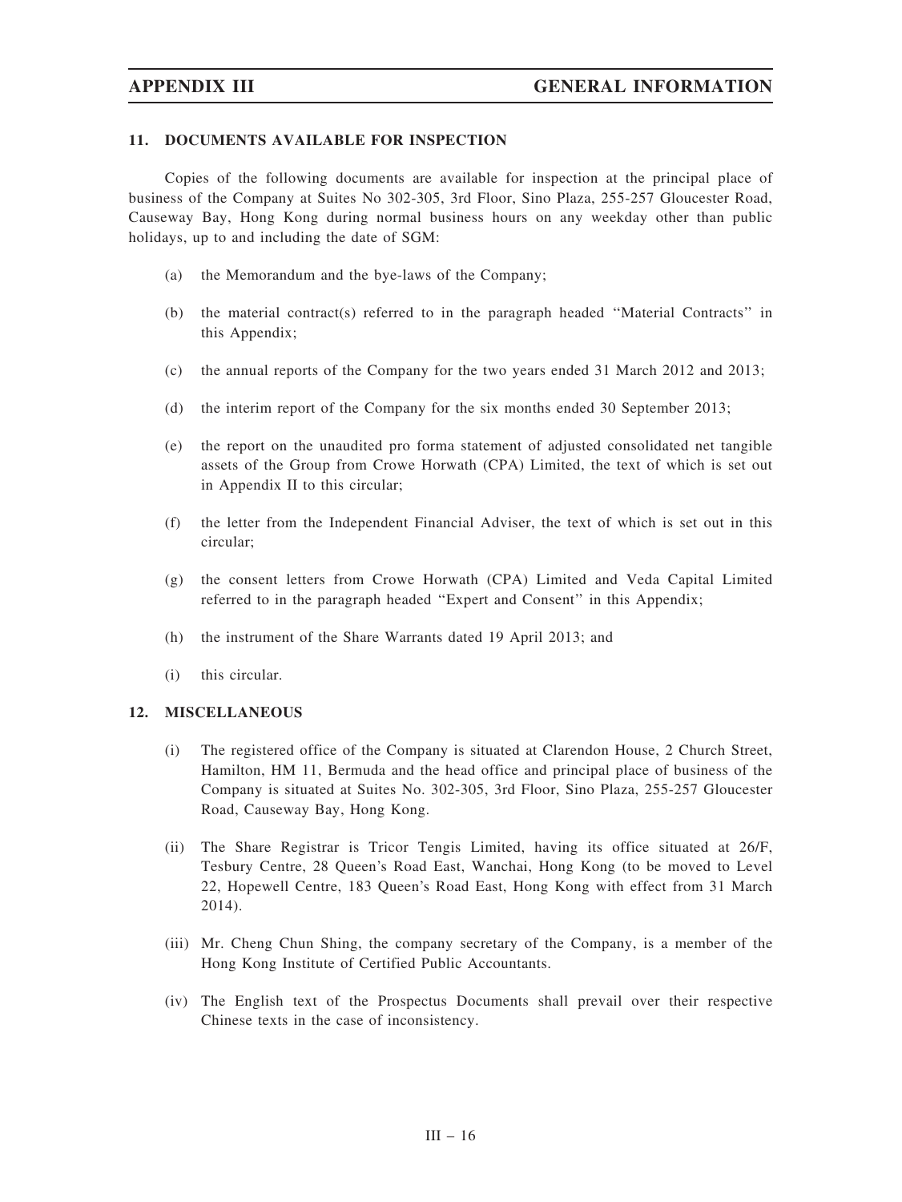## 11. DOCUMENTS AVAILABLE FOR INSPECTION

Copies of the following documents are available for inspection at the principal place of business of the Company at Suites No 302-305, 3rd Floor, Sino Plaza, 255-257 Gloucester Road, Causeway Bay, Hong Kong during normal business hours on any weekday other than public holidays, up to and including the date of SGM:

(a) the Memorandum and the bye-laws of the Company;

(b) the material contract(s) referred to in the paragraph headed ''Material Contracts'' in this Appendix;

(c) the annual reports of the Company for the two years ended 31 March 2012 and 2013;

(d) the interim report of the Company for the six months ended 30 September 2013;

(e) the report on the unaudited pro forma statement of adjusted consolidated net tangible assets of the Group from Crowe Horwath (CPA) Limited, the text of which is set out in Appendix II to this circular;

(f) the letter from the Independent Financial Adviser, the text of which is set out in this circular;

(g) the consent letters from Crowe Horwath (CPA) Limited and Veda Capital Limited referred to in the paragraph headed ''Expert and Consent'' in this Appendix;

(h) the instrument of the Share Warrants dated 19 April 2013; and

(i) this circular.

## 12. MISCELLANEOUS

(i) The registered office of the Company is situated at Clarendon House, 2 Church Street, Hamilton, HM 11, Bermuda and the head office and principal place of business of the Company is situated at Suites No. 302-305, 3rd Floor, Sino Plaza, 255-257 Gloucester Road, Causeway Bay, Hong Kong.

(ii) The Share Registrar is Tricor Tengis Limited, having its office situated at 26/F, Tesbury Centre, 28 Queen's Road East, Wanchai, Hong Kong (to be moved to Level 22, Hopewell Centre, 183 Queen's Road East, Hong Kong with effect from 31 March 2014).

(iii) Mr. Cheng Chun Shing, the company secretary of the Company, is a member of the Hong Kong Institute of Certified Public Accountants.

(iv) The English text of the Prospectus Documents shall prevail over their respective Chinese texts in the case of inconsistency.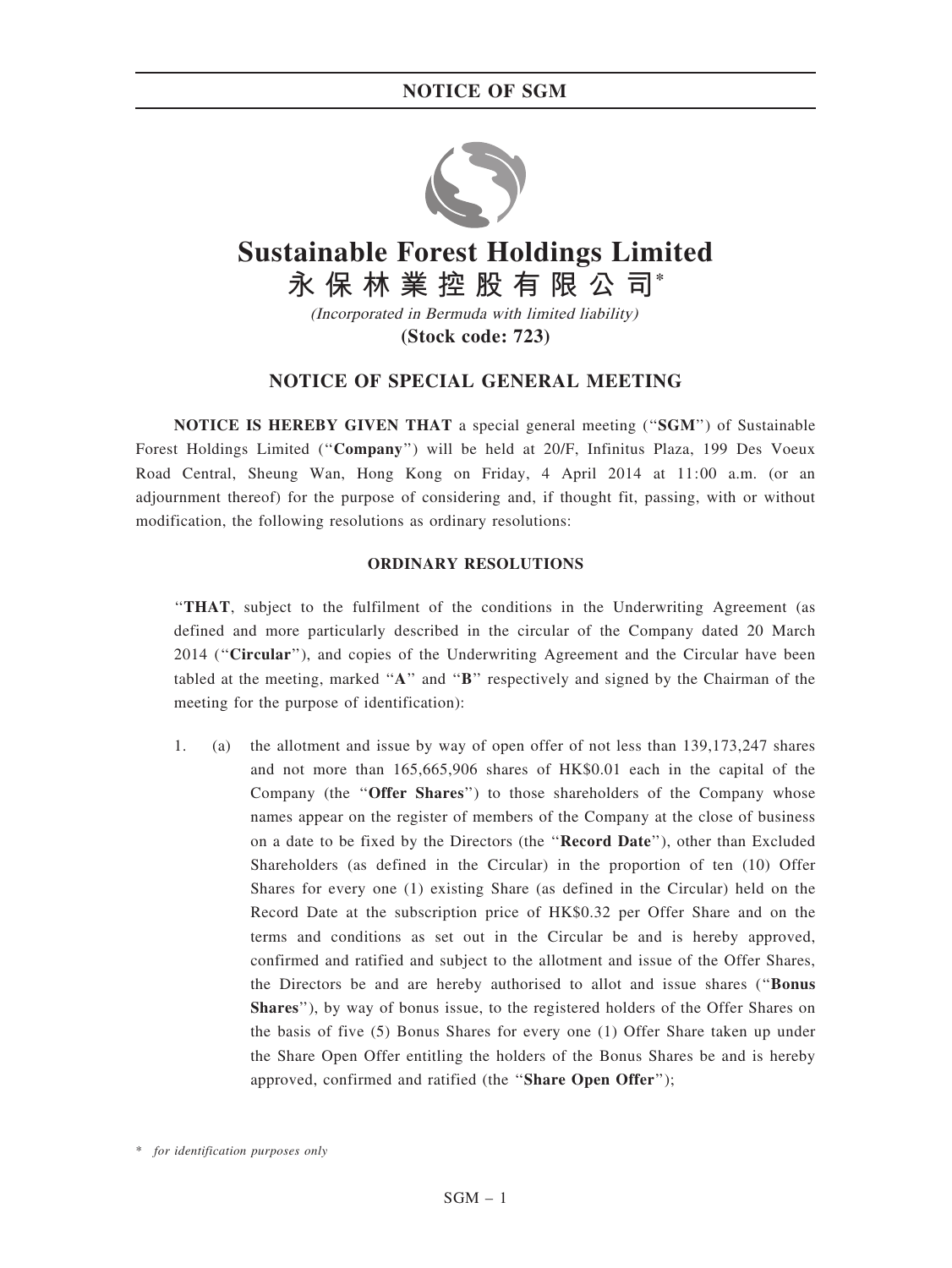# NOTICE OF SGM

**Sustainable Forest Holdings Limited**

**永保林業控股有限公司***

*(Incorporated in Bermuda with limited liability)*

**(Stock code: 723)**

## NOTICE OF SPECIAL GENERAL MEETING

**NOTICE IS HEREBY GIVEN THAT** a special general meeting (''**SGM**'') of Sustainable Forest Holdings Limited (''**Company**'') will be held at 20/F, Infinitus Plaza, 199 Des Voeux Road Central, Sheung Wan, Hong Kong on Friday, 4 April 2014 at 11:00 a.m. (or an adjournment thereof) for the purpose of considering and, if thought fit, passing, with or without modification, the following resolutions as ordinary resolutions:

### ORDINARY RESOLUTIONS

''**THAT**, subject to the fulfilment of the conditions in the Underwriting Agreement (as defined and more particularly described in the circular of the Company dated 20 March 2014 (''**Circular**''), and copies of the Underwriting Agreement and the Circular have been tabled at the meeting, marked ''**A**'' and ''**B**'' respectively and signed by the Chairman of the meeting for the purpose of identification):

1. (a) the allotment and issue by way of open offer of not less than 139,173,247 shares and not more than 165,665,906 shares of HK$0.01 each in the capital of the Company (the ''**Offer Shares**'') to those shareholders of the Company whose names appear on the register of members of the Company at the close of business on a date to be fixed by the Directors (the ''**Record Date**''), other than Excluded Shareholders (as defined in the Circular) in the proportion of ten (10) Offer Shares for every one (1) existing Share (as defined in the Circular) held on the Record Date at the subscription price of HK$0.32 per Offer Share and on the terms and conditions as set out in the Circular be and is hereby approved, confirmed and ratified and subject to the allotment and issue of the Offer Shares, the Directors be and are hereby authorised to allot and issue shares (''**Bonus Shares**''), by way of bonus issue, to the registered holders of the Offer Shares on the basis of five (5) Bonus Shares for every one (1) Offer Share taken up under the Share Open Offer entitling the holders of the Bonus Shares be and is hereby approved, confirmed and ratified (the ''**Share Open Offer**'');

\* *for identification purposes only*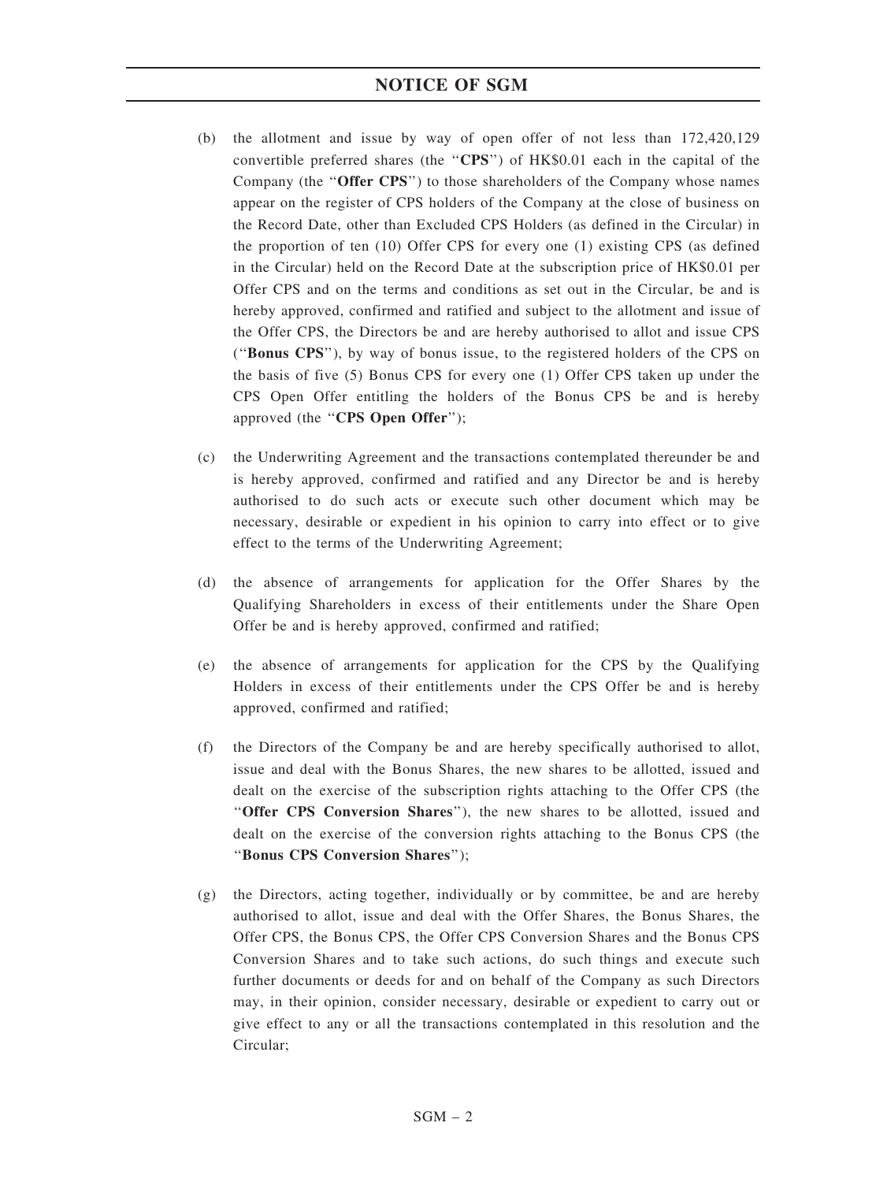(b) the allotment and issue by way of open offer of not less than 172,420,129 convertible preferred shares (the "**CPS**") of HK$0.01 each in the capital of the Company (the "**Offer CPS**") to those shareholders of the Company whose names appear on the register of CPS holders of the Company at the close of business on the Record Date, other than Excluded CPS Holders (as defined in the Circular) in the proportion of ten (10) Offer CPS for every one (1) existing CPS (as defined in the Circular) held on the Record Date at the subscription price of HK$0.01 per Offer CPS and on the terms and conditions as set out in the Circular, be and is hereby approved, confirmed and ratified and subject to the allotment and issue of the Offer CPS, the Directors be and are hereby authorised to allot and issue CPS ("**Bonus CPS**"), by way of bonus issue, to the registered holders of the CPS on the basis of five (5) Bonus CPS for every one (1) Offer CPS taken up under the CPS Open Offer entitling the holders of the Bonus CPS be and is hereby approved (the "**CPS Open Offer**");

(c) the Underwriting Agreement and the transactions contemplated thereunder be and is hereby approved, confirmed and ratified and any Director be and is hereby authorised to do such acts or execute such other document which may be necessary, desirable or expedient in his opinion to carry into effect or to give effect to the terms of the Underwriting Agreement;

(d) the absence of arrangements for application for the Offer Shares by the Qualifying Shareholders in excess of their entitlements under the Share Open Offer be and is hereby approved, confirmed and ratified;

(e) the absence of arrangements for application for the CPS by the Qualifying Holders in excess of their entitlements under the CPS Offer be and is hereby approved, confirmed and ratified;

(f) the Directors of the Company be and are hereby specifically authorised to allot, issue and deal with the Bonus Shares, the new shares to be allotted, issued and dealt on the exercise of the subscription rights attaching to the Offer CPS (the "**Offer CPS Conversion Shares**"), the new shares to be allotted, issued and dealt on the exercise of the conversion rights attaching to the Bonus CPS (the "**Bonus CPS Conversion Shares**");

(g) the Directors, acting together, individually or by committee, be and are hereby authorised to allot, issue and deal with the Offer Shares, the Bonus Shares, the Offer CPS, the Bonus CPS, the Offer CPS Conversion Shares and the Bonus CPS Conversion Shares and to take such actions, do such things and execute such further documents or deeds for and on behalf of the Company as such Directors may, in their opinion, consider necessary, desirable or expedient to carry out or give effect to any or all the transactions contemplated in this resolution and the Circular;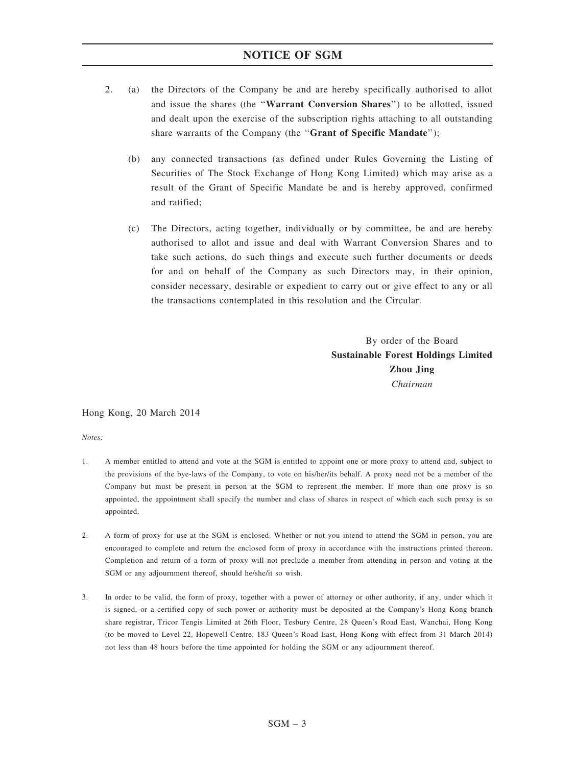2. (a) the Directors of the Company be and are hereby specifically authorised to allot and issue the shares (the "**Warrant Conversion Shares**") to be allotted, issued and dealt upon the exercise of the subscription rights attaching to all outstanding share warrants of the Company (the "**Grant of Specific Mandate**");

   (b) any connected transactions (as defined under Rules Governing the Listing of Securities of The Stock Exchange of Hong Kong Limited) which may arise as a result of the Grant of Specific Mandate be and is hereby approved, confirmed and ratified;

   (c) The Directors, acting together, individually or by committee, be and are hereby authorised to allot and issue and deal with Warrant Conversion Shares and to take such actions, do such things and execute such further documents or deeds for and on behalf of the Company as such Directors may, in their opinion, consider necessary, desirable or expedient to carry out or give effect to any or all the transactions contemplated in this resolution and the Circular.

By order of the Board
**Sustainable Forest Holdings Limited**
**Zhou Jing**
*Chairman*

Hong Kong, 20 March 2014

*Notes:*

1. A member entitled to attend and vote at the SGM is entitled to appoint one or more proxy to attend and, subject to the provisions of the bye-laws of the Company, to vote on his/her/its behalf. A proxy need not be a member of the Company but must be present in person at the SGM to represent the member. If more than one proxy is so appointed, the appointment shall specify the number and class of shares in respect of which each such proxy is so appointed.

2. A form of proxy for use at the SGM is enclosed. Whether or not you intend to attend the SGM in person, you are encouraged to complete and return the enclosed form of proxy in accordance with the instructions printed thereon. Completion and return of a form of proxy will not preclude a member from attending in person and voting at the SGM or any adjournment thereof, should he/she/it so wish.

3. In order to be valid, the form of proxy, together with a power of attorney or other authority, if any, under which it is signed, or a certified copy of such power or authority must be deposited at the Company's Hong Kong branch share registrar, Tricor Tengis Limited at 26th Floor, Tesbury Centre, 28 Queen's Road East, Wanchai, Hong Kong (to be moved to Level 22, Hopewell Centre, 183 Queen's Road East, Hong Kong with effect from 31 March 2014) not less than 48 hours before the time appointed for holding the SGM or any adjournment thereof.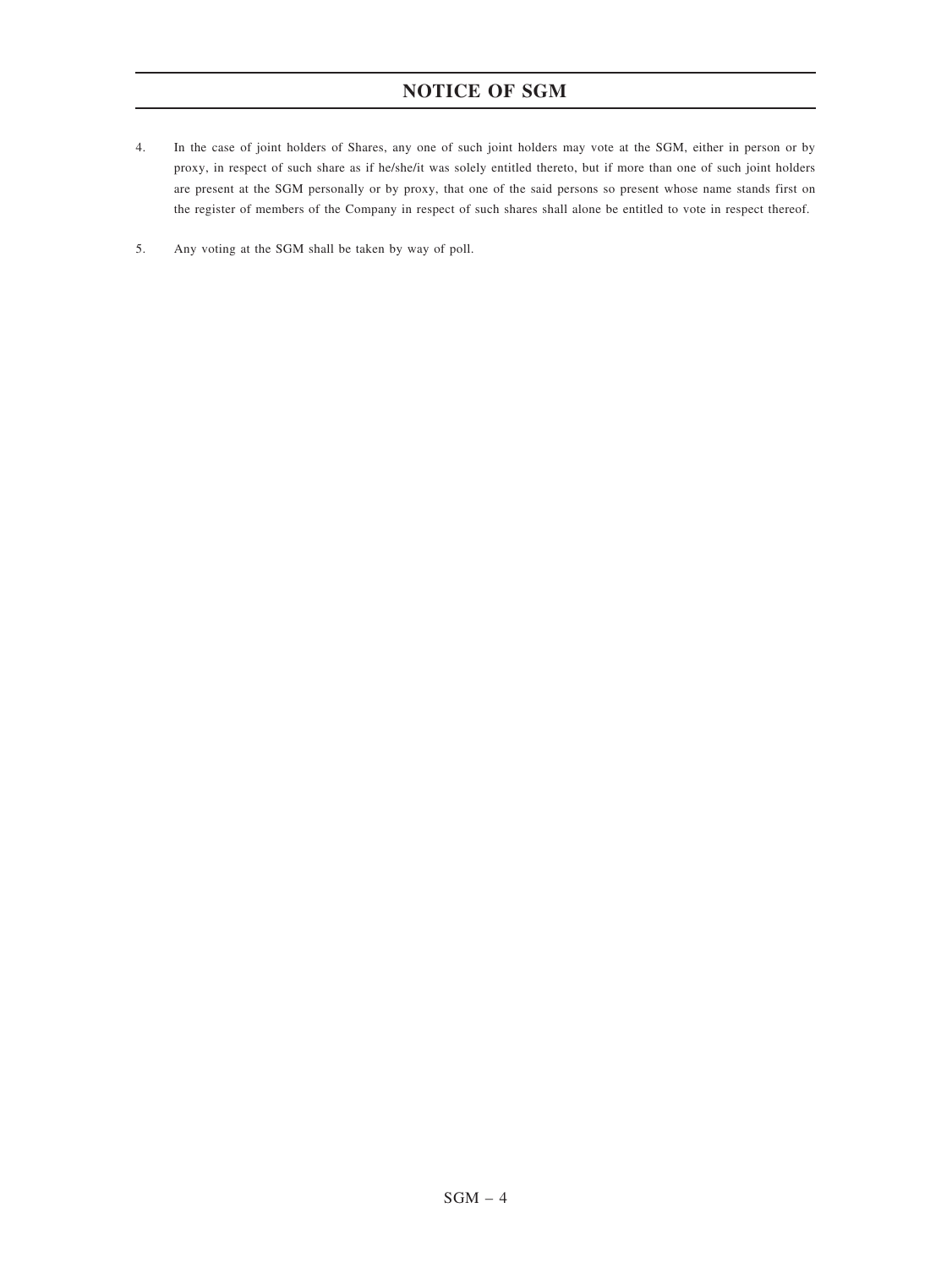4. In the case of joint holders of Shares, any one of such joint holders may vote at the SGM, either in person or by proxy, in respect of such share as if he/she/it was solely entitled thereto, but if more than one of such joint holders are present at the SGM personally or by proxy, that one of the said persons so present whose name stands first on the register of members of the Company in respect of such shares shall alone be entitled to vote in respect thereof.

5. Any voting at the SGM shall be taken by way of poll.